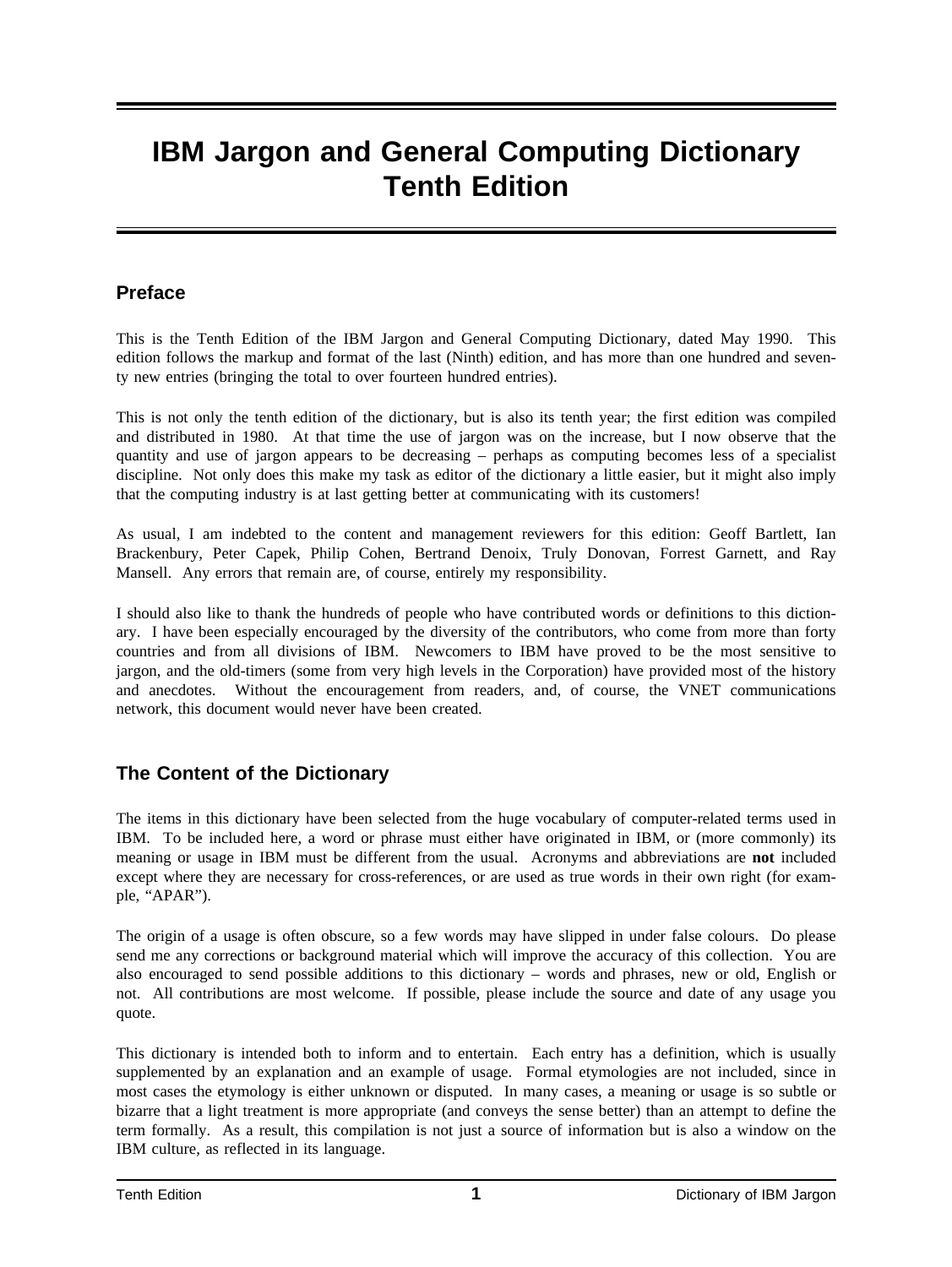# IBM Jargon and General Computing Dictionary Tenth Edition

## Preface

This is the Tenth Edition of the IBM Jargon and General Computing Dictionary, dated May 1990. This edition follows the markup and format of the last (Ninth) edition, and has more than one hundred and seventy new entries (bringing the total to over fourteen hundred entries).

This is not only the tenth edition of the dictionary, but is also its tenth year; the first edition was compiled and distributed in 1980. At that time the use of jargon was on the increase, but I now observe that the quantity and use of jargon appears to be decreasing – perhaps as computing becomes less of a specialist discipline. Not only does this make my task as editor of the dictionary a little easier, but it might also imply that the computing industry is at last getting better at communicating with its customers!

As usual, I am indebted to the content and management reviewers for this edition: Geoff Bartlett, Ian Brackenbury, Peter Capek, Philip Cohen, Bertrand Denoix, Truly Donovan, Forrest Garnett, and Ray Mansell. Any errors that remain are, of course, entirely my responsibility.

I should also like to thank the hundreds of people who have contributed words or definitions to this dictionary. I have been especially encouraged by the diversity of the contributors, who come from more than forty countries and from all divisions of IBM. Newcomers to IBM have proved to be the most sensitive to jargon, and the old-timers (some from very high levels in the Corporation) have provided most of the history and anecdotes. Without the encouragement from readers, and, of course, the VNET communications network, this document would never have been created.

## The Content of the Dictionary

The items in this dictionary have been selected from the huge vocabulary of computer-related terms used in IBM. To be included here, a word or phrase must either have originated in IBM, or (more commonly) its meaning or usage in IBM must be different from the usual. Acronyms and abbreviations are **not** included except where they are necessary for cross-references, or are used as true words in their own right (for example, "APAR").

The origin of a usage is often obscure, so a few words may have slipped in under false colours. Do please send me any corrections or background material which will improve the accuracy of this collection. You are also encouraged to send possible additions to this dictionary – words and phrases, new or old, English or not. All contributions are most welcome. If possible, please include the source and date of any usage you quote.

This dictionary is intended both to inform and to entertain. Each entry has a definition, which is usually supplemented by an explanation and an example of usage. Formal etymologies are not included, since in most cases the etymology is either unknown or disputed. In many cases, a meaning or usage is so subtle or bizarre that a light treatment is more appropriate (and conveys the sense better) than an attempt to define the term formally. As a result, this compilation is not just a source of information but is also a window on the IBM culture, as reflected in its language.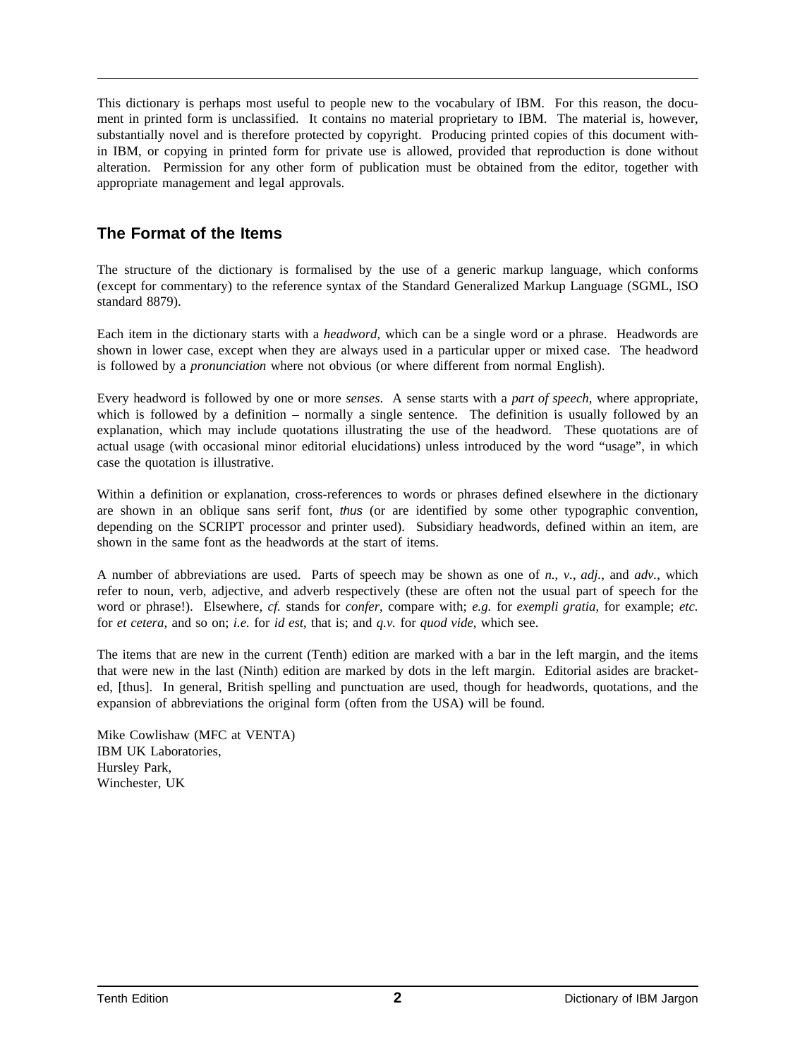This dictionary is perhaps most useful to people new to the vocabulary of IBM. For this reason, the document in printed form is unclassified. It contains no material proprietary to IBM. The material is, however, substantially novel and is therefore protected by copyright. Producing printed copies of this document within IBM, or copying in printed form for private use is allowed, provided that reproduction is done without alteration. Permission for any other form of publication must be obtained from the editor, together with appropriate management and legal approvals.

## The Format of the Items

The structure of the dictionary is formalised by the use of a generic markup language, which conforms (except for commentary) to the reference syntax of the Standard Generalized Markup Language (SGML, ISO standard 8879).

Each item in the dictionary starts with a *headword*, which can be a single word or a phrase. Headwords are shown in lower case, except when they are always used in a particular upper or mixed case. The headword is followed by a *pronunciation* where not obvious (or where different from normal English).

Every headword is followed by one or more *senses*. A sense starts with a *part of speech*, where appropriate, which is followed by a definition – normally a single sentence. The definition is usually followed by an explanation, which may include quotations illustrating the use of the headword. These quotations are of actual usage (with occasional minor editorial elucidations) unless introduced by the word "usage", in which case the quotation is illustrative.

Within a definition or explanation, cross-references to words or phrases defined elsewhere in the dictionary are shown in an oblique sans serif font, *thus* (or are identified by some other typographic convention, depending on the SCRIPT processor and printer used). Subsidiary headwords, defined within an item, are shown in the same font as the headwords at the start of items.

A number of abbreviations are used. Parts of speech may be shown as one of *n.*, *v.*, *adj.*, and *adv.*, which refer to noun, verb, adjective, and adverb respectively (these are often not the usual part of speech for the word or phrase!). Elsewhere, *cf.* stands for *confer*, compare with; *e.g.* for *exempli gratia*, for example; *etc.* for *et cetera*, and so on; *i.e.* for *id est*, that is; and *q.v.* for *quod vide*, which see.

The items that are new in the current (Tenth) edition are marked with a bar in the left margin, and the items that were new in the last (Ninth) edition are marked by dots in the left margin. Editorial asides are bracketed, [thus]. In general, British spelling and punctuation are used, though for headwords, quotations, and the expansion of abbreviations the original form (often from the USA) will be found.

Mike Cowlishaw (MFC at VENTA)
IBM UK Laboratories,
Hursley Park,
Winchester, UK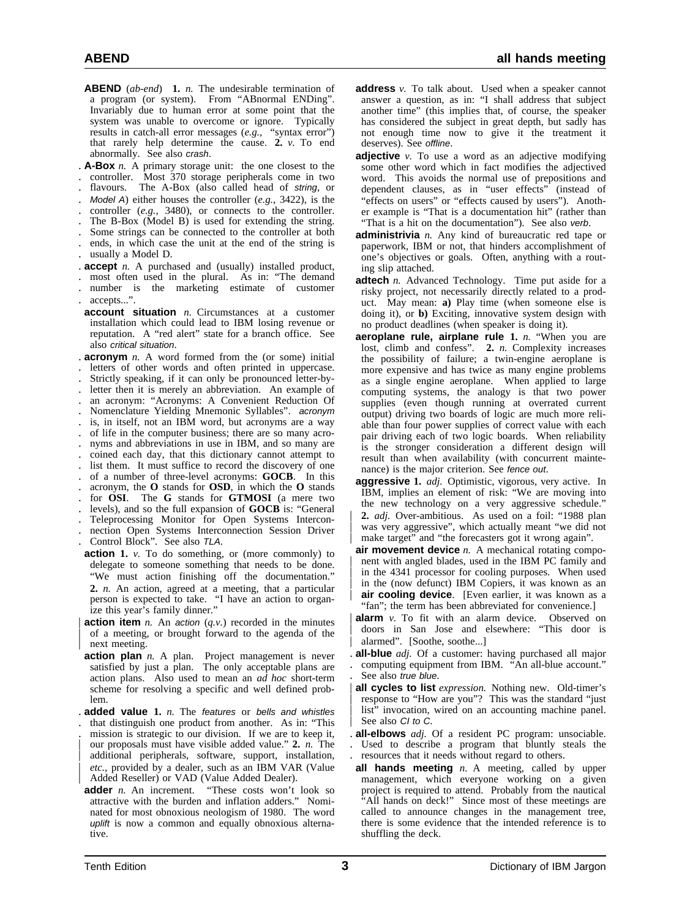**ABEND** (*ab-end*) **1.** *n.* The undesirable termination of a program (or system). From "ABnormal ENDing". Invariably due to human error at some point that the system was unable to overcome or ignore. Typically results in catch-all error messages (*e.g.*, "syntax error") that rarely help determine the cause. **2.** *v.* To end abnormally. See also *crash*.

**A-Box** *n.* A primary storage unit: the one closest to the controller. Most 370 storage peripherals come in two flavours. The A-Box (also called head of *string*, or *Model A*) either houses the controller (*e.g.*, 3422), is the controller (*e.g.*, 3480), or connects to the controller. The B-Box (Model B) is used for extending the string. Some strings can be connected to the controller at both ends, in which case the unit at the end of the string is usually a Model D.

**accept** *n.* A purchased and (usually) installed product, most often used in the plural. As in: "The demand number is the marketing estimate of customer accepts...".

**account situation** *n.* Circumstances at a customer installation which could lead to IBM losing revenue or reputation. A "red alert" state for a branch office. See also *critical situation*.

**acronym** *n.* A word formed from the (or some) initial letters of other words and often printed in uppercase. Strictly speaking, if it can only be pronounced letter-by-letter then it is merely an abbreviation. An example of an acronym: "Acronyms: A Convenient Reduction Of Nomenclature Yielding Mnemonic Syllables". *acronym* is, in itself, not an IBM word, but acronyms are a way of life in the computer business; there are so many acronyms and abbreviations in use in IBM, and so many are coined each day, that this dictionary cannot attempt to list them. It must suffice to record the discovery of one of a number of three-level acronyms: **GOCB**. In this acronym, the **O** stands for **OSD**, in which the **O** stands for **OSI**. The **G** stands for **GTMOSI** (a mere two levels), and so the full expansion of **GOCB** is: "General Teleprocessing Monitor for Open Systems Interconnection Open Systems Interconnection Session Driver Control Block". See also *TLA*.

**action 1.** *v.* To do something, or (more commonly) to delegate to someone something that needs to be done. "We must action finishing off the documentation." **2.** *n.* An action, agreed at a meeting, that a particular person is expected to take. "I have an action to organize this year's family dinner."

**action item** *n.* An *action* (*q.v.*) recorded in the minutes of a meeting, or brought forward to the agenda of the next meeting.

**action plan** *n.* A plan. Project management is never satisfied by just a plan. The only acceptable plans are action plans. Also used to mean an *ad hoc* short-term scheme for resolving a specific and well defined problem.

**added value 1.** *n.* The *features* or *bells and whistles* that distinguish one product from another. As in: "This mission is strategic to our division. If we are to keep it, our proposals must have visible added value." **2.** *n.* The additional peripherals, software, support, installation, *etc.*, provided by a dealer, such as an IBM VAR (Value Added Reseller) or VAD (Value Added Dealer).

**adder** *n.* An increment. "These costs won't look so attractive with the burden and inflation adders." Nominated for most obnoxious neologism of 1980. The word *uplift* is now a common and equally obnoxious alternative.

**address** *v.* To talk about. Used when a speaker cannot answer a question, as in: "I shall address that subject another time" (this implies that, of course, the speaker has considered the subject in great depth, but sadly has not enough time now to give it the treatment it deserves). See *offline*.

**adjective** *v.* To use a word as an adjective modifying some other word which in fact modifies the adjectived word. This avoids the normal use of prepositions and dependent clauses, as in "user effects" (instead of "effects on users" or "effects caused by users"). Another example is "That is a documentation hit" (rather than "That is a hit on the documentation"). See also *verb*.

**administrivia** *n.* Any kind of bureaucratic red tape or paperwork, IBM or not, that hinders accomplishment of one's objectives or goals. Often, anything with a routing slip attached.

**adtech** *n.* Advanced Technology. Time put aside for a risky project, not necessarily directly related to a product. May mean: **a)** Play time (when someone else is doing it), or **b)** Exciting, innovative system design with no product deadlines (when speaker is doing it).

**aeroplane rule, airplane rule 1.** *n.* "When you are lost, climb and confess". **2.** *n.* Complexity increases the possibility of failure; a twin-engine aeroplane is more expensive and has twice as many engine problems as a single engine aeroplane. When applied to large computing systems, the analogy is that two power supplies (even though running at overrated current output) driving two boards of logic are much more reliable than four power supplies of correct value with each pair driving each of two logic boards. When reliability is the stronger consideration a different design will result than when availability (with concurrent maintenance) is the major criterion. See *fence out*.

**aggressive 1.** *adj.* Optimistic, vigorous, very active. In IBM, implies an element of risk: "We are moving into the new technology on a very aggressive schedule." **2.** *adj.* Over-ambitious. As used on a foil: "1988 plan was very aggressive", which actually meant "we did not make target" and "the forecasters got it wrong again".

**air movement device** *n.* A mechanical rotating component with angled blades, used in the IBM PC family and in the 4341 processor for cooling purposes. When used in the (now defunct) IBM Copiers, it was known as an **air cooling device**. [Even earlier, it was known as a "fan"; the term has been abbreviated for convenience.]

**alarm** *v.* To fit with an alarm device. Observed on doors in San Jose and elsewhere: "This door is alarmed". [Soothe, soothe...]

**all-blue** *adj.* Of a customer: having purchased all major computing equipment from IBM. "An all-blue account." See also *true blue*.

**all cycles to list** *expression.* Nothing new. Old-timer's response to "How are you"? This was the standard "just list" invocation, wired on an accounting machine panel. See also *CI to C*.

**all-elbows** *adj.* Of a resident PC program: unsociable. Used to describe a program that bluntly steals the resources that it needs without regard to others.

**all hands meeting** *n.* A meeting, called by upper management, which everyone working on a given project is required to attend. Probably from the nautical "All hands on deck!" Since most of these meetings are called to announce changes in the management tree, there is some evidence that the intended reference is to shuffling the deck.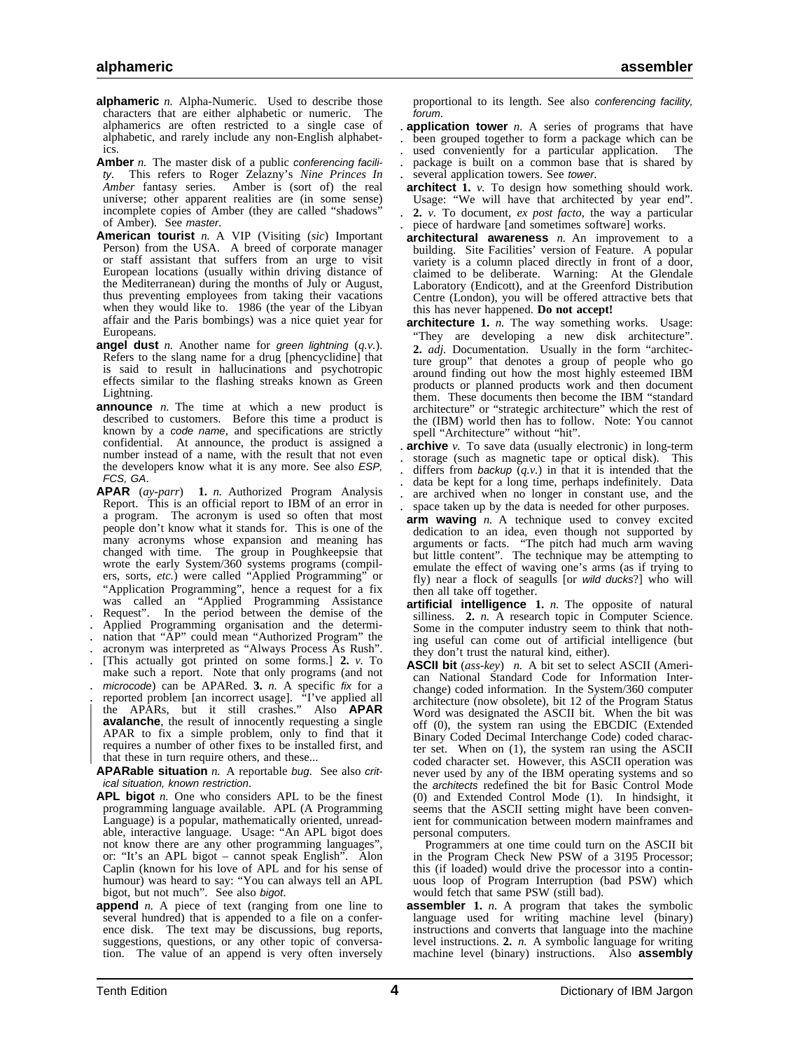**alphameric** *n.* Alpha-Numeric. Used to describe those characters that are either alphabetic or numeric. The alphamerics are often restricted to a single case of alphabetic, and rarely include any non-English alphabetics.

**Amber** *n.* The master disk of a public *conferencing facility*. This refers to Roger Zelazny's *Nine Princes In Amber* fantasy series. Amber is (sort of) the real universe; other apparent realities are (in some sense) incomplete copies of Amber (they are called "shadows" of Amber). See *master*.

**American tourist** *n.* A VIP (Visiting (*sic*) Important Person) from the USA. A breed of corporate manager or staff assistant that suffers from an urge to visit European locations (usually within driving distance of the Mediterranean) during the months of July or August, thus preventing employees from taking their vacations when they would like to. 1986 (the year of the Libyan affair and the Paris bombings) was a nice quiet year for Europeans.

**angel dust** *n.* Another name for *green lightning* (*q.v.*). Refers to the slang name for a drug [phencyclidine] that is said to result in hallucinations and psychotropic effects similar to the flashing streaks known as Green Lightning.

**announce** *n.* The time at which a new product is described to customers. Before this time a product is known by a *code name*, and specifications are strictly confidential. At announce, the product is assigned a number instead of a name, with the result that not even the developers know what it is any more. See also *ESP, FCS, GA*.

**APAR** (*ay-parr*) **1.** *n.* Authorized Program Analysis Report. This is an official report to IBM of an error in a program. The acronym is used so often that most people don't know what it stands for. This is one of the many acronyms whose expansion and meaning has changed with time. The group in Poughkeepsie that wrote the early System/360 systems programs (compilers, sorts, *etc.*) were called "Applied Programming" or "Application Programming", hence a request for a fix was called an "Applied Programming Assistance Request". In the period between the demise of the Applied Programming organisation and the determination that "AP" could mean "Authorized Program" the acronym was interpreted as "Always Process As Rush". [This actually got printed on some forms.] **2.** *v.* To make such a report. Note that only programs (and not *microcode*) can be APARed. **3.** *n.* A specific *fix* for a reported problem [an incorrect usage]. "I've applied all the APARs, but it still crashes." Also **APAR avalanche**, the result of innocently requesting a single APAR to fix a simple problem, only to find that it requires a number of other fixes to be installed first, and that these in turn require others, and these...

**APARable situation** *n.* A reportable *bug*. See also *critical situation, known restriction*.

**APL bigot** *n.* One who considers APL to be the finest programming language available. APL (A Programming Language) is a popular, mathematically oriented, unreadable, interactive language. Usage: "An APL bigot does not know there are any other programming languages", or: "It's an APL bigot – cannot speak English". Alon Caplin (known for his love of APL and for his sense of humour) was heard to say: "You can always tell an APL bigot, but not much". See also *bigot*.

**append** *n.* A piece of text (ranging from one line to several hundred) that is appended to a file on a conference disk. The text may be discussions, bug reports, suggestions, questions, or any other topic of conversation. The value of an append is very often inversely proportional to its length. See also *conferencing facility, forum*.

**application tower** *n.* A series of programs that have been grouped together to form a package which can be used conveniently for a particular application. The package is built on a common base that is shared by several application towers. See *tower*.

**architect** **1.** *v.* To design how something should work. Usage: "We will have that architected by year end". **2.** *v.* To document, *ex post facto*, the way a particular piece of hardware [and sometimes software] works.

**architectural awareness** *n.* An improvement to a building. Site Facilities' version of Feature. A popular variety is a column placed directly in front of a door, claimed to be deliberate. Warning: At the Glendale Laboratory (Endicott), and at the Greenford Distribution Centre (London), you will be offered attractive bets that this has never happened. **Do not accept!**

**architecture** **1.** *n.* The way something works. Usage: "They are developing a new disk architecture". **2.** *adj.* Documentation. Usually in the form "architecture group" that denotes a group of people who go around finding out how the most highly esteemed IBM products or planned products work and then document them. These documents then become the IBM "standard architecture" or "strategic architecture" which the rest of the (IBM) world then has to follow. Note: You cannot spell "Architecture" without "hit".

**archive** *v.* To save data (usually electronic) in long-term storage (such as magnetic tape or optical disk). This differs from *backup* (*q.v.*) in that it is intended that the data be kept for a long time, perhaps indefinitely. Data are archived when no longer in constant use, and the space taken up by the data is needed for other purposes.

**arm waving** *n.* A technique used to convey excited dedication to an idea, even though not supported by arguments or facts. "The pitch had much arm waving but little content". The technique may be attempting to emulate the effect of waving one's arms (as if trying to fly) near a flock of seagulls [or *wild ducks*?] who will then all take off together.

**artificial intelligence** **1.** *n.* The opposite of natural silliness. **2.** *n.* A research topic in Computer Science. Some in the computer industry seem to think that nothing useful can come out of artificial intelligence (but they don't trust the natural kind, either).

**ASCII bit** (*ass-key*) *n.* A bit set to select ASCII (American National Standard Code for Information Interchange) coded information. In the System/360 computer architecture (now obsolete), bit 12 of the Program Status Word was designated the ASCII bit. When the bit was off (0), the system ran using the EBCDIC (Extended Binary Coded Decimal Interchange Code) coded character set. When on (1), the system ran using the ASCII coded character set. However, this ASCII operation was never used by any of the IBM operating systems and so the *architects* redefined the bit for Basic Control Mode (0) and Extended Control Mode (1). In hindsight, it seems that the ASCII setting might have been convenient for communication between modern mainframes and personal computers.

Programmers at one time could turn on the ASCII bit in the Program Check New PSW of a 3195 Processor; this (if loaded) would drive the processor into a continuous loop of Program Interruption (bad PSW) which would fetch that same PSW (still bad).

**assembler** **1.** *n.* A program that takes the symbolic language used for writing machine level (binary) instructions and converts that language into the machine level instructions. **2.** *n.* A symbolic language for writing machine level (binary) instructions. Also **assembly**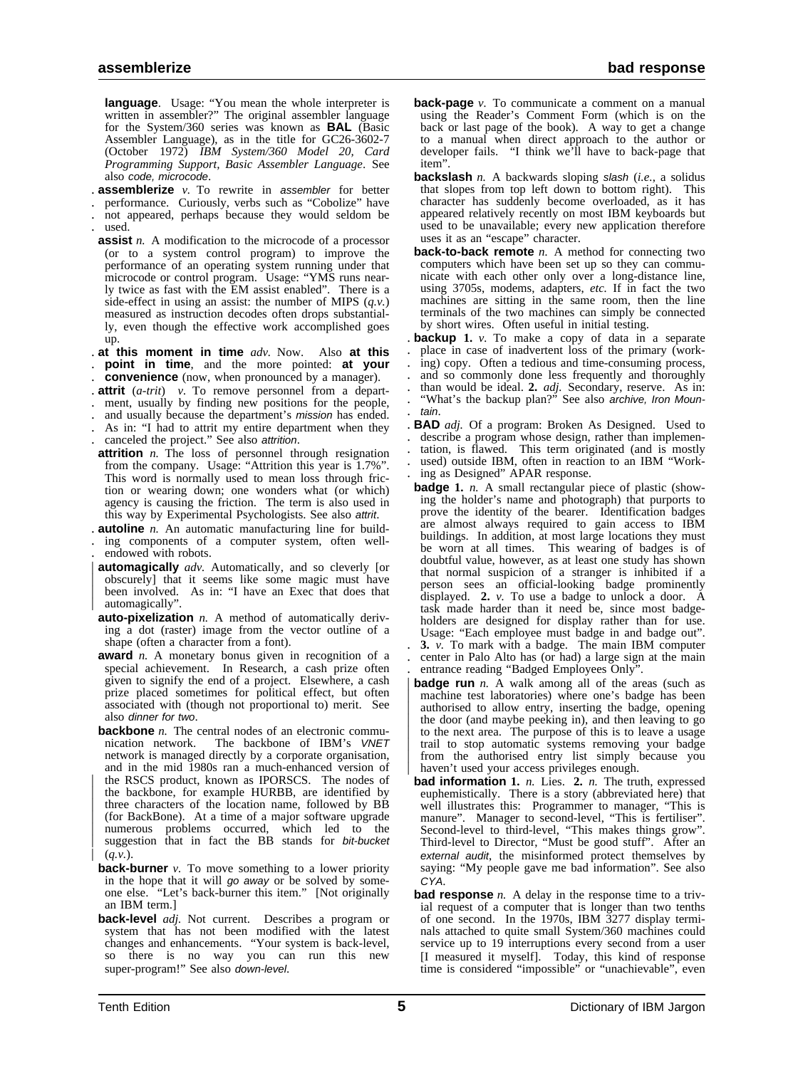**language**. Usage: "You mean the whole interpreter is written in assembler?" The original assembler language for the System/360 series was known as **BAL** (Basic Assembler Language), as in the title for GC26-3602-7 (October 1972) *IBM System/360 Model 20, Card Programming Support, Basic Assembler Language*. See also *code, microcode*.

**assemblerize** *v.* To rewrite in *assembler* for better performance. Curiously, verbs such as "Cobolize" have not appeared, perhaps because they would seldom be used.

**assist** *n.* A modification to the microcode of a processor (or to a system control program) to improve the performance of an operating system running under that microcode or control program. Usage: "YMS runs nearly twice as fast with the EM assist enabled". There is a side-effect in using an assist: the number of MIPS (*q.v.*) measured as instruction decodes often drops substantially, even though the effective work accomplished goes up.

**at this moment in time** *adv.* Now. Also **at this point in time**, and the more pointed: **at your convenience** (now, when pronounced by a manager).

**attrit** (*a-trit*) *v.* To remove personnel from a department, usually by finding new positions for the people, and usually because the department's *mission* has ended. As in: "I had to attrit my entire department when they canceled the project." See also *attrition*.

**attrition** *n.* The loss of personnel through resignation from the company. Usage: "Attrition this year is 1.7%". This word is normally used to mean loss through friction or wearing down; one wonders what (or which) agency is causing the friction. The term is also used in this way by Experimental Psychologists. See also *attrit*.

**autoline** *n.* An automatic manufacturing line for building components of a computer system, often well-endowed with robots.

**automagically** *adv.* Automatically, and so cleverly [or obscurely] that it seems like some magic must have been involved. As in: "I have an Exec that does that automagically".

**auto-pixelization** *n.* A method of automatically deriving a dot (raster) image from the vector outline of a shape (often a character from a font).

**award** *n.* A monetary bonus given in recognition of a special achievement. In Research, a cash prize often given to signify the end of a project. Elsewhere, a cash prize placed sometimes for political effect, but often associated with (though not proportional to) merit. See also *dinner for two*.

**backbone** *n.* The central nodes of an electronic communication network. The backbone of IBM's *VNET* network is managed directly by a corporate organisation, and in the mid 1980s ran a much-enhanced version of the RSCS product, known as IPORSCS. The nodes of the backbone, for example HURBB, are identified by three characters of the location name, followed by BB (for BackBone). At a time of a major software upgrade numerous problems occurred, which led to the suggestion that in fact the BB stands for *bit-bucket* (*q.v.*).

**back-burner** *v.* To move something to a lower priority in the hope that it will *go away* or be solved by someone else. "Let's back-burner this item." [Not originally an IBM term.]

**back-level** *adj.* Not current. Describes a program or system that has not been modified with the latest changes and enhancements. "Your system is back-level, so there is no way you can run this new super-program!" See also *down-level*.

**back-page** *v.* To communicate a comment on a manual using the Reader's Comment Form (which is on the back or last page of the book). A way to get a change to a manual when direct approach to the author or developer fails. "I think we'll have to back-page that item".

**backslash** *n.* A backwards sloping *slash* (*i.e.*, a solidus that slopes from top left down to bottom right). This character has suddenly become overloaded, as it has appeared relatively recently on most IBM keyboards but used to be unavailable; every new application therefore uses it as an "escape" character.

**back-to-back remote** *n.* A method for connecting two computers which have been set up so they can communicate with each other only over a long-distance line, using 3705s, modems, adapters, *etc.* If in fact the two machines are sitting in the same room, then the line terminals of the two machines can simply be connected by short wires. Often useful in initial testing.

**backup 1.** *v.* To make a copy of data in a separate place in case of inadvertent loss of the primary (working) copy. Often a tedious and time-consuming process, and so commonly done less frequently and thoroughly than would be ideal. **2.** *adj.* Secondary, reserve. As in: "What's the backup plan?" See also *archive, Iron Mountain*.

**BAD** *adj.* Of a program: Broken As Designed. Used to describe a program whose design, rather than implementation, is flawed. This term originated (and is mostly used) outside IBM, often in reaction to an IBM "Working as Designed" APAR response.

**badge 1.** *n.* A small rectangular piece of plastic (showing the holder's name and photograph) that purports to prove the identity of the bearer. Identification badges are almost always required to gain access to IBM buildings. In addition, at most large locations they must be worn at all times. This wearing of badges is of doubtful value, however, as at least one study has shown that normal suspicion of a stranger is inhibited if a person sees an official-looking badge prominently displayed. **2.** *v.* To use a badge to unlock a door. A task made harder than it need be, since most badge-holders are designed for display rather than for use. Usage: "Each employee must badge in and badge out". **3.** *v.* To mark with a badge. The main IBM computer center in Palo Alto has (or had) a large sign at the main entrance reading "Badged Employees Only".

**badge run** *n.* A walk among all of the areas (such as machine test laboratories) where one's badge has been authorised to allow entry, inserting the badge, opening the door (and maybe peeking in), and then leaving to go to the next area. The purpose of this is to leave a usage trail to stop automatic systems removing your badge from the authorised entry list simply because you haven't used your access privileges enough.

**bad information 1.** *n.* Lies. **2.** *n.* The truth, expressed euphemistically. There is a story (abbreviated here) that well illustrates this: Programmer to manager, "This is manure". Manager to second-level, "This is fertiliser". Second-level to third-level, "This makes things grow". Third-level to Director, "Must be good stuff". After an *external audit*, the misinformed protect themselves by saying: "My people gave me bad information". See also *CYA*.

**bad response** *n.* A delay in the response time to a trivial request of a computer that is longer than two tenths of one second. In the 1970s, IBM 3277 display terminals attached to quite small System/360 machines could service up to 19 interruptions every second from a user [I measured it myself]. Today, this kind of response time is considered "impossible" or "unachievable", even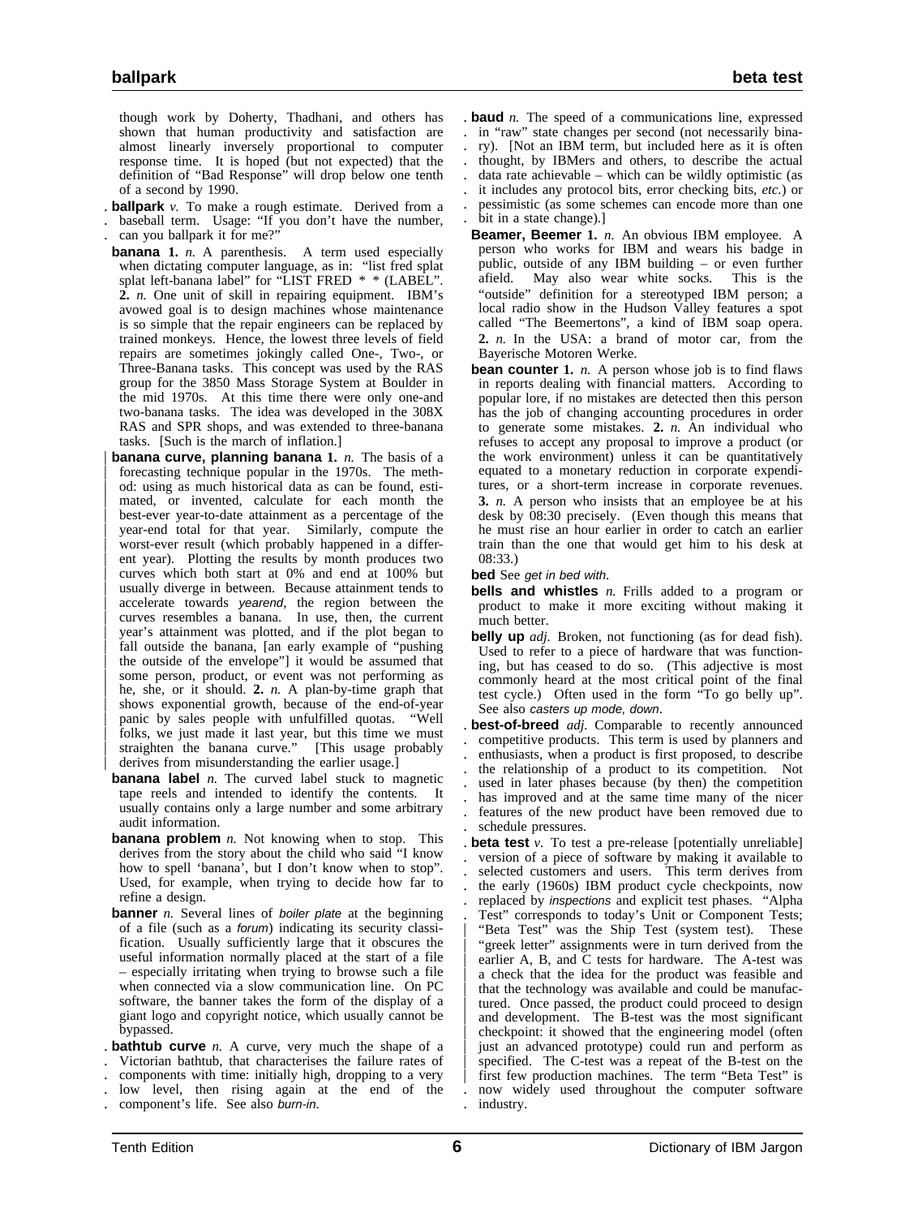though work by Doherty, Thadhani, and others has shown that human productivity and satisfaction are almost linearly inversely proportional to computer response time. It is hoped (but not expected) that the definition of "Bad Response" will drop below one tenth of a second by 1990.

**ballpark** *v.* To make a rough estimate. Derived from a baseball term. Usage: "If you don't have the number, can you ballpark it for me?"

**banana** **1.** *n.* A parenthesis. A term used especially when dictating computer language, as in: "list fred splat splat left-banana label" for "LIST FRED * * (LABEL". **2.** *n.* One unit of skill in repairing equipment. IBM's avowed goal is to design machines whose maintenance is so simple that the repair engineers can be replaced by trained monkeys. Hence, the lowest three levels of field repairs are sometimes jokingly called One-, Two-, or Three-Banana tasks. This concept was used by the RAS group for the 3850 Mass Storage System at Boulder in the mid 1970s. At this time there were only one-and two-banana tasks. The idea was developed in the 308X RAS and SPR shops, and was extended to three-banana tasks. [Such is the march of inflation.]

**banana curve, planning banana** **1.** *n.* The basis of a forecasting technique popular in the 1970s. The method: using as much historical data as can be found, estimated, or invented, calculate for each month the best-ever year-to-date attainment as a percentage of the year-end total for that year. Similarly, compute the worst-ever result (which probably happened in a different year). Plotting the results by month produces two curves which both start at 0% and end at 100% but usually diverge in between. Because attainment tends to accelerate towards *yearend*, the region between the curves resembles a banana. In use, then, the current year's attainment was plotted, and if the plot began to fall outside the banana, [an early example of "pushing the outside of the envelope"] it would be assumed that some person, product, or event was not performing as he, she, or it should. **2.** *n.* A plan-by-time graph that shows exponential growth, because of the end-of-year panic by sales people with unfulfilled quotas. "Well folks, we just made it last year, but this time we must straighten the banana curve." [This usage probably derives from misunderstanding the earlier usage.]

**banana label** *n.* The curved label stuck to magnetic tape reels and intended to identify the contents. It usually contains only a large number and some arbitrary audit information.

**banana problem** *n.* Not knowing when to stop. This derives from the story about the child who said "I know how to spell 'banana', but I don't know when to stop". Used, for example, when trying to decide how far to refine a design.

**banner** *n.* Several lines of *boiler plate* at the beginning of a file (such as a *forum*) indicating its security classification. Usually sufficiently large that it obscures the useful information normally placed at the start of a file – especially irritating when trying to browse such a file when connected via a slow communication line. On PC software, the banner takes the form of the display of a giant logo and copyright notice, which usually cannot be bypassed.

**bathtub curve** *n.* A curve, very much the shape of a Victorian bathtub, that characterises the failure rates of components with time: initially high, dropping to a very low level, then rising again at the end of the component's life. See also *burn-in*.

**baud** *n.* The speed of a communications line, expressed in "raw" state changes per second (not necessarily binary). [Not an IBM term, but included here as it is often thought, by IBMers and others, to describe the actual data rate achievable – which can be wildly optimistic (as it includes any protocol bits, error checking bits, *etc.*) or pessimistic (as some schemes can encode more than one bit in a state change).]

**Beamer, Beemer** **1.** *n.* An obvious IBM employee. A person who works for IBM and wears his badge in public, outside of any IBM building – or even further afield. May also wear white socks. This is the "outside" definition for a stereotyped IBM person; a local radio show in the Hudson Valley features a spot called "The Beemertons", a kind of IBM soap opera. **2.** *n.* In the USA: a brand of motor car, from the Bayerische Motoren Werke.

**bean counter** **1.** *n.* A person whose job is to find flaws in reports dealing with financial matters. According to popular lore, if no mistakes are detected then this person has the job of changing accounting procedures in order to generate some mistakes. **2.** *n.* An individual who refuses to accept any proposal to improve a product (or the work environment) unless it can be quantitatively equated to a monetary reduction in corporate expenditures, or a short-term increase in corporate revenues. **3.** *n.* A person who insists that an employee be at his desk by 08:30 precisely. (Even though this means that he must rise an hour earlier in order to catch an earlier train than the one that would get him to his desk at 08:33.)

**bed** See *get in bed with*.

**bells and whistles** *n.* Frills added to a program or product to make it more exciting without making it much better.

**belly up** *adj.* Broken, not functioning (as for dead fish). Used to refer to a piece of hardware that was functioning, but has ceased to do so. (This adjective is most commonly heard at the most critical point of the final test cycle.) Often used in the form "To go belly up". See also *casters up mode, down*.

**best-of-breed** *adj.* Comparable to recently announced competitive products. This term is used by planners and enthusiasts, when a product is first proposed, to describe the relationship of a product to its competition. Not used in later phases because (by then) the competition has improved and at the same time many of the nicer features of the new product have been removed due to schedule pressures.

**beta test** *v.* To test a pre-release [potentially unreliable] version of a piece of software by making it available to selected customers and users. This term derives from the early (1960s) IBM product cycle checkpoints, now replaced by *inspections* and explicit test phases. "Alpha Test" corresponds to today's Unit or Component Tests; "Beta Test" was the Ship Test (system test). These "greek letter" assignments were in turn derived from the earlier A, B, and C tests for hardware. The A-test was a check that the idea for the product was feasible and that the technology was available and could be manufactured. Once passed, the product could proceed to design and development. The B-test was the most significant checkpoint: it showed that the engineering model (often just an advanced prototype) could run and perform as specified. The C-test was a repeat of the B-test on the first few production machines. The term "Beta Test" is now widely used throughout the computer software industry.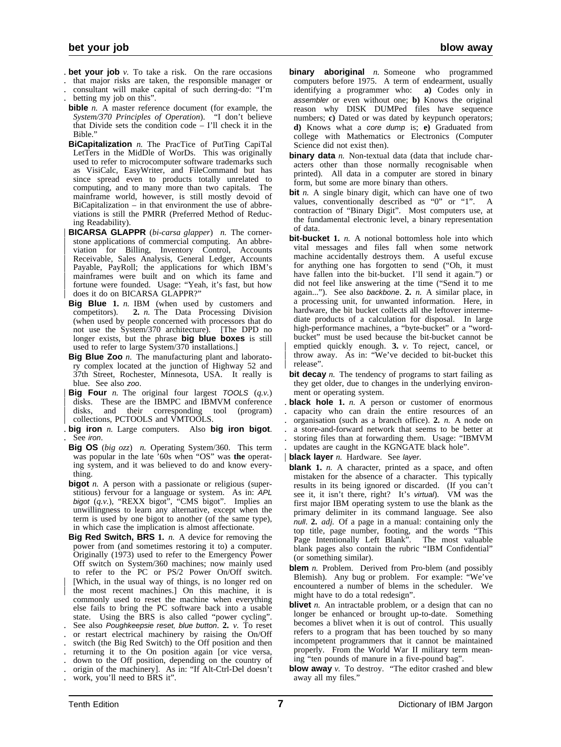**bet your job** *v.* To take a risk. On the rare occasions that major risks are taken, the responsible manager or consultant will make capital of such derring-do: "I'm betting my job on this".

**bible** *n.* A master reference document (for example, the *System/370 Principles of Operation*). "I don't believe that Divide sets the condition code – I'll check it in the Bible."

**BiCapitalization** *n.* The PracTice of PutTing CapiTal LetTers in the MidDle of WorDs. This was originally used to refer to microcomputer software trademarks such as VisiCalc, EasyWriter, and FileCommand but has since spread even to products totally unrelated to computing, and to many more than two capitals. The mainframe world, however, is still mostly devoid of BiCapitalization – in that environment the use of abbreviations is still the PMRR (Preferred Method of Reducing Readability).

**BICARSA GLAPPR** (*bi-carsa glapper*) *n.* The cornerstone applications of commercial computing. An abbreviation for Billing, Inventory Control, Accounts Receivable, Sales Analysis, General Ledger, Accounts Payable, PayRoll; the applications for which IBM's mainframes were built and on which its fame and fortune were founded. Usage: "Yeah, it's fast, but how does it do on BICARSA GLAPPR?"

**Big Blue** **1.** *n.* IBM (when used by customers and competitors). **2.** *n.* The Data Processing Division (when used by people concerned with processors that do not use the System/370 architecture). [The DPD no longer exists, but the phrase **big blue boxes** is still used to refer to large System/370 installations.]

**Big Blue Zoo** *n.* The manufacturing plant and laboratory complex located at the junction of Highway 52 and 37th Street, Rochester, Minnesota, USA. It really is blue. See also *zoo*.

**Big Four** *n.* The original four largest *TOOLS* (*q.v.*) disks. These are the IBMPC and IBMVM conference disks, and their corresponding tool (program) collections, PCTOOLS and VMTOOLS.

**big iron** *n.* Large computers. Also **big iron bigot**. See *iron*.

**Big OS** (*big ozz*) *n.* Operating System/360. This term was popular in the late '60s when "OS" was **the** operating system, and it was believed to do and know everything.

**bigot** *n.* A person with a passionate or religious (superstitious) fervour for a language or system. As in: *APL bigot* (*q.v.*), "REXX bigot", "CMS bigot". Implies an unwillingness to learn any alternative, except when the term is used by one bigot to another (of the same type), in which case the implication is almost affectionate.

**Big Red Switch, BRS** **1.** *n.* A device for removing the power from (and sometimes restoring it to) a computer. Originally (1973) used to refer to the Emergency Power Off switch on System/360 machines; now mainly used to refer to the PC or PS/2 Power On/Off switch. [Which, in the usual way of things, is no longer red on the most recent machines.] On this machine, it is commonly used to reset the machine when everything else fails to bring the PC software back into a usable state. Using the BRS is also called "power cycling". See also *Poughkeepsie reset, blue button*. **2.** *v.* To reset or restart electrical machinery by raising the On/Off switch (the Big Red Switch) to the Off position and then returning it to the On position again [or vice versa, down to the Off position, depending on the country of origin of the machinery]. As in: "If Alt-Ctrl-Del doesn't work, you'll need to BRS it".

**binary aboriginal** *n.* Someone who programmed computers before 1975. A term of endearment, usually identifying a programmer who: **a)** Codes only in *assembler* or even without one; **b)** Knows the original reason why DISK DUMPed files have sequence numbers; **c)** Dated or was dated by keypunch operators; **d)** Knows what a *core dump* is; **e)** Graduated from college with Mathematics or Electronics (Computer Science did not exist then).

**binary data** *n.* Non-textual data (data that include characters other than those normally recognisable when printed). All data in a computer are stored in binary form, but some are more binary than others.

**bit** *n.* A single binary digit, which can have one of two values, conventionally described as "0" or "1". A contraction of "Binary Digit". Most computers use, at the fundamental electronic level, a binary representation of data.

**bit-bucket** **1.** *n.* A notional bottomless hole into which vital messages and files fall when some network machine accidentally destroys them. A useful excuse for anything one has forgotten to send ("Oh, it must have fallen into the bit-bucket. I'll send it again.") or did not feel like answering at the time ("Send it to me again..."). See also *backbone*. **2.** *n.* A similar place, in a processing unit, for unwanted information. Here, in hardware, the bit bucket collects all the leftover intermediate products of a calculation for disposal. In large high-performance machines, a "byte-bucket" or a "word-bucket" must be used because the bit-bucket cannot be emptied quickly enough. **3.** *v.* To reject, cancel, or throw away. As in: "We've decided to bit-bucket this release".

**bit decay** *n.* The tendency of programs to start failing as they get older, due to changes in the underlying environment or operating system.

**black hole** **1.** *n.* A person or customer of enormous capacity who can drain the entire resources of an organisation (such as a branch office). **2.** *n.* A node on a store-and-forward network that seems to be better at storing files than at forwarding them. Usage: "IBMVM updates are caught in the KGNGATE black hole".

**black layer** *n.* Hardware. See *layer*.

**blank** **1.** *n.* A character, printed as a space, and often mistaken for the absence of a character. This typically results in its being ignored or discarded. (If you can't see it, it isn't there, right? It's *virtual*). VM was the first major IBM operating system to use the blank as the primary delimiter in its command language. See also *null*. **2.** *adj.* Of a page in a manual: containing only the top title, page number, footing, and the words "This Page Intentionally Left Blank". The most valuable blank pages also contain the rubric "IBM Confidential" (or something similar).

**blem** *n.* Problem. Derived from Pro-blem (and possibly Blemish). Any bug or problem. For example: "We've encountered a number of blems in the scheduler. We might have to do a total redesign".

**blivet** *n.* An intractable problem, or a design that can no longer be enhanced or brought up-to-date. Something becomes a blivet when it is out of control. This usually refers to a program that has been touched by so many incompetent programmers that it cannot be maintained properly. From the World War II military term meaning "ten pounds of manure in a five-pound bag".

**blow away** *v.* To destroy. "The editor crashed and blew away all my files."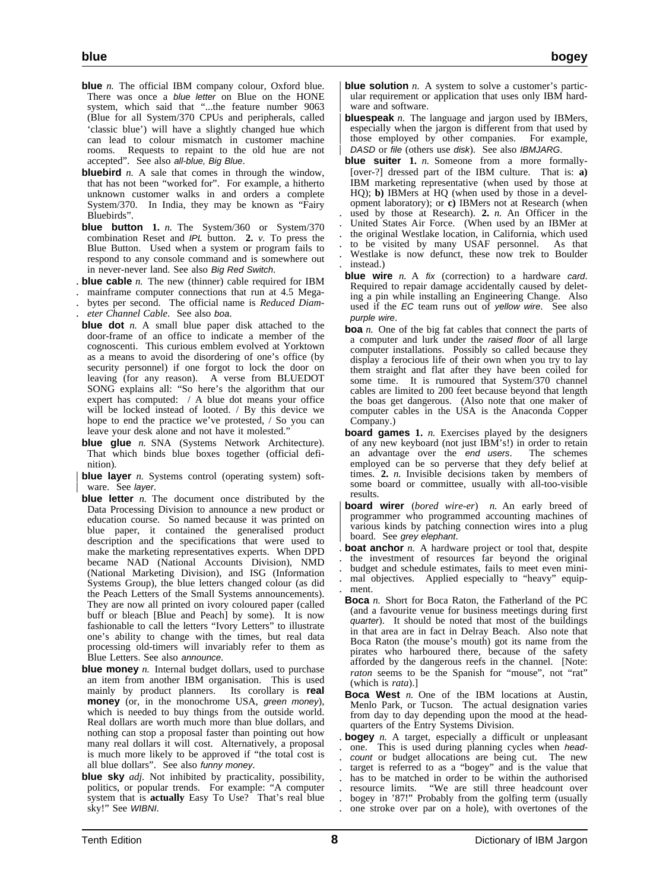**blue** *n.* The official IBM company colour, Oxford blue. There was once a *blue letter* on Blue on the HONE system, which said that "...the feature number 9063 (Blue for all System/370 CPUs and peripherals, called 'classic blue') will have a slightly changed hue which can lead to colour mismatch in customer machine rooms. Requests to repaint to the old hue are not accepted". See also *all-blue, Big Blue*.

**bluebird** *n.* A sale that comes in through the window, that has not been "worked for". For example, a hitherto unknown customer walks in and orders a complete System/370. In India, they may be known as "Fairy Bluebirds".

**blue button** **1.** *n.* The System/360 or System/370 combination Reset and *IPL* button. **2.** *v.* To press the Blue Button. Used when a system or program fails to respond to any console command and is somewhere out in never-never land. See also *Big Red Switch*.

**blue cable** *n.* The new (thinner) cable required for IBM mainframe computer connections that run at 4.5 Megabytes per second. The official name is *Reduced Diameter Channel Cable*. See also *boa*.

**blue dot** *n.* A small blue paper disk attached to the door-frame of an office to indicate a member of the cognoscenti. This curious emblem evolved at Yorktown as a means to avoid the disordering of one's office (by security personnel) if one forgot to lock the door on leaving (for any reason). A verse from BLUEDOT SONG explains all: "So here's the algorithm that our expert has computed: / A blue dot means your office will be locked instead of looted. / By this device we hope to end the practice we've protested, / So you can leave your desk alone and not have it molested."

**blue glue** *n.* SNA (Systems Network Architecture). That which binds blue boxes together (official definition).

**blue layer** *n.* Systems control (operating system) software. See *layer*.

**blue letter** *n.* The document once distributed by the Data Processing Division to announce a new product or education course. So named because it was printed on blue paper, it contained the generalised product description and the specifications that were used to make the marketing representatives experts. When DPD became NAD (National Accounts Division), NMD (National Marketing Division), and ISG (Information Systems Group), the blue letters changed colour (as did the Peach Letters of the Small Systems announcements). They are now all printed on ivory coloured paper (called buff or bleach [Blue and Peach] by some). It is now fashionable to call the letters "Ivory Letters" to illustrate one's ability to change with the times, but real data processing old-timers will invariably refer to them as Blue Letters. See also *announce*.

**blue money** *n.* Internal budget dollars, used to purchase an item from another IBM organisation. This is used mainly by product planners. Its corollary is **real money** (or, in the monochrome USA, *green money*), which is needed to buy things from the outside world. Real dollars are worth much more than blue dollars, and nothing can stop a proposal faster than pointing out how many real dollars it will cost. Alternatively, a proposal is much more likely to be approved if "the total cost is all blue dollars". See also *funny money*.

**blue sky** *adj.* Not inhibited by practicality, possibility, politics, or popular trends. For example: "A computer system that is **actually** Easy To Use? That's real blue sky!" See *WIBNI*.

**blue solution** *n.* A system to solve a customer's particular requirement or application that uses only IBM hardware and software.

**bluespeak** *n.* The language and jargon used by IBMers, especially when the jargon is different from that used by those employed by other companies. For example, *DASD* or *file* (others use *disk*). See also *IBMJARG*.

**blue suiter** **1.** *n.* Someone from a more formally-[over-?] dressed part of the IBM culture. That is: **a)** IBM marketing representative (when used by those at HQ); **b)** IBMers at HQ (when used by those in a development laboratory); or **c)** IBMers not at Research (when used by those at Research). **2.** *n.* An Officer in the United States Air Force. (When used by an IBMer at the original Westlake location, in California, which used to be visited by many USAF personnel. As that Westlake is now defunct, these now trek to Boulder instead.)

**blue wire** *n.* A *fix* (correction) to a hardware *card*. Required to repair damage accidentally caused by deleting a pin while installing an Engineering Change. Also used if the *EC* team runs out of *yellow wire*. See also *purple wire*.

**boa** *n.* One of the big fat cables that connect the parts of a computer and lurk under the *raised floor* of all large computer installations. Possibly so called because they display a ferocious life of their own when you try to lay them straight and flat after they have been coiled for some time. It is rumoured that System/370 channel cables are limited to 200 feet because beyond that length the boas get dangerous. (Also note that one maker of computer cables in the USA is the Anaconda Copper Company.)

**board games** **1.** *n.* Exercises played by the designers of any new keyboard (not just IBM's!) in order to retain an advantage over the *end users*. The schemes employed can be so perverse that they defy belief at times. **2.** *n.* Invisible decisions taken by members of some board or committee, usually with all-too-visible results.

**board wirer** (*bored wire-er*) *n.* An early breed of programmer who programmed accounting machines of various kinds by patching connection wires into a plug board. See *grey elephant*.

**boat anchor** *n.* A hardware project or tool that, despite the investment of resources far beyond the original budget and schedule estimates, fails to meet even minimal objectives. Applied especially to "heavy" equipment.

**Boca** *n.* Short for Boca Raton, the Fatherland of the PC (and a favourite venue for business meetings during first *quarter*). It should be noted that most of the buildings in that area are in fact in Delray Beach. Also note that Boca Raton (the mouse's mouth) got its name from the pirates who harboured there, because of the safety afforded by the dangerous reefs in the channel. [Note: *raton* seems to be the Spanish for "mouse", not "rat" (which is *rata*).]

**Boca West** *n.* One of the IBM locations at Austin, Menlo Park, or Tucson. The actual designation varies from day to day depending upon the mood at the headquarters of the Entry Systems Division.

**bogey** *n.* A target, especially a difficult or unpleasant one. This is used during planning cycles when *headcount* or budget allocations are being cut. The new target is referred to as a "bogey" and is the value that has to be matched in order to be within the authorised resource limits. "We are still three headcount over bogey in '87!" Probably from the golfing term (usually one stroke over par on a hole), with overtones of the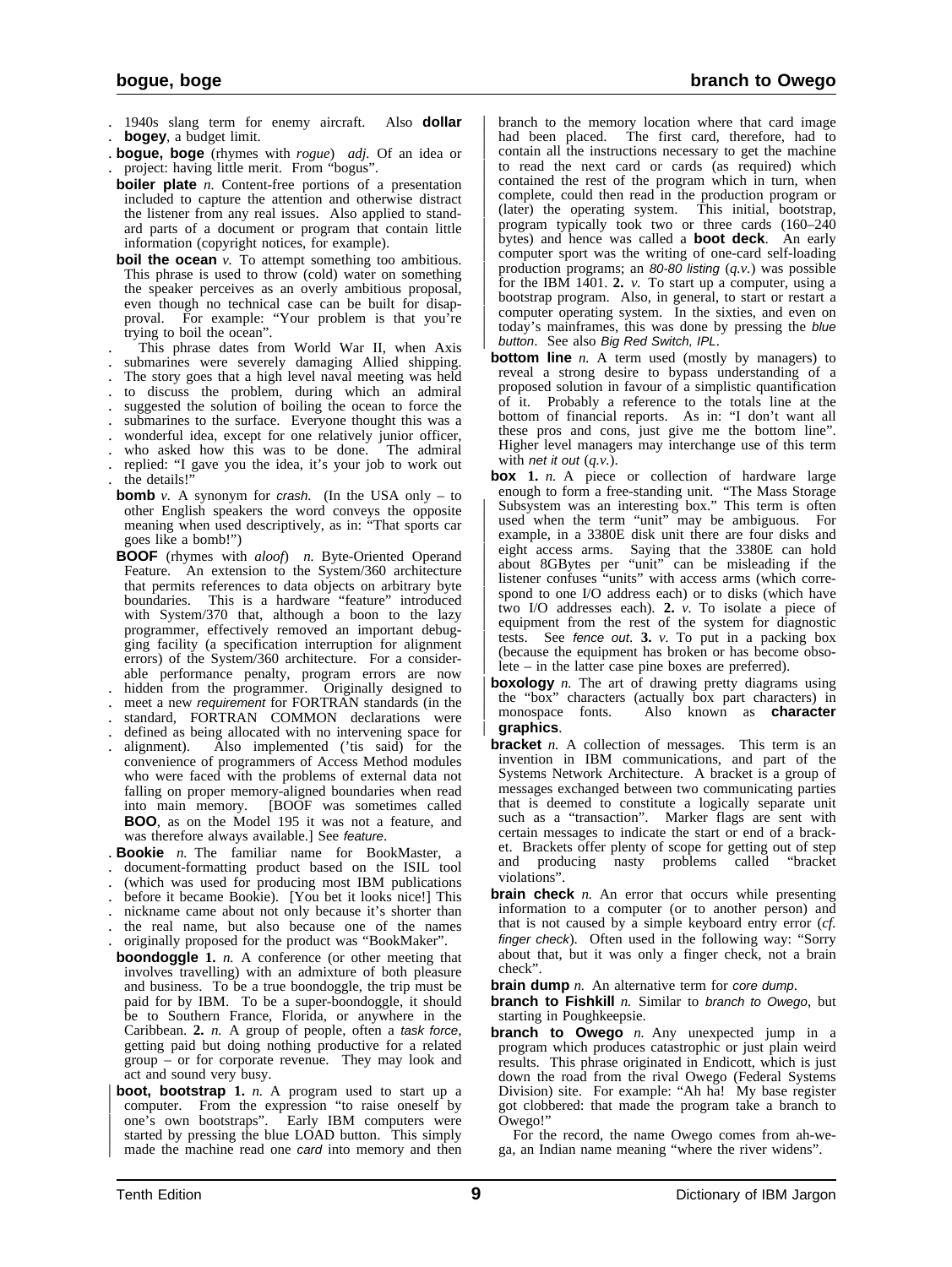1940s slang term for enemy aircraft. Also **dollar bogey**, a budget limit.

**bogue, boge** (rhymes with *rogue*) *adj.* Of an idea or project: having little merit. From "bogus".

**boiler plate** *n.* Content-free portions of a presentation included to capture the attention and otherwise distract the listener from any real issues. Also applied to standard parts of a document or program that contain little information (copyright notices, for example).

**boil the ocean** *v.* To attempt something too ambitious. This phrase is used to throw (cold) water on something the speaker perceives as an overly ambitious proposal, even though no technical case can be built for disapproval. For example: "Your problem is that you're trying to boil the ocean".

This phrase dates from World War II, when Axis submarines were severely damaging Allied shipping. The story goes that a high level naval meeting was held to discuss the problem, during which an admiral suggested the solution of boiling the ocean to force the submarines to the surface. Everyone thought this was a wonderful idea, except for one relatively junior officer, who asked how this was to be done. The admiral replied: "I gave you the idea, it's your job to work out the details!"

**bomb** *v.* A synonym for *crash*. (In the USA only – to other English speakers the word conveys the opposite meaning when used descriptively, as in: "That sports car goes like a bomb!")

**BOOF** (rhymes with *aloof*) *n.* Byte-Oriented Operand Feature. An extension to the System/360 architecture that permits references to data objects on arbitrary byte boundaries. This is a hardware "feature" introduced with System/370 that, although a boon to the lazy programmer, effectively removed an important debugging facility (a specification interruption for alignment errors) of the System/360 architecture. For a considerable performance penalty, program errors are now hidden from the programmer. Originally designed to meet a new *requirement* for FORTRAN standards (in the standard, FORTRAN COMMON declarations were defined as being allocated with no intervening space for alignment). Also implemented ('tis said) for the convenience of programmers of Access Method modules who were faced with the problems of external data not falling on proper memory-aligned boundaries when read into main memory. [BOOF was sometimes called **BOO**, as on the Model 195 it was not a feature, and was therefore always available.] See *feature*.

**Bookie** *n.* The familiar name for BookMaster, a document-formatting product based on the ISIL tool (which was used for producing most IBM publications before it became Bookie). [You bet it looks nice!] This nickname came about not only because it's shorter than the real name, but also because one of the names originally proposed for the product was "BookMaker".

**boondoggle** **1.** *n.* A conference (or other meeting that involves travelling) with an admixture of both pleasure and business. To be a true boondoggle, the trip must be paid for by IBM. To be a super-boondoggle, it should be to Southern France, Florida, or anywhere in the Caribbean. **2.** *n.* A group of people, often a *task force*, getting paid but doing nothing productive for a related group – or for corporate revenue. They may look and act and sound very busy.

**boot, bootstrap** **1.** *n.* A program used to start up a computer. From the expression "to raise oneself by one's own bootstraps". Early IBM computers were started by pressing the blue LOAD button. This simply made the machine read one *card* into memory and then branch to the memory location where that card image had been placed. The first card, therefore, had to contain all the instructions necessary to get the machine to read the next card or cards (as required) which contained the rest of the program which in turn, when complete, could then read in the production program or (later) the operating system. This initial, bootstrap, program typically took two or three cards (160–240 bytes) and hence was called a **boot deck**. An early computer sport was the writing of one-card self-loading production programs; an *80-80 listing* (*q.v.*) was possible for the IBM 1401. **2.** *v.* To start up a computer, using a bootstrap program. Also, in general, to start or restart a computer operating system. In the sixties, and even on today's mainframes, this was done by pressing the *blue button*. See also *Big Red Switch, IPL*.

**bottom line** *n.* A term used (mostly by managers) to reveal a strong desire to bypass understanding of a proposed solution in favour of a simplistic quantification of it. Probably a reference to the totals line at the bottom of financial reports. As in: "I don't want all these pros and cons, just give me the bottom line". Higher level managers may interchange use of this term with *net it out* (*q.v.*).

**box** **1.** *n.* A piece or collection of hardware large enough to form a free-standing unit. "The Mass Storage Subsystem was an interesting box." This term is often used when the term "unit" may be ambiguous. For example, in a 3380E disk unit there are four disks and eight access arms. Saying that the 3380E can hold about 8GBytes per "unit" can be misleading if the listener confuses "units" with access arms (which correspond to one I/O address each) or to disks (which have two I/O addresses each). **2.** *v.* To isolate a piece of equipment from the rest of the system for diagnostic tests. See *fence out*. **3.** *v.* To put in a packing box (because the equipment has broken or has become obsolete – in the latter case pine boxes are preferred).

**boxology** *n.* The art of drawing pretty diagrams using the "box" characters (actually box part characters) in monospace fonts. Also known as **character graphics**.

**bracket** *n.* A collection of messages. This term is an invention in IBM communications, and part of the Systems Network Architecture. A bracket is a group of messages exchanged between two communicating parties that is deemed to constitute a logically separate unit such as a "transaction". Marker flags are sent with certain messages to indicate the start or end of a bracket. Brackets offer plenty of scope for getting out of step and producing nasty problems called "bracket violations".

**brain check** *n.* An error that occurs while presenting information to a computer (or to another person) and that is not caused by a simple keyboard entry error (*cf. finger check*). Often used in the following way: "Sorry about that, but it was only a finger check, not a brain check".

**brain dump** *n.* An alternative term for *core dump*.

**branch to Fishkill** *n.* Similar to *branch to Owego*, but starting in Poughkeepsie.

**branch to Owego** *n.* Any unexpected jump in a program which produces catastrophic or just plain weird results. This phrase originated in Endicott, which is just down the road from the rival Owego (Federal Systems Division) site. For example: "Ah ha! My base register got clobbered: that made the program take a branch to Owego!"

For the record, the name Owego comes from ah-we-ga, an Indian name meaning "where the river widens".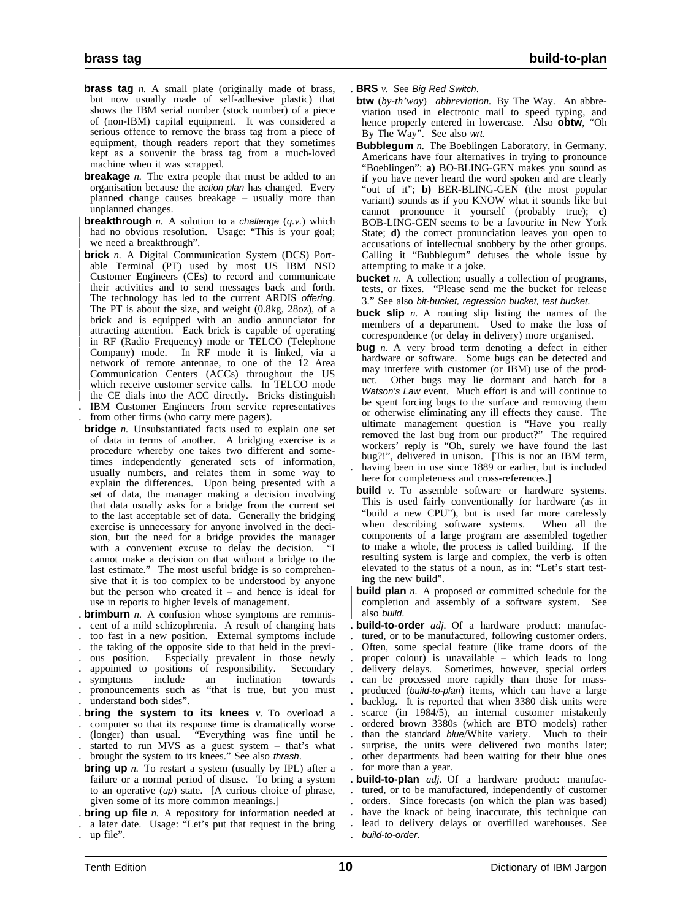**brass tag** *n.* A small plate (originally made of brass, but now usually made of self-adhesive plastic) that shows the IBM serial number (stock number) of a piece of (non-IBM) capital equipment. It was considered a serious offence to remove the brass tag from a piece of equipment, though readers report that they sometimes kept as a souvenir the brass tag from a much-loved machine when it was scrapped.

**breakage** *n.* The extra people that must be added to an organisation because the *action plan* has changed. Every planned change causes breakage – usually more than unplanned changes.

**breakthrough** *n.* A solution to a *challenge* (*q.v.*) which had no obvious resolution. Usage: "This is your goal; we need a breakthrough".

**brick** *n.* A Digital Communication System (DCS) Portable Terminal (PT) used by most US IBM NSD Customer Engineers (CEs) to record and communicate their activities and to send messages back and forth. The technology has led to the current ARDIS *offering*. The PT is about the size, and weight (0.8kg, 28oz), of a brick and is equipped with an audio annunciator for attracting attention. Each brick is capable of operating in RF (Radio Frequency) mode or TELCO (Telephone Company) mode. In RF mode it is linked, via a network of remote antennae, to one of the 12 Area Communication Centers (ACCs) throughout the US which receive customer service calls. In TELCO mode the CE dials into the ACC directly. Bricks distinguish IBM Customer Engineers from service representatives from other firms (who carry mere pagers).

**bridge** *n.* Unsubstantiated facts used to explain one set of data in terms of another. A bridging exercise is a procedure whereby one takes two different and sometimes independently generated sets of information, usually numbers, and relates them in some way to explain the differences. Upon being presented with a set of data, the manager making a decision involving that data usually asks for a bridge from the current set to the last acceptable set of data. Generally the bridging exercise is unnecessary for anyone involved in the decision, but the need for a bridge provides the manager with a convenient excuse to delay the decision. "I cannot make a decision on that without a bridge to the last estimate." The most useful bridge is so comprehensive that it is too complex to be understood by anyone but the person who created it – and hence is ideal for use in reports to higher levels of management.

**brimburn** *n.* A confusion whose symptoms are reminiscent of a mild schizophrenia. A result of changing hats too fast in a new position. External symptoms include the taking of the opposite side to that held in the previous position. Especially prevalent in those newly appointed to positions of responsibility. Secondary symptoms include an inclination towards pronouncements such as "that is true, but you must understand both sides".

**bring the system to its knees** *v.* To overload a computer so that its response time is dramatically worse (longer) than usual. "Everything was fine until he started to run MVS as a guest system – that's what brought the system to its knees." See also *thrash*.

**bring up** *n.* To restart a system (usually by IPL) after a failure or a normal period of disuse. To bring a system to an operative (*up*) state. [A curious choice of phrase, given some of its more common meanings.]

**bring up file** *n.* A repository for information needed at a later date. Usage: "Let's put that request in the bring up file".

**BRS** *v.* See *Big Red Switch*.

**btw** (*by-th'way*) *abbreviation.* By The Way. An abbreviation used in electronic mail to speed typing, and hence properly entered in lowercase. Also **obtw**, "Oh By The Way". See also *wrt*.

**Bubblegum** *n.* The Boeblingen Laboratory, in Germany. Americans have four alternatives in trying to pronounce "Boeblingen": **a)** BO-BLING-GEN makes you sound as if you have never heard the word spoken and are clearly "out of it"; **b)** BER-BLING-GEN (the most popular variant) sounds as if you KNOW what it sounds like but cannot pronounce it yourself (probably true); **c)** BOB-LING-GEN seems to be a favourite in New York State; **d)** the correct pronunciation leaves you open to accusations of intellectual snobbery by the other groups. Calling it "Bubblegum" defuses the whole issue by attempting to make it a joke.

**bucket** *n.* A collection; usually a collection of programs, tests, or fixes. "Please send me the bucket for release 3." See also *bit-bucket, regression bucket, test bucket*.

**buck slip** *n.* A routing slip listing the names of the members of a department. Used to make the loss of correspondence (or delay in delivery) more organised.

**bug** *n.* A very broad term denoting a defect in either hardware or software. Some bugs can be detected and may interfere with customer (or IBM) use of the product. Other bugs may lie dormant and hatch for a *Watson's Law* event. Much effort is and will continue to be spent forcing bugs to the surface and removing them or otherwise eliminating any ill effects they cause. The ultimate management question is "Have you really removed the last bug from our product?" The required workers' reply is "Oh, surely we have found the last bug?!", delivered in unison. [This is not an IBM term, having been in use since 1889 or earlier, but is included here for completeness and cross-references.]

**build** *v.* To assemble software or hardware systems. This is used fairly conventionally for hardware (as in "build a new CPU"), but is used far more carelessly when describing software systems. When all the components of a large program are assembled together to make a whole, the process is called building. If the resulting system is large and complex, the verb is often elevated to the status of a noun, as in: "Let's start testing the new build".

**build plan** *n.* A proposed or committed schedule for the completion and assembly of a software system. See also *build*.

**build-to-order** *adj.* Of a hardware product: manufactured, or to be manufactured, following customer orders. Often, some special feature (like frame doors of the proper colour) is unavailable – which leads to long delivery delays. Sometimes, however, special orders can be processed more rapidly than those for mass-produced (*build-to-plan*) items, which can have a large backlog. It is reported that when 3380 disk units were scarce (in 1984/5), an internal customer mistakenly ordered brown 3380s (which are BTO models) rather than the standard *blue*/White variety. Much to their surprise, the units were delivered two months later; other departments had been waiting for their blue ones for more than a year.

**build-to-plan** *adj.* Of a hardware product: manufactured, or to be manufactured, independently of customer orders. Since forecasts (on which the plan was based) have the knack of being inaccurate, this technique can lead to delivery delays or overfilled warehouses. See *build-to-order*.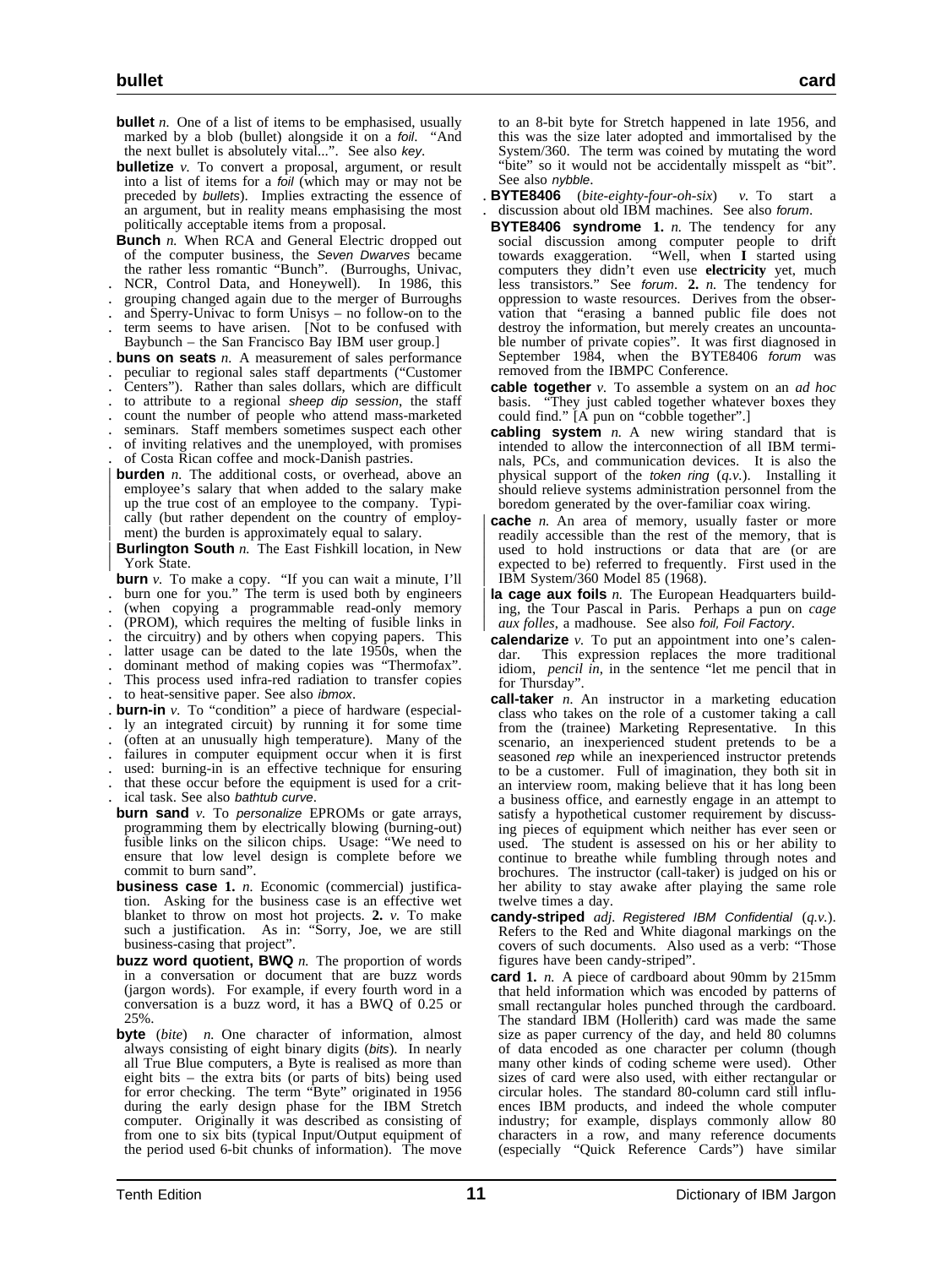**bullet** *n.* One of a list of items to be emphasised, usually marked by a blob (bullet) alongside it on a *foil*. "And the next bullet is absolutely vital...". See also *key*.

**bulletize** *v.* To convert a proposal, argument, or result into a list of items for a *foil* (which may or may not be preceded by *bullets*). Implies extracting the essence of an argument, but in reality means emphasising the most politically acceptable items from a proposal.

**Bunch** *n.* When RCA and General Electric dropped out of the computer business, the *Seven Dwarves* became the rather less romantic "Bunch". (Burroughs, Univac, NCR, Control Data, and Honeywell). In 1986, this grouping changed again due to the merger of Burroughs and Sperry-Univac to form Unisys – no follow-on to the term seems to have arisen. [Not to be confused with Baybunch – the San Francisco Bay IBM user group.]

**buns on seats** *n.* A measurement of sales performance peculiar to regional sales staff departments ("Customer Centers"). Rather than sales dollars, which are difficult to attribute to a regional *sheep dip session*, the staff count the number of people who attend mass-marketed seminars. Staff members sometimes suspect each other of inviting relatives and the unemployed, with promises of Costa Rican coffee and mock-Danish pastries.

**burden** *n.* The additional costs, or overhead, above an employee's salary that when added to the salary make up the true cost of an employee to the company. Typically (but rather dependent on the country of employment) the burden is approximately equal to salary.

**Burlington South** *n.* The East Fishkill location, in New York State.

**burn** *v.* To make a copy. "If you can wait a minute, I'll burn one for you." The term is used both by engineers (when copying a programmable read-only memory (PROM), which requires the melting of fusible links in the circuitry) and by others when copying papers. This latter usage can be dated to the late 1950s, when the dominant method of making copies was "Thermofax". This process used infra-red radiation to transfer copies to heat-sensitive paper. See also *ibmox*.

**burn-in** *v.* To "condition" a piece of hardware (especially an integrated circuit) by running it for some time (often at an unusually high temperature). Many of the failures in computer equipment occur when it is first used: burning-in is an effective technique for ensuring that these occur before the equipment is used for a critical task. See also *bathtub curve*.

**burn sand** *v.* To *personalize* EPROMs or gate arrays, programming them by electrically blowing (burning-out) fusible links on the silicon chips. Usage: "We need to ensure that low level design is complete before we commit to burn sand".

**business case** **1.** *n.* Economic (commercial) justification. Asking for the business case is an effective wet blanket to throw on most hot projects. **2.** *v.* To make such a justification. As in: "Sorry, Joe, we are still business-casing that project".

**buzz word quotient, BWQ** *n.* The proportion of words in a conversation or document that are buzz words (jargon words). For example, if every fourth word in a conversation is a buzz word, it has a BWQ of 0.25 or 25%.

**byte** (*bite*) *n.* One character of information, almost always consisting of eight binary digits (*bits*). In nearly all True Blue computers, a Byte is realised as more than eight bits – the extra bits (or parts of bits) being used for error checking. The term "Byte" originated in 1956 during the early design phase for the IBM Stretch computer. Originally it was described as consisting of from one to six bits (typical Input/Output equipment of the period used 6-bit chunks of information). The move to an 8-bit byte for Stretch happened in late 1956, and this was the size later adopted and immortalised by the System/360. The term was coined by mutating the word "bite" so it would not be accidentally misspelt as "bit". See also *nybble*.

**BYTE8406** (*bite-eighty-four-oh-six*) *v.* To start a discussion about old IBM machines. See also *forum*.

**BYTE8406 syndrome** **1.** *n.* The tendency for any social discussion among computer people to drift towards exaggeration. "Well, when **I** started using computers they didn't even use **electricity** yet, much less transistors." See *forum*. **2.** *n.* The tendency for oppression to waste resources. Derives from the observation that "erasing a banned public file does not destroy the information, but merely creates an uncountable number of private copies". It was first diagnosed in September 1984, when the BYTE8406 *forum* was removed from the IBMPC Conference.

**cable together** *v.* To assemble a system on an *ad hoc* basis. "They just cabled together whatever boxes they could find." [A pun on "cobble together".]

**cabling system** *n.* A new wiring standard that is intended to allow the interconnection of all IBM terminals, PCs, and communication devices. It is also the physical support of the *token ring* (*q.v.*). Installing it should relieve systems administration personnel from the boredom generated by the over-familiar coax wiring.

**cache** *n.* An area of memory, usually faster or more readily accessible than the rest of the memory, that is used to hold instructions or data that are (or are expected to be) referred to frequently. First used in the IBM System/360 Model 85 (1968).

**la cage aux foils** *n.* The European Headquarters building, the Tour Pascal in Paris. Perhaps a pun on *cage aux folles*, a madhouse. See also *foil, Foil Factory*.

**calendarize** *v.* To put an appointment into one's calendar. This expression replaces the more traditional idiom, *pencil in*, in the sentence "let me pencil that in for Thursday".

**call-taker** *n.* An instructor in a marketing education class who takes on the role of a customer taking a call from the (trainee) Marketing Representative. In this scenario, an inexperienced student pretends to be a seasoned *rep* while an inexperienced instructor pretends to be a customer. Full of imagination, they both sit in an interview room, making believe that it has long been a business office, and earnestly engage in an attempt to satisfy a hypothetical customer requirement by discussing pieces of equipment which neither has ever seen or used. The student is assessed on his or her ability to continue to breathe while fumbling through notes and brochures. The instructor (call-taker) is judged on his or her ability to stay awake after playing the same role twelve times a day.

**candy-striped** *adj. Registered IBM Confidential* (*q.v.*). Refers to the Red and White diagonal markings on the covers of such documents. Also used as a verb: "Those figures have been candy-striped".

**card** **1.** *n.* A piece of cardboard about 90mm by 215mm that held information which was encoded by patterns of small rectangular holes punched through the cardboard. The standard IBM (Hollerith) card was made the same size as paper currency of the day, and held 80 columns of data encoded as one character per column (though many other kinds of coding scheme were used). Other sizes of card were also used, with either rectangular or circular holes. The standard 80-column card still influences IBM products, and indeed the whole computer industry; for example, displays commonly allow 80 characters in a row, and many reference documents (especially "Quick Reference Cards") have similar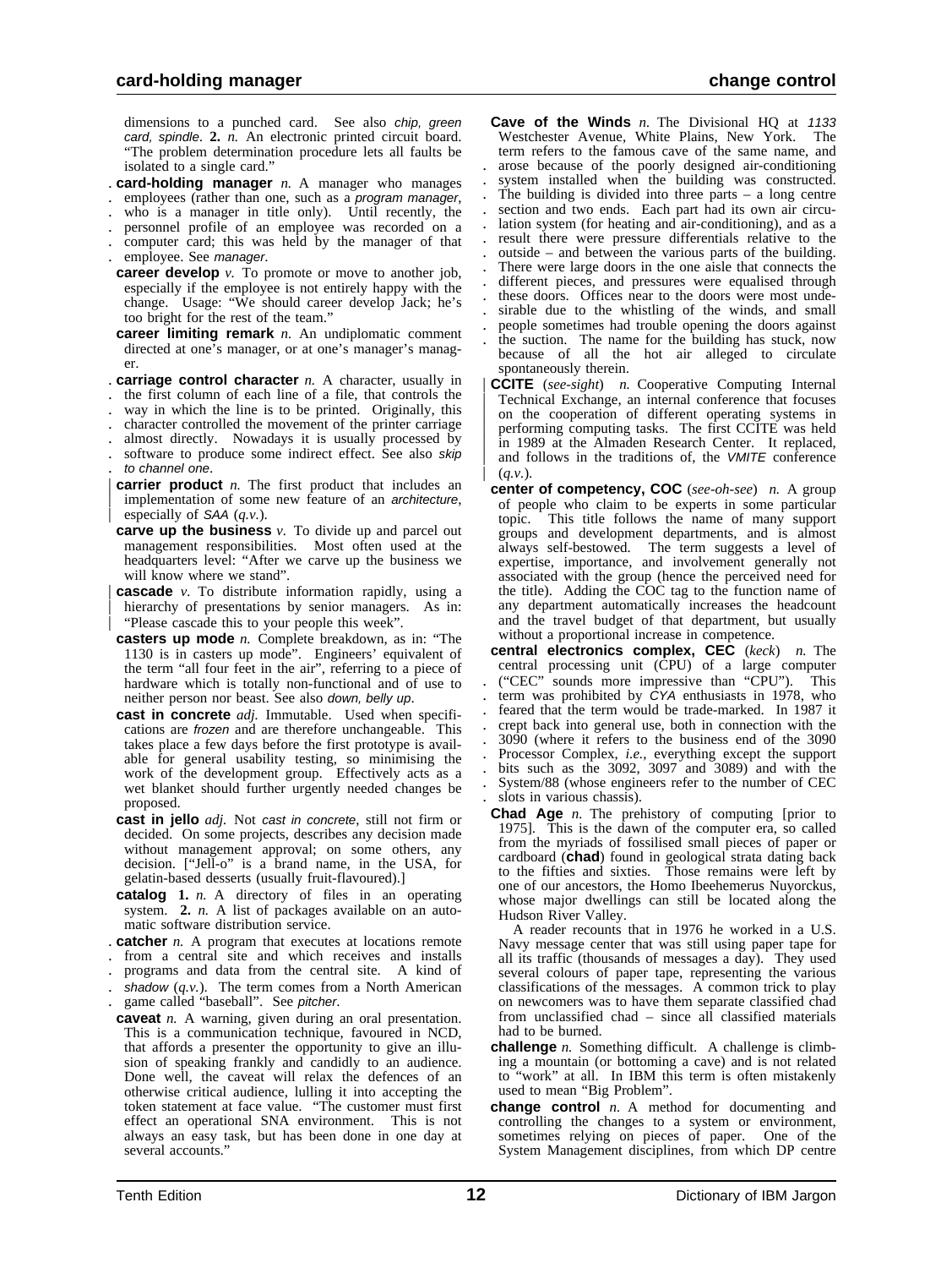dimensions to a punched card. See also *chip, green card, spindle*. **2.** *n.* An electronic printed circuit board. "The problem determination procedure lets all faults be isolated to a single card."

**card-holding manager** *n.* A manager who manages employees (rather than one, such as a *program manager*, who is a manager in title only). Until recently, the personnel profile of an employee was recorded on a computer card; this was held by the manager of that employee. See *manager*.

**career develop** *v.* To promote or move to another job, especially if the employee is not entirely happy with the change. Usage: "We should career develop Jack; he's too bright for the rest of the team."

**career limiting remark** *n.* An undiplomatic comment directed at one's manager, or at one's manager's manager.

**carriage control character** *n.* A character, usually in the first column of each line of a file, that controls the way in which the line is to be printed. Originally, this character controlled the movement of the printer carriage almost directly. Nowadays it is usually processed by software to produce some indirect effect. See also *skip to channel one*.

**carrier product** *n.* The first product that includes an implementation of some new feature of an *architecture*, especially of *SAA* (*q.v.*).

**carve up the business** *v.* To divide up and parcel out management responsibilities. Most often used at the headquarters level: "After we carve up the business we will know where we stand".

**cascade** *v.* To distribute information rapidly, using a hierarchy of presentations by senior managers. As in: "Please cascade this to your people this week".

**casters up mode** *n.* Complete breakdown, as in: "The 1130 is in casters up mode". Engineers' equivalent of the term "all four feet in the air", referring to a piece of hardware which is totally non-functional and of use to neither person nor beast. See also *down, belly up*.

**cast in concrete** *adj.* Immutable. Used when specifications are *frozen* and are therefore unchangeable. This takes place a few days before the first prototype is available for general usability testing, so minimising the work of the development group. Effectively acts as a wet blanket should further urgently needed changes be proposed.

**cast in jello** *adj.* Not *cast in concrete*, still not firm or decided. On some projects, describes any decision made without management approval; on some others, any decision. ["Jell-o" is a brand name, in the USA, for gelatin-based desserts (usually fruit-flavoured).]

**catalog** **1.** *n.* A directory of files in an operating system. **2.** *n.* A list of packages available on an automatic software distribution service.

**catcher** *n.* A program that executes at locations remote from a central site and which receives and installs programs and data from the central site. A kind of *shadow* (*q.v.*). The term comes from a North American game called "baseball". See *pitcher*.

**caveat** *n.* A warning, given during an oral presentation. This is a communication technique, favoured in NCD, that affords a presenter the opportunity to give an illusion of speaking frankly and candidly to an audience. Done well, the caveat will relax the defences of an otherwise critical audience, lulling it into accepting the token statement at face value. "The customer must first effect an operational SNA environment. This is not always an easy task, but has been done in one day at several accounts."

**Cave of the Winds** *n.* The Divisional HQ at *1133* Westchester Avenue, White Plains, New York. The term refers to the famous cave of the same name, and arose because of the poorly designed air-conditioning system installed when the building was constructed. The building is divided into three parts – a long centre section and two ends. Each part had its own air circulation system (for heating and air-conditioning), and as a result there were pressure differentials relative to the outside – and between the various parts of the building. There were large doors in the one aisle that connects the different pieces, and pressures were equalised through these doors. Offices near to the doors were most undesirable due to the whistling of the winds, and small people sometimes had trouble opening the doors against the suction. The name for the building has stuck, now because of all the hot air alleged to circulate spontaneously therein.

**CCITE** (*see-sight*) *n.* Cooperative Computing Internal Technical Exchange, an internal conference that focuses on the cooperation of different operating systems in performing computing tasks. The first CCITE was held in 1989 at the Almaden Research Center. It replaced, and follows in the traditions of, the *VMITE* conference (*q.v.*).

**center of competency, COC** (*see-oh-see*) *n.* A group of people who claim to be experts in some particular topic. This title follows the name of many support groups and development departments, and is almost always self-bestowed. The term suggests a level of expertise, importance, and involvement generally not associated with the group (hence the perceived need for the title). Adding the COC tag to the function name of any department automatically increases the headcount and the travel budget of that department, but usually without a proportional increase in competence.

**central electronics complex, CEC** (*keck*) *n.* The central processing unit (CPU) of a large computer ("CEC" sounds more impressive than "CPU"). This term was prohibited by *CYA* enthusiasts in 1978, who feared that the term would be trade-marked. In 1987 it crept back into general use, both in connection with the 3090 (where it refers to the business end of the 3090 Processor Complex, *i.e.*, everything except the support bits such as the 3092, 3097 and 3089) and with the System/88 (whose engineers refer to the number of CEC slots in various chassis).

**Chad Age** *n.* The prehistory of computing [prior to 1975]. This is the dawn of the computer era, so called from the myriads of fossilised small pieces of paper or cardboard (**chad**) found in geological strata dating back to the fifties and sixties. Those remains were left by one of our ancestors, the Homo Ibeehemerus Nuyorckus, whose major dwellings can still be located along the Hudson River Valley.

A reader recounts that in 1976 he worked in a U.S. Navy message center that was still using paper tape for all its traffic (thousands of messages a day). They used several colours of paper tape, representing the various classifications of the messages. A common trick to play on newcomers was to have them separate classified chad from unclassified chad – since all classified materials had to be burned.

**challenge** *n.* Something difficult. A challenge is climbing a mountain (or bottoming a cave) and is not related to "work" at all. In IBM this term is often mistakenly used to mean "Big Problem".

**change control** *n.* A method for documenting and controlling the changes to a system or environment, sometimes relying on pieces of paper. One of the System Management disciplines, from which DP centre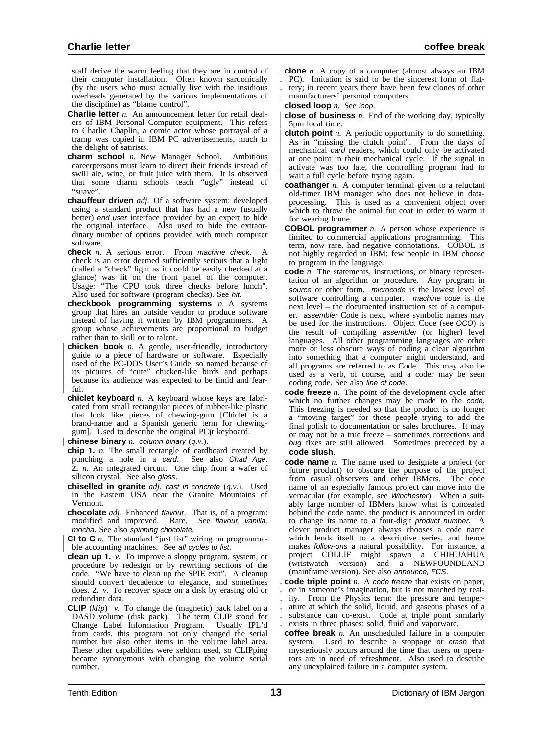staff derive the warm feeling that they are in control of their computer installation. Often known sardonically (by the users who must actually live with the insidious overheads generated by the various implementations of the discipline) as "blame control".

**Charlie letter** *n.* An announcement letter for retail dealers of IBM Personal Computer equipment. This refers to Charlie Chaplin, a comic actor whose portrayal of a tramp was copied in IBM PC advertisements, much to the delight of satirists.

**charm school** *n.* New Manager School. Ambitious careerpersons must learn to direct their friends instead of swill ale, wine, or fruit juice with them. It is observed that some charm schools teach "ugly" instead of "suave".

**chauffeur driven** *adj.* Of a software system: developed using a standard product that has had a new (usually better) *end user* interface provided by an expert to hide the original interface. Also used to hide the extraordinary number of options provided with much computer software.

**check** *n.* A serious error. From *machine check*. A check is an error deemed sufficiently serious that a light (called a "check" light as it could be easily checked at a glance) was lit on the front panel of the computer. Usage: "The CPU took three checks before lunch". Also used for software (program checks). See *hit*.

**checkbook programming systems** *n.* A systems group that hires an outside vendor to produce software instead of having it written by IBM programmers. A group whose achievements are proportional to budget rather than to skill or to talent.

**chicken book** *n.* A gentle, user-friendly, introductory guide to a piece of hardware or software. Especially used of the PC-DOS User's Guide, so named because of its pictures of "cute" chicken-like birds and perhaps because its audience was expected to be timid and fearful.

**chiclet keyboard** *n.* A keyboard whose keys are fabricated from small rectangular pieces of rubber-like plastic that look like pieces of chewing-gum [Chiclet is a brand-name and a Spanish generic term for chewing-gum]. Used to describe the original PCjr keyboard.

**chinese binary** *n. column binary* (*q.v.*).

**chip 1.** *n.* The small rectangle of cardboard created by punching a hole in a *card*. See also *Chad Age*. **2.** *n.* An integrated circuit. One chip from a wafer of silicon crystal. See also *glass*.

**chiselled in granite** *adj. cast in concrete* (*q.v.*). Used in the Eastern USA near the Granite Mountains of Vermont.

**chocolate** *adj.* Enhanced *flavour*. That is, of a program: modified and improved. Rare. See *flavour, vanilla, mocha*. See also *spinning chocolate*.

**CI to C** *n.* The standard "just list" wiring on programmable accounting machines. See *all cycles to list*.

**clean up 1.** *v.* To improve a sloppy program, system, or procedure by redesign or by rewriting sections of the code. "We have to clean up the SPIE exit". A cleanup should convert decadence to elegance, and sometimes does. **2.** *v.* To recover space on a disk by erasing old or redundant data.

**CLIP** (*klip*) *v.* To change the (magnetic) pack label on a DASD volume (disk pack). The term CLIP stood for Change Label Information Program. Usually IPL'd from cards, this program not only changed the serial number but also other items in the volume label area. These other capabilities were seldom used, so CLIPping became synonymous with changing the volume serial number.

**clone** *n.* A copy of a computer (almost always an IBM PC). Imitation is said to be the sincerest form of flattery; in recent years there have been few clones of other manufacturers' personal computers.

**closed loop** *n.* See *loop*.

**close of business** *n.* End of the working day, typically 5pm local time.

**clutch point** *n.* A periodic opportunity to do something. As in "missing the clutch point". From the days of mechanical *card* readers, which could only be activated at one point in their mechanical cycle. If the signal to activate was too late, the controlling program had to wait a full cycle before trying again.

**coathanger** *n.* A computer terminal given to a reluctant old-timer IBM manager who does not believe in data-processing. This is used as a convenient object over which to throw the animal fur coat in order to warm it for wearing home.

**COBOL programmer** *n.* A person whose experience is limited to commercial applications programming. This term, now rare, had negative connotations. COBOL is not highly regarded in IBM; few people in IBM choose to program in the language.

**code** *n.* The statements, instructions, or binary representation of an algorithm or procedure. Any program in *source* or other form. *microcode* is the lowest level of software controlling a computer. *machine code* is the next level – the documented instruction set of a computer. *assembler* Code is next, where symbolic names may be used for the instructions. Object Code (see *OCO*) is the result of compiling *assembler* (or higher) level languages. All other programming languages are other more or less obscure ways of coding a clear algorithm into something that a computer might understand, and all programs are referred to as Code. This may also be used as a verb, of course, and a coder may be seen coding code. See also *line of code*.

**code freeze** *n.* The point of the development cycle after which no further changes may be made to the *code*. This freezing is needed so that the product is no longer a "moving target" for those people trying to add the final polish to documentation or sales brochures. It may or may not be a true freeze – sometimes corrections and *bug* fixes are still allowed. Sometimes preceded by a **code slush**.

**code name** *n.* The name used to designate a project (or future product) to obscure the purpose of the project from casual observers and other IBMers. The code name of an especially famous project can move into the vernacular (for example, see *Winchester*). When a suitably large number of IBMers know what is concealed behind the code name, the product is announced in order to change its name to a four-digit *product number*. A clever product manager always chooses a code name which lends itself to a descriptive series, and hence makes *follow-ons* a natural possibility. For instance, a project COLLIE might spawn a CHIHUAHUA (wristwatch version) and a NEWFOUNDLAND (mainframe version). See also *announce, FCS*.

**code triple point** *n.* A *code freeze* that exists on paper, or in someone's imagination, but is not matched by reality. From the Physics term: the pressure and temperature at which the solid, liquid, and gaseous phases of a substance can co-exist. Code at triple point similarly exists in three phases: solid, fluid and vaporware.

**coffee break** *n.* An unscheduled failure in a computer system. Used to describe a stoppage or *crash* that mysteriously occurs around the time that users or operators are in need of refreshment. Also used to describe any unexplained failure in a computer system.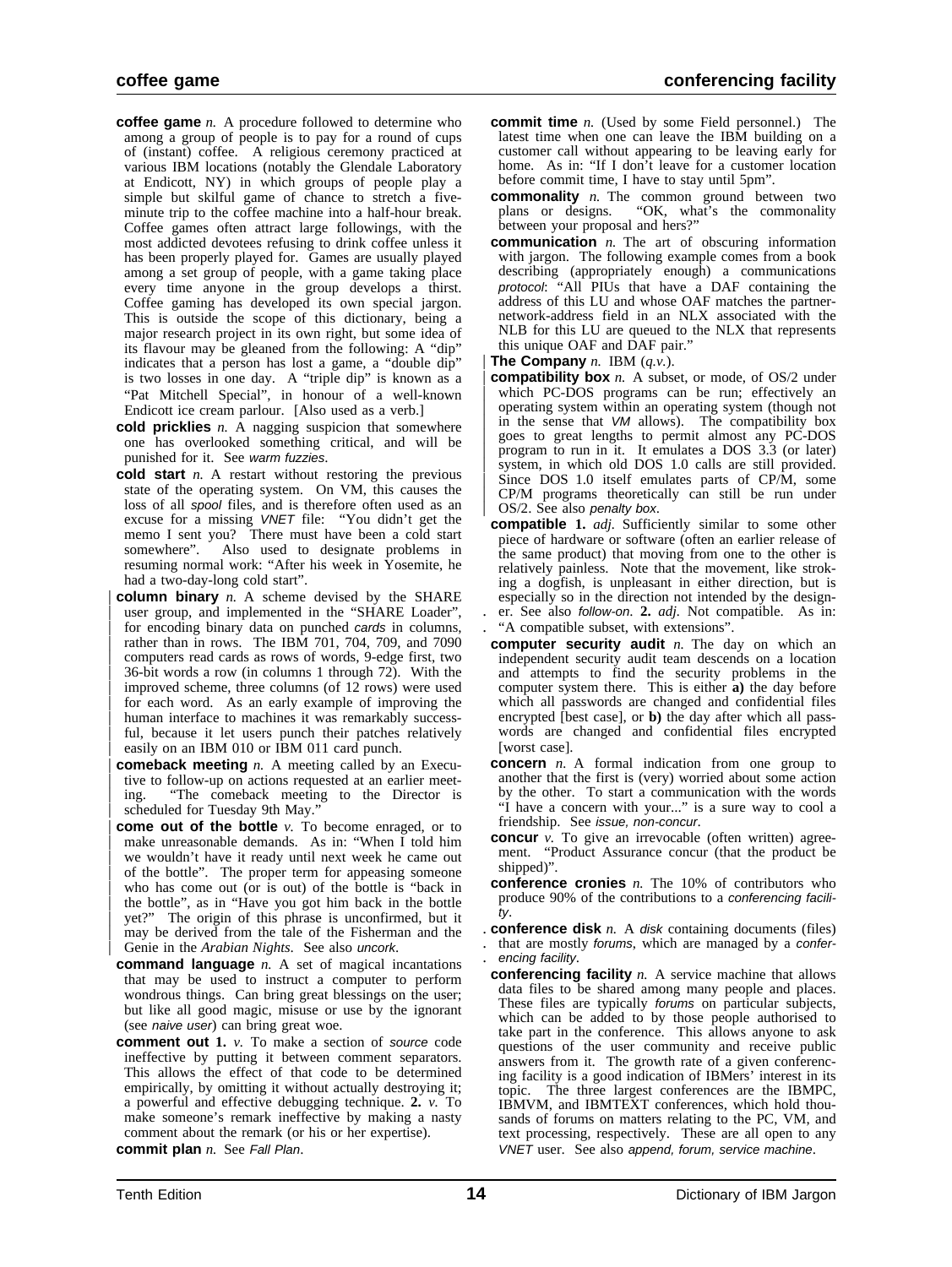**coffee game** *n.* A procedure followed to determine who among a group of people is to pay for a round of cups of (instant) coffee. A religious ceremony practiced at various IBM locations (notably the Glendale Laboratory at Endicott, NY) in which groups of people play a simple but skilful game of chance to stretch a five-minute trip to the coffee machine into a half-hour break. Coffee games often attract large followings, with the most addicted devotees refusing to drink coffee unless it has been properly played for. Games are usually played among a set group of people, with a game taking place every time anyone in the group develops a thirst. Coffee gaming has developed its own special jargon. This is outside the scope of this dictionary, being a major research project in its own right, but some idea of its flavour may be gleaned from the following: A "dip" indicates that a person has lost a game, a "double dip" is two losses in one day. A "triple dip" is known as a "Pat Mitchell Special", in honour of a well-known Endicott ice cream parlour. [Also used as a verb.]

**cold pricklies** *n.* A nagging suspicion that somewhere one has overlooked something critical, and will be punished for it. See *warm fuzzies*.

**cold start** *n.* A restart without restoring the previous state of the operating system. On VM, this causes the loss of all *spool* files, and is therefore often used as an excuse for a missing *VNET* file: "You didn't get the memo I sent you? There must have been a cold start somewhere". Also used to designate problems in resuming normal work: "After his week in Yosemite, he had a two-day-long cold start".

**column binary** *n.* A scheme devised by the SHARE user group, and implemented in the "SHARE Loader", for encoding binary data on punched *cards* in columns, rather than in rows. The IBM 701, 704, 709, and 7090 computers read cards as rows of words, 9-edge first, two 36-bit words a row (in columns 1 through 72). With the improved scheme, three columns (of 12 rows) were used for each word. As an early example of improving the human interface to machines it was remarkably successful, because it let users punch their patches relatively easily on an IBM 010 or IBM 011 card punch.

**comeback meeting** *n.* A meeting called by an Executive to follow-up on actions requested at an earlier meeting. "The comeback meeting to the Director is scheduled for Tuesday 9th May."

**come out of the bottle** *v.* To become enraged, or to make unreasonable demands. As in: "When I told him we wouldn't have it ready until next week he came out of the bottle". The proper term for appeasing someone who has come out (or is out) of the bottle is "back in the bottle", as in "Have you got him back in the bottle yet?" The origin of this phrase is unconfirmed, but it may be derived from the tale of the Fisherman and the Genie in the *Arabian Nights*. See also *uncork*.

**command language** *n.* A set of magical incantations that may be used to instruct a computer to perform wondrous things. Can bring great blessings on the user; but like all good magic, misuse or use by the ignorant (see *naive user*) can bring great woe.

**comment out** **1.** *v.* To make a section of *source* code ineffective by putting it between comment separators. This allows the effect of that code to be determined empirically, by omitting it without actually destroying it; a powerful and effective debugging technique. **2.** *v.* To make someone's remark ineffective by making a nasty comment about the remark (or his or her expertise).

**commit plan** *n.* See *Fall Plan*.

**commit time** *n.* (Used by some Field personnel.) The latest time when one can leave the IBM building on a customer call without appearing to be leaving early for home. As in: "If I don't leave for a customer location before commit time, I have to stay until 5pm".

**commonality** *n.* The common ground between two plans or designs. "OK, what's the commonality between your proposal and hers?"

**communication** *n.* The art of obscuring information with jargon. The following example comes from a book describing (appropriately enough) a communications *protocol*: "All PIUs that have a DAF containing the address of this LU and whose OAF matches the partner-network-address field in an NLX associated with the NLB for this LU are queued to the NLX that represents this unique OAF and DAF pair."

**The Company** *n.* IBM (*q.v.*).

**compatibility box** *n.* A subset, or mode, of OS/2 under which PC-DOS programs can be run; effectively an operating system within an operating system (though not in the sense that *VM* allows). The compatibility box goes to great lengths to permit almost any PC-DOS program to run in it. It emulates a DOS 3.3 (or later) system, in which old DOS 1.0 calls are still provided. Since DOS 1.0 itself emulates parts of CP/M, some CP/M programs theoretically can still be run under OS/2. See also *penalty box*.

**compatible** **1.** *adj.* Sufficiently similar to some other piece of hardware or software (often an earlier release of the same product) that moving from one to the other is relatively painless. Note that the movement, like stroking a dogfish, is unpleasant in either direction, but is especially so in the direction not intended by the designer. See also *follow-on*. **2.** *adj.* Not compatible. As in: "A compatible subset, with extensions".

**computer security audit** *n.* The day on which an independent security audit team descends on a location and attempts to find the security problems in the computer system there. This is either **a)** the day before which all passwords are changed and confidential files encrypted [best case], or **b)** the day after which all passwords are changed and confidential files encrypted [worst case].

**concern** *n.* A formal indication from one group to another that the first is (very) worried about some action by the other. To start a communication with the words "I have a concern with your..." is a sure way to cool a friendship. See *issue, non-concur*.

**concur** *v.* To give an irrevocable (often written) agreement. "Product Assurance concur (that the product be shipped)".

**conference cronies** *n.* The 10% of contributors who produce 90% of the contributions to a *conferencing facility*.

**conference disk** *n.* A *disk* containing documents (files) that are mostly *forums*, which are managed by a *conferencing facility*.

**conferencing facility** *n.* A service machine that allows data files to be shared among many people and places. These files are typically *forums* on particular subjects, which can be added to by those people authorised to take part in the conference. This allows anyone to ask questions of the user community and receive public answers from it. The growth rate of a given conferencing facility is a good indication of IBMers' interest in its topic. The three largest conferences are the IBMPC, IBMVM, and IBMTEXT conferences, which hold thousands of forums on matters relating to the PC, VM, and text processing, respectively. These are all open to any *VNET* user. See also *append, forum, service machine*.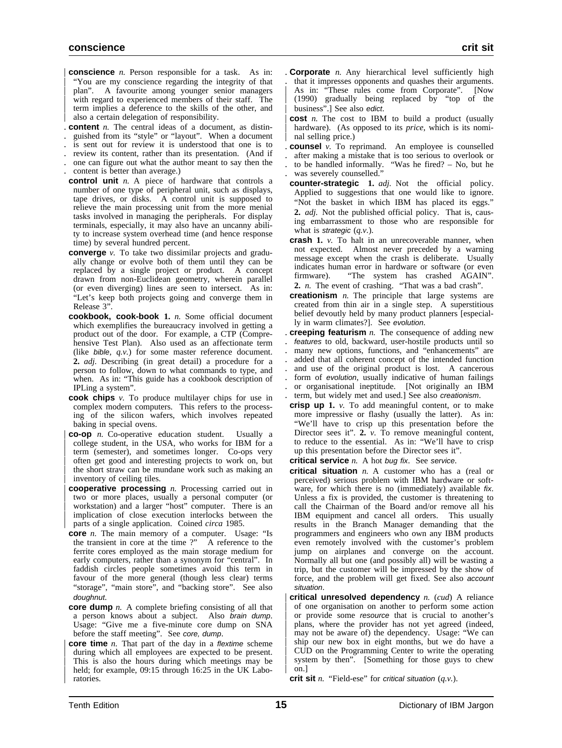**conscience** *n.* Person responsible for a task. As in: "You are my conscience regarding the integrity of that plan". A favourite among younger senior managers with regard to experienced members of their staff. The term implies a deference to the skills of the other, and also a certain delegation of responsibility.

**content** *n.* The central ideas of a document, as distinguished from its "style" or "layout". When a document is sent out for review it is understood that one is to review its content, rather than its presentation. (And if one can figure out what the author meant to say then the content is better than average.)

**control unit** *n.* A piece of hardware that controls a number of one type of peripheral unit, such as displays, tape drives, or disks. A control unit is supposed to relieve the main processing unit from the more menial tasks involved in managing the peripherals. For display terminals, especially, it may also have an uncanny ability to increase system overhead time (and hence response time) by several hundred percent.

**converge** *v.* To take two dissimilar projects and gradually change or evolve both of them until they can be replaced by a single project or product. A concept drawn from non-Euclidean geometry, wherein parallel (or even diverging) lines are seen to intersect. As in: "Let's keep both projects going and converge them in Release 3".

**cookbook, cook-book** **1.** *n.* Some official document which exemplifies the bureaucracy involved in getting a product out of the door. For example, a CTP (Comprehensive Test Plan). Also used as an affectionate term (like *bible, q.v.*) for some master reference document. **2.** *adj.* Describing (in great detail) a procedure for a person to follow, down to what commands to type, and when. As in: "This guide has a cookbook description of IPLing a system".

**cook chips** *v.* To produce multilayer chips for use in complex modern computers. This refers to the processing of the silicon wafers, which involves repeated baking in special ovens.

**co-op** *n.* Co-operative education student. Usually a college student, in the USA, who works for IBM for a term (semester), and sometimes longer. Co-ops very often get good and interesting projects to work on, but the short straw can be mundane work such as making an inventory of ceiling tiles.

**cooperative processing** *n.* Processing carried out in two or more places, usually a personal computer (or workstation) and a larger "host" computer. There is an implication of close execution interlocks between the parts of a single application. Coined *circa* 1985.

**core** *n.* The main memory of a computer. Usage: "Is the transient in core at the time ?" A reference to the ferrite cores employed as the main storage medium for early computers, rather than a synonym for "central". In faddish circles people sometimes avoid this term in favour of the more general (though less clear) terms "storage", "main store", and "backing store". See also *doughnut*.

**core dump** *n.* A complete briefing consisting of all that a person knows about a subject. Also *brain dump*. Usage: "Give me a five-minute core dump on SNA before the staff meeting". See *core, dump*.

**core time** *n.* That part of the day in a *flextime* scheme during which all employees are expected to be present. This is also the hours during which meetings may be held; for example, 09:15 through 16:25 in the UK Laboratories.

**Corporate** *n.* Any hierarchical level sufficiently high that it impresses opponents and quashes their arguments. As in: "These rules come from Corporate". [Now (1990) gradually being replaced by "top of the business".] See also *edict*.

**cost** *n.* The cost to IBM to build a product (usually hardware). (As opposed to its *price*, which is its nominal selling price.)

**counsel** *v.* To reprimand. An employee is counselled after making a mistake that is too serious to overlook or to be handled informally. "Was he fired? – No, but he was severely counselled."

**counter-strategic** **1.** *adj.* Not the official policy. Applied to suggestions that one would like to ignore. "Not the basket in which IBM has placed its eggs." **2.** *adj.* Not the published official policy. That is, causing embarrassment to those who are responsible for what is *strategic* (*q.v.*).

**crash** **1.** *v.* To halt in an unrecoverable manner, when not expected. Almost never preceded by a warning message except when the crash is deliberate. Usually indicates human error in hardware or software (or even firmware). "The system has crashed AGAIN". **2.** *n.* The event of crashing. "That was a bad crash".

**creationism** *n.* The principle that large systems are created from thin air in a single step. A superstitious belief devoutly held by many product planners [especially in warm climates?]. See *evolution*.

**creeping featurism** *n.* The consequence of adding new *features* to old, backward, user-hostile products until so many new options, functions, and "enhancements" are added that all coherent concept of the intended function and use of the original product is lost. A cancerous form of *evolution*, usually indicative of human failings or organisational ineptitude. [Not originally an IBM term, but widely met and used.] See also *creationism*.

**crisp up** **1.** *v.* To add meaningful content, or to make more impressive or flashy (usually the latter). As in: "We'll have to crisp up this presentation before the Director sees it". **2.** *v.* To remove meaningful content, to reduce to the essential. As in: "We'll have to crisp up this presentation before the Director sees it".

**critical service** *n.* A hot *bug fix*. See *service*.

**critical situation** *n.* A customer who has a (real or perceived) serious problem with IBM hardware or software, for which there is no (immediately) available *fix*. Unless a fix is provided, the customer is threatening to call the Chairman of the Board and/or remove all his IBM equipment and cancel all orders. This usually results in the Branch Manager demanding that the programmers and engineers who own any IBM products even remotely involved with the customer's problem jump on airplanes and converge on the account. Normally all but one (and possibly all) will be wasting a trip, but the customer will be impressed by the show of force, and the problem will get fixed. See also *account situation*.

**critical unresolved dependency** *n.* (*cud*) A reliance of one organisation on another to perform some action or provide some *resource* that is crucial to another's plans, where the provider has not yet agreed (indeed, may not be aware of) the dependency. Usage: "We can ship our new box in eight months, but we do have a CUD on the Programming Center to write the operating system by then". [Something for those guys to chew on.]

**crit sit** *n.* "Field-ese" for *critical situation* (*q.v.*).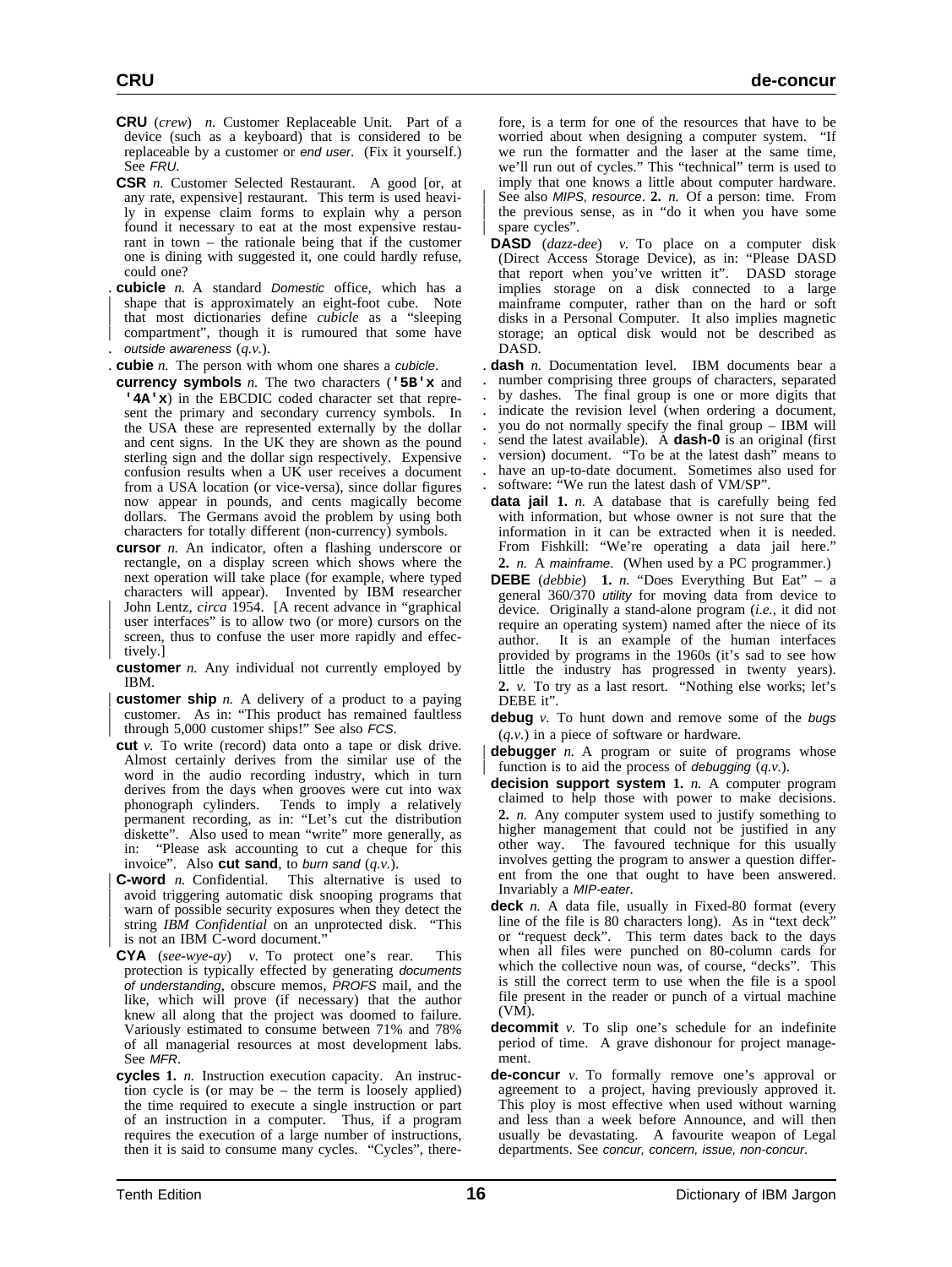**CRU** (*crew*) *n.* Customer Replaceable Unit. Part of a device (such as a keyboard) that is considered to be replaceable by a customer or *end user*. (Fix it yourself.) See *FRU*.

**CSR** *n.* Customer Selected Restaurant. A good [or, at any rate, expensive] restaurant. This term is used heavily in expense claim forms to explain why a person found it necessary to eat at the most expensive restaurant in town – the rationale being that if the customer one is dining with suggested it, one could hardly refuse, could one?

**cubicle** *n.* A standard *Domestic* office, which has a shape that is approximately an eight-foot cube. Note that most dictionaries define *cubicle* as a "sleeping compartment", though it is rumoured that some have *outside awareness* (*q.v.*).

**cubie** *n.* The person with whom one shares a *cubicle*.

**currency symbols** *n.* The two characters (**'5B'x** and **'4A'x**) in the EBCDIC coded character set that represent the primary and secondary currency symbols. In the USA these are represented externally by the dollar and cent signs. In the UK they are shown as the pound sterling sign and the dollar sign respectively. Expensive confusion results when a UK user receives a document from a USA location (or vice-versa), since dollar figures now appear in pounds, and cents magically become dollars. The Germans avoid the problem by using both characters for totally different (non-currency) symbols.

**cursor** *n.* An indicator, often a flashing underscore or rectangle, on a display screen which shows where the next operation will take place (for example, where typed characters will appear). Invented by IBM researcher John Lentz, *circa* 1954. [A recent advance in "graphical user interfaces" is to allow two (or more) cursors on the screen, thus to confuse the user more rapidly and effectively.]

**customer** *n.* Any individual not currently employed by IBM.

**customer ship** *n.* A delivery of a product to a paying customer. As in: "This product has remained faultless through 5,000 customer ships!" See also *FCS*.

**cut** *v.* To write (record) data onto a tape or disk drive. Almost certainly derives from the similar use of the word in the audio recording industry, which in turn derives from the days when grooves were cut into wax phonograph cylinders. Tends to imply a relatively permanent recording, as in: "Let's cut the distribution diskette". Also used to mean "write" more generally, as in: "Please ask accounting to cut a cheque for this invoice". Also **cut sand**, to *burn sand* (*q.v.*).

**C-word** *n.* Confidential. This alternative is used to avoid triggering automatic disk snooping programs that warn of possible security exposures when they detect the string *IBM Confidential* on an unprotected disk. "This is not an IBM C-word document."

**CYA** (*see-wye-ay*) *v.* To protect one's rear. This protection is typically effected by generating *documents of understanding*, obscure memos, *PROFS* mail, and the like, which will prove (if necessary) that the author knew all along that the project was doomed to failure. Variously estimated to consume between 71% and 78% of all managerial resources at most development labs. See *MFR*.

**cycles 1.** *n.* Instruction execution capacity. An instruction cycle is (or may be – the term is loosely applied) the time required to execute a single instruction or part of an instruction in a computer. Thus, if a program requires the execution of a large number of instructions, then it is said to consume many cycles. "Cycles", therefore, is a term for one of the resources that have to be worried about when designing a computer system. "If we run the formatter and the laser at the same time, we'll run out of cycles." This "technical" term is used to imply that one knows a little about computer hardware. See also *MIPS, resource*. **2.** *n.* Of a person: time. From the previous sense, as in "do it when you have some spare cycles".

**DASD** (*dazz-dee*) *v.* To place on a computer disk (Direct Access Storage Device), as in: "Please DASD that report when you've written it". DASD storage implies storage on a disk connected to a large mainframe computer, rather than on the hard or soft disks in a Personal Computer. It also implies magnetic storage; an optical disk would not be described as DASD.

**dash** *n.* Documentation level. IBM documents bear a number comprising three groups of characters, separated by dashes. The final group is one or more digits that indicate the revision level (when ordering a document, you do not normally specify the final group – IBM will send the latest available). A **dash-0** is an original (first version) document. "To be at the latest dash" means to have an up-to-date document. Sometimes also used for software: "We run the latest dash of VM/SP".

**data jail 1.** *n.* A database that is carefully being fed with information, but whose owner is not sure that the information in it can be extracted when it is needed. From Fishkill: "We're operating a data jail here." **2.** *n.* A *mainframe*. (When used by a PC programmer.)

**DEBE** (*debbie*) **1.** *n.* "Does Everything But Eat" – a general 360/370 *utility* for moving data from device to device. Originally a stand-alone program (*i.e.*, it did not require an operating system) named after the niece of its author. It is an example of the human interfaces provided by programs in the 1960s (it's sad to see how little the industry has progressed in twenty years). **2.** *v.* To try as a last resort. "Nothing else works; let's DEBE it".

**debug** *v.* To hunt down and remove some of the *bugs* (*q.v.*) in a piece of software or hardware.

**debugger** *n.* A program or suite of programs whose function is to aid the process of *debugging* (*q.v.*).

**decision support system 1.** *n.* A computer program claimed to help those with power to make decisions. **2.** *n.* Any computer system used to justify something to higher management that could not be justified in any other way. The favoured technique for this usually involves getting the program to answer a question different from the one that ought to have been answered. Invariably a *MIP-eater*.

**deck** *n.* A data file, usually in Fixed-80 format (every line of the file is 80 characters long). As in "text deck" or "request deck". This term dates back to the days when all files were punched on 80-column cards for which the collective noun was, of course, "decks". This is still the correct term to use when the file is a spool file present in the reader or punch of a virtual machine (VM).

**decommit** *v.* To slip one's schedule for an indefinite period of time. A grave dishonour for project management.

**de-concur** *v.* To formally remove one's approval or agreement to a project, having previously approved it. This ploy is most effective when used without warning and less than a week before Announce, and will then usually be devastating. A favourite weapon of Legal departments. See *concur, concern, issue, non-concur*.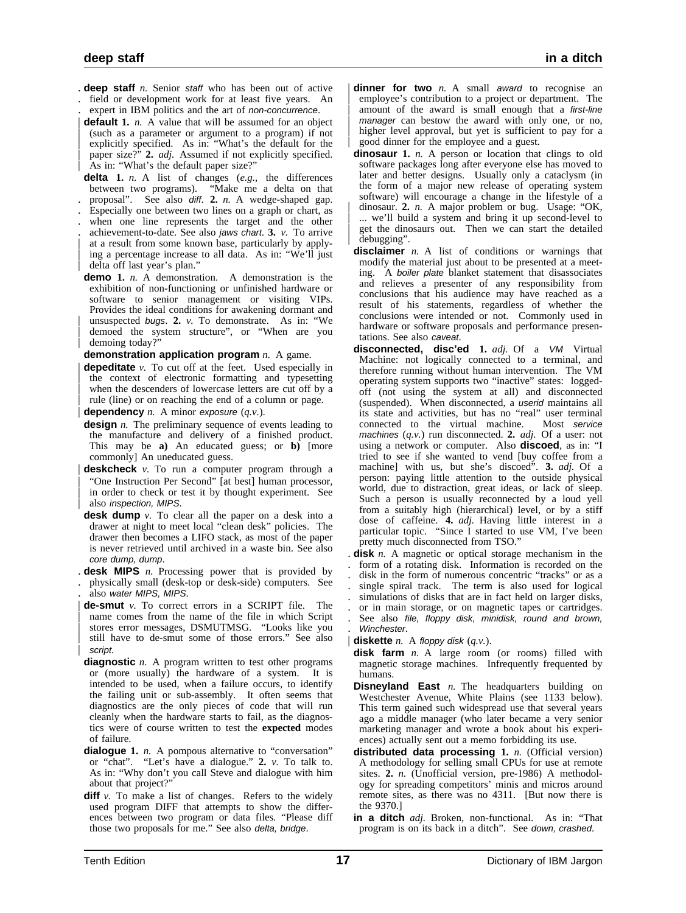**deep staff** *n.* Senior *staff* who has been out of active field or development work for at least five years. An expert in IBM politics and the art of *non-concurrence*.

**default** **1.** *n.* A value that will be assumed for an object (such as a parameter or argument to a program) if not explicitly specified. As in: "What's the default for the paper size?" **2.** *adj.* Assumed if not explicitly specified. As in: "What's the default paper size?"

**delta** **1.** *n.* A list of changes (*e.g.*, the differences between two programs). "Make me a delta on that proposal". See also *diff*. **2.** *n.* A wedge-shaped gap. Especially one between two lines on a graph or chart, as when one line represents the target and the other achievement-to-date. See also *jaws chart*. **3.** *v.* To arrive at a result from some known base, particularly by applying a percentage increase to all data. As in: "We'll just delta off last year's plan."

**demo** **1.** *n.* A demonstration. A demonstration is the exhibition of non-functioning or unfinished hardware or software to senior management or visiting VIPs. Provides the ideal conditions for awakening dormant and unsuspected *bugs*. **2.** *v.* To demonstrate. As in: "We demoed the system structure", or "When are you demoing today?"

**demonstration application program** *n.* A game.

**depeditate** *v.* To cut off at the feet. Used especially in the context of electronic formatting and typesetting when the descenders of lowercase letters are cut off by a rule (line) or on reaching the end of a column or page.

**dependency** *n.* A minor *exposure* (*q.v.*).

**design** *n.* The preliminary sequence of events leading to the manufacture and delivery of a finished product. This may be **a)** An educated guess; or **b)** [more commonly] An uneducated guess.

**deskcheck** *v.* To run a computer program through a "One Instruction Per Second" [at best] human processor, in order to check or test it by thought experiment. See also *inspection, MIPS*.

**desk dump** *v.* To clear all the paper on a desk into a drawer at night to meet local "clean desk" policies. The drawer then becomes a LIFO stack, as most of the paper is never retrieved until archived in a waste bin. See also *core dump, dump*.

**desk MIPS** *n.* Processing power that is provided by physically small (desk-top or desk-side) computers. See also *water MIPS, MIPS*.

**de-smut** *v.* To correct errors in a SCRIPT file. The name comes from the name of the file in which Script stores error messages, DSMUTMSG. "Looks like you still have to de-smut some of those errors." See also *script*.

**diagnostic** *n.* A program written to test other programs or (more usually) the hardware of a system. It is intended to be used, when a failure occurs, to identify the failing unit or sub-assembly. It often seems that diagnostics are the only pieces of code that will run cleanly when the hardware starts to fail, as the diagnostics were of course written to test the **expected** modes of failure.

**dialogue** **1.** *n.* A pompous alternative to "conversation" or "chat". "Let's have a dialogue." **2.** *v.* To talk to. As in: "Why don't you call Steve and dialogue with him about that project?"

**diff** *v.* To make a list of changes. Refers to the widely used program DIFF that attempts to show the differences between two program or data files. "Please diff those two proposals for me." See also *delta, bridge*.

**dinner for two** *n.* A small *award* to recognise an employee's contribution to a project or department. The amount of the award is small enough that a *first-line manager* can bestow the award with only one, or no, higher level approval, but yet is sufficient to pay for a good dinner for the employee and a guest.

**dinosaur** **1.** *n.* A person or location that clings to old software packages long after everyone else has moved to later and better designs. Usually only a cataclysm (in the form of a major new release of operating system software) will encourage a change in the lifestyle of a dinosaur. **2.** *n.* A major problem or bug. Usage: "OK, ... we'll build a system and bring it up second-level to get the dinosaurs out. Then we can start the detailed debugging".

**disclaimer** *n.* A list of conditions or warnings that modify the material just about to be presented at a meeting. A *boiler plate* blanket statement that disassociates and relieves a presenter of any responsibility from conclusions that his audience may have reached as a result of his statements, regardless of whether the conclusions were intended or not. Commonly used in hardware or software proposals and performance presentations. See also *caveat*.

**disconnected, disc'ed** **1.** *adj.* Of a *VM* Virtual Machine: not logically connected to a terminal, and therefore running without human intervention. The VM operating system supports two "inactive" states: logged-off (not using the system at all) and disconnected (suspended). When disconnected, a *userid* maintains all its state and activities, but has no "real" user terminal connected to the virtual machine. Most *service machines* (*q.v.*) run disconnected. **2.** *adj.* Of a user: not using a network or computer. Also **discoed**, as in: "I tried to see if she wanted to vend [buy coffee from a machine] with us, but she's discoed". **3.** *adj.* Of a person: paying little attention to the outside physical world, due to distraction, great ideas, or lack of sleep. Such a person is usually reconnected by a loud yell from a suitably high (hierarchical) level, or by a stiff dose of caffeine. **4.** *adj.* Having little interest in a particular topic. "Since I started to use VM, I've been pretty much disconnected from TSO."

**disk** *n.* A magnetic or optical storage mechanism in the form of a rotating disk. Information is recorded on the disk in the form of numerous concentric "tracks" or as a single spiral track. The term is also used for logical simulations of disks that are in fact held on larger disks, or in main storage, or on magnetic tapes or cartridges. See also *file, floppy disk, minidisk, round and brown, Winchester*.

**diskette** *n.* A *floppy disk* (*q.v.*).

**disk farm** *n.* A large room (or rooms) filled with magnetic storage machines. Infrequently frequented by humans.

**Disneyland East** *n.* The headquarters building on Westchester Avenue, White Plains (see 1133 below). This term gained such widespread use that several years ago a middle manager (who later became a very senior marketing manager and wrote a book about his experiences) actually sent out a memo forbidding its use.

**distributed data processing** **1.** *n.* (Official version) A methodology for selling small CPUs for use at remote sites. **2.** *n.* (Unofficial version, pre-1986) A methodology for spreading competitors' minis and micros around remote sites, as there was no 4311. [But now there is the 9370.]

**in a ditch** *adj.* Broken, non-functional. As in: "That program is on its back in a ditch". See *down, crashed*.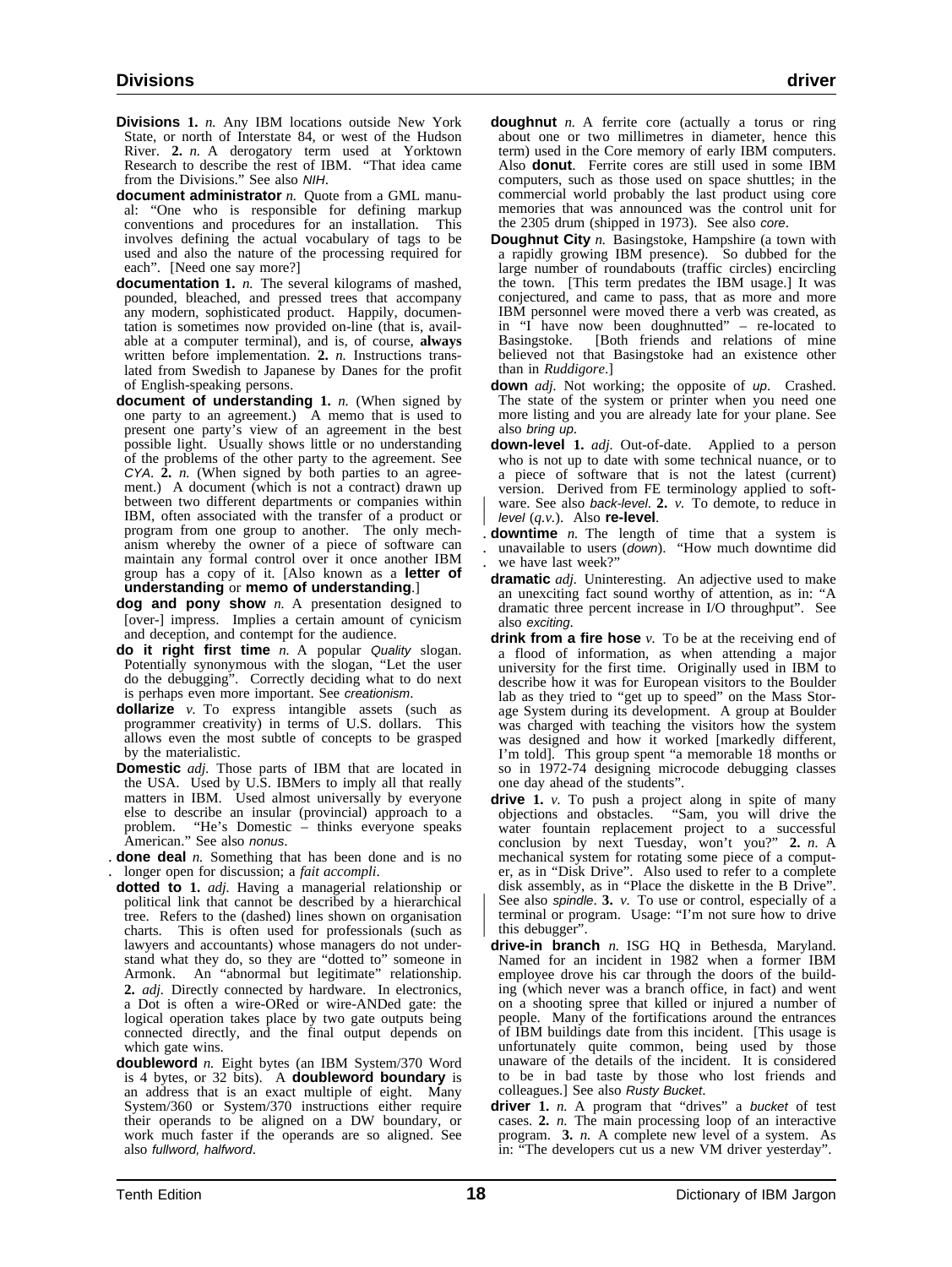**Divisions** **1.** *n.* Any IBM locations outside New York State, or north of Interstate 84, or west of the Hudson River. **2.** *n.* A derogatory term used at Yorktown Research to describe the rest of IBM. "That idea came from the Divisions." See also *NIH*.

**document administrator** *n.* Quote from a GML manual: "One who is responsible for defining markup conventions and procedures for an installation. This involves defining the actual vocabulary of tags to be used and also the nature of the processing required for each". [Need one say more?]

**documentation** **1.** *n.* The several kilograms of mashed, pounded, bleached, and pressed trees that accompany any modern, sophisticated product. Happily, documentation is sometimes now provided on-line (that is, available at a computer terminal), and is, of course, **always** written before implementation. **2.** *n.* Instructions translated from Swedish to Japanese by Danes for the profit of English-speaking persons.

**document of understanding** **1.** *n.* (When signed by one party to an agreement.) A memo that is used to present one party's view of an agreement in the best possible light. Usually shows little or no understanding of the problems of the other party to the agreement. See *CYA*. **2.** *n.* (When signed by both parties to an agreement.) A document (which is not a contract) drawn up between two different departments or companies within IBM, often associated with the transfer of a product or program from one group to another. The only mechanism whereby the owner of a piece of software can maintain any formal control over it once another IBM group has a copy of it. [Also known as a **letter of understanding** or **memo of understanding**.]

**dog and pony show** *n.* A presentation designed to [over-] impress. Implies a certain amount of cynicism and deception, and contempt for the audience.

**do it right first time** *n.* A popular *Quality* slogan. Potentially synonymous with the slogan, "Let the user do the debugging". Correctly deciding what to do next is perhaps even more important. See *creationism*.

**dollarize** *v.* To express intangible assets (such as programmer creativity) in terms of U.S. dollars. This allows even the most subtle of concepts to be grasped by the materialistic.

**Domestic** *adj.* Those parts of IBM that are located in the USA. Used by U.S. IBMers to imply all that really matters in IBM. Used almost universally by everyone else to describe an insular (provincial) approach to a problem. "He's Domestic – thinks everyone speaks American." See also *nonus*.

**done deal** *n.* Something that has been done and is no longer open for discussion; a *fait accompli*.

**dotted to** **1.** *adj.* Having a managerial relationship or political link that cannot be described by a hierarchical tree. Refers to the (dashed) lines shown on organisation charts. This is often used for professionals (such as lawyers and accountants) whose managers do not understand what they do, so they are "dotted to" someone in Armonk. An "abnormal but legitimate" relationship. **2.** *adj.* Directly connected by hardware. In electronics, a Dot is often a wire-ORed or wire-ANDed gate: the logical operation takes place by two gate outputs being connected directly, and the final output depends on which gate wins.

**doubleword** *n.* Eight bytes (an IBM System/370 Word is 4 bytes, or 32 bits). A **doubleword boundary** is an address that is an exact multiple of eight. Many System/360 or System/370 instructions either require their operands to be aligned on a DW boundary, or work much faster if the operands are so aligned. See also *fullword, halfword*.

**doughnut** *n.* A ferrite core (actually a torus or ring about one or two millimetres in diameter, hence this term) used in the Core memory of early IBM computers. Also **donut**. Ferrite cores are still used in some IBM computers, such as those used on space shuttles; in the commercial world probably the last product using core memories that was announced was the control unit for the 2305 drum (shipped in 1973). See also *core*.

**Doughnut City** *n.* Basingstoke, Hampshire (a town with a rapidly growing IBM presence). So dubbed for the large number of roundabouts (traffic circles) encircling the town. [This term predates the IBM usage.] It was conjectured, and came to pass, that as more and more IBM personnel were moved there a verb was created, as in "I have now been doughnutted" – re-located to Basingstoke. [Both friends and relations of mine believed not that Basingstoke had an existence other than in *Ruddigore*.]

**down** *adj.* Not working; the opposite of *up*. Crashed. The state of the system or printer when you need one more listing and you are already late for your plane. See also *bring up*.

**down-level** **1.** *adj.* Out-of-date. Applied to a person who is not up to date with some technical nuance, or to a piece of software that is not the latest (current) version. Derived from FE terminology applied to software. See also *back-level*. **2.** *v.* To demote, to reduce in *level* (*q.v.*). Also **re-level**.

**downtime** *n.* The length of time that a system is unavailable to users (*down*). "How much downtime did we have last week?"

**dramatic** *adj.* Uninteresting. An adjective used to make an unexciting fact sound worthy of attention, as in: "A dramatic three percent increase in I/O throughput". See also *exciting*.

**drink from a fire hose** *v.* To be at the receiving end of a flood of information, as when attending a major university for the first time. Originally used in IBM to describe how it was for European visitors to the Boulder lab as they tried to "get up to speed" on the Mass Storage System during its development. A group at Boulder was charged with teaching the visitors how the system was designed and how it worked [markedly different, I'm told]. This group spent "a memorable 18 months or so in 1972-74 designing microcode debugging classes one day ahead of the students".

**drive** **1.** *v.* To push a project along in spite of many objections and obstacles. "Sam, you will drive the water fountain replacement project to a successful conclusion by next Tuesday, won't you?" **2.** *n.* A mechanical system for rotating some piece of a computer, as in "Disk Drive". Also used to refer to a complete disk assembly, as in "Place the diskette in the B Drive". See also *spindle*. **3.** *v.* To use or control, especially of a terminal or program. Usage: "I'm not sure how to drive this debugger".

**drive-in branch** *n.* ISG HQ in Bethesda, Maryland. Named for an incident in 1982 when a former IBM employee drove his car through the doors of the building (which never was a branch office, in fact) and went on a shooting spree that killed or injured a number of people. Many of the fortifications around the entrances of IBM buildings date from this incident. [This usage is unfortunately quite common, being used by those unaware of the details of the incident. It is considered to be in bad taste by those who lost friends and colleagues.] See also *Rusty Bucket*.

**driver** **1.** *n.* A program that "drives" a *bucket* of test cases. **2.** *n.* The main processing loop of an interactive program. **3.** *n.* A complete new level of a system. As in: "The developers cut us a new VM driver yesterday".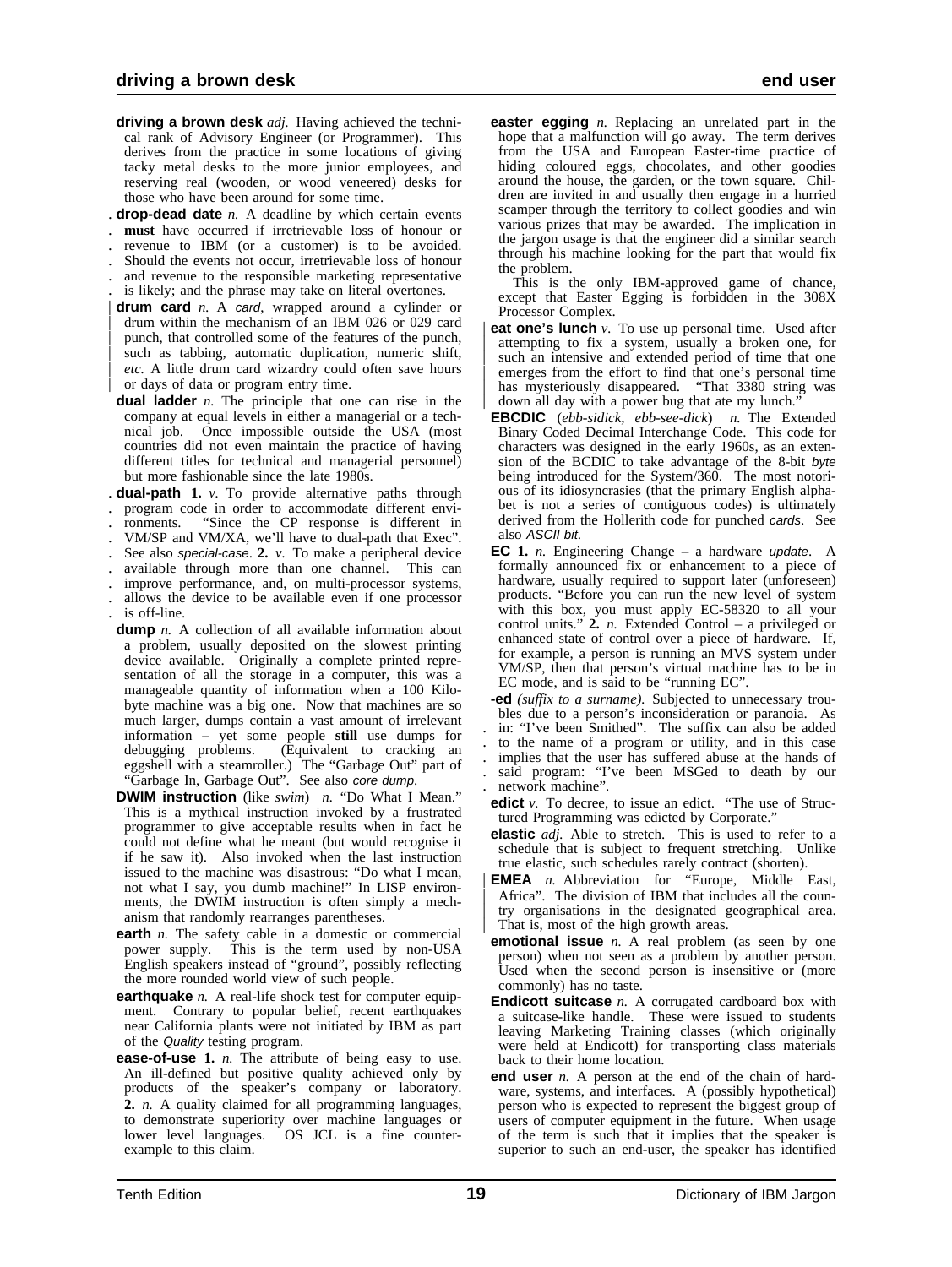**driving a brown desk** *adj.* Having achieved the technical rank of Advisory Engineer (or Programmer). This derives from the practice in some locations of giving tacky metal desks to the more junior employees, and reserving real (wooden, or wood veneered) desks for those who have been around for some time.

**drop-dead date** *n.* A deadline by which certain events **must** have occurred if irretrievable loss of honour or revenue to IBM (or a customer) is to be avoided. Should the events not occur, irretrievable loss of honour and revenue to the responsible marketing representative is likely; and the phrase may take on literal overtones.

**drum card** *n.* A *card*, wrapped around a cylinder or drum within the mechanism of an IBM 026 or 029 card punch, that controlled some of the features of the punch, such as tabbing, automatic duplication, numeric shift, *etc.* A little drum card wizardry could often save hours or days of data or program entry time.

**dual ladder** *n.* The principle that one can rise in the company at equal levels in either a managerial or a technical job. Once impossible outside the USA (most countries did not even maintain the practice of having different titles for technical and managerial personnel) but more fashionable since the late 1980s.

**dual-path 1.** *v.* To provide alternative paths through program code in order to accommodate different environments. "Since the CP response is different in VM/SP and VM/XA, we'll have to dual-path that Exec". See also *special-case*. **2.** *v.* To make a peripheral device available through more than one channel. This can improve performance, and, on multi-processor systems, allows the device to be available even if one processor is off-line.

**dump** *n.* A collection of all available information about a problem, usually deposited on the slowest printing device available. Originally a complete printed representation of all the storage in a computer, this was a manageable quantity of information when a 100 Kilobyte machine was a big one. Now that machines are so much larger, dumps contain a vast amount of irrelevant information – yet some people **still** use dumps for debugging problems. (Equivalent to cracking an eggshell with a steamroller.) The "Garbage Out" part of "Garbage In, Garbage Out". See also *core dump*.

**DWIM instruction** (like *swim*) *n.* "Do What I Mean." This is a mythical instruction invoked by a frustrated programmer to give acceptable results when in fact he could not define what he meant (but would recognise it if he saw it). Also invoked when the last instruction issued to the machine was disastrous: "Do what I mean, not what I say, you dumb machine!" In LISP environments, the DWIM instruction is often simply a mechanism that randomly rearranges parentheses.

**earth** *n.* The safety cable in a domestic or commercial power supply. This is the term used by non-USA English speakers instead of "ground", possibly reflecting the more rounded world view of such people.

**earthquake** *n.* A real-life shock test for computer equipment. Contrary to popular belief, recent earthquakes near California plants were not initiated by IBM as part of the *Quality* testing program.

**ease-of-use 1.** *n.* The attribute of being easy to use. An ill-defined but positive quality achieved only by products of the speaker's company or laboratory. **2.** *n.* A quality claimed for all programming languages, to demonstrate superiority over machine languages or lower level languages. OS JCL is a fine counterexample to this claim.

**easter egging** *n.* Replacing an unrelated part in the hope that a malfunction will go away. The term derives from the USA and European Easter-time practice of hiding coloured eggs, chocolates, and other goodies around the house, the garden, or the town square. Children are invited in and usually then engage in a hurried scamper through the territory to collect goodies and win various prizes that may be awarded. The implication in the jargon usage is that the engineer did a similar search through his machine looking for the part that would fix the problem.

This is the only IBM-approved game of chance, except that Easter Egging is forbidden in the 308X Processor Complex.

**eat one's lunch** *v.* To use up personal time. Used after attempting to fix a system, usually a broken one, for such an intensive and extended period of time that one emerges from the effort to find that one's personal time has mysteriously disappeared. "That 3380 string was down all day with a power bug that ate my lunch."

**EBCDIC** (*ebb-sidick, ebb-see-dick*) *n.* The Extended Binary Coded Decimal Interchange Code. This code for characters was designed in the early 1960s, as an extension of the BCDIC to take advantage of the 8-bit *byte* being introduced for the System/360. The most notorious of its idiosyncrasies (that the primary English alphabet is not a series of contiguous codes) is ultimately derived from the Hollerith code for punched *cards*. See also *ASCII bit*.

**EC 1.** *n.* Engineering Change – a hardware *update*. A formally announced fix or enhancement to a piece of hardware, usually required to support later (unforeseen) products. "Before you can run the new level of system with this box, you must apply EC-58320 to all your control units." **2.** *n.* Extended Control – a privileged or enhanced state of control over a piece of hardware. If, for example, a person is running an MVS system under VM/SP, then that person's virtual machine has to be in EC mode, and is said to be "running EC".

**-ed** *(suffix to a surname).* Subjected to unnecessary troubles due to a person's inconsideration or paranoia. As in: "I've been Smithed". The suffix can also be added to the name of a program or utility, and in this case implies that the user has suffered abuse at the hands of said program: "I've been MSGed to death by our network machine".

**edict** *v.* To decree, to issue an edict. "The use of Structured Programming was edicted by Corporate."

**elastic** *adj.* Able to stretch. This is used to refer to a schedule that is subject to frequent stretching. Unlike true elastic, such schedules rarely contract (shorten).

**EMEA** *n.* Abbreviation for "Europe, Middle East, Africa". The division of IBM that includes all the country organisations in the designated geographical area. That is, most of the high growth areas.

**emotional issue** *n.* A real problem (as seen by one person) when not seen as a problem by another person. Used when the second person is insensitive or (more commonly) has no taste.

**Endicott suitcase** *n.* A corrugated cardboard box with a suitcase-like handle. These were issued to students leaving Marketing Training classes (which originally were held at Endicott) for transporting class materials back to their home location.

**end user** *n.* A person at the end of the chain of hardware, systems, and interfaces. A (possibly hypothetical) person who is expected to represent the biggest group of users of computer equipment in the future. When usage of the term is such that it implies that the speaker is superior to such an end-user, the speaker has identified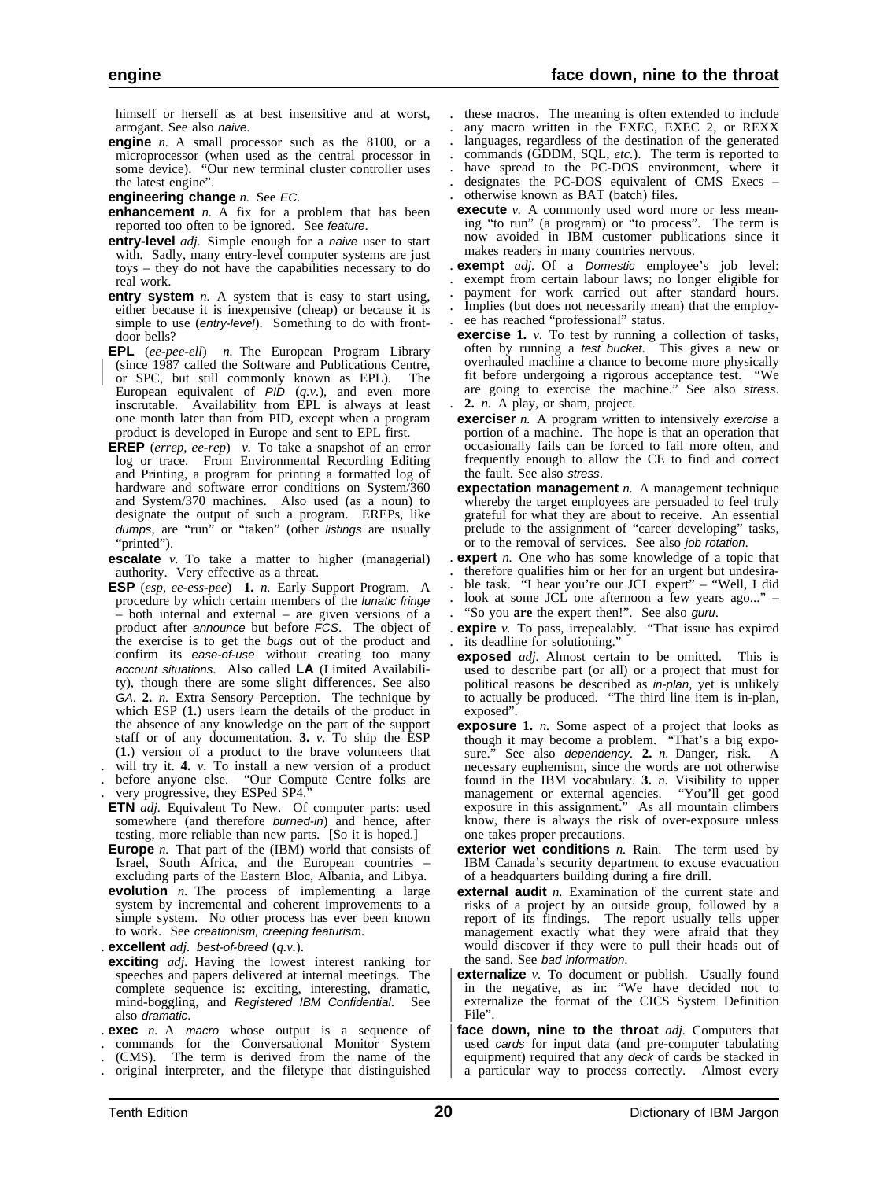himself or herself as at best insensitive and at worst, arrogant. See also *naive*.

**engine** *n.* A small processor such as the 8100, or a microprocessor (when used as the central processor in some device). "Our new terminal cluster controller uses the latest engine".

**engineering change** *n.* See *EC*.

**enhancement** *n.* A fix for a problem that has been reported too often to be ignored. See *feature*.

**entry-level** *adj.* Simple enough for a *naive* user to start with. Sadly, many entry-level computer systems are just toys – they do not have the capabilities necessary to do real work.

**entry system** *n.* A system that is easy to start using, either because it is inexpensive (cheap) or because it is simple to use (*entry-level*). Something to do with front-door bells?

**EPL** (*ee-pee-ell*) *n.* The European Program Library (since 1987 called the Software and Publications Centre, or SPC, but still commonly known as EPL). The European equivalent of *PID* (*q.v.*), and even more inscrutable. Availability from EPL is always at least one month later than from PID, except when a program product is developed in Europe and sent to EPL first.

**EREP** (*errep, ee-rep*) *v.* To take a snapshot of an error log or trace. From Environmental Recording Editing and Printing, a program for printing a formatted log of hardware and software error conditions on System/360 and System/370 machines. Also used (as a noun) to designate the output of such a program. EREPs, like *dumps*, are "run" or "taken" (other *listings* are usually "printed").

**escalate** *v.* To take a matter to higher (managerial) authority. Very effective as a threat.

**ESP** (*esp, ee-ess-pee*) **1.** *n.* Early Support Program. A procedure by which certain members of the *lunatic fringe* – both internal and external – are given versions of a product after *announce* but before *FCS*. The object of the exercise is to get the *bugs* out of the product and confirm its *ease-of-use* without creating too many *account situations*. Also called **LA** (Limited Availability), though there are some slight differences. See also *GA*. **2.** *n.* Extra Sensory Perception. The technique by which ESP (**1.**) users learn the details of the product in the absence of any knowledge on the part of the support staff or of any documentation. **3.** *v.* To ship the ESP (**1.**) version of a product to the brave volunteers that will try it. **4.** *v.* To install a new version of a product before anyone else. "Our Compute Centre folks are very progressive, they ESPed SP4."

**ETN** *adj.* Equivalent To New. Of computer parts: used somewhere (and therefore *burned-in*) and hence, after testing, more reliable than new parts. [So it is hoped.]

**Europe** *n.* That part of the (IBM) world that consists of Israel, South Africa, and the European countries – excluding parts of the Eastern Bloc, Albania, and Libya.

**evolution** *n.* The process of implementing a large system by incremental and coherent improvements to a simple system. No other process has ever been known to work. See *creationism, creeping featurism*.

**excellent** *adj.* *best-of-breed* (*q.v.*).

**exciting** *adj.* Having the lowest interest ranking for speeches and papers delivered at internal meetings. The complete sequence is: exciting, interesting, dramatic, mind-boggling, and *Registered IBM Confidential*. See also *dramatic*.

**exec** *n.* A *macro* whose output is a sequence of commands for the Conversational Monitor System (CMS). The term is derived from the name of the original interpreter, and the filetype that distinguished these macros. The meaning is often extended to include any macro written in the EXEC, EXEC 2, or REXX languages, regardless of the destination of the generated commands (GDDM, SQL, *etc.*). The term is reported to have spread to the PC-DOS environment, where it designates the PC-DOS equivalent of CMS Execs – otherwise known as BAT (batch) files.

**execute** *v.* A commonly used word more or less meaning "to run" (a program) or "to process". The term is now avoided in IBM customer publications since it makes readers in many countries nervous.

**exempt** *adj.* Of a *Domestic* employee's job level: exempt from certain labour laws; no longer eligible for payment for work carried out after standard hours. Implies (but does not necessarily mean) that the employee has reached "professional" status.

**exercise** **1.** *v.* To test by running a collection of tasks, often by running a *test bucket*. This gives a new or overhauled machine a chance to become more physically fit before undergoing a rigorous acceptance test. "We are going to exercise the machine." See also *stress*. **2.** *n.* A play, or sham, project.

**exerciser** *n.* A program written to intensively *exercise* a portion of a machine. The hope is that an operation that occasionally fails can be forced to fail more often, and frequently enough to allow the CE to find and correct the fault. See also *stress*.

**expectation management** *n.* A management technique whereby the target employees are persuaded to feel truly grateful for what they are about to receive. An essential prelude to the assignment of "career developing" tasks, or to the removal of services. See also *job rotation*.

**expert** *n.* One who has some knowledge of a topic that therefore qualifies him or her for an urgent but undesirable task. "I hear you're our JCL expert" – "Well, I did look at some JCL one afternoon a few years ago..." – "So you **are** the expert then!". See also *guru*.

**expire** *v.* To pass, irrepealably. "That issue has expired its deadline for solutioning."

**exposed** *adj.* Almost certain to be omitted. This is used to describe part (or all) or a project that must for political reasons be described as *in-plan*, yet is unlikely to actually be produced. "The third line item is in-plan, exposed".

**exposure** **1.** *n.* Some aspect of a project that looks as though it may become a problem. "That's a big exposure." See also *dependency*. **2.** *n.* Danger, risk. A necessary euphemism, since the words are not otherwise found in the IBM vocabulary. **3.** *n.* Visibility to upper management or external agencies. "You'll get good exposure in this assignment." As all mountain climbers know, there is always the risk of over-exposure unless one takes proper precautions.

**exterior wet conditions** *n.* Rain. The term used by IBM Canada's security department to excuse evacuation of a headquarters building during a fire drill.

**external audit** *n.* Examination of the current state and risks of a project by an outside group, followed by a report of its findings. The report usually tells upper management exactly what they were afraid that they would discover if they were to pull their heads out of the sand. See *bad information*.

**externalize** *v.* To document or publish. Usually found in the negative, as in: "We have decided not to externalize the format of the CICS System Definition File".

**face down, nine to the throat** *adj.* Computers that used *cards* for input data (and pre-computer tabulating equipment) required that any *deck* of cards be stacked in a particular way to process correctly. Almost every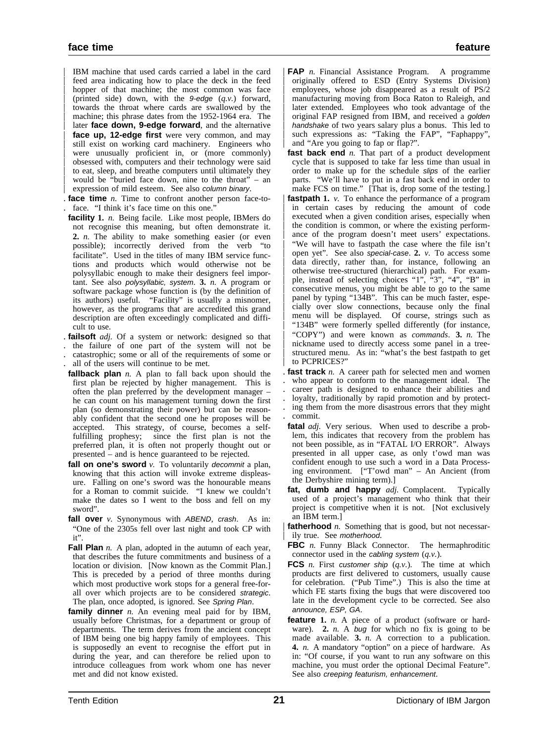IBM machine that used cards carried a label in the card feed area indicating how to place the deck in the feed hopper of that machine; the most common was face (printed side) down, with the *9-edge* (*q.v.*) forward, towards the throat where cards are swallowed by the machine; this phrase dates from the 1952-1964 era. The later **face down, 9-edge forward**, and the alternative **face up, 12-edge first** were very common, and may still exist on working card machinery. Engineers who were unusually proficient in, or (more commonly) obsessed with, computers and their technology were said to eat, sleep, and breathe computers until ultimately they would be "buried face down, nine to the throat" – an expression of mild esteem. See also *column binary*.

**face time** *n.* Time to confront another person face-to-face. "I think it's face time on this one."

**facility** **1.** *n.* Being facile. Like most people, IBMers do not recognise this meaning, but often demonstrate it. **2.** *n.* The ability to make something easier (or even possible); incorrectly derived from the verb "to facilitate". Used in the titles of many IBM service functions and products which would otherwise not be polysyllabic enough to make their designers feel important. See also *polysyllabic, system*. **3.** *n.* A program or software package whose function is (by the definition of its authors) useful. "Facility" is usually a misnomer, however, as the programs that are accredited this grand description are often exceedingly complicated and difficult to use.

**failsoft** *adj.* Of a system or network: designed so that the failure of one part of the system will not be catastrophic; some or all of the requirements of some or all of the users will continue to be met.

**fallback plan** *n.* A plan to fall back upon should the first plan be rejected by higher management. This is often the plan preferred by the development manager – he can count on his management turning down the first plan (so demonstrating their power) but can be reasonably confident that the second one he proposes will be accepted. This strategy, of course, becomes a self-fulfilling prophesy; since the first plan is not the preferred plan, it is often not properly thought out or presented – and is hence guaranteed to be rejected.

**fall on one's sword** *v.* To voluntarily *decommit* a plan, knowing that this action will invoke extreme displeasure. Falling on one's sword was the honourable means for a Roman to commit suicide. "I knew we couldn't make the dates so I went to the boss and fell on my sword".

**fall over** *v.* Synonymous with *ABEND*, *crash*. As in: "One of the 2305s fell over last night and took CP with it".

**Fall Plan** *n.* A plan, adopted in the autumn of each year, that describes the future commitments and business of a location or division. [Now known as the Commit Plan.] This is preceded by a period of three months during which most productive work stops for a general free-for-all over which projects are to be considered *strategic*. The plan, once adopted, is ignored. See *Spring Plan*.

**family dinner** *n.* An evening meal paid for by IBM, usually before Christmas, for a department or group of departments. The term derives from the ancient concept of IBM being one big happy family of employees. This is supposedly an event to recognise the effort put in during the year, and can therefore be relied upon to introduce colleagues from work whom one has never met and did not know existed.

**FAP** *n.* Financial Assistance Program. A programme originally offered to ESD (Entry Systems Division) employees, whose job disappeared as a result of PS/2 manufacturing moving from Boca Raton to Raleigh, and later extended. Employees who took advantage of the original FAP resigned from IBM, and received a *golden handshake* of two years salary plus a bonus. This led to such expressions as: "Taking the FAP", "Faphappy", and "Are you going to fap or flap?".

**fast back end** *n.* That part of a product development cycle that is supposed to take far less time than usual in order to make up for the schedule *slips* of the earlier parts. "We'll have to put in a fast back end in order to make FCS on time." [That is, drop some of the testing.]

**fastpath** **1.** *v.* To enhance the performance of a program in certain cases by reducing the amount of code executed when a given condition arises, especially when the condition is common, or where the existing performance of the program doesn't meet users' expectations. "We will have to fastpath the case where the file isn't open yet". See also *special-case*. **2.** *v.* To access some data directly, rather than, for instance, following an otherwise tree-structured (hierarchical) path. For example, instead of selecting choices "1", "3", "4", "B" in consecutive menus, you might be able to go to the same panel by typing "134B". This can be much faster, especially over slow connections, because only the final menu will be displayed. Of course, strings such as "134B" were formerly spelled differently (for instance, "COPY") and were known as *commands*. **3.** *n.* The nickname used to directly access some panel in a tree-structured menu. As in: "what's the best fastpath to get to PCPRICES?"

**fast track** *n.* A career path for selected men and women who appear to conform to the management ideal. The career path is designed to enhance their abilities and loyalty, traditionally by rapid promotion and by protecting them from the more disastrous errors that they might commit.

**fatal** *adj.* Very serious. When used to describe a problem, this indicates that recovery from the problem has not been possible, as in "FATAL I/O ERROR". Always presented in all upper case, as only t'owd man was confident enough to use such a word in a Data Processing environment. ["T'owd man" – An Ancient (from the Derbyshire mining term).]

**fat, dumb and happy** *adj.* Complacent. Typically used of a project's management who think that their project is competitive when it is not. [Not exclusively an IBM term.]

**fatherhood** *n.* Something that is good, but not necessarily true. See *motherhood*.

**FBC** *n.* Funny Black Connector. The hermaphroditic connector used in the *cabling system* (*q.v.*).

**FCS** *n.* First *customer ship* (*q.v.*). The time at which products are first delivered to customers, usually cause for celebration. ("Pub Time".) This is also the time at which FE starts fixing the bugs that were discovered too late in the development cycle to be corrected. See also *announce, ESP, GA*.

**feature** **1.** *n.* A piece of a product (software or hardware). **2.** *n.* A *bug* for which no fix is going to be made available. **3.** *n.* A correction to a publication. **4.** *n.* A mandatory "option" on a piece of hardware. As in: "Of course, if you want to run any software on this machine, you must order the optional Decimal Feature". See also *creeping featurism, enhancement*.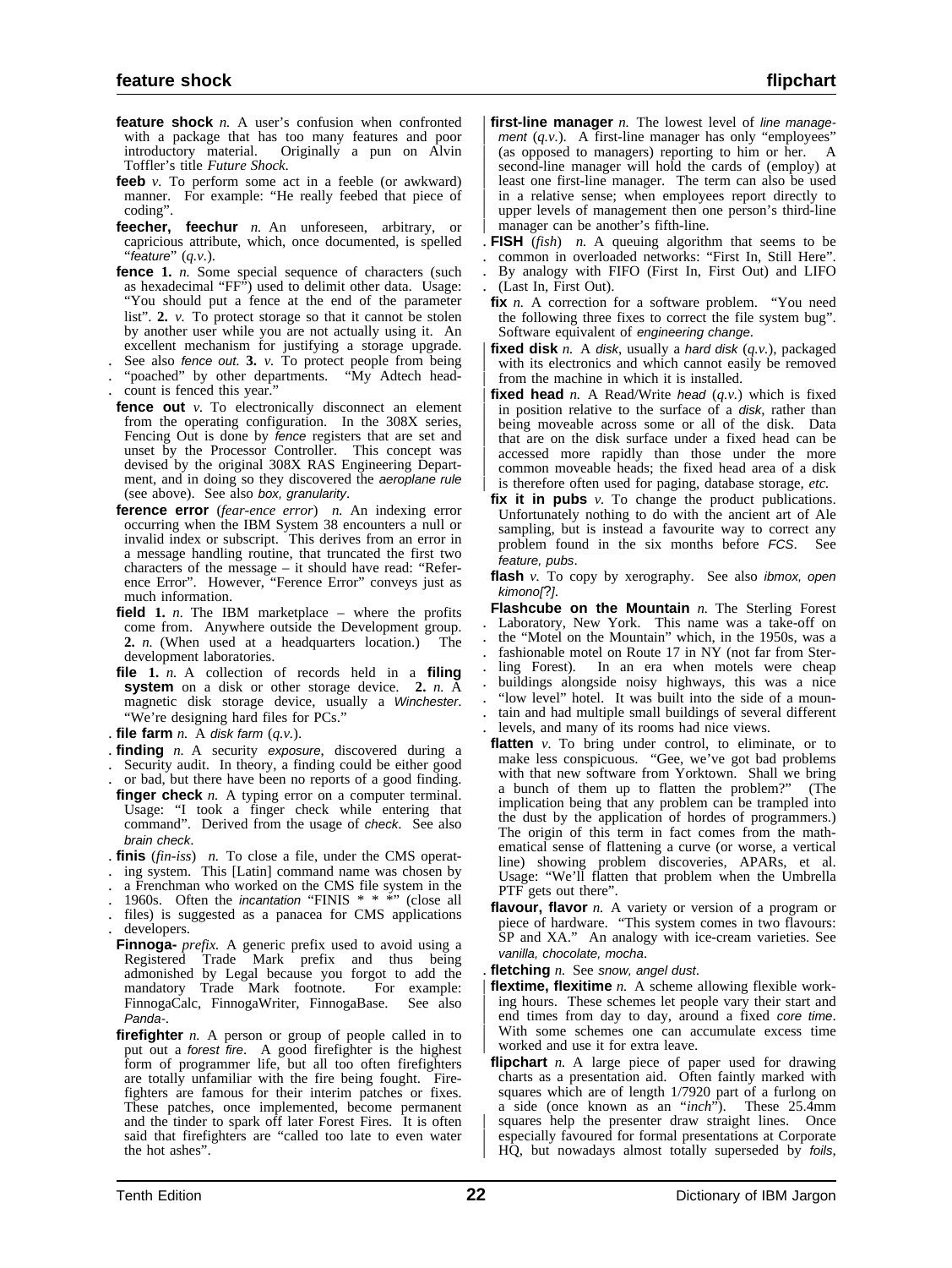**feature shock** *n.* A user's confusion when confronted with a package that has too many features and poor introductory material. Originally a pun on Alvin Toffler's title *Future Shock*.

**feeb** *v.* To perform some act in a feeble (or awkward) manner. For example: "He really feebed that piece of coding".

**feecher, feechur** *n.* An unforeseen, arbitrary, or capricious attribute, which, once documented, is spelled "*feature*" (*q.v.*).

**fence** **1.** *n.* Some special sequence of characters (such as hexadecimal "FF") used to delimit other data. Usage: "You should put a fence at the end of the parameter list". **2.** *v.* To protect storage so that it cannot be stolen by another user while you are not actually using it. An excellent mechanism for justifying a storage upgrade. See also *fence out*. **3.** *v.* To protect people from being "poached" by other departments. "My Adtech head-count is fenced this year."

**fence out** *v.* To electronically disconnect an element from the operating configuration. In the 308X series, Fencing Out is done by *fence* registers that are set and unset by the Processor Controller. This concept was devised by the original 308X RAS Engineering Department, and in doing so they discovered the *aeroplane rule* (see above). See also *box, granularity*.

**ference error** (*fear-ence error*) *n.* An indexing error occurring when the IBM System 38 encounters a null or invalid index or subscript. This derives from an error in a message handling routine, that truncated the first two characters of the message – it should have read: "Reference Error". However, "Ference Error" conveys just as much information.

**field** **1.** *n.* The IBM marketplace – where the profits come from. Anywhere outside the Development group. **2.** *n.* (When used at a headquarters location.) The development laboratories.

**file** **1.** *n.* A collection of records held in a **filing system** on a disk or other storage device. **2.** *n.* A magnetic disk storage device, usually a *Winchester*. "We're designing hard files for PCs."

**file farm** *n.* A *disk farm* (*q.v.*).

**finding** *n.* A security *exposure*, discovered during a Security audit. In theory, a finding could be either good or bad, but there have been no reports of a good finding.

**finger check** *n.* A typing error on a computer terminal. Usage: "I took a finger check while entering that command". Derived from the usage of *check*. See also *brain check*.

**finis** (*fin-iss*) *n.* To close a file, under the CMS operating system. This [Latin] command name was chosen by a Frenchman who worked on the CMS file system in the 1960s. Often the *incantation* "FINIS * * *" (close all files) is suggested as a panacea for CMS applications developers.

**Finnoga-** *prefix.* A generic prefix used to avoid using a Registered Trade Mark prefix and thus being admonished by Legal because you forgot to add the mandatory Trade Mark footnote. For example: FinnogaCalc, FinnogaWriter, FinnogaBase. See also *Panda-*.

**firefighter** *n.* A person or group of people called in to put out a *forest fire*. A good firefighter is the highest form of programmer life, but all too often firefighters are totally unfamiliar with the fire being fought. Firefighters are famous for their interim patches or fixes. These patches, once implemented, become permanent and the tinder to spark off later Forest Fires. It is often said that firefighters are "called too late to even water the hot ashes".

**first-line manager** *n.* The lowest level of *line management* (*q.v.*). A first-line manager has only "employees" (as opposed to managers) reporting to him or her. A second-line manager will hold the cards of (employ) at least one first-line manager. The term can also be used in a relative sense; when employees report directly to upper levels of management then one person's third-line manager can be another's fifth-line.

**FISH** (*fish*) *n.* A queuing algorithm that seems to be common in overloaded networks: "First In, Still Here". By analogy with FIFO (First In, First Out) and LIFO (Last In, First Out).

**fix** *n.* A correction for a software problem. "You need the following three fixes to correct the file system bug". Software equivalent of *engineering change*.

**fixed disk** *n.* A *disk*, usually a *hard disk* (*q.v.*), packaged with its electronics and which cannot easily be removed from the machine in which it is installed.

**fixed head** *n.* A Read/Write *head* (*q.v.*) which is fixed in position relative to the surface of a *disk*, rather than being moveable across some or all of the disk. Data that are on the disk surface under a fixed head can be accessed more rapidly than those under the more common moveable heads; the fixed head area of a disk is therefore often used for paging, database storage, *etc.*

**fix it in pubs** *v.* To change the product publications. Unfortunately nothing to do with the ancient art of Ale sampling, but is instead a favourite way to correct any problem found in the six months before *FCS*. See *feature, pubs*.

**flash** *v.* To copy by xerography. See also *ibmox, open kimono[?]*.

**Flashcube on the Mountain** *n.* The Sterling Forest Laboratory, New York. This name was a take-off on the "Motel on the Mountain" which, in the 1950s, was a fashionable motel on Route 17 in NY (not far from Sterling Forest). In an era when motels were cheap buildings alongside noisy highways, this was a nice "low level" hotel. It was built into the side of a mountain and had multiple small buildings of several different levels, and many of its rooms had nice views.

**flatten** *v.* To bring under control, to eliminate, or to make less conspicuous. "Gee, we've got bad problems with that new software from Yorktown. Shall we bring a bunch of them up to flatten the problem?" (The implication being that any problem can be trampled into the dust by the application of hordes of programmers.) The origin of this term in fact comes from the mathematical sense of flattening a curve (or worse, a vertical line) showing problem discoveries, APARs, et al. Usage: "We'll flatten that problem when the Umbrella PTF gets out there".

**flavour, flavor** *n.* A variety or version of a program or piece of hardware. "This system comes in two flavours: SP and XA." An analogy with ice-cream varieties. See *vanilla, chocolate, mocha*.

**fletching** *n.* See *snow, angel dust*.

**flextime, flexitime** *n.* A scheme allowing flexible working hours. These schemes let people vary their start and end times from day to day, around a fixed *core time*. With some schemes one can accumulate excess time worked and use it for extra leave.

**flipchart** *n.* A large piece of paper used for drawing charts as a presentation aid. Often faintly marked with squares which are of length 1/7920 part of a furlong on a side (once known as an "*inch*"). These 25.4mm squares help the presenter draw straight lines. Once especially favoured for formal presentations at Corporate HQ, but nowadays almost totally superseded by *foils*,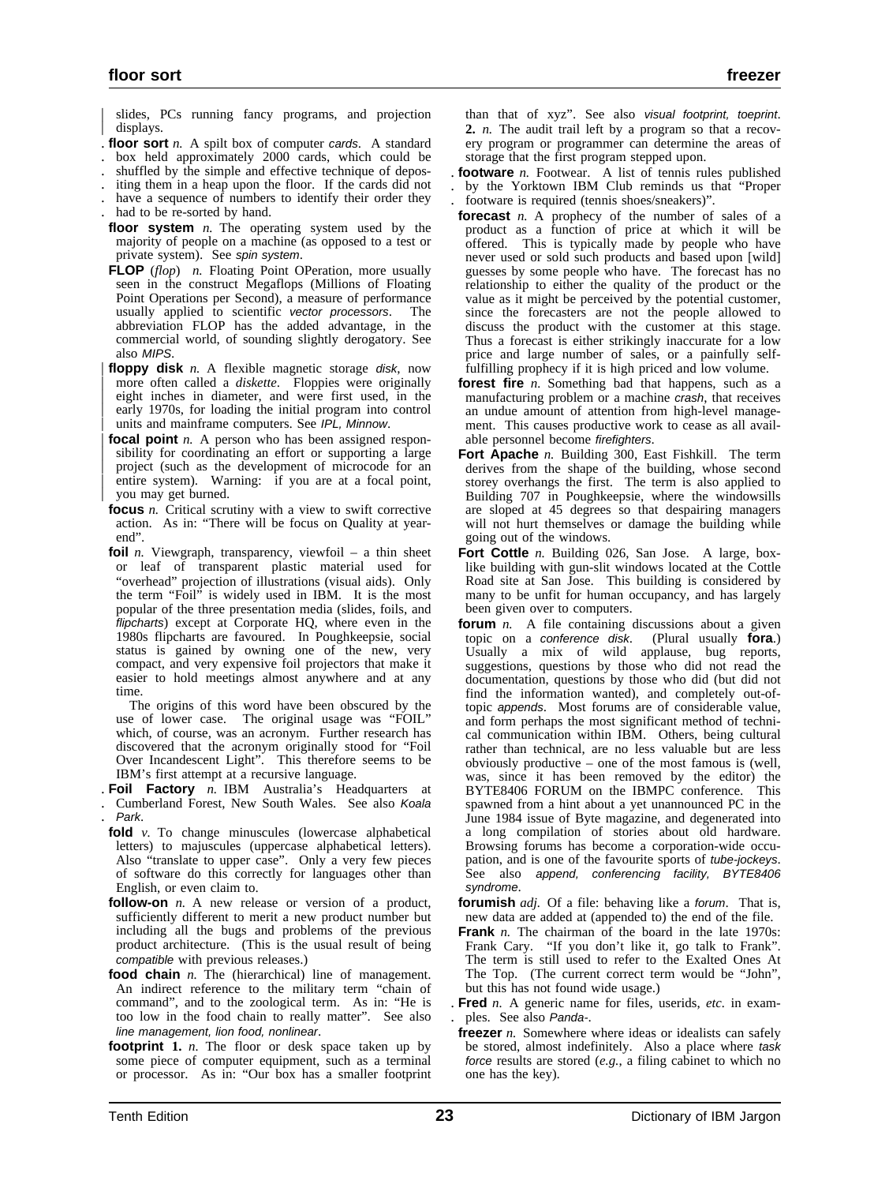slides, PCs running fancy programs, and projection displays.

**floor sort** *n.* A spilt box of computer *cards*. A standard box held approximately 2000 cards, which could be shuffled by the simple and effective technique of depositing them in a heap upon the floor. If the cards did not have a sequence of numbers to identify their order they had to be re-sorted by hand.

**floor system** *n.* The operating system used by the majority of people on a machine (as opposed to a test or private system). See *spin system*.

**FLOP** (*flop*) *n.* Floating Point OPeration, more usually seen in the construct Megaflops (Millions of Floating Point Operations per Second), a measure of performance usually applied to scientific *vector processors*. The abbreviation FLOP has the added advantage, in the commercial world, of sounding slightly derogatory. See also *MIPS*.

**floppy disk** *n.* A flexible magnetic storage *disk*, now more often called a *diskette*. Floppies were originally eight inches in diameter, and were first used, in the early 1970s, for loading the initial program into control units and mainframe computers. See *IPL, Minnow.*

**focal point** *n.* A person who has been assigned responsibility for coordinating an effort or supporting a large project (such as the development of microcode for an entire system). Warning: if you are at a focal point, you may get burned.

**focus** *n.* Critical scrutiny with a view to swift corrective action. As in: "There will be focus on Quality at year-end".

**foil** *n.* Viewgraph, transparency, viewfoil – a thin sheet or leaf of transparent plastic material used for "overhead" projection of illustrations (visual aids). Only the term "Foil" is widely used in IBM. It is the most popular of the three presentation media (slides, foils, and *flipcharts*) except at Corporate HQ, where even in the 1980s flipcharts are favoured. In Poughkeepsie, social status is gained by owning one of the new, very compact, and very expensive foil projectors that make it easier to hold meetings almost anywhere and at any time.

The origins of this word have been obscured by the use of lower case. The original usage was "FOIL" which, of course, was an acronym. Further research has discovered that the acronym originally stood for "Foil Over Incandescent Light". This therefore seems to be IBM's first attempt at a recursive language.

**Foil Factory** *n.* IBM Australia's Headquarters at Cumberland Forest, New South Wales. See also *Koala Park*.

**fold** *v.* To change minuscules (lowercase alphabetical letters) to majuscules (uppercase alphabetical letters). Also "translate to upper case". Only a very few pieces of software do this correctly for languages other than English, or even claim to.

**follow-on** *n.* A new release or version of a product, sufficiently different to merit a new product number but including all the bugs and problems of the previous product architecture. (This is the usual result of being *compatible* with previous releases.)

**food chain** *n.* The (hierarchical) line of management. An indirect reference to the military term "chain of command", and to the zoological term. As in: "He is too low in the food chain to really matter". See also *line management, lion food, nonlinear*.

**footprint** **1.** *n.* The floor or desk space taken up by some piece of computer equipment, such as a terminal or processor. As in: "Our box has a smaller footprint than that of xyz". See also *visual footprint, toeprint*. **2.** *n.* The audit trail left by a program so that a recovery program or programmer can determine the areas of storage that the first program stepped upon.

**footware** *n.* Footwear. A list of tennis rules published by the Yorktown IBM Club reminds us that "Proper footware is required (tennis shoes/sneakers)".

**forecast** *n.* A prophecy of the number of sales of a product as a function of price at which it will be offered. This is typically made by people who have never used or sold such products and based upon [wild] guesses by some people who have. The forecast has no relationship to either the quality of the product or the value as it might be perceived by the potential customer, since the forecasters are not the people allowed to discuss the product with the customer at this stage. Thus a forecast is either strikingly inaccurate for a low price and large number of sales, or a painfully self-fulfilling prophecy if it is high priced and low volume.

**forest fire** *n.* Something bad that happens, such as a manufacturing problem or a machine *crash*, that receives an undue amount of attention from high-level management. This causes productive work to cease as all available personnel become *firefighters*.

**Fort Apache** *n.* Building 300, East Fishkill. The term derives from the shape of the building, whose second storey overhangs the first. The term is also applied to Building 707 in Poughkeepsie, where the windowsills are sloped at 45 degrees so that despairing managers will not hurt themselves or damage the building while going out of the windows.

**Fort Cottle** *n.* Building 026, San Jose. A large, box-like building with gun-slit windows located at the Cottle Road site at San Jose. This building is considered by many to be unfit for human occupancy, and has largely been given over to computers.

**forum** *n.* A file containing discussions about a given topic on a *conference disk*. (Plural usually **fora**.) Usually a mix of wild applause, bug reports, suggestions, questions by those who did not read the documentation, questions by those who did (but did not find the information wanted), and completely out-of-topic *appends*. Most forums are of considerable value, and form perhaps the most significant method of technical communication within IBM. Others, being cultural rather than technical, are no less valuable but are less obviously productive – one of the most famous is (well, was, since it has been removed by the editor) the BYTE8406 FORUM on the IBMPC conference. This spawned from a hint about a yet unannounced PC in the June 1984 issue of Byte magazine, and degenerated into a long compilation of stories about old hardware. Browsing forums has become a corporation-wide occupation, and is one of the favourite sports of *tube-jockeys*. See also *append, conferencing facility, BYTE8406 syndrome*.

**forumish** *adj.* Of a file: behaving like a *forum*. That is, new data are added at (appended to) the end of the file.

**Frank** *n.* The chairman of the board in the late 1970s: Frank Cary. "If you don't like it, go talk to Frank". The term is still used to refer to the Exalted Ones At The Top. (The current correct term would be "John", but this has not found wide usage.)

**Fred** *n.* A generic name for files, userids, *etc.* in examples. See also *Panda-*.

**freezer** *n.* Somewhere where ideas or idealists can safely be stored, almost indefinitely. Also a place where *task force* results are stored (*e.g.*, a filing cabinet to which no one has the key).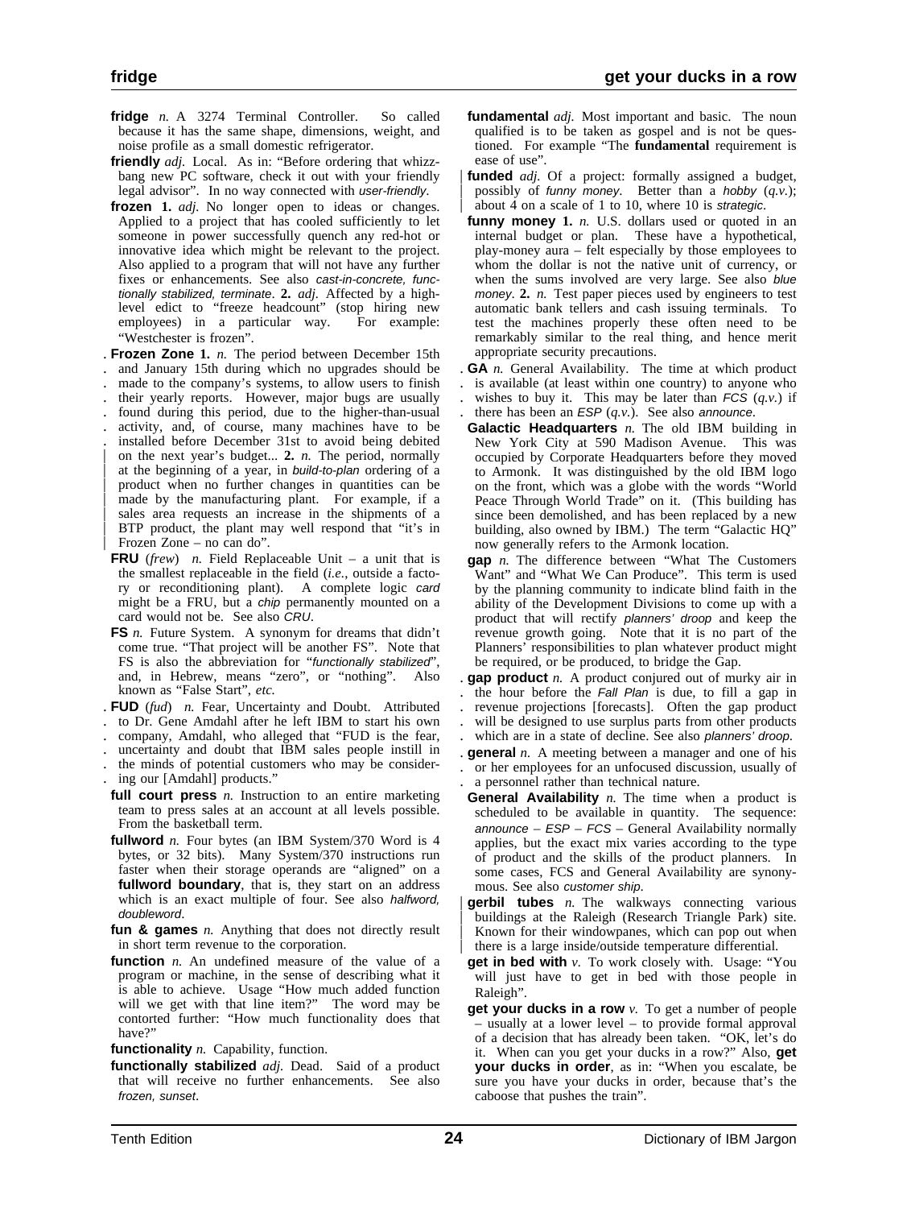**fridge** *n.* A 3274 Terminal Controller. So called because it has the same shape, dimensions, weight, and noise profile as a small domestic refrigerator.

**friendly** *adj.* Local. As in: "Before ordering that whizz-bang new PC software, check it out with your friendly legal advisor". In no way connected with *user-friendly*.

**frozen** **1.** *adj.* No longer open to ideas or changes. Applied to a project that has cooled sufficiently to let someone in power successfully quench any red-hot or innovative idea which might be relevant to the project. Also applied to a program that will not have any further fixes or enhancements. See also *cast-in-concrete, functionally stabilized, terminate*. **2.** *adj.* Affected by a high-level edict to "freeze headcount" (stop hiring new employees) in a particular way. For example: "Westchester is frozen".

**Frozen Zone** **1.** *n.* The period between December 15th and January 15th during which no upgrades should be made to the company's systems, to allow users to finish their yearly reports. However, major bugs are usually found during this period, due to the higher-than-usual activity, and, of course, many machines have to be installed before December 31st to avoid being debited on the next year's budget... **2.** *n.* The period, normally at the beginning of a year, in *build-to-plan* ordering of a product when no further changes in quantities can be made by the manufacturing plant. For example, if a sales area requests an increase in the shipments of a BTP product, the plant may well respond that "it's in Frozen Zone – no can do".

**FRU** (*frew*) *n.* Field Replaceable Unit – a unit that is the smallest replaceable in the field (*i.e.*, outside a factory or reconditioning plant). A complete logic *card* might be a FRU, but a *chip* permanently mounted on a card would not be. See also *CRU*.

**FS** *n.* Future System. A synonym for dreams that didn't come true. "That project will be another FS". Note that FS is also the abbreviation for "*functionally stabilized*", and, in Hebrew, means "zero", or "nothing". Also known as "False Start", *etc.*

**FUD** (*fud*) *n.* Fear, Uncertainty and Doubt. Attributed to Dr. Gene Amdahl after he left IBM to start his own company, Amdahl, who alleged that "FUD is the fear, uncertainty and doubt that IBM sales people instill in the minds of potential customers who may be considering our [Amdahl] products."

**full court press** *n.* Instruction to an entire marketing team to press sales at an account at all levels possible. From the basketball term.

**fullword** *n.* Four bytes (an IBM System/370 Word is 4 bytes, or 32 bits). Many System/370 instructions run faster when their storage operands are "aligned" on a **fullword boundary**, that is, they start on an address which is an exact multiple of four. See also *halfword, doubleword*.

**fun & games** *n.* Anything that does not directly result in short term revenue to the corporation.

**function** *n.* An undefined measure of the value of a program or machine, in the sense of describing what it is able to achieve. Usage "How much added function will we get with that line item?" The word may be contorted further: "How much functionality does that have?"

**functionality** *n.* Capability, function.

**functionally stabilized** *adj.* Dead. Said of a product that will receive no further enhancements. See also *frozen, sunset*.

**fundamental** *adj.* Most important and basic. The noun qualified is to be taken as gospel and is not be questioned. For example "The **fundamental** requirement is ease of use".

**funded** *adj.* Of a project: formally assigned a budget, possibly of *funny money*. Better than a *hobby* (*q.v.*); about 4 on a scale of 1 to 10, where 10 is *strategic*.

**funny money** **1.** *n.* U.S. dollars used or quoted in an internal budget or plan. These have a hypothetical, play-money aura – felt especially by those employees to whom the dollar is not the native unit of currency, or when the sums involved are very large. See also *blue money*. **2.** *n.* Test paper pieces used by engineers to test automatic bank tellers and cash issuing terminals. To test the machines properly these often need to be remarkably similar to the real thing, and hence merit appropriate security precautions.

**GA** *n.* General Availability. The time at which product is available (at least within one country) to anyone who wishes to buy it. This may be later than *FCS* (*q.v.*) if there has been an *ESP* (*q.v.*). See also *announce*.

**Galactic Headquarters** *n.* The old IBM building in New York City at 590 Madison Avenue. This was occupied by Corporate Headquarters before they moved to Armonk. It was distinguished by the old IBM logo on the front, which was a globe with the words "World Peace Through World Trade" on it. (This building has since been demolished, and has been replaced by a new building, also owned by IBM.) The term "Galactic HQ" now generally refers to the Armonk location.

**gap** *n.* The difference between "What The Customers Want" and "What We Can Produce". This term is used by the planning community to indicate blind faith in the ability of the Development Divisions to come up with a product that will rectify *planners' droop* and keep the revenue growth going. Note that it is no part of the Planners' responsibilities to plan whatever product might be required, or be produced, to bridge the Gap.

**gap product** *n.* A product conjured out of murky air in the hour before the *Fall Plan* is due, to fill a gap in revenue projections [forecasts]. Often the gap product will be designed to use surplus parts from other products which are in a state of decline. See also *planners' droop*.

**general** *n.* A meeting between a manager and one of his or her employees for an unfocused discussion, usually of a personnel rather than technical nature.

**General Availability** *n.* The time when a product is scheduled to be available in quantity. The sequence: *announce – ESP – FCS* – General Availability normally applies, but the exact mix varies according to the type of product and the skills of the product planners. In some cases, FCS and General Availability are synonymous. See also *customer ship*.

**gerbil tubes** *n.* The walkways connecting various buildings at the Raleigh (Research Triangle Park) site. Known for their windowpanes, which can pop out when there is a large inside/outside temperature differential.

**get in bed with** *v.* To work closely with. Usage: "You will just have to get in bed with those people in Raleigh".

**get your ducks in a row** *v.* To get a number of people – usually at a lower level – to provide formal approval of a decision that has already been taken. "OK, let's do it. When can you get your ducks in a row?" Also, **get your ducks in order**, as in: "When you escalate, be sure you have your ducks in order, because that's the caboose that pushes the train".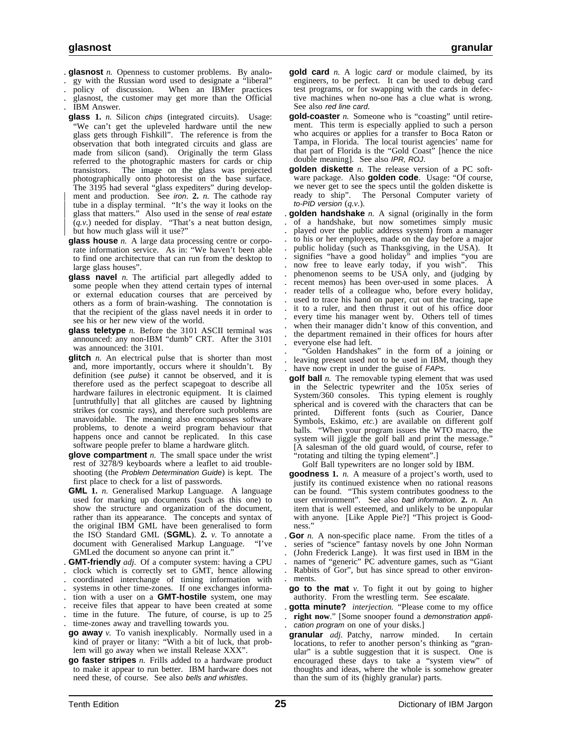**glasnost** *n.* Openness to customer problems. By analogy with the Russian word used to designate a "liberal" policy of discussion. When an IBMer practices glasnost, the customer may get more than the Official IBM Answer.

**glass** **1.** *n.* Silicon *chips* (integrated circuits). Usage: "We can't get the upleveled hardware until the new glass gets through Fishkill". The reference is from the observation that both integrated circuits and glass are made from silicon (sand). Originally the term Glass referred to the photographic masters for cards or chip transistors. The image on the glass was projected photographically onto photoresist on the base surface. The 3195 had several "glass expediters" during development and production. See *iron*. **2.** *n.* The cathode ray tube in a display terminal. "It's the way it looks on the glass that matters." Also used in the sense of *real estate* (*q.v.*) needed for display. "That's a neat button design, but how much glass will it use?"

**glass house** *n.* A large data processing centre or corporate information service. As in: "We haven't been able to find one architecture that can run from the desktop to large glass houses".

**glass navel** *n.* The artificial part allegedly added to some people when they attend certain types of internal or external education courses that are perceived by others as a form of brain-washing. The connotation is that the recipient of the glass navel needs it in order to see his or her new view of the world.

**glass teletype** *n.* Before the 3101 ASCII terminal was announced: any non-IBM "dumb" CRT. After the 3101 was announced: the 3101.

**glitch** *n.* An electrical pulse that is shorter than most and, more importantly, occurs where it shouldn't. By definition (see *pulse*) it cannot be observed, and it is therefore used as the perfect scapegoat to describe all hardware failures in electronic equipment. It is claimed [untruthfully] that all glitches are caused by lightning strikes (or cosmic rays), and therefore such problems are unavoidable. The meaning also encompasses software problems, to denote a weird program behaviour that happens once and cannot be replicated. In this case software people prefer to blame a hardware glitch.

**glove compartment** *n.* The small space under the wrist rest of 3278/9 keyboards where a leaflet to aid troubleshooting (the *Problem Determination Guide*) is kept. The first place to check for a list of passwords.

**GML** **1.** *n.* Generalised Markup Language. A language used for marking up documents (such as this one) to show the structure and organization of the document, rather than its appearance. The concepts and syntax of the original IBM GML have been generalised to form the ISO Standard GML (**SGML**). **2.** *v.* To annotate a document with Generalised Markup Language. "I've GMLed the document so anyone can print it."

**GMT-friendly** *adj.* Of a computer system: having a CPU clock which is correctly set to GMT, hence allowing coordinated interchange of timing information with systems in other time-zones. If one exchanges information with a user on a **GMT-hostile** system, one may receive files that appear to have been created at some time in the future. The future, of course, is up to 25 time-zones away and travelling towards you.

**go away** *v.* To vanish inexplicably. Normally used in a kind of prayer or litany: "With a bit of luck, that problem will go away when we install Release XXX".

**go faster stripes** *n.* Frills added to a hardware product to make it appear to run better. IBM hardware does not need these, of course. See also *bells and whistles*.

**gold card** *n.* A logic *card* or module claimed, by its engineers, to be perfect. It can be used to debug card test programs, or for swapping with the cards in defective machines when no-one has a clue what is wrong. See also *red line card*.

**gold-coaster** *n.* Someone who is "coasting" until retirement. This term is especially applied to such a person who acquires or applies for a transfer to Boca Raton or Tampa, in Florida. The local tourist agencies' name for that part of Florida is the "Gold Coast" [hence the nice double meaning]. See also *IPR, ROJ*.

**golden diskette** *n.* The release version of a PC software package. Also **golden code**. Usage: "Of course, we never get to see the specs until the golden diskette is ready to ship". The Personal Computer variety of *to-PID version* (*q.v.*).

**golden handshake** *n.* A signal (originally in the form of a handshake, but now sometimes simply music played over the public address system) from a manager to his or her employees, made on the day before a major public holiday (such as Thanksgiving, in the USA). It signifies "have a good holiday" and implies "you are now free to leave early today, if you wish". This phenomenon seems to be USA only, and (judging by recent memos) has been over-used in some places. A reader tells of a colleague who, before every holiday, used to trace his hand on paper, cut out the tracing, tape it to a ruler, and then thrust it out of his office door every time his manager went by. Others tell of times when their manager didn't know of this convention, and the department remained in their offices for hours after everyone else had left.

"Golden Handshakes" in the form of a joining or leaving present used not to be used in IBM, though they have now crept in under the guise of *FAPs*.

**golf ball** *n.* The removable typing element that was used in the Selectric typewriter and the 105x series of System/360 consoles. This typing element is roughly spherical and is covered with the characters that can be printed. Different fonts (such as Courier, Dance Symbols, Eskimo, *etc.*) are available on different golf balls. "When your program issues the WTO macro, the system will jiggle the golf ball and print the message." [A salesman of the old guard would, of course, refer to "rotating and tilting the typing element".]

Golf Ball typewriters are no longer sold by IBM.

**goodness** **1.** *n.* A measure of a project's worth, used to justify its continued existence when no rational reasons can be found. "This system contributes goodness to the user environment". See also *bad information*. **2.** *n.* An item that is well esteemed, and unlikely to be unpopular with anyone. [Like Apple Pie?] "This project is Goodness."

**Gor** *n.* A non-specific place name. From the titles of a series of "science" fantasy novels by one John Norman (John Frederick Lange). It was first used in IBM in the names of "generic" PC adventure games, such as "Giant Rabbits of Gor", but has since spread to other environments.

**go to the mat** *v.* To fight it out by going to higher authority. From the wrestling term. See *escalate*.

**gotta minute?** *interjection.* "Please come to my office **right now**." [Some snooper found a *demonstration application program* on one of your disks.]

**granular** *adj.* Patchy, narrow minded. In certain locations, to refer to another person's thinking as "granular" is a subtle suggestion that it is suspect. One is encouraged these days to take a "system view" of thoughts and ideas, where the whole is somehow greater than the sum of its (highly granular) parts.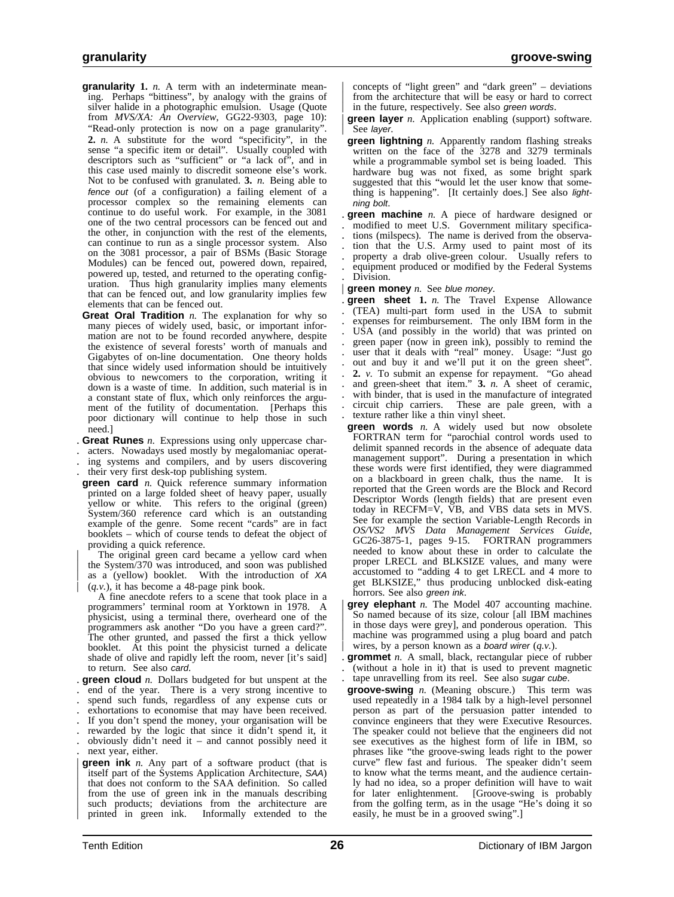**granularity** **1.** *n.* A term with an indeterminate meaning. Perhaps "bittiness", by analogy with the grains of silver halide in a photographic emulsion. Usage (Quote from *MVS/XA: An Overview*, GG22-9303, page 10): "Read-only protection is now on a page granularity". **2.** *n.* A substitute for the word "specificity", in the sense "a specific item or detail". Usually coupled with descriptors such as "sufficient" or "a lack of", and in this case used mainly to discredit someone else's work. Not to be confused with granulated. **3.** *n.* Being able to *fence out* (of a configuration) a failing element of a processor complex so the remaining elements can continue to do useful work. For example, in the 3081 one of the two central processors can be fenced out and the other, in conjunction with the rest of the elements, can continue to run as a single processor system. Also on the 3081 processor, a pair of BSMs (Basic Storage Modules) can be fenced out, powered down, repaired, powered up, tested, and returned to the operating configuration. Thus high granularity implies many elements that can be fenced out, and low granularity implies few elements that can be fenced out.

**Great Oral Tradition** *n.* The explanation for why so many pieces of widely used, basic, or important information are not to be found recorded anywhere, despite the existence of several forests' worth of manuals and Gigabytes of on-line documentation. One theory holds that since widely used information should be intuitively obvious to newcomers to the corporation, writing it down is a waste of time. In addition, such material is in a constant state of flux, which only reinforces the argument of the futility of documentation. [Perhaps this poor dictionary will continue to help those in such need.]

**Great Runes** *n.* Expressions using only uppercase characters. Nowadays used mostly by megalomaniac operating systems and compilers, and by users discovering their very first desk-top publishing system.

**green card** *n.* Quick reference summary information printed on a large folded sheet of heavy paper, usually yellow or white. This refers to the original (green) System/360 reference card which is an outstanding example of the genre. Some recent "cards" are in fact booklets – which of course tends to defeat the object of providing a quick reference.

The original green card became a yellow card when the System/370 was introduced, and soon was published as a (yellow) booklet. With the introduction of *XA* (*q.v.*), it has become a 48-page pink book.

A fine anecdote refers to a scene that took place in a programmers' terminal room at Yorktown in 1978. A physicist, using a terminal there, overheard one of the programmers ask another "Do you have a green card?". The other grunted, and passed the first a thick yellow booklet. At this point the physicist turned a delicate shade of olive and rapidly left the room, never [it's said] to return. See also *card*.

**green cloud** *n.* Dollars budgeted for but unspent at the end of the year. There is a very strong incentive to spend such funds, regardless of any expense cuts or exhortations to economise that may have been received. If you don't spend the money, your organisation will be rewarded by the logic that since it didn't spend it, it obviously didn't need it – and cannot possibly need it next year, either.

**green ink** *n.* Any part of a software product (that is itself part of the Systems Application Architecture, *SAA*) that does not conform to the SAA definition. So called from the use of green ink in the manuals describing such products; deviations from the architecture are printed in green ink. Informally extended to the concepts of "light green" and "dark green" – deviations from the architecture that will be easy or hard to correct in the future, respectively. See also *green words*.

**green layer** *n.* Application enabling (support) software. See *layer*.

**green lightning** *n.* Apparently random flashing streaks written on the face of the 3278 and 3279 terminals while a programmable symbol set is being loaded. This hardware bug was not fixed, as some bright spark suggested that this "would let the user know that something is happening". [It certainly does.] See also *lightning bolt*.

**green machine** *n.* A piece of hardware designed or modified to meet U.S. Government military specifications (milspecs). The name is derived from the observation that the U.S. Army used to paint most of its property a drab olive-green colour. Usually refers to equipment produced or modified by the Federal Systems Division.

**green money** *n.* See *blue money*.

**green sheet** **1.** *n.* The Travel Expense Allowance (TEA) multi-part form used in the USA to submit expenses for reimbursement. The only IBM form in the USA (and possibly in the world) that was printed on green paper (now in green ink), possibly to remind the user that it deals with "real" money. Usage: "Just go out and buy it and we'll put it on the green sheet". **2.** *v.* To submit an expense for repayment. "Go ahead and green-sheet that item." **3.** *n.* A sheet of ceramic, with binder, that is used in the manufacture of integrated circuit chip carriers. These are pale green, with a texture rather like a thin vinyl sheet.

**green words** *n.* A widely used but now obsolete FORTRAN term for "parochial control words used to delimit spanned records in the absence of adequate data management support". During a presentation in which these words were first identified, they were diagrammed on a blackboard in green chalk, thus the name. It is reported that the Green words are the Block and Record Descriptor Words (length fields) that are present even today in RECFM=V, VB, and VBS data sets in MVS. See for example the section Variable-Length Records in *OS/VS2 MVS Data Management Services Guide*, GC26-3875-1, pages 9-15. FORTRAN programmers needed to know about these in order to calculate the proper LRECL and BLKSIZE values, and many were accustomed to "adding 4 to get LRECL and 4 more to get BLKSIZE," thus producing unblocked disk-eating horrors. See also *green ink*.

**grey elephant** *n.* The Model 407 accounting machine. So named because of its size, colour [all IBM machines in those days were grey], and ponderous operation. This machine was programmed using a plug board and patch wires, by a person known as a *board wirer* (*q.v.*).

**grommet** *n.* A small, black, rectangular piece of rubber (without a hole in it) that is used to prevent magnetic tape unravelling from its reel. See also *sugar cube*.

**groove-swing** *n.* (Meaning obscure.) This term was used repeatedly in a 1984 talk by a high-level personnel person as part of the persuasion patter intended to convince engineers that they were Executive Resources. The speaker could not believe that the engineers did not see executives as the highest form of life in IBM, so phrases like "the groove-swing leads right to the power curve" flew fast and furious. The speaker didn't seem to know what the terms meant, and the audience certainly had no idea, so a proper definition will have to wait for later enlightenment. [Groove-swing is probably from the golfing term, as in the usage "He's doing it so easily, he must be in a grooved swing".]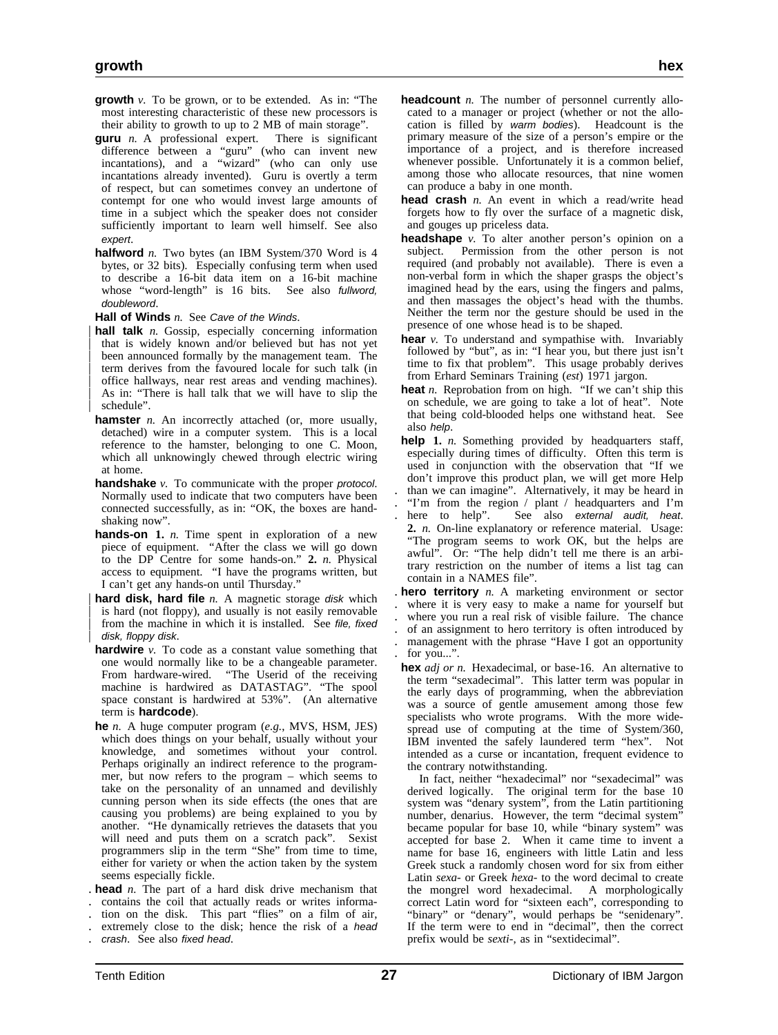**growth** *v.* To be grown, or to be extended. As in: "The most interesting characteristic of these new processors is their ability to growth to up to 2 MB of main storage".

**guru** *n.* A professional expert. There is significant difference between a "guru" (who can invent new incantations), and a "wizard" (who can only use incantations already invented). Guru is overtly a term of respect, but can sometimes convey an undertone of contempt for one who would invest large amounts of time in a subject which the speaker does not consider sufficiently important to learn well himself. See also *expert*.

**halfword** *n.* Two bytes (an IBM System/370 Word is 4 bytes, or 32 bits). Especially confusing term when used to describe a 16-bit data item on a 16-bit machine whose "word-length" is 16 bits. See also *fullword, doubleword*.

**Hall of Winds** *n.* See *Cave of the Winds*.

**hall talk** *n.* Gossip, especially concerning information that is widely known and/or believed but has not yet been announced formally by the management team. The term derives from the favoured locale for such talk (in office hallways, near rest areas and vending machines). As in: "There is hall talk that we will have to slip the schedule".

**hamster** *n.* An incorrectly attached (or, more usually, detached) wire in a computer system. This is a local reference to the hamster, belonging to one C. Moon, which all unknowingly chewed through electric wiring at home.

**handshake** *v.* To communicate with the proper *protocol*. Normally used to indicate that two computers have been connected successfully, as in: "OK, the boxes are handshaking now".

**hands-on** **1.** *n.* Time spent in exploration of a new piece of equipment. "After the class we will go down to the DP Centre for some hands-on." **2.** *n.* Physical access to equipment. "I have the programs written, but I can't get any hands-on until Thursday."

**hard disk, hard file** *n.* A magnetic storage *disk* which is hard (not floppy), and usually is not easily removable from the machine in which it is installed. See *file, fixed disk, floppy disk*.

**hardwire** *v.* To code as a constant value something that one would normally like to be a changeable parameter. From hardware-wired. "The Userid of the receiving machine is hardwired as DATASTAG". "The spool space constant is hardwired at 53%". (An alternative term is **hardcode**).

**he** *n.* A huge computer program (*e.g.*, MVS, HSM, JES) which does things on your behalf, usually without your knowledge, and sometimes without your control. Perhaps originally an indirect reference to the programmer, but now refers to the program – which seems to take on the personality of an unnamed and devilishly cunning person when its side effects (the ones that are causing you problems) are being explained to you by another. "He dynamically retrieves the datasets that you will need and puts them on a scratch pack". Sexist programmers slip in the term "She" from time to time, either for variety or when the action taken by the system seems especially fickle.

**head** *n.* The part of a hard disk drive mechanism that contains the coil that actually reads or writes information on the disk. This part "flies" on a film of air, extremely close to the disk; hence the risk of a *head crash*. See also *fixed head*.

**headcount** *n.* The number of personnel currently allocated to a manager or project (whether or not the allocation is filled by *warm bodies*). Headcount is the primary measure of the size of a person's empire or the importance of a project, and is therefore increased whenever possible. Unfortunately it is a common belief, among those who allocate resources, that nine women can produce a baby in one month.

**head crash** *n.* An event in which a read/write head forgets how to fly over the surface of a magnetic disk, and gouges up priceless data.

**headshape** *v.* To alter another person's opinion on a subject. Permission from the other person is not required (and probably not available). There is even a non-verbal form in which the shaper grasps the object's imagined head by the ears, using the fingers and palms, and then massages the object's head with the thumbs. Neither the term nor the gesture should be used in the presence of one whose head is to be shaped.

**hear** *v.* To understand and sympathise with. Invariably followed by "but", as in: "I hear you, but there just isn't time to fix that problem". This usage probably derives from Erhard Seminars Training (*est*) 1971 jargon.

**heat** *n.* Reprobation from on high. "If we can't ship this on schedule, we are going to take a lot of heat". Note that being cold-blooded helps one withstand heat. See also *help*.

**help** **1.** *n.* Something provided by headquarters staff, especially during times of difficulty. Often this term is used in conjunction with the observation that "If we don't improve this product plan, we will get more Help than we can imagine". Alternatively, it may be heard in "I'm from the region / plant / headquarters and I'm here to help". See also *external audit, heat*. **2.** *n.* On-line explanatory or reference material. Usage: "The program seems to work OK, but the helps are awful". Or: "The help didn't tell me there is an arbitrary restriction on the number of items a list tag can contain in a NAMES file".

**hero territory** *n.* A marketing environment or sector where it is very easy to make a name for yourself but where you run a real risk of visible failure. The chance of an assignment to hero territory is often introduced by management with the phrase "Have I got an opportunity for you...".

**hex** *adj or n.* Hexadecimal, or base-16. An alternative to the term "sexadecimal". This latter term was popular in the early days of programming, when the abbreviation was a source of gentle amusement among those few specialists who wrote programs. With the more widespread use of computing at the time of System/360, IBM invented the safely laundered term "hex". Not intended as a curse or incantation, frequent evidence to the contrary notwithstanding.

In fact, neither "hexadecimal" nor "sexadecimal" was derived logically. The original term for the base 10 system was "denary system", from the Latin partitioning number, denarius. However, the term "decimal system" became popular for base 10, while "binary system" was accepted for base 2. When it came time to invent a name for base 16, engineers with little Latin and less Greek stuck a randomly chosen word for six from either Latin *sexa-* or Greek *hexa-* to the word decimal to create the mongrel word hexadecimal. A morphologically correct Latin word for "sixteen each", corresponding to "binary" or "denary", would perhaps be "senidenary". If the term were to end in "decimal", then the correct prefix would be *sexti-*, as in "sextidecimal".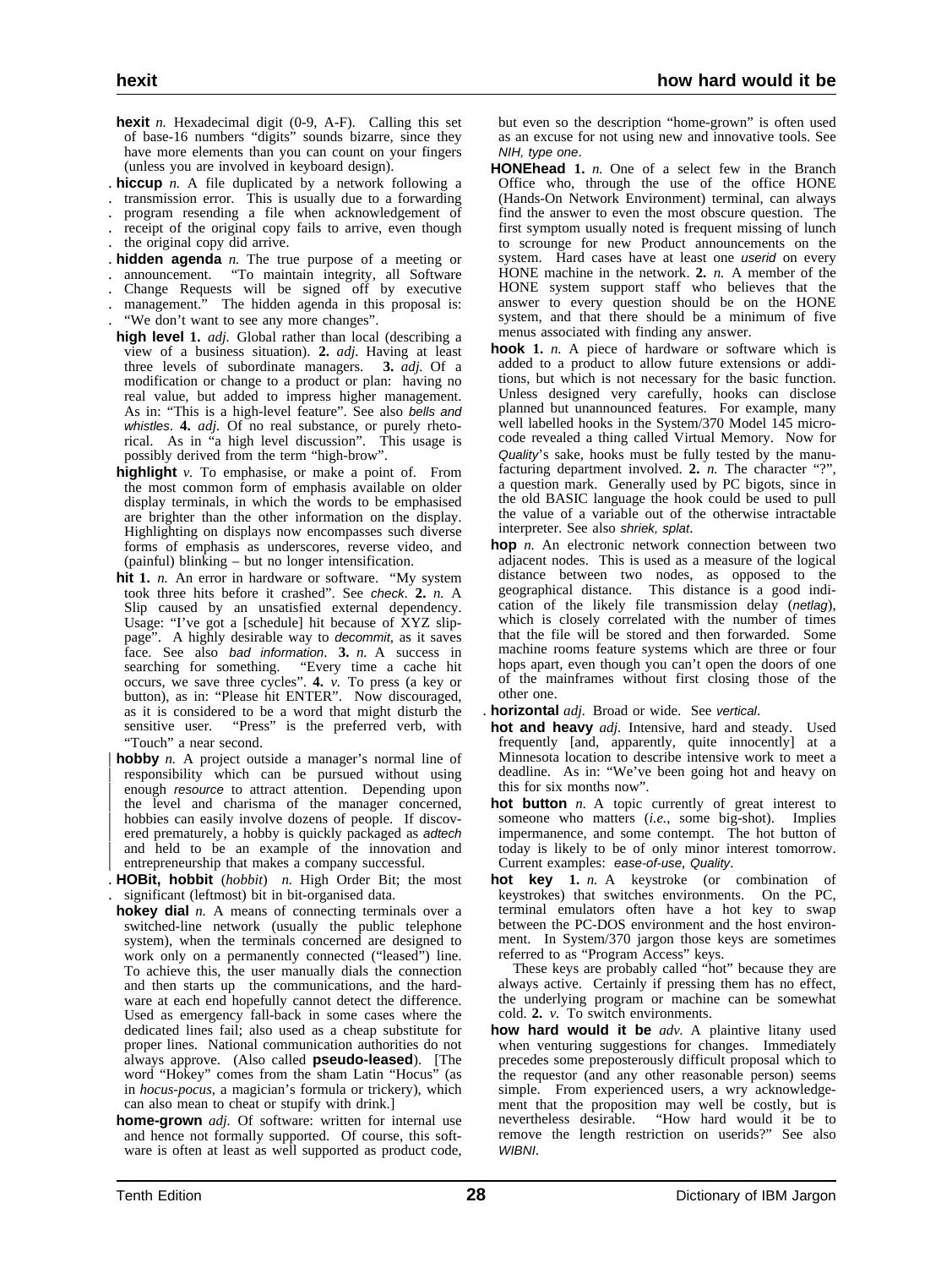**hexit** *n.* Hexadecimal digit (0-9, A-F). Calling this set of base-16 numbers "digits" sounds bizarre, since they have more elements than you can count on your fingers (unless you are involved in keyboard design).

**hiccup** *n.* A file duplicated by a network following a transmission error. This is usually due to a forwarding program resending a file when acknowledgement of receipt of the original copy fails to arrive, even though the original copy did arrive.

**hidden agenda** *n.* The true purpose of a meeting or announcement. "To maintain integrity, all Software Change Requests will be signed off by executive management." The hidden agenda in this proposal is: "We don't want to see any more changes".

**high level** **1.** *adj.* Global rather than local (describing a view of a business situation). **2.** *adj.* Having at least three levels of subordinate managers. **3.** *adj.* Of a modification or change to a product or plan: having no real value, but added to impress higher management. As in: "This is a high-level feature". See also *bells and whistles*. **4.** *adj.* Of no real substance, or purely rhetorical. As in "a high level discussion". This usage is possibly derived from the term "high-brow".

**highlight** *v.* To emphasise, or make a point of. From the most common form of emphasis available on older display terminals, in which the words to be emphasised are brighter than the other information on the display. Highlighting on displays now encompasses such diverse forms of emphasis as underscores, reverse video, and (painful) blinking – but no longer intensification.

**hit** **1.** *n.* An error in hardware or software. "My system took three hits before it crashed". See *check*. **2.** *n.* A Slip caused by an unsatisfied external dependency. Usage: "I've got a [schedule] hit because of XYZ slippage". A highly desirable way to *decommit*, as it saves face. See also *bad information*. **3.** *n.* A success in searching for something. "Every time a cache hit occurs, we save three cycles". **4.** *v.* To press (a key or button), as in: "Please hit ENTER". Now discouraged, as it is considered to be a word that might disturb the sensitive user. "Press" is the preferred verb, with "Touch" a near second.

**hobby** *n.* A project outside a manager's normal line of responsibility which can be pursued without using enough *resource* to attract attention. Depending upon the level and charisma of the manager concerned, hobbies can easily involve dozens of people. If discovered prematurely, a hobby is quickly packaged as *adtech* and held to be an example of the innovation and entrepreneurship that makes a company successful.

**HOBit, hobbit** (*hobbit*) *n.* High Order Bit; the most significant (leftmost) bit in bit-organised data.

**hokey dial** *n.* A means of connecting terminals over a switched-line network (usually the public telephone system), when the terminals concerned are designed to work only on a permanently connected ("leased") line. To achieve this, the user manually dials the connection and then starts up the communications, and the hardware at each end hopefully cannot detect the difference. Used as emergency fall-back in some cases where the dedicated lines fail; also used as a cheap substitute for proper lines. National communication authorities do not always approve. (Also called **pseudo-leased**). [The word "Hokey" comes from the sham Latin "Hocus" (as in *hocus-pocus*, a magician's formula or trickery), which can also mean to cheat or stupify with drink.]

**home-grown** *adj.* Of software: written for internal use and hence not formally supported. Of course, this software is often at least as well supported as product code, but even so the description "home-grown" is often used as an excuse for not using new and innovative tools. See *NIH, type one*.

**HONEhead** **1.** *n.* One of a select few in the Branch Office who, through the use of the office HONE (Hands-On Network Environment) terminal, can always find the answer to even the most obscure question. The first symptom usually noted is frequent missing of lunch to scrounge for new Product announcements on the system. Hard cases have at least one *userid* on every HONE machine in the network. **2.** *n.* A member of the HONE system support staff who believes that the answer to every question should be on the HONE system, and that there should be a minimum of five menus associated with finding any answer.

**hook** **1.** *n.* A piece of hardware or software which is added to a product to allow future extensions or additions, but which is not necessary for the basic function. Unless designed very carefully, hooks can disclose planned but unannounced features. For example, many well labelled hooks in the System/370 Model 145 microcode revealed a thing called Virtual Memory. Now for *Quality*'s sake, hooks must be fully tested by the manufacturing department involved. **2.** *n.* The character "?", a question mark. Generally used by PC bigots, since in the old BASIC language the hook could be used to pull the value of a variable out of the otherwise intractable interpreter. See also *shriek, splat*.

**hop** *n.* An electronic network connection between two adjacent nodes. This is used as a measure of the logical distance between two nodes, as opposed to the geographical distance. This distance is a good indication of the likely file transmission delay (*netlag*), which is closely correlated with the number of times that the file will be stored and then forwarded. Some machine rooms feature systems which are three or four hops apart, even though you can't open the doors of one of the mainframes without first closing those of the other one.

**horizontal** *adj.* Broad or wide. See *vertical*.

**hot and heavy** *adj.* Intensive, hard and steady. Used frequently [and, apparently, quite innocently] at a Minnesota location to describe intensive work to meet a deadline. As in: "We've been going hot and heavy on this for six months now".

**hot button** *n.* A topic currently of great interest to someone who matters (*i.e.*, some big-shot). Implies impermanence, and some contempt. The hot button of today is likely to be of only minor interest tomorrow. Current examples: *ease-of-use*, *Quality*.

**hot key** **1.** *n.* A keystroke (or combination of keystrokes) that switches environments. On the PC, terminal emulators often have a hot key to swap between the PC-DOS environment and the host environment. In System/370 jargon those keys are sometimes referred to as "Program Access" keys.

These keys are probably called "hot" because they are always active. Certainly if pressing them has no effect, the underlying program or machine can be somewhat cold. **2.** *v.* To switch environments.

**how hard would it be** *adv.* A plaintive litany used when venturing suggestions for changes. Immediately precedes some preposterously difficult proposal which to the requestor (and any other reasonable person) seems simple. From experienced users, a wry acknowledgement that the proposition may well be costly, but is nevertheless desirable. "How hard would it be to remove the length restriction on userids?" See also *WIBNI*.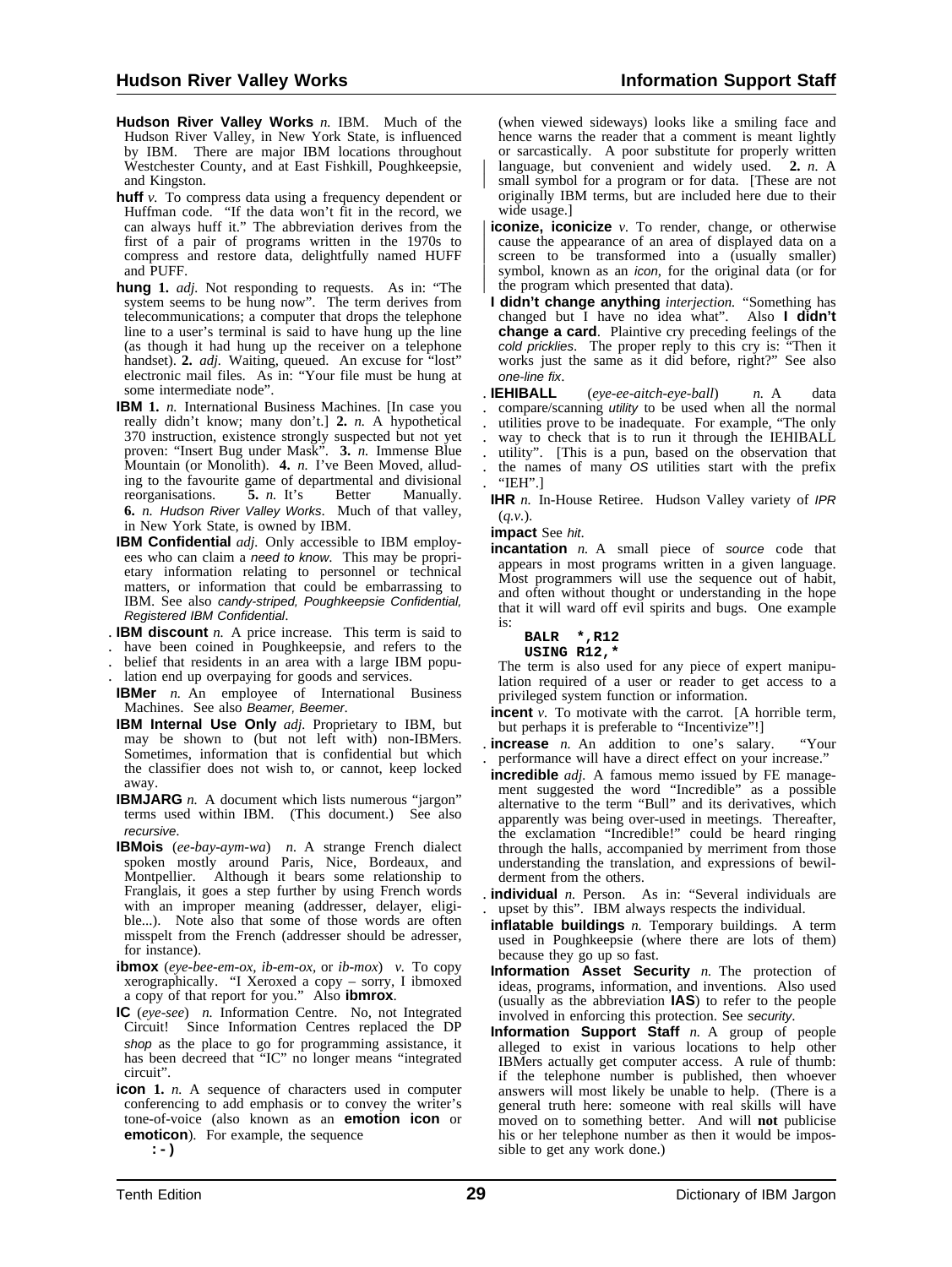**Hudson River Valley Works** *n.* IBM. Much of the Hudson River Valley, in New York State, is influenced by IBM. There are major IBM locations throughout Westchester County, and at East Fishkill, Poughkeepsie, and Kingston.

**huff** *v.* To compress data using a frequency dependent or Huffman code. "If the data won't fit in the record, we can always huff it." The abbreviation derives from the first of a pair of programs written in the 1970s to compress and restore data, delightfully named HUFF and PUFF.

**hung** **1.** *adj.* Not responding to requests. As in: "The system seems to be hung now". The term derives from telecommunications; a computer that drops the telephone line to a user's terminal is said to have hung up the line (as though it had hung up the receiver on a telephone handset). **2.** *adj.* Waiting, queued. An excuse for "lost" electronic mail files. As in: "Your file must be hung at some intermediate node".

**IBM** **1.** *n.* International Business Machines. [In case you really didn't know; many don't.] **2.** *n.* A hypothetical 370 instruction, existence strongly suspected but not yet proven: "Insert Bug under Mask". **3.** *n.* Immense Blue Mountain (or Monolith). **4.** *n.* I've Been Moved, alluding to the favourite game of departmental and divisional reorganisations. **5.** *n.* It's Better Manually. **6.** *n. Hudson River Valley Works*. Much of that valley, in New York State, is owned by IBM.

**IBM Confidential** *adj.* Only accessible to IBM employees who can claim a *need to know*. This may be proprietary information relating to personnel or technical matters, or information that could be embarrassing to IBM. See also *candy-striped, Poughkeepsie Confidential, Registered IBM Confidential*.

**IBM discount** *n.* A price increase. This term is said to have been coined in Poughkeepsie, and refers to the belief that residents in an area with a large IBM population end up overpaying for goods and services.

**IBMer** *n.* An employee of International Business Machines. See also *Beamer, Beemer*.

**IBM Internal Use Only** *adj.* Proprietary to IBM, but may be shown to (but not left with) non-IBMers. Sometimes, information that is confidential but which the classifier does not wish to, or cannot, keep locked away.

**IBMJARG** *n.* A document which lists numerous "jargon" terms used within IBM. (This document.) See also *recursive*.

**IBMois** (*ee-bay-aym-wa*) *n.* A strange French dialect spoken mostly around Paris, Nice, Bordeaux, and Montpellier. Although it bears some relationship to Franglais, it goes a step further by using French words with an improper meaning (addresser, delayer, eligible...). Note also that some of those words are often misspelt from the French (addresser should be adresser, for instance).

**ibmox** (*eye-bee-em-ox, ib-em-ox,* or *ib-mox*) *v.* To copy xerographically. "I Xeroxed a copy – sorry, I ibmoxed a copy of that report for you." Also **ibmrox**.

**IC** (*eye-see*) *n.* Information Centre. No, not Integrated Circuit! Since Information Centres replaced the DP *shop* as the place to go for programming assistance, it has been decreed that "IC" no longer means "integrated circuit".

**icon** **1.** *n.* A sequence of characters used in computer conferencing to add emphasis or to convey the writer's tone-of-voice (also known as an **emotion icon** or **emoticon**). For example, the sequence

**: - )**

(when viewed sideways) looks like a smiling face and hence warns the reader that a comment is meant lightly or sarcastically. A poor substitute for properly written language, but convenient and widely used. **2.** *n.* A small symbol for a program or for data. [These are not originally IBM terms, but are included here due to their wide usage.]

**iconize, iconicize** *v.* To render, change, or otherwise cause the appearance of an area of displayed data on a screen to be transformed into a (usually smaller) symbol, known as an *icon*, for the original data (or for the program which presented that data).

**I didn't change anything** *interjection.* "Something has changed but I have no idea what". Also **I didn't change a card**. Plaintive cry preceding feelings of the *cold pricklies*. The proper reply to this cry is: "Then it works just the same as it did before, right?" See also *one-line fix*.

**IEHIBALL** (*eye-ee-aitch-eye-ball*) *n.* A data compare/scanning *utility* to be used when all the normal utilities prove to be inadequate. For example, "The only way to check that is to run it through the IEHIBALL utility". [This is a pun, based on the observation that the names of many *OS* utilities start with the prefix "IEH".]

**IHR** *n.* In-House Retiree. Hudson Valley variety of *IPR* (*q.v.*).

**impact** See *hit*.

**incantation** *n.* A small piece of *source* code that appears in most programs written in a given language. Most programmers will use the sequence out of habit, and often without thought or understanding in the hope that it will ward off evil spirits and bugs. One example is:

```
BALR  *,R12
USING R12,*
```

The term is also used for any piece of expert manipulation required of a user or reader to get access to a privileged system function or information.

**incent** *v.* To motivate with the carrot. [A horrible term, but perhaps it is preferable to "Incentivize"!]

**increase** *n.* An addition to one's salary. "Your performance will have a direct effect on your increase."

**incredible** *adj.* A famous memo issued by FE management suggested the word "Incredible" as a possible alternative to the term "Bull" and its derivatives, which apparently was being over-used in meetings. Thereafter, the exclamation "Incredible!" could be heard ringing through the halls, accompanied by merriment from those understanding the translation, and expressions of bewilderment from the others.

**individual** *n.* Person. As in: "Several individuals are upset by this". IBM always respects the individual.

**inflatable buildings** *n.* Temporary buildings. A term used in Poughkeepsie (where there are lots of them) because they go up so fast.

**Information Asset Security** *n.* The protection of ideas, programs, information, and inventions. Also used (usually as the abbreviation **IAS**) to refer to the people involved in enforcing this protection. See *security*.

**Information Support Staff** *n.* A group of people alleged to exist in various locations to help other IBMers actually get computer access. A rule of thumb: if the telephone number is published, then whoever answers will most likely be unable to help. (There is a general truth here: someone with real skills will have moved on to something better. And will **not** publicise his or her telephone number as then it would be impossible to get any work done.)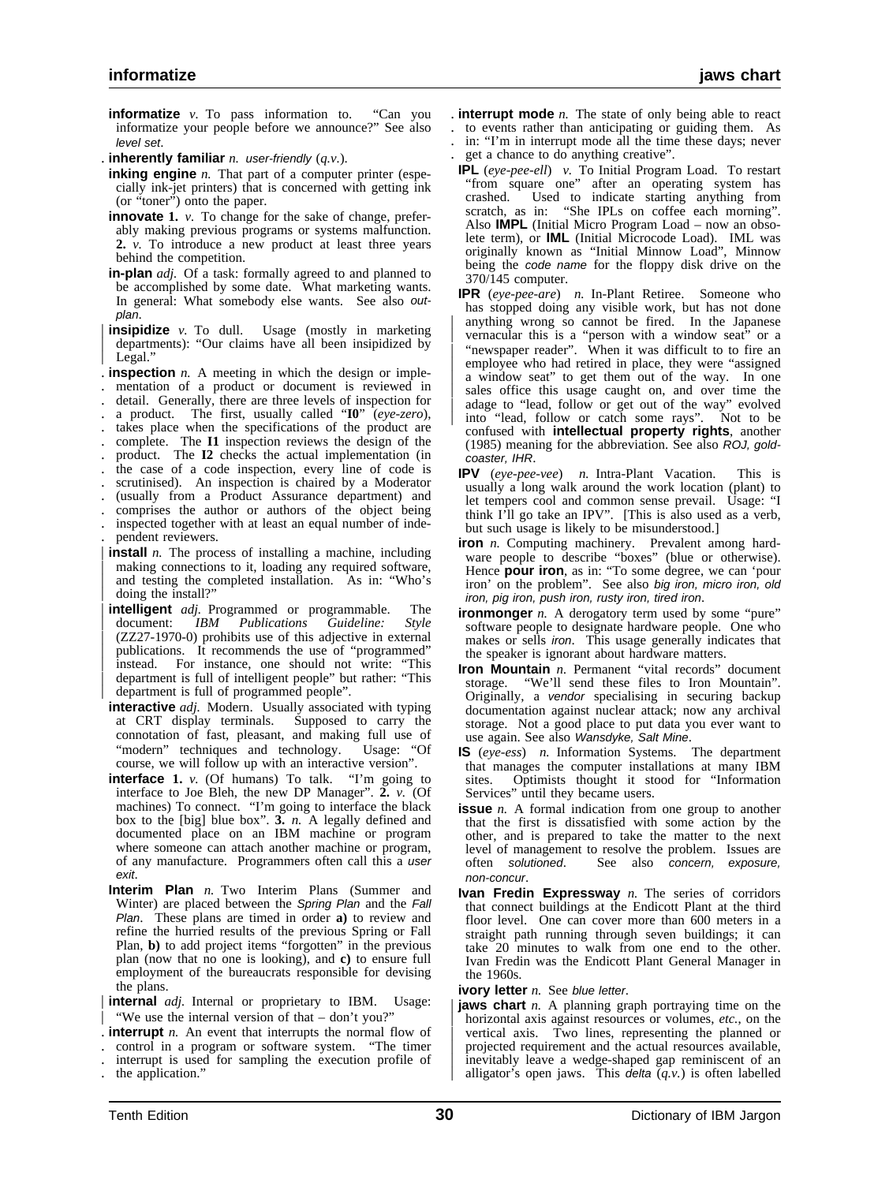**informatize** *v.* To pass information to. "Can you informatize your people before we announce?" See also *level set*.

**inherently familiar** *n.* *user-friendly* (*q.v.*).

**inking engine** *n.* That part of a computer printer (especially ink-jet printers) that is concerned with getting ink (or "toner") onto the paper.

**innovate** **1.** *v.* To change for the sake of change, preferably making previous programs or systems malfunction. **2.** *v.* To introduce a new product at least three years behind the competition.

**in-plan** *adj.* Of a task: formally agreed to and planned to be accomplished by some date. What marketing wants. In general: What somebody else wants. See also *out-plan*.

**insipidize** *v.* To dull. Usage (mostly in marketing departments): "Our claims have all been insipidized by Legal."

**inspection** *n.* A meeting in which the design or implementation of a product or document is reviewed in detail. Generally, there are three levels of inspection for a product. The first, usually called "**I0**" (*eye-zero*), takes place when the specifications of the product are complete. The **I1** inspection reviews the design of the product. The **I2** checks the actual implementation (in the case of a code inspection, every line of code is scrutinised). An inspection is chaired by a Moderator (usually from a Product Assurance department) and comprises the author or authors of the object being inspected together with at least an equal number of independent reviewers.

**install** *n.* The process of installing a machine, including making connections to it, loading any required software, and testing the completed installation. As in: "Who's doing the install?"

**intelligent** *adj.* Programmed or programmable. The document: *IBM Publications Guideline: Style* (ZZ27-1970-0) prohibits use of this adjective in external publications. It recommends the use of "programmed" instead. For instance, one should not write: "This department is full of intelligent people" but rather: "This department is full of programmed people".

**interactive** *adj.* Modern. Usually associated with typing at CRT display terminals. Supposed to carry the connotation of fast, pleasant, and making full use of "modern" techniques and technology. Usage: "Of course, we will follow up with an interactive version".

**interface** **1.** *v.* (Of humans) To talk. "I'm going to interface to Joe Bleh, the new DP Manager". **2.** *v.* (Of machines) To connect. "I'm going to interface the black box to the [big] blue box". **3.** *n.* A legally defined and documented place on an IBM machine or program where someone can attach another machine or program, of any manufacture. Programmers often call this a *user exit*.

**Interim Plan** *n.* Two Interim Plans (Summer and Winter) are placed between the *Spring Plan* and the *Fall Plan*. These plans are timed in order **a)** to review and refine the hurried results of the previous Spring or Fall Plan, **b)** to add project items "forgotten" in the previous plan (now that no one is looking), and **c)** to ensure full employment of the bureaucrats responsible for devising the plans.

**internal** *adj.* Internal or proprietary to IBM. Usage: "We use the internal version of that – don't you?"

**interrupt** *n.* An event that interrupts the normal flow of control in a program or software system. "The timer interrupt is used for sampling the execution profile of the application."

**interrupt mode** *n.* The state of only being able to react to events rather than anticipating or guiding them. As in: "I'm in interrupt mode all the time these days; never get a chance to do anything creative".

**IPL** (*eye-pee-ell*) *v.* To Initial Program Load. To restart "from square one" after an operating system has crashed. Used to indicate starting anything from scratch, as in: "She IPLs on coffee each morning". Also **IMPL** (Initial Micro Program Load – now an obsolete term), or **IML** (Initial Microcode Load). IML was originally known as "Initial Minnow Load", Minnow being the *code name* for the floppy disk drive on the 370/145 computer.

**IPR** (*eye-pee-are*) *n.* In-Plant Retiree. Someone who has stopped doing any visible work, but has not done anything wrong so cannot be fired. In the Japanese vernacular this is a "person with a window seat" or a "newspaper reader". When it was difficult to fire an employee who had retired in place, they were "assigned a window seat" to get them out of the way. In one sales office this usage caught on, and over time the adage to "lead, follow or get out of the way" evolved into "lead, follow or catch some rays". Not to be confused with **intellectual property rights**, another (1985) meaning for the abbreviation. See also *ROJ, gold-coaster, IHR*.

**IPV** (*eye-pee-vee*) *n.* Intra-Plant Vacation. This is usually a long walk around the work location (plant) to let tempers cool and common sense prevail. Usage: "I think I'll go take an IPV". [This is also used as a verb, but such usage is likely to be misunderstood.]

**iron** *n.* Computing machinery. Prevalent among hardware people to describe "boxes" (blue or otherwise). Hence **pour iron**, as in: "To some degree, we can 'pour iron' on the problem". See also *big iron, micro iron, old iron, pig iron, push iron, rusty iron, tired iron*.

**ironmonger** *n.* A derogatory term used by some "pure" software people to designate hardware people. One who makes or sells *iron*. This usage generally indicates that the speaker is ignorant about hardware matters.

**Iron Mountain** *n.* Permanent "vital records" document storage. "We'll send these files to Iron Mountain". Originally, a *vendor* specialising in securing backup documentation against nuclear attack; now any archival storage. Not a good place to put data you ever want to use again. See also *Wansdyke, Salt Mine*.

**IS** (*eye-ess*) *n.* Information Systems. The department that manages the computer installations at many IBM sites. Optimists thought it stood for "Information Services" until they became users.

**issue** *n.* A formal indication from one group to another that the first is dissatisfied with some action by the other, and is prepared to take the matter to the next level of management to resolve the problem. Issues are often *solutioned*. See also *concern, exposure, non-concur*.

**Ivan Fredin Expressway** *n.* The series of corridors that connect buildings at the Endicott Plant at the third floor level. One can cover more than 600 meters in a straight path running through seven buildings; it can take 20 minutes to walk from one end to the other. Ivan Fredin was the Endicott Plant General Manager in the 1960s.

**ivory letter** *n.* See *blue letter*.

**jaws chart** *n.* A planning graph portraying time on the horizontal axis against resources or volumes, *etc.*, on the vertical axis. Two lines, representing the planned or projected requirement and the actual resources available, inevitably leave a wedge-shaped gap reminiscent of an alligator's open jaws. This *delta* (*q.v.*) is often labelled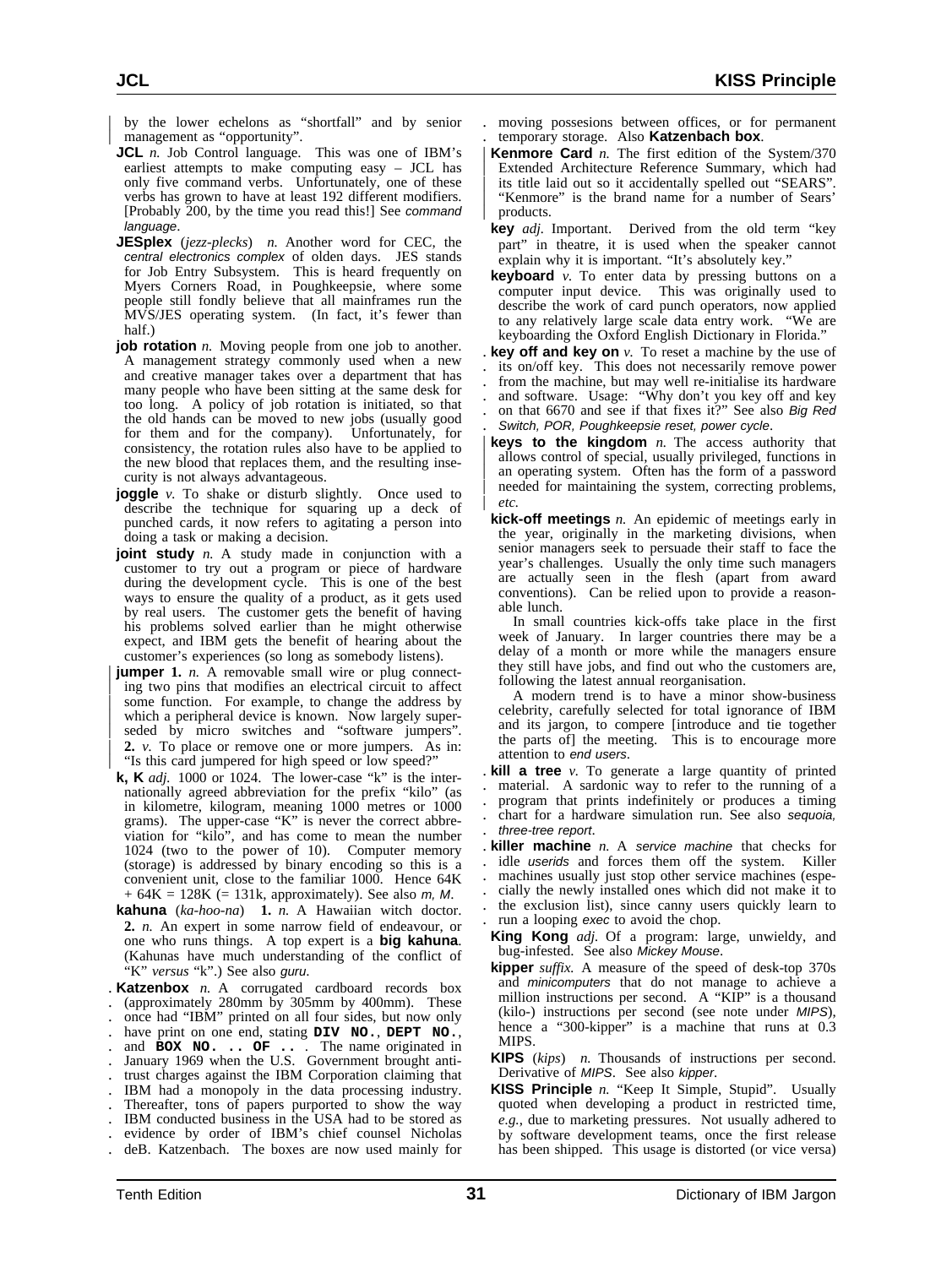by the lower echelons as "shortfall" and by senior management as "opportunity".

**JCL** *n.* Job Control language. This was one of IBM's earliest attempts to make computing easy – JCL has only five command verbs. Unfortunately, one of these verbs has grown to have at least 192 different modifiers. [Probably 200, by the time you read this!] See *command language*.

**JESplex** (*jezz-plecks*) *n.* Another word for CEC, the *central electronics complex* of olden days. JES stands for Job Entry Subsystem. This is heard frequently on Myers Corners Road, in Poughkeepsie, where some people still fondly believe that all mainframes run the MVS/JES operating system. (In fact, it's fewer than half.)

**job rotation** *n.* Moving people from one job to another. A management strategy commonly used when a new and creative manager takes over a department that has many people who have been sitting at the same desk for too long. A policy of job rotation is initiated, so that the old hands can be moved to new jobs (usually good for them and for the company). Unfortunately, for consistency, the rotation rules also have to be applied to the new blood that replaces them, and the resulting insecurity is not always advantageous.

**joggle** *v.* To shake or disturb slightly. Once used to describe the technique for squaring up a deck of punched cards, it now refers to agitating a person into doing a task or making a decision.

**joint study** *n.* A study made in conjunction with a customer to try out a program or piece of hardware during the development cycle. This is one of the best ways to ensure the quality of a product, as it gets used by real users. The customer gets the benefit of having his problems solved earlier than he might otherwise expect, and IBM gets the benefit of hearing about the customer's experiences (so long as somebody listens).

**jumper** **1.** *n.* A removable small wire or plug connecting two pins that modifies an electrical circuit to affect some function. For example, to change the address by which a peripheral device is known. Now largely superseded by micro switches and "software jumpers". **2.** *v.* To place or remove one or more jumpers. As in: "Is this card jumpered for high speed or low speed?"

**k, K** *adj.* 1000 or 1024. The lower-case "k" is the internationally agreed abbreviation for the prefix "kilo" (as in kilometre, kilogram, meaning 1000 metres or 1000 grams). The upper-case "K" is never the correct abbreviation for "kilo", and has come to mean the number 1024 (two to the power of 10). Computer memory (storage) is addressed by binary encoding so this is a convenient unit, close to the familiar 1000. Hence 64K + 64K = 128K (= 131k, approximately). See also *m, M*.

**kahuna** (*ka-hoo-na*) **1.** *n.* A Hawaiian witch doctor. **2.** *n.* An expert in some narrow field of endeavour, or one who runs things. A top expert is a **big kahuna**. (Kahunas have much understanding of the conflict of "K" *versus* "k".) See also *guru*.

**Katzenbox** *n.* A corrugated cardboard records box (approximately 280mm by 305mm by 400mm). These once had "IBM" printed on all four sides, but now only have print on one end, stating **DIV NO.**, **DEPT NO.**, and **BOX NO. .. OF ..** . The name originated in January 1969 when the U.S. Government brought anti-trust charges against the IBM Corporation claiming that IBM had a monopoly in the data processing industry. Thereafter, tons of papers purported to show the way IBM conducted business in the USA had to be stored as evidence by order of IBM's chief counsel Nicholas deB. Katzenbach. The boxes are now used mainly for moving possesions between offices, or for permanent temporary storage. Also **Katzenbach box**.

**Kenmore Card** *n.* The first edition of the System/370 Extended Architecture Reference Summary, which had its title laid out so it accidentally spelled out "SEARS". "Kenmore" is the brand name for a number of Sears' products.

**key** *adj.* Important. Derived from the old term "key part" in theatre, it is used when the speaker cannot explain why it is important. "It's absolutely key."

**keyboard** *v.* To enter data by pressing buttons on a computer input device. This was originally used to describe the work of card punch operators, now applied to any relatively large scale data entry work. "We are keyboarding the Oxford English Dictionary in Florida."

**key off and key on** *v.* To reset a machine by the use of its on/off key. This does not necessarily remove power from the machine, but may well re-initialise its hardware and software. Usage: "Why don't you key off and key on that 6670 and see if that fixes it?" See also *Big Red Switch, POR, Poughkeepsie reset, power cycle*.

**keys to the kingdom** *n.* The access authority that allows control of special, usually privileged, functions in an operating system. Often has the form of a password needed for maintaining the system, correcting problems, *etc.*

**kick-off meetings** *n.* An epidemic of meetings early in the year, originally in the marketing divisions, when senior managers seek to persuade their staff to face the year's challenges. Usually the only time such managers are actually seen in the flesh (apart from award conventions). Can be relied upon to provide a reasonable lunch.

In small countries kick-offs take place in the first week of January. In larger countries there may be a delay of a month or more while the managers ensure they still have jobs, and find out who the customers are, following the latest annual reorganisation.

A modern trend is to have a minor show-business celebrity, carefully selected for total ignorance of IBM and its jargon, to compere [introduce and tie together the parts of] the meeting. This is to encourage more attention to *end users*.

**kill a tree** *v.* To generate a large quantity of printed material. A sardonic way to refer to the running of a program that prints indefinitely or produces a timing chart for a hardware simulation run. See also *sequoia, three-tree report*.

**killer machine** *n.* A *service machine* that checks for idle *userids* and forces them off the system. Killer machines usually just stop other service machines (especially the newly installed ones which did not make it to the exclusion list), since canny users quickly learn to run a looping *exec* to avoid the chop.

**King Kong** *adj.* Of a program: large, unwieldy, and bug-infested. See also *Mickey Mouse*.

**kipper** *suffix.* A measure of the speed of desk-top 370s and *minicomputers* that do not manage to achieve a million instructions per second. A "KIP" is a thousand (kilo-) instructions per second (see note under *MIPS*), hence a "300-kipper" is a machine that runs at 0.3 MIPS.

**KIPS** (*kips*) *n.* Thousands of instructions per second. Derivative of *MIPS*. See also *kipper*.

**KISS Principle** *n.* "Keep It Simple, Stupid". Usually quoted when developing a product in restricted time, *e.g.*, due to marketing pressures. Not usually adhered to by software development teams, once the first release has been shipped. This usage is distorted (or vice versa)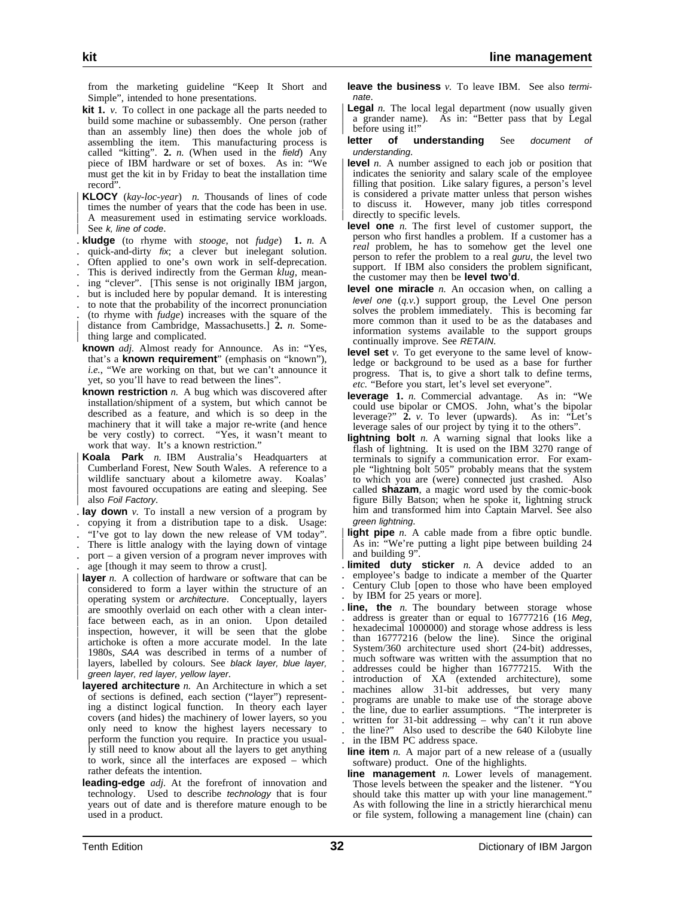from the marketing guideline "Keep It Short and Simple", intended to hone presentations.

**kit 1.** *v.* To collect in one package all the parts needed to build some machine or subassembly. One person (rather than an assembly line) then does the whole job of assembling the item. This manufacturing process is called "kitting". **2.** *n.* (When used in the *field*) Any piece of IBM hardware or set of boxes. As in: "We must get the kit in by Friday to beat the installation time record".

**KLOCY** (*kay-loc-year*) *n.* Thousands of lines of code times the number of years that the code has been in use. A measurement used in estimating service workloads. See *k, line of code*.

**kludge** (to rhyme with *stooge*, not *fudge*) **1.** *n.* A quick-and-dirty *fix*; a clever but inelegant solution. Often applied to one's own work in self-deprecation. This is derived indirectly from the German *klug*, meaning "clever". [This sense is not originally IBM jargon, but is included here by popular demand. It is interesting to note that the probability of the incorrect pronunciation (to rhyme with *fudge*) increases with the square of the distance from Cambridge, Massachusetts.] **2.** *n.* Something large and complicated.

**known** *adj.* Almost ready for Announce. As in: "Yes, that's a **known requirement**" (emphasis on "known"), *i.e.*, "We are working on that, but we can't announce it yet, so you'll have to read between the lines".

**known restriction** *n.* A bug which was discovered after installation/shipment of a system, but which cannot be described as a feature, and which is so deep in the machinery that it will take a major re-write (and hence be very costly) to correct. "Yes, it wasn't meant to work that way. It's a known restriction."

**Koala Park** *n.* IBM Australia's Headquarters at Cumberland Forest, New South Wales. A reference to a wildlife sanctuary about a kilometre away. Koalas' most favoured occupations are eating and sleeping. See also *Foil Factory*.

**lay down** *v.* To install a new version of a program by copying it from a distribution tape to a disk. Usage: "I've got to lay down the new release of VM today". There is little analogy with the laying down of vintage port – a given version of a program never improves with age [though it may seem to throw a crust].

**layer** *n.* A collection of hardware or software that can be considered to form a layer within the structure of an operating system or *architecture*. Conceptually, layers are smoothly overlaid on each other with a clean interface between each, as in an onion. Upon detailed inspection, however, it will be seen that the globe artichoke is often a more accurate model. In the late 1980s, *SAA* was described in terms of a number of layers, labelled by colours. See *black layer, blue layer, green layer, red layer, yellow layer*.

**layered architecture** *n.* An Architecture in which a set of sections is defined, each section ("layer") representing a distinct logical function. In theory each layer covers (and hides) the machinery of lower layers, so you only need to know the highest layers necessary to perform the function you require. In practice you usually still need to know about all the layers to get anything to work, since all the interfaces are exposed – which rather defeats the intention.

**leading-edge** *adj.* At the forefront of innovation and technology. Used to describe *technology* that is four years out of date and is therefore mature enough to be used in a product.

**leave the business** *v.* To leave IBM. See also *terminate*.

**Legal** *n.* The local legal department (now usually given a grander name). As in: "Better pass that by Legal before using it!"

**letter of understanding** See *document of understanding*.

**level** *n.* A number assigned to each job or position that indicates the seniority and salary scale of the employee filling that position. Like salary figures, a person's level is considered a private matter unless that person wishes to discuss it. However, many job titles correspond directly to specific levels.

**level one** *n.* The first level of customer support, the person who first handles a problem. If a customer has a *real* problem, he has to somehow get the level one person to refer the problem to a real *guru*, the level two support. If IBM also considers the problem significant, the customer may then be **level two'd**.

**level one miracle** *n.* An occasion when, on calling a *level one* (*q.v.*) support group, the Level One person solves the problem immediately. This is becoming far more common than it used to be as the databases and information systems available to the support groups continually improve. See *RETAIN*.

**level set** *v.* To get everyone to the same level of knowledge or background to be used as a base for further progress. That is, to give a short talk to define terms, *etc.* "Before you start, let's level set everyone".

**leverage 1.** *n.* Commercial advantage. As in: "We could use bipolar or CMOS. John, what's the bipolar leverage?" **2.** *v.* To lever (upwards). As in: "Let's leverage sales of our project by tying it to the others".

**lightning bolt** *n.* A warning signal that looks like a flash of lightning. It is used on the IBM 3270 range of terminals to signify a communication error. For example "lightning bolt 505" probably means that the system to which you are (were) connected just crashed. Also called **shazam**, a magic word used by the comic-book figure Billy Batson; when he spoke it, lightning struck him and transformed him into Captain Marvel. See also *green lightning*.

**light pipe** *n.* A cable made from a fibre optic bundle. As in: "We're putting a light pipe between building 24 and building 9".

**limited duty sticker** *n.* A device added to an employee's badge to indicate a member of the Quarter Century Club [open to those who have been employed by IBM for 25 years or more].

**line, the** *n.* The boundary between storage whose address is greater than or equal to 16777216 (16 *Meg*, hexadecimal 1000000) and storage whose address is less than 16777216 (below the line). Since the original System/360 architecture used short (24-bit) addresses, much software was written with the assumption that no addresses could be higher than 16777215. With the introduction of XA (extended architecture), some machines allow 31-bit addresses, but very many programs are unable to make use of the storage above the line, due to earlier assumptions. "The interpreter is written for 31-bit addressing – why can't it run above the line?" Also used to describe the 640 Kilobyte line in the IBM PC address space.

**line item** *n.* A major part of a new release of a (usually software) product. One of the highlights.

**line management** *n.* Lower levels of management. Those levels between the speaker and the listener. "You should take this matter up with your line management." As with following the line in a strictly hierarchical menu or file system, following a management line (chain) can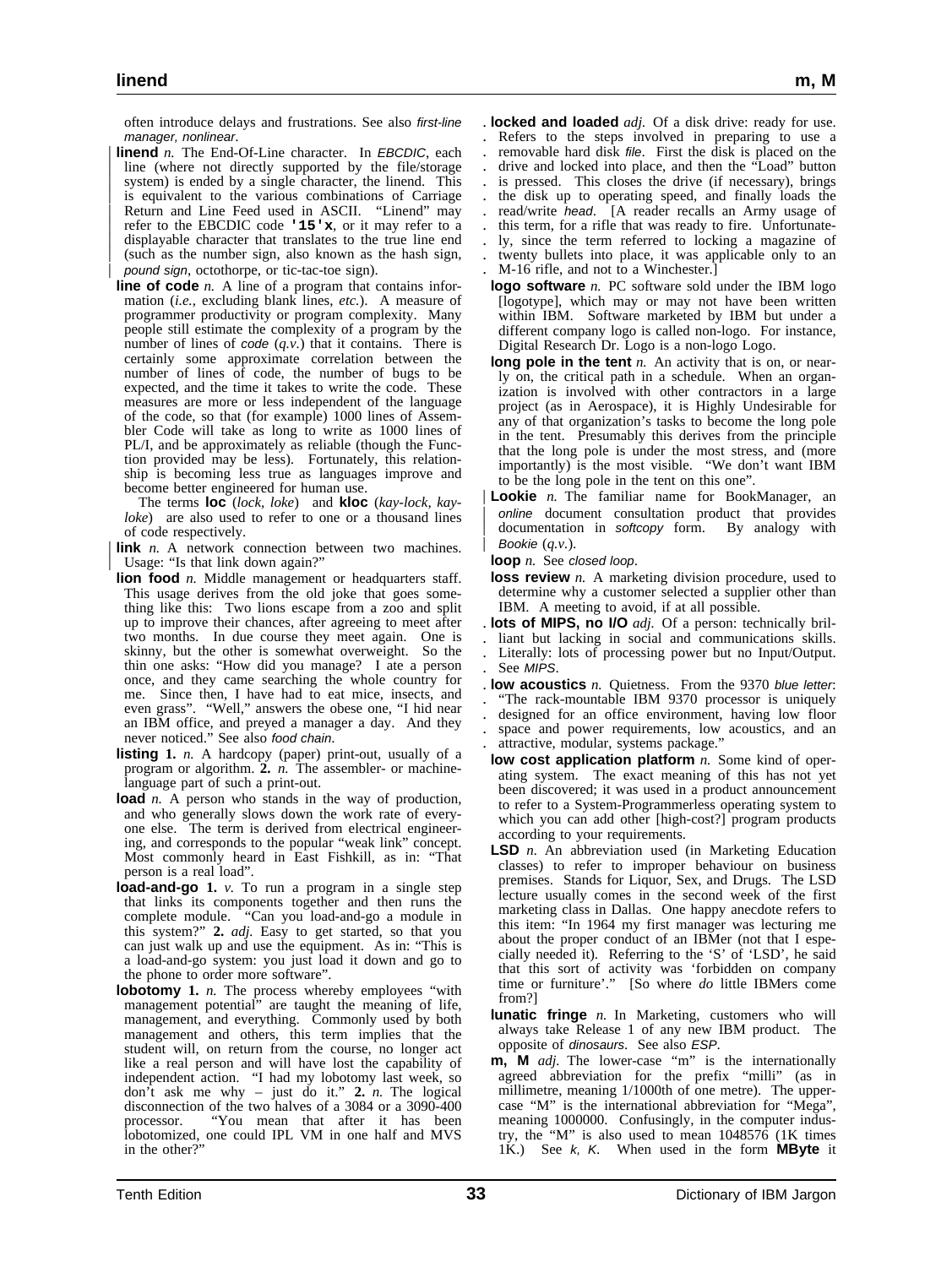often introduce delays and frustrations. See also *first-line manager, nonlinear*.

**linend** *n.* The End-Of-Line character. In *EBCDIC*, each line (where not directly supported by the file/storage system) is ended by a single character, the linend. This is equivalent to the various combinations of Carriage Return and Line Feed used in ASCII. "Linend" may refer to the EBCDIC code **'15'x**, or it may refer to a displayable character that translates to the true line end (such as the number sign, also known as the hash sign, *pound sign*, octothorpe, or tic-tac-toe sign).

**line of code** *n.* A line of a program that contains information (*i.e.*, excluding blank lines, *etc.*). A measure of programmer productivity or program complexity. Many people still estimate the complexity of a program by the number of lines of *code* (*q.v.*) that it contains. There is certainly some approximate correlation between the number of lines of code, the number of bugs to be expected, and the time it takes to write the code. These measures are more or less independent of the language of the code, so that (for example) 1000 lines of Assembler Code will take as long to write as 1000 lines of PL/I, and be approximately as reliable (though the Function provided may be less). Fortunately, this relationship is becoming less true as languages improve and become better engineered for human use.

The terms **loc** (*lock, loke*) and **kloc** (*kay-lock, kay-loke*) are also used to refer to one or a thousand lines of code respectively.

**link** *n.* A network connection between two machines. Usage: "Is that link down again?"

**lion food** *n.* Middle management or headquarters staff. This usage derives from the old joke that goes something like this: Two lions escape from a zoo and split up to improve their chances, after agreeing to meet after two months. In due course they meet again. One is skinny, but the other is somewhat overweight. So the thin one asks: "How did you manage? I ate a person once, and they came searching the whole country for me. Since then, I have had to eat mice, insects, and even grass". "Well," answers the obese one, "I hid near an IBM office, and preyed a manager a day. And they never noticed." See also *food chain*.

**listing** **1.** *n.* A hardcopy (paper) print-out, usually of a program or algorithm. **2.** *n.* The assembler- or machine-language part of such a print-out.

**load** *n.* A person who stands in the way of production, and who generally slows down the work rate of everyone else. The term is derived from electrical engineering, and corresponds to the popular "weak link" concept. Most commonly heard in East Fishkill, as in: "That person is a real load".

**load-and-go** **1.** *v.* To run a program in a single step that links its components together and then runs the complete module. "Can you load-and-go a module in this system?" **2.** *adj.* Easy to get started, so that you can just walk up and use the equipment. As in: "This is a load-and-go system: you just load it down and go to the phone to order more software".

**lobotomy** **1.** *n.* The process whereby employees "with management potential" are taught the meaning of life, management, and everything. Commonly used by both management and others, this term implies that the student will, on return from the course, no longer act like a real person and will have lost the capability of independent action. "I had my lobotomy last week, so don't ask me why – just do it." **2.** *n.* The logical disconnection of the two halves of a 3084 or a 3090-400 processor. "You mean that after it has been lobotomized, one could IPL VM in one half and MVS in the other?"

**locked and loaded** *adj.* Of a disk drive: ready for use. Refers to the steps involved in preparing to use a removable hard disk *file*. First the disk is placed on the drive and locked into place, and then the "Load" button is pressed. This closes the drive (if necessary), brings the disk up to operating speed, and finally loads the read/write *head*. [A reader recalls an Army usage of this term, for a rifle that was ready to fire. Unfortunately, since the term referred to locking a magazine of twenty bullets into place, it was applicable only to an M-16 rifle, and not to a Winchester.]

**logo software** *n.* PC software sold under the IBM logo [logotype], which may or may not have been written within IBM. Software marketed by IBM but under a different company logo is called non-logo. For instance, Digital Research Dr. Logo is a non-logo Logo.

**long pole in the tent** *n.* An activity that is on, or nearly on, the critical path in a schedule. When an organization is involved with other contractors in a large project (as in Aerospace), it is Highly Undesirable for any of that organization's tasks to become the long pole in the tent. Presumably this derives from the principle that the long pole is under the most stress, and (more importantly) is the most visible. "We don't want IBM to be the long pole in the tent on this one".

**Lookie** *n.* The familiar name for BookManager, an *online* document consultation product that provides documentation in *softcopy* form. By analogy with *Bookie* (*q.v.*).

**loop** *n.* See *closed loop*.

**loss review** *n.* A marketing division procedure, used to determine why a customer selected a supplier other than IBM. A meeting to avoid, if at all possible.

**lots of MIPS, no I/O** *adj.* Of a person: technically brilliant but lacking in social and communications skills. Literally: lots of processing power but no Input/Output. See *MIPS*.

**low acoustics** *n.* Quietness. From the 9370 *blue letter*: "The rack-mountable IBM 9370 processor is uniquely designed for an office environment, having low floor space and power requirements, low acoustics, and an attractive, modular, systems package."

**low cost application platform** *n.* Some kind of operating system. The exact meaning of this has not yet been discovered; it was used in a product announcement to refer to a System-Programmerless operating system to which you can add other [high-cost?] program products according to your requirements.

**LSD** *n.* An abbreviation used (in Marketing Education classes) to refer to improper behaviour on business premises. Stands for Liquor, Sex, and Drugs. The LSD lecture usually comes in the second week of the first marketing class in Dallas. One happy anecdote refers to this item: "In 1964 my first manager was lecturing me about the proper conduct of an IBMer (not that I especially needed it). Referring to the 'S' of 'LSD', he said that this sort of activity was 'forbidden on company time or furniture'." [So where *do* little IBMers come from?]

**lunatic fringe** *n.* In Marketing, customers who will always take Release 1 of any new IBM product. The opposite of *dinosaurs*. See also *ESP*.

**m, M** *adj.* The lower-case "m" is the internationally agreed abbreviation for the prefix "milli" (as in millimetre, meaning 1/1000th of one metre). The upper-case "M" is the international abbreviation for "Mega", meaning 1000000. Confusingly, in the computer industry, the "M" is also used to mean 1048576 (1K times 1K.) See *k, K*. When used in the form **MByte** it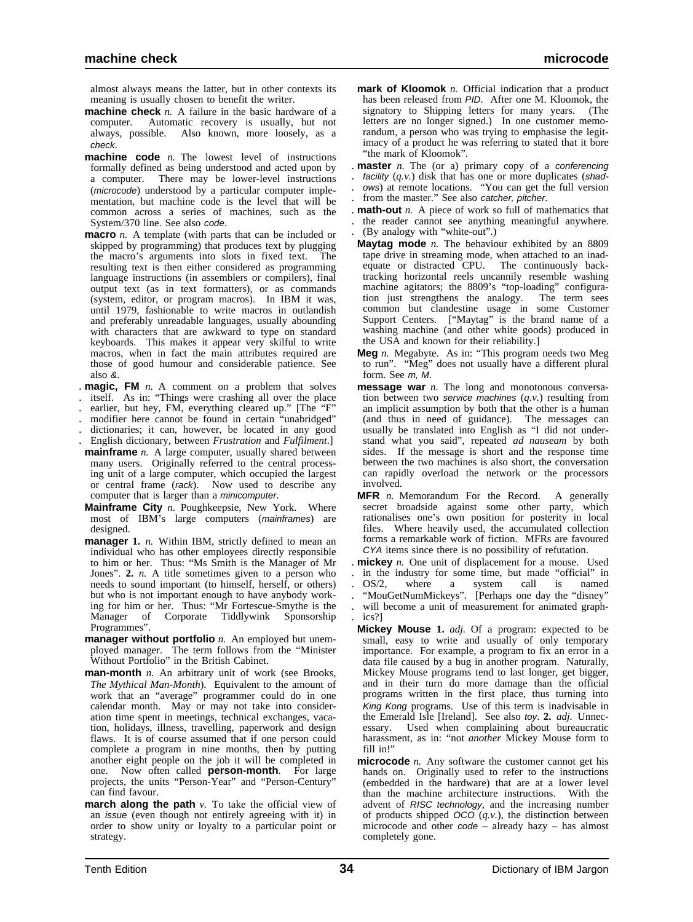almost always means the latter, but in other contexts its meaning is usually chosen to benefit the writer.

**machine check** *n.* A failure in the basic hardware of a computer. Automatic recovery is usually, but not always, possible. Also known, more loosely, as a *check*.

**machine code** *n.* The lowest level of instructions formally defined as being understood and acted upon by a computer. There may be lower-level instructions (*microcode*) understood by a particular computer implementation, but machine code is the level that will be common across a series of machines, such as the System/370 line. See also *code*.

**macro** *n.* A template (with parts that can be included or skipped by programming) that produces text by plugging the macro's arguments into slots in fixed text. The resulting text is then either considered as programming language instructions (in assemblers or compilers), final output text (as in text formatters), or as commands (system, editor, or program macros). In IBM it was, until 1979, fashionable to write macros in outlandish and preferably unreadable languages, usually abounding with characters that are awkward to type on standard keyboards. This makes it appear very skilful to write macros, when in fact the main attributes required are those of good humour and considerable patience. See also *&*.

**magic, FM** *n.* A comment on a problem that solves itself. As in: "Things were crashing all over the place earlier, but hey, FM, everything cleared up." [The "F" modifier here cannot be found in certain "unabridged" dictionaries; it can, however, be located in any good English dictionary, between *Frustration* and *Fulfilment*.]

**mainframe** *n.* A large computer, usually shared between many users. Originally referred to the central processing unit of a large computer, which occupied the largest or central frame (*rack*). Now used to describe any computer that is larger than a *minicomputer*.

**Mainframe City** *n.* Poughkeepsie, New York. Where most of IBM's large computers (*mainframes*) are designed.

**manager** **1.** *n.* Within IBM, strictly defined to mean an individual who has other employees directly responsible to him or her. Thus: "Ms Smith is the Manager of Mr Jones". **2.** *n.* A title sometimes given to a person who needs to sound important (to himself, herself, or others) but who is not important enough to have anybody working for him or her. Thus: "Mr Fortescue-Smythe is the Manager of Corporate Tiddlywink Sponsorship Programmes".

**manager without portfolio** *n.* An employed but unemployed manager. The term follows from the "Minister Without Portfolio" in the British Cabinet.

**man-month** *n.* An arbitrary unit of work (see Brooks, *The Mythical Man-Month*). Equivalent to the amount of work that an "average" programmer could do in one calendar month. May or may not take into consideration time spent in meetings, technical exchanges, vacation, holidays, illness, travelling, paperwork and design flaws. It is of course assumed that if one person could complete a program in nine months, then by putting another eight people on the job it will be completed in one. Now often called **person-month**. For large projects, the units "Person-Year" and "Person-Century" can find favour.

**march along the path** *v.* To take the official view of an *issue* (even though not entirely agreeing with it) in order to show unity or loyalty to a particular point or strategy.

**mark of Kloomok** *n.* Official indication that a product has been released from *PID*. After one M. Kloomok, the signatory to Shipping letters for many years. (The letters are no longer signed.) In one customer memorandum, a person who was trying to emphasise the legitimacy of a product he was referring to stated that it bore "the mark of Kloomok".

**master** *n.* The (or a) primary copy of a *conferencing facility* (*q.v.*) disk that has one or more duplicates (*shadows*) at remote locations. "You can get the full version from the master." See also *catcher, pitcher*.

**math-out** *n.* A piece of work so full of mathematics that the reader cannot see anything meaningful anywhere. (By analogy with "white-out".)

**Maytag mode** *n.* The behaviour exhibited by an 8809 tape drive in streaming mode, when attached to an inadequate or distracted CPU. The continuously backtracking horizontal reels uncannily resemble washing machine agitators; the 8809's "top-loading" configuration just strengthens the analogy. The term sees common but clandestine usage in some Customer Support Centers. ["Maytag" is the brand name of a washing machine (and other white goods) produced in the USA and known for their reliability.]

**Meg** *n.* Megabyte. As in: "This program needs two Meg to run". "Meg" does not usually have a different plural form. See *m, M*.

**message war** *n.* The long and monotonous conversation between two *service machines* (*q.v.*) resulting from an implicit assumption by both that the other is a human (and thus in need of guidance). The messages can usually be translated into English as "I did not understand what you said", repeated *ad nauseam* by both sides. If the message is short and the response time between the two machines is also short, the conversation can rapidly overload the network or the processors involved.

**MFR** *n.* Memorandum For the Record. A generally secret broadside against some other party, which rationalises one's own position for posterity in local files. Where heavily used, the accumulated collection forms a remarkable work of fiction. MFRs are favoured *CYA* items since there is no possibility of refutation.

**mickey** *n.* One unit of displacement for a mouse. Used in the industry for some time, but made "official" in OS/2, where a system call is named "MouGetNumMickeys". [Perhaps one day the "disney" will become a unit of measurement for animated graphics?]

**Mickey Mouse** **1.** *adj.* Of a program: expected to be small, easy to write and usually of only temporary importance. For example, a program to fix an error in a data file caused by a bug in another program. Naturally, Mickey Mouse programs tend to last longer, get bigger, and in their turn do more damage than the official programs written in the first place, thus turning into *King Kong* programs. Use of this term is inadvisable in the Emerald Isle [Ireland]. See also *toy*. **2.** *adj.* Unnecessary. Used when complaining about bureaucratic harassment, as in: "not *another* Mickey Mouse form to fill in!"

**microcode** *n.* Any software the customer cannot get his hands on. Originally used to refer to the instructions (embedded in the hardware) that are at a lower level than the machine architecture instructions. With the advent of *RISC technology*, and the increasing number of products shipped *OCO* (*q.v.*), the distinction between microcode and other *code* – already hazy – has almost completely gone.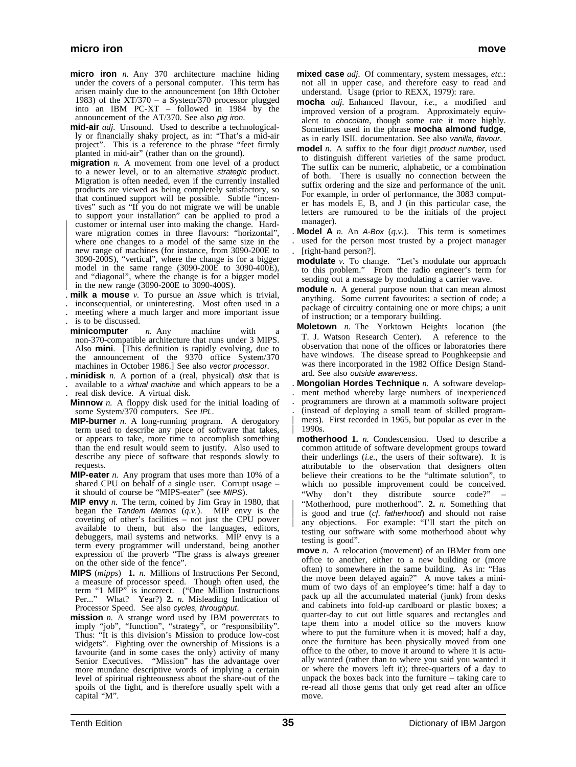**micro iron** *n.* Any 370 architecture machine hiding under the covers of a personal computer. This term has arisen mainly due to the announcement (on 18th October 1983) of the XT/370 – a System/370 processor plugged into an IBM PC-XT – followed in 1984 by the announcement of the AT/370. See also *pig iron*.

**mid-air** *adj.* Unsound. Used to describe a technologically or financially shaky project, as in: "That's a mid-air project". This is a reference to the phrase "feet firmly planted in mid-air" (rather than on the ground).

**migration** *n.* A movement from one level of a product to a newer level, or to an alternative *strategic* product. Migration is often needed, even if the currently installed products are viewed as being completely satisfactory, so that continued support will be possible. Subtle "incentives" such as "If you do not migrate we will be unable to support your installation" can be applied to prod a customer or internal user into making the change. Hardware migration comes in three flavours: "horizontal", where one changes to a model of the same size in the new range of machines (for instance, from 3090-200E to 3090-200S), "vertical", where the change is for a bigger model in the same range (3090-200E to 3090-400E), and "diagonal", where the change is for a bigger model in the new range (3090-200E to 3090-400S).

**milk a mouse** *v.* To pursue an *issue* which is trivial, inconsequential, or uninteresting. Most often used in a meeting where a much larger and more important issue is to be discussed.

**minicomputer** *n.* Any machine with a non-370-compatible architecture that runs under 3 MIPS. Also **mini**. [This definition is rapidly evolving, due to the announcement of the 9370 office System/370 machines in October 1986.] See also *vector processor*.

**minidisk** *n.* A portion of a (real, physical) *disk* that is available to a *virtual machine* and which appears to be a real disk device. A virtual disk.

**Minnow** *n.* A floppy disk used for the initial loading of some System/370 computers. See *IPL*.

**MIP-burner** *n.* A long-running program. A derogatory term used to describe any piece of software that takes, or appears to take, more time to accomplish something than the end result would seem to justify. Also used to describe any piece of software that responds slowly to requests.

**MIP-eater** *n.* Any program that uses more than 10% of a shared CPU on behalf of a single user. Corrupt usage – it should of course be "MIPS-eater" (see *MIPS*).

**MIP envy** *n.* The term, coined by Jim Gray in 1980, that began the *Tandem Memos* (*q.v.*). MIP envy is the coveting of other's facilities – not just the CPU power available to them, but also the languages, editors, debuggers, mail systems and networks. MIP envy is a term every programmer will understand, being another expression of the proverb "The grass is always greener on the other side of the fence".

**MIPS** (*mipps*) **1.** *n.* Millions of Instructions Per Second, a measure of processor speed. Though often used, the term "1 MIP" is incorrect. ("One Million Instructions Per..." What? Year?) **2.** *n.* Misleading Indication of Processor Speed. See also *cycles, throughput*.

**mission** *n.* A strange word used by IBM powercrats to imply "job", "function", "strategy", or "responsibility". Thus: "It is this division's Mission to produce low-cost widgets". Fighting over the ownership of Missions is a favourite (and in some cases the only) activity of many Senior Executives. "Mission" has the advantage over more mundane descriptive words of implying a certain level of spiritual righteousness about the share-out of the spoils of the fight, and is therefore usually spelt with a capital "M".

**mixed case** *adj.* Of commentary, system messages, *etc.*: not all in upper case, and therefore easy to read and understand. Usage (prior to REXX, 1979): rare.

**mocha** *adj.* Enhanced flavour, *i.e.*, a modified and improved version of a program. Approximately equivalent to *chocolate*, though some rate it more highly. Sometimes used in the phrase **mocha almond fudge**, as in early ISIL documentation. See also *vanilla, flavour*.

**model** *n.* A suffix to the four digit *product number*, used to distinguish different varieties of the same product. The suffix can be numeric, alphabetic, or a combination of both. There is usually no connection between the suffix ordering and the size and performance of the unit. For example, in order of performance, the 3083 computer has models E, B, and J (in this particular case, the letters are rumoured to be the initials of the project manager).

**Model A** *n.* An *A-Box* (*q.v.*). This term is sometimes used for the person most trusted by a project manager [right-hand person?].

**modulate** *v.* To change. "Let's modulate our approach to this problem." From the radio engineer's term for sending out a message by modulating a carrier wave.

**module** *n.* A general purpose noun that can mean almost anything. Some current favourites: a section of code; a package of circuitry containing one or more chips; a unit of instruction; or a temporary building.

**Moletown** *n.* The Yorktown Heights location (the T. J. Watson Research Center). A reference to the observation that none of the offices or laboratories there have windows. The disease spread to Poughkeepsie and was there incorporated in the 1982 Office Design Standard. See also *outside awareness*.

**Mongolian Hordes Technique** *n.* A software development method whereby large numbers of inexperienced programmers are thrown at a mammoth software project (instead of deploying a small team of skilled programmers). First recorded in 1965, but popular as ever in the 1990s.

**motherhood 1.** *n.* Condescension. Used to describe a common attitude of software development groups toward their underlings (*i.e.*, the users of their software). It is attributable to the observation that designers often believe their creations to be the "ultimate solution", to which no possible improvement could be conceived. "Why don't they distribute source code?" – "Motherhood, pure motherhood". **2.** *n.* Something that is good and true (*cf. fatherhood*) and should not raise any objections. For example: "I'll start the pitch on testing our software with some motherhood about why testing is good".

**move** *n.* A relocation (movement) of an IBMer from one office to another, either to a new building or (more often) to somewhere in the same building. As in: "Has the move been delayed again?" A move takes a minimum of two days of an employee's time: half a day to pack up all the accumulated material (junk) from desks and cabinets into fold-up cardboard or plastic boxes; a quarter-day to cut out little squares and rectangles and tape them into a model office so the movers know where to put the furniture when it is moved; half a day, once the furniture has been physically moved from one office to the other, to move it around to where it is actually wanted (rather than to where you said you wanted it or where the movers left it); three-quarters of a day to unpack the boxes back into the furniture – taking care to re-read all those gems that only get read after an office move.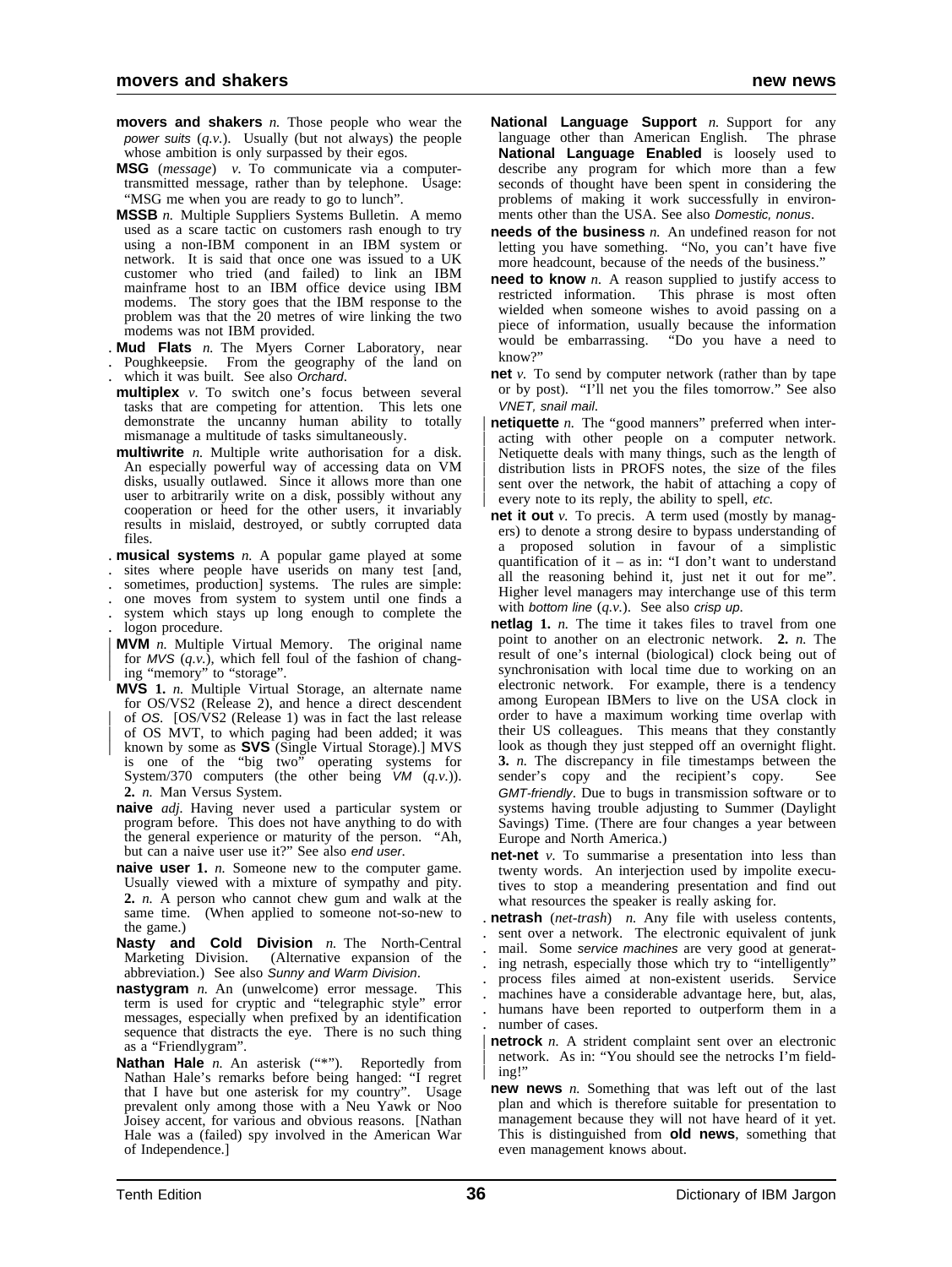**movers and shakers** *n.* Those people who wear the *power suits* (*q.v.*). Usually (but not always) the people whose ambition is only surpassed by their egos.

**MSG** (*message*) *v.* To communicate via a computer-transmitted message, rather than by telephone. Usage: "MSG me when you are ready to go to lunch".

**MSSB** *n.* Multiple Suppliers Systems Bulletin. A memo used as a scare tactic on customers rash enough to try using a non-IBM component in an IBM system or network. It is said that once one was issued to a UK customer who tried (and failed) to link an IBM mainframe host to an IBM office device using IBM modems. The story goes that the IBM response to the problem was that the 20 metres of wire linking the two modems was not IBM provided.

**Mud Flats** *n.* The Myers Corner Laboratory, near Poughkeepsie. From the geography of the land on which it was built. See also *Orchard*.

**multiplex** *v.* To switch one's focus between several tasks that are competing for attention. This lets one demonstrate the uncanny human ability to totally mismanage a multitude of tasks simultaneously.

**multiwrite** *n.* Multiple write authorisation for a disk. An especially powerful way of accessing data on VM disks, usually outlawed. Since it allows more than one user to arbitrarily write on a disk, possibly without any cooperation or heed for the other users, it invariably results in mislaid, destroyed, or subtly corrupted data files.

**musical systems** *n.* A popular game played at some sites where people have userids on many test [and, sometimes, production] systems. The rules are simple: one moves from system to system until one finds a system which stays up long enough to complete the logon procedure.

**MVM** *n.* Multiple Virtual Memory. The original name for *MVS* (*q.v.*), which fell foul of the fashion of changing "memory" to "storage".

**MVS** **1.** *n.* Multiple Virtual Storage, an alternate name for OS/VS2 (Release 2), and hence a direct descendent of *OS*. [OS/VS2 (Release 1) was in fact the last release of OS MVT, to which paging had been added; it was known by some as **SVS** (Single Virtual Storage).] MVS is one of the "big two" operating systems for System/370 computers (the other being *VM* (*q.v.*)). **2.** *n.* Man Versus System.

**naive** *adj.* Having never used a particular system or program before. This does not have anything to do with the general experience or maturity of the person. "Ah, but can a naive user use it?" See also *end user*.

**naive user** **1.** *n.* Someone new to the computer game. Usually viewed with a mixture of sympathy and pity. **2.** *n.* A person who cannot chew gum and walk at the same time. (When applied to someone not-so-new to the game.)

**Nasty and Cold Division** *n.* The North-Central Marketing Division. (Alternative expansion of the abbreviation.) See also *Sunny and Warm Division*.

**nastygram** *n.* An (unwelcome) error message. This term is used for cryptic and "telegraphic style" error messages, especially when prefixed by an identification sequence that distracts the eye. There is no such thing as a "Friendlygram".

**Nathan Hale** *n.* An asterisk ("*"). Reportedly from Nathan Hale's remarks before being hanged: "I regret that I have but one asterisk for my country". Usage prevalent only among those with a Neu Yawk or Noo Joisey accent, for various and obvious reasons. [Nathan Hale was a (failed) spy involved in the American War of Independence.]

**National Language Support** *n.* Support for any language other than American English. The phrase **National Language Enabled** is loosely used to describe any program for which more than a few seconds of thought have been spent in considering the problems of making it work successfully in environments other than the USA. See also *Domestic, nonus*.

**needs of the business** *n.* An undefined reason for not letting you have something. "No, you can't have five more headcount, because of the needs of the business."

**need to know** *n.* A reason supplied to justify access to restricted information. This phrase is most often wielded when someone wishes to avoid passing on a piece of information, usually because the information would be embarrassing. "Do you have a need to know?"

**net** *v.* To send by computer network (rather than by tape or by post). "I'll net you the files tomorrow." See also *VNET, snail mail*.

**netiquette** *n.* The "good manners" preferred when interacting with other people on a computer network. Netiquette deals with many things, such as the length of distribution lists in PROFS notes, the size of the files sent over the network, the habit of attaching a copy of every note to its reply, the ability to spell, *etc.*

**net it out** *v.* To precis. A term used (mostly by managers) to denote a strong desire to bypass understanding of a proposed solution in favour of a simplistic quantification of it – as in: "I don't want to understand all the reasoning behind it, just net it out for me". Higher level managers may interchange use of this term with *bottom line* (*q.v.*). See also *crisp up*.

**netlag** **1.** *n.* The time it takes files to travel from one point to another on an electronic network. **2.** *n.* The result of one's internal (biological) clock being out of synchronisation with local time due to working on an electronic network. For example, there is a tendency among European IBMers to live on the USA clock in order to have a maximum working time overlap with their US colleagues. This means that they constantly look as though they just stepped off an overnight flight. **3.** *n.* The discrepancy in file timestamps between the sender's copy and the recipient's copy. See *GMT-friendly*. Due to bugs in transmission software or to systems having trouble adjusting to Summer (Daylight Savings) Time. (There are four changes a year between Europe and North America.)

**net-net** *v.* To summarise a presentation into less than twenty words. An interjection used by impolite executives to stop a meandering presentation and find out what resources the speaker is really asking for.

**netrash** (*net-trash*) *n.* Any file with useless contents, sent over a network. The electronic equivalent of junk mail. Some *service machines* are very good at generating netrash, especially those which try to "intelligently" process files aimed at non-existent userids. Service machines have a considerable advantage here, but, alas, humans have been reported to outperform them in a number of cases.

**netrock** *n.* A strident complaint sent over an electronic network. As in: "You should see the netrocks I'm fielding!"

**new news** *n.* Something that was left out of the last plan and which is therefore suitable for presentation to management because they will not have heard of it yet. This is distinguished from **old news**, something that even management knows about.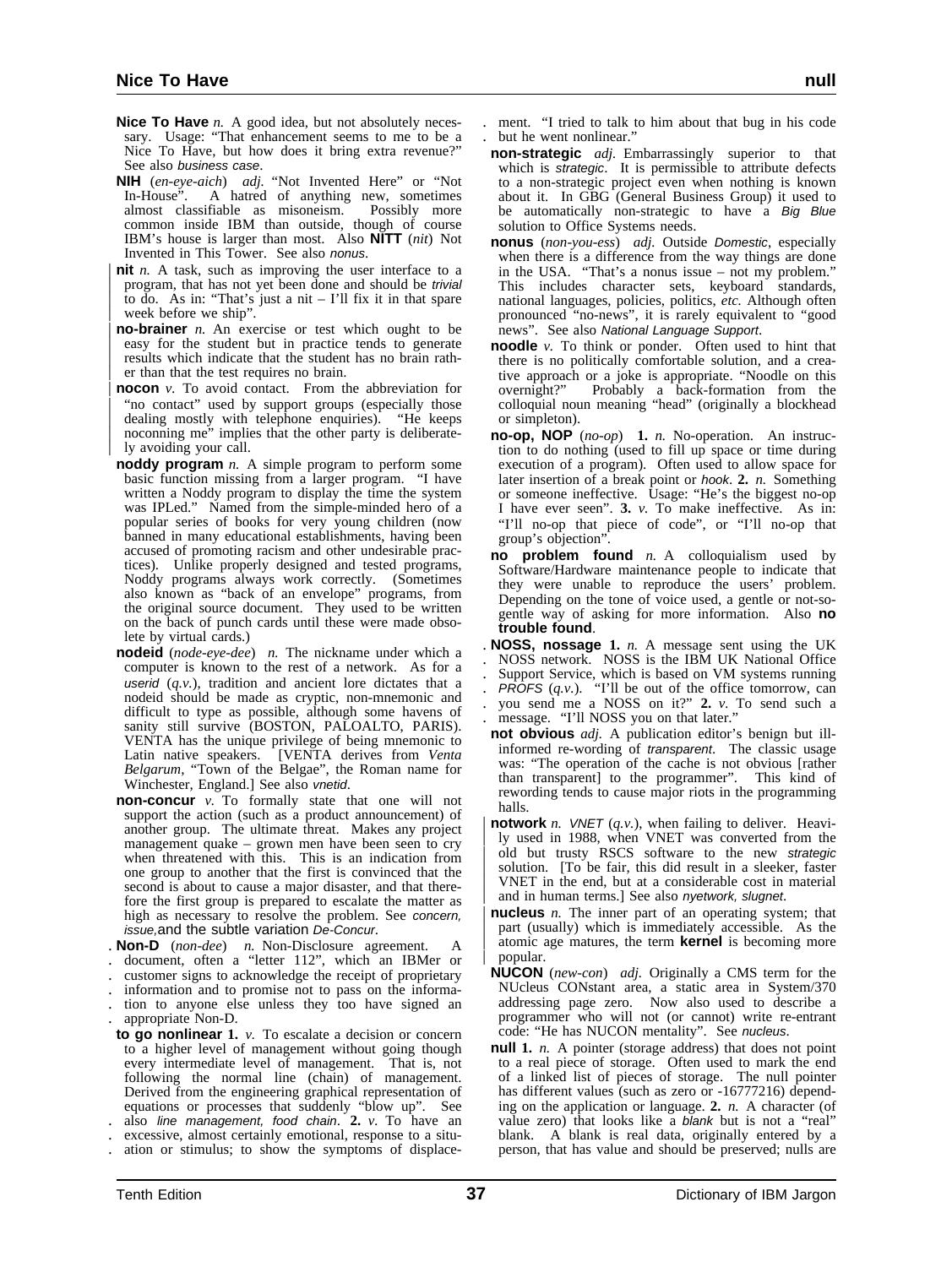**Nice To Have** *n.* A good idea, but not absolutely necessary. Usage: "That enhancement seems to me to be a Nice To Have, but how does it bring extra revenue?" See also *business case*.

**NIH** (*en-eye-aich*) *adj.* "Not Invented Here" or "Not In-House". A hatred of anything new, sometimes almost classifiable as misoneism. Possibly more common inside IBM than outside, though of course IBM's house is larger than most. Also **NITT** (*nit*) Not Invented in This Tower. See also *nonus*.

**nit** *n.* A task, such as improving the user interface to a program, that has not yet been done and should be *trivial* to do. As in: "That's just a nit – I'll fix it in that spare week before we ship".

**no-brainer** *n.* An exercise or test which ought to be easy for the student but in practice tends to generate results which indicate that the student has no brain rather than that the test requires no brain.

**nocon** *v.* To avoid contact. From the abbreviation for "no contact" used by support groups (especially those dealing mostly with telephone enquiries). "He keeps noconning me" implies that the other party is deliberately avoiding your call.

**noddy program** *n.* A simple program to perform some basic function missing from a larger program. "I have written a Noddy program to display the time the system was IPLed." Named from the simple-minded hero of a popular series of books for very young children (now banned in many educational establishments, having been accused of promoting racism and other undesirable practices). Unlike properly designed and tested programs, Noddy programs always work correctly. (Sometimes also known as "back of an envelope" programs, from the original source document. They used to be written on the back of punch cards until these were made obsolete by virtual cards.)

**nodeid** (*node-eye-dee*) *n.* The nickname under which a computer is known to the rest of a network. As for a *userid* (*q.v.*), tradition and ancient lore dictates that a nodeid should be made as cryptic, non-mnemonic and difficult to type as possible, although some havens of sanity still survive (BOSTON, PALOALTO, PARIS). VENTA has the unique privilege of being mnemonic to Latin native speakers. [VENTA derives from *Venta Belgarum*, "Town of the Belgae", the Roman name for Winchester, England.] See also *vnetid*.

**non-concur** *v.* To formally state that one will not support the action (such as a product announcement) of another group. The ultimate threat. Makes any project management quake – grown men have been seen to cry when threatened with this. This is an indication from one group to another that the first is convinced that the second is about to cause a major disaster, and that therefore the first group is prepared to escalate the matter as high as necessary to resolve the problem. See *concern, issue,* and the subtle variation *De-Concur*.

**Non-D** (*non-dee*) *n.* Non-Disclosure agreement. A document, often a "letter 112", which an IBMer or customer signs to acknowledge the receipt of proprietary information and to promise not to pass on the information to anyone else unless they too have signed an appropriate Non-D.

**to go nonlinear** **1.** *v.* To escalate a decision or concern to a higher level of management without going through every intermediate level of management. That is, not following the normal line (chain) of management. Derived from the engineering graphical representation of equations or processes that suddenly "blow up". See also *line management, food chain*. **2.** *v.* To have an excessive, almost certainly emotional, response to a situation or stimulus; to show the symptoms of displacement. "I tried to talk to him about that bug in his code but he went nonlinear."

**non-strategic** *adj.* Embarrassingly superior to that which is *strategic*. It is permissible to attribute defects to a non-strategic project even when nothing is known about it. In GBG (General Business Group) it used to be automatically non-strategic to have a *Big Blue* solution to Office Systems needs.

**nonus** (*non-you-ess*) *adj.* Outside *Domestic*, especially when there is a difference from the way things are done in the USA. "That's a nonus issue – not my problem." This includes character sets, keyboard standards, national languages, policies, politics, *etc.* Although often pronounced "no-news", it is rarely equivalent to "good news". See also *National Language Support*.

**noodle** *v.* To think or ponder. Often used to hint that there is no politically comfortable solution, and a creative approach or a joke is appropriate. "Noodle on this overnight?" Probably a back-formation from the colloquial noun meaning "head" (originally a blockhead or simpleton).

**no-op, NOP** (*no-op*) **1.** *n.* No-operation. An instruction to do nothing (used to fill up space or time during execution of a program). Often used to allow space for later insertion of a break point or *hook*. **2.** *n.* Something or someone ineffective. Usage: "He's the biggest no-op I have ever seen". **3.** *v.* To make ineffective. As in: "I'll no-op that piece of code", or "I'll no-op that group's objection".

**no problem found** *n.* A colloquialism used by Software/Hardware maintenance people to indicate that they were unable to reproduce the users' problem. Depending on the tone of voice used, a gentle or not-so-gentle way of asking for more information. Also **no trouble found**.

**NOSS, nossage** **1.** *n.* A message sent using the UK NOSS network. NOSS is the IBM UK National Office Support Service, which is based on VM systems running *PROFS* (*q.v.*). "I'll be out of the office tomorrow, can you send me a NOSS on it?" **2.** *v.* To send such a message. "I'll NOSS you on that later."

**not obvious** *adj.* A publication editor's benign but ill-informed re-wording of *transparent*. The classic usage was: "The operation of the cache is not obvious [rather than transparent] to the programmer". This kind of rewording tends to cause major riots in the programming halls.

**notwork** *n.* *VNET* (*q.v.*), when failing to deliver. Heavily used in 1988, when VNET was converted from the old but trusty RSCS software to the new *strategic* solution. [To be fair, this did result in a sleeker, faster VNET in the end, but at a considerable cost in material and in human terms.] See also *nyetwork, slugnet*.

**nucleus** *n.* The inner part of an operating system; that part (usually) which is immediately accessible. As the atomic age matures, the term **kernel** is becoming more popular.

**NUCON** (*new-con*) *adj.* Originally a CMS term for the NUcleus CONstant area, a static area in System/370 addressing page zero. Now also used to describe a programmer who will not (or cannot) write re-entrant code: "He has NUCON mentality". See *nucleus*.

**null** **1.** *n.* A pointer (storage address) that does not point to a real piece of storage. Often used to mark the end of a linked list of pieces of storage. The null pointer has different values (such as zero or -16777216) depending on the application or language. **2.** *n.* A character (of value zero) that looks like a *blank* but is not a "real" blank. A blank is real data, originally entered by a person, that has value and should be preserved; nulls are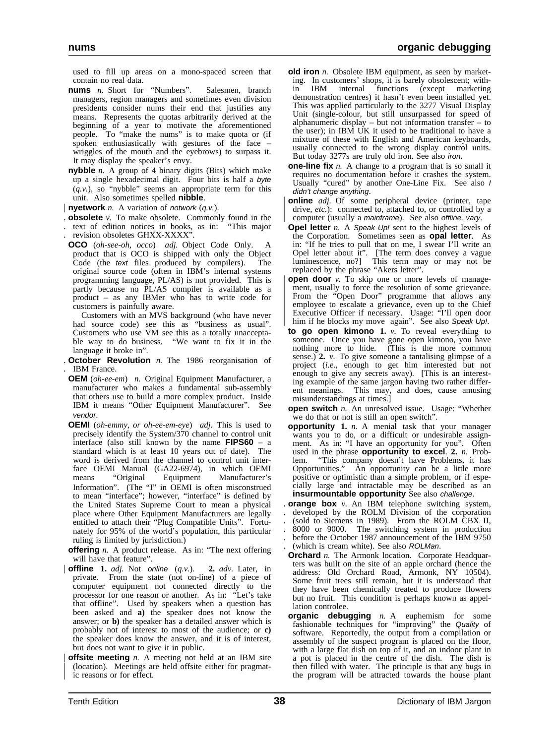used to fill up areas on a mono-spaced screen that contain no real data.

**nums** *n.* Short for "Numbers". Salesmen, branch managers, region managers and sometimes even division presidents consider nums their end that justifies any means. Represents the quotas arbitrarily derived at the beginning of a year to motivate the aforementioned people. To "make the nums" is to make quota or (if spoken enthusiastically with gestures of the face – wriggles of the mouth and the eyebrows) to surpass it. It may display the speaker's envy.

**nybble** *n.* A group of 4 binary digits (Bits) which make up a single hexadecimal digit. Four bits is half a *byte* (*q.v.*), so "nybble" seems an appropriate term for this unit. Also sometimes spelled **nibble**.

**nyetwork** *n.* A variation of *notwork* (*q.v.*).

**obsolete** *v.* To make obsolete. Commonly found in the text of edition notices in books, as in: "This major revision obsoletes GHXX-XXXX".

**OCO** (*oh-see-oh, occo*) *adj.* Object Code Only. A product that is OCO is shipped with only the Object Code (the *text* files produced by compilers). The original source code (often in IBM's internal systems programming language, PL/AS) is not provided. This is partly because no PL/AS compiler is available as a product – as any IBMer who has to write code for customers is painfully aware.

Customers with an MVS background (who have never had source code) see this as "business as usual". Customers who use VM see this as a totally unacceptable way to do business. "We want to fix it in the language it broke in".

**October Revolution** *n.* The 1986 reorganisation of IBM France.

**OEM** (*oh-ee-em*) *n.* Original Equipment Manufacturer, a manufacturer who makes a fundamental sub-assembly that others use to build a more complex product. Inside IBM it means "Other Equipment Manufacturer". See *vendor*.

**OEMI** (*oh-emmy, or oh-ee-em-eye*) *adj.* This is used to precisely identify the System/370 channel to control unit interface (also still known by the name **FIPS60** – a standard which is at least 10 years out of date). The word is derived from the channel to control unit interface OEMI Manual (GA22-6974), in which OEMI means "Original Equipment Manufacturer's Information". (The "I" in OEMI is often misconstrued to mean "interface"; however, "interface" is defined by the United States Supreme Court to mean a physical place where Other Equipment Manufacturers are legally entitled to attach their "Plug Compatible Units". Fortunately for 95% of the world's population, this particular ruling is limited by jurisdiction.)

**offering** *n.* A product release. As in: "The next offering will have that feature".

**offline** **1.** *adj.* Not *online* (*q.v.*). **2.** *adv.* Later, in private. From the state (not on-line) of a piece of computer equipment not connected directly to the processor for one reason or another. As in: "Let's take that offline". Used by speakers when a question has been asked and **a)** the speaker does not know the answer; or **b)** the speaker has a detailed answer which is probably not of interest to most of the audience; or **c)** the speaker does know the answer, and it is of interest, but does not want to give it in public.

**offsite meeting** *n.* A meeting not held at an IBM site (location). Meetings are held offsite either for pragmatic reasons or for effect.

**old iron** *n.* Obsolete IBM equipment, as seen by marketing. In customers' shops, it is barely obsolescent; within IBM internal functions (except marketing demonstration centres) it hasn't even been installed yet. This was applied particularly to the 3277 Visual Display Unit (single-colour, but still unsurpassed for speed of alphanumeric display – but not information transfer – to the user); in IBM UK it used to be traditional to have a mixture of these with English and American keyboards, usually connected to the wrong display control units. But today 3277s are truly old iron. See also *iron*.

**one-line fix** *n.* A change to a program that is so small it requires no documentation before it crashes the system. Usually "cured" by another One-Line Fix. See also *I didn't change anything*.

**online** *adj.* Of some peripheral device (printer, tape drive, *etc.*): connected to, attached to, or controlled by a computer (usually a *mainframe*). See also *offline, vary*.

**Opel letter** *n.* A *Speak Up!* sent to the highest levels of the Corporation. Sometimes seen as **opal letter**. As in: "If he tries to pull that on me, I swear I'll write an Opel letter about it". [The term does convey a vague luminescence, no?] This term may or may not be replaced by the phrase "Akers letter".

**open door** *v.* To skip one or more levels of management, usually to force the resolution of some grievance. From the "Open Door" programme that allows any employee to escalate a grievance, even up to the Chief Executive Officer if necessary. Usage: "I'll open door him if he blocks my move again". See also *Speak Up!*.

**to go open kimono** **1.** *v.* To reveal everything to someone. Once you have gone open kimono, you have nothing more to hide. (This is the more common sense.) **2.** *v.* To give someone a tantalising glimpse of a project (*i.e.*, enough to get him interested but not enough to give any secrets away). [This is an interesting example of the same jargon having two rather different meanings. This may, and does, cause amusing misunderstandings at times.]

**open switch** *n.* An unresolved issue. Usage: "Whether we do that or not is still an open switch".

**opportunity** **1.** *n.* A menial task that your manager wants you to do, or a difficult or undesirable assignment. As in: "I have an opportunity for you". Often used in the phrase **opportunity to excel**. **2.** *n.* Problem. "This company doesn't have Problems, it has Opportunities." An opportunity can be a little more positive or optimistic than a simple problem, or if especially large and intractable may be described as an **insurmountable opportunity** See also *challenge*.

**orange box** *v.* An IBM telephone switching system, developed by the ROLM Division of the corporation (sold to Siemens in 1989). From the ROLM CBX II, 8000 or 9000. The switching system in production before the October 1987 announcement of the IBM 9750 (which is cream white). See also *ROLMan*.

**Orchard** *n.* The Armonk location. Corporate Headquarters was built on the site of an apple orchard (hence the address: Old Orchard Road, Armonk, NY 10504). Some fruit trees still remain, but it is understood that they have been chemically treated to produce flowers but no fruit. This condition is perhaps known as appellation controlee.

**organic debugging** *n.* A euphemism for some fashionable techniques for "improving" the *Quality* of software. Reportedly, the output from a compilation or assembly of the suspect program is placed on the floor, with a large flat dish on top of it, and an indoor plant in a pot is placed in the centre of the dish. The dish is then filled with water. The principle is that any bugs in the program will be attracted towards the house plant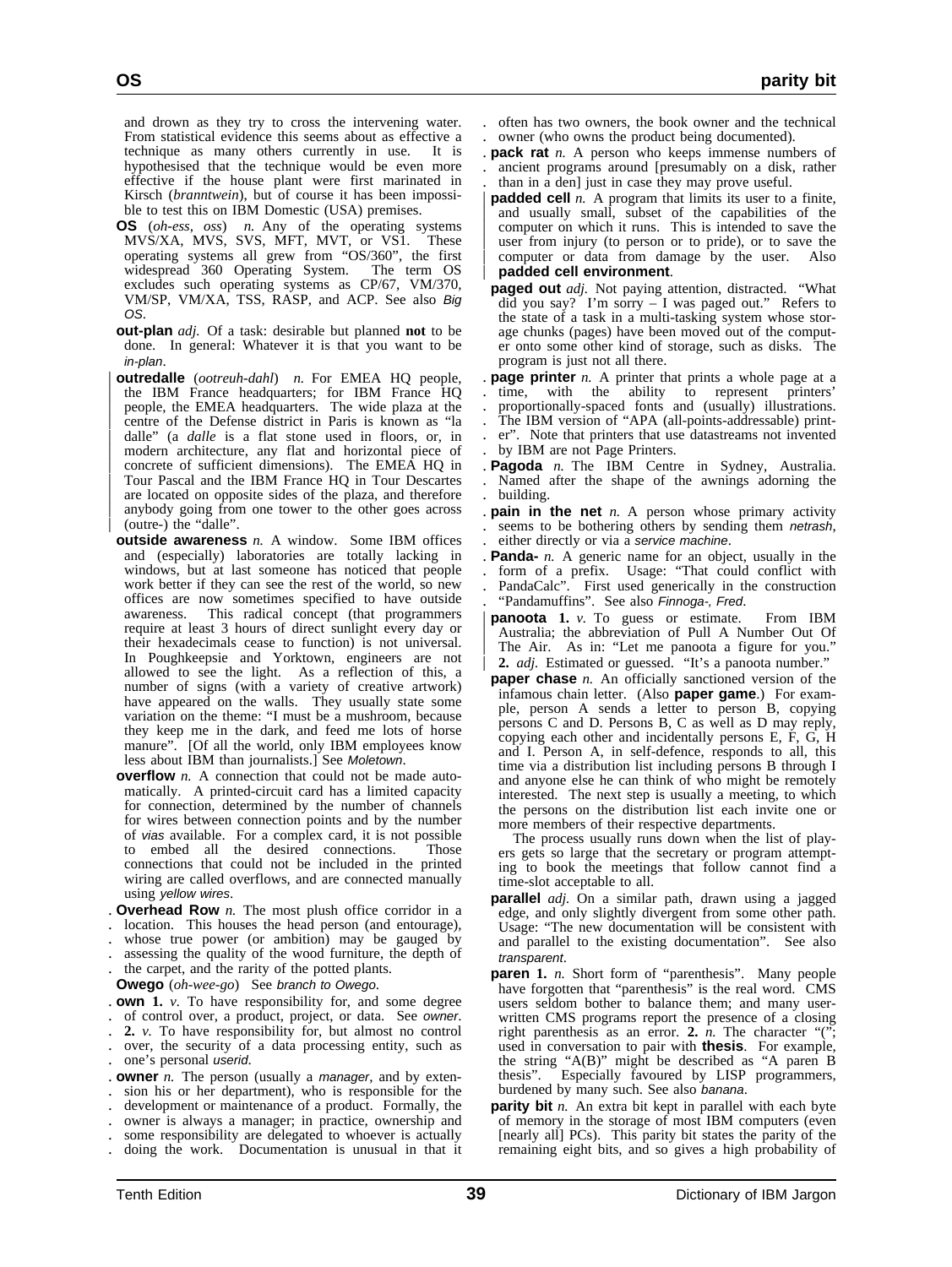and drown as they try to cross the intervening water. From statistical evidence this seems about as effective a technique as many others currently in use. It is hypothesised that the technique would be even more effective if the house plant were first marinated in Kirsch (*branntwein*), but of course it has been impossible to test this on IBM Domestic (USA) premises.

**OS** (*oh-ess, oss*) *n.* Any of the operating systems MVS/XA, MVS, SVS, MFT, MVT, or VS1. These operating systems all grew from "OS/360", the first widespread 360 Operating System. The term OS excludes such operating systems as CP/67, VM/370, VM/SP, VM/XA, TSS, RASP, and ACP. See also *Big OS*.

**out-plan** *adj.* Of a task: desirable but planned **not** to be done. In general: Whatever it is that you want to be *in-plan*.

**outredalle** (*ootreuh-dahl*) *n.* For EMEA HQ people, the IBM France headquarters; for IBM France HQ people, the EMEA headquarters. The wide plaza at the centre of the Defense district in Paris is known as "la dalle" (a *dalle* is a flat stone used in floors, or, in modern architecture, any flat and horizontal piece of concrete of sufficient dimensions). The EMEA HQ in Tour Pascal and the IBM France HQ in Tour Descartes are located on opposite sides of the plaza, and therefore anybody going from one tower to the other goes across (outre-) the "dalle".

**outside awareness** *n.* A window. Some IBM offices and (especially) laboratories are totally lacking in windows, but at last someone has noticed that people work better if they can see the rest of the world, so new offices are now sometimes specified to have outside awareness. This radical concept (that programmers require at least 3 hours of direct sunlight every day or their hexadecimals cease to function) is not universal. In Poughkeepsie and Yorktown, engineers are not allowed to see the light. As a reflection of this, a number of signs (with a variety of creative artwork) have appeared on the walls. They usually state some variation on the theme: "I must be a mushroom, because they keep me in the dark, and feed me lots of horse manure". [Of all the world, only IBM employees know less about IBM than journalists.] See *Moletown*.

**overflow** *n.* A connection that could not be made automatically. A printed-circuit card has a limited capacity for connection, determined by the number of channels for wires between connection points and by the number of *vias* available. For a complex card, it is not possible to embed all the desired connections. Those connections that could not be included in the printed wiring are called overflows, and are connected manually using *yellow wires*.

**Overhead Row** *n.* The most plush office corridor in a location. This houses the head person (and entourage), whose true power (or ambition) may be gauged by assessing the quality of the wood furniture, the depth of the carpet, and the rarity of the potted plants.

**Owego** (*oh-wee-go*) See *branch to Owego*.

**own** **1.** *v.* To have responsibility for, and some degree of control over, a product, project, or data. See *owner*. **2.** *v.* To have responsibility for, but almost no control over, the security of a data processing entity, such as one's personal *userid*.

**owner** *n.* The person (usually a *manager*, and by extension his or her department), who is responsible for the development or maintenance of a product. Formally, the owner is always a manager; in practice, ownership and some responsibility are delegated to whoever is actually doing the work. Documentation is unusual in that it often has two owners, the book owner and the technical owner (who owns the product being documented).

**pack rat** *n.* A person who keeps immense numbers of ancient programs around [presumably on a disk, rather than in a den] just in case they may prove useful.

**padded cell** *n.* A program that limits its user to a finite, and usually small, subset of the capabilities of the computer on which it runs. This is intended to save the user from injury (to person or to pride), or to save the computer or data from damage by the user. Also **padded cell environment**.

**paged out** *adj.* Not paying attention, distracted. "What did you say? I'm sorry – I was paged out." Refers to the state of a task in a multi-tasking system whose storage chunks (pages) have been moved out of the computer onto some other kind of storage, such as disks. The program is just not all there.

**page printer** *n.* A printer that prints a whole page at a time, with the ability to represent printers' proportionally-spaced fonts and (usually) illustrations. The IBM version of "APA (all-points-addressable) printer". Note that printers that use datastreams not invented by IBM are not Page Printers.

**Pagoda** *n.* The IBM Centre in Sydney, Australia. Named after the shape of the awnings adorning the building.

**pain in the net** *n.* A person whose primary activity seems to be bothering others by sending them *netrash*, either directly or via a *service machine*.

**Panda-** *n.* A generic name for an object, usually in the form of a prefix. Usage: "That could conflict with PandaCalc". First used generically in the construction "Pandamuffins". See also *Finnoga-*, *Fred*.

**panoota** **1.** *v.* To guess or estimate. From IBM Australia; the abbreviation of Pull A Number Out Of The Air. As in: "Let me panoota a figure for you." **2.** *adj.* Estimated or guessed. "It's a panoota number."

**paper chase** *n.* An officially sanctioned version of the infamous chain letter. (Also **paper game**.) For example, person A sends a letter to person B, copying persons C and D. Persons B, C as well as D may reply, copying each other and incidentally persons E, F, G, H and I. Person A, in self-defence, responds to all, this time via a distribution list including persons B through I and anyone else he can think of who might be remotely interested. The next step is usually a meeting, to which the persons on the distribution list each invite one or more members of their respective departments.

The process usually runs down when the list of players gets so large that the secretary or program attempting to book the meetings that follow cannot find a time-slot acceptable to all.

**parallel** *adj.* On a similar path, drawn using a jagged edge, and only slightly divergent from some other path. Usage: "The new documentation will be consistent with and parallel to the existing documentation". See also *transparent*.

**paren** **1.** *n.* Short form of "parenthesis". Many people have forgotten that "parenthesis" is the real word. CMS users seldom bother to balance them; and many user-written CMS programs report the presence of a closing right parenthesis as an error. **2.** *n.* The character "("; used in conversation to pair with **thesis**. For example, the string "A(B)" might be described as "A paren B thesis". Especially favoured by LISP programmers, burdened by many such. See also *banana*.

**parity bit** *n.* An extra bit kept in parallel with each byte of memory in the storage of most IBM computers (even [nearly all] PCs). This parity bit states the parity of the remaining eight bits, and so gives a high probability of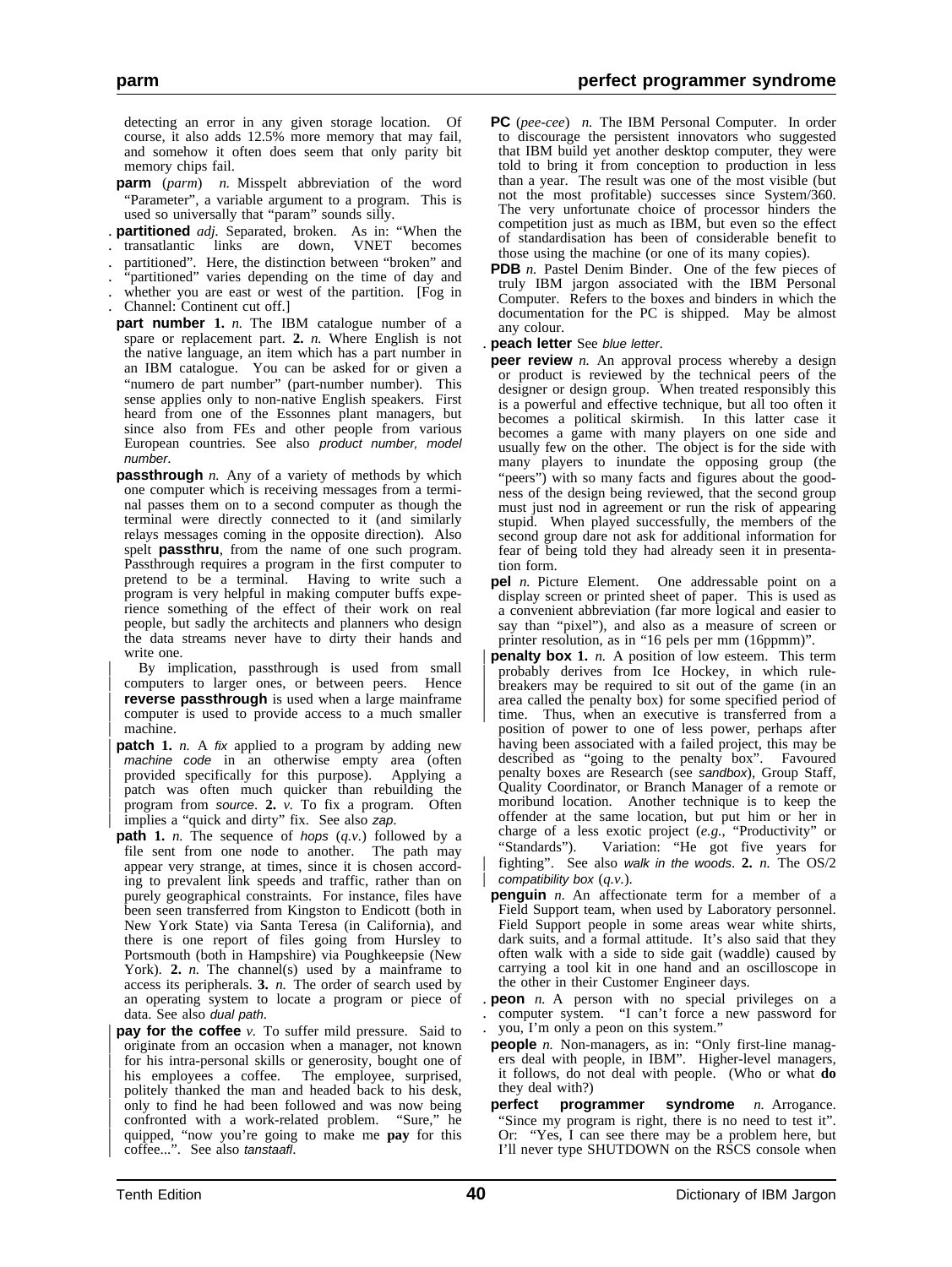detecting an error in any given storage location. Of course, it also adds 12.5% more memory that may fail, and somehow it often does seem that only parity bit memory chips fail.

**parm** (*parm*) *n.* Misspelt abbreviation of the word "Parameter", a variable argument to a program. This is used so universally that "param" sounds silly.

**partitioned** *adj.* Separated, broken. As in: "When the transatlantic links are down, VNET becomes partitioned". Here, the distinction between "broken" and "partitioned" varies depending on the time of day and whether you are east or west of the partition. [Fog in Channel: Continent cut off.]

**part number** **1.** *n.* The IBM catalogue number of a spare or replacement part. **2.** *n.* Where English is not the native language, an item which has a part number in an IBM catalogue. You can be asked for or given a "numero de part number" (part-number number). This sense applies only to non-native English speakers. First heard from one of the Essonnes plant managers, but since also from FEs and other people from various European countries. See also *product number, model number*.

**passthrough** *n.* Any of a variety of methods by which one computer which is receiving messages from a terminal passes them on to a second computer as though the terminal were directly connected to it (and similarly relays messages coming in the opposite direction). Also spelt **passthru**, from the name of one such program. Passthrough requires a program in the first computer to pretend to be a terminal. Having to write such a program is very helpful in making computer buffs experience something of the effect of their work on real people, but sadly the architects and planners who design the data streams never have to dirty their hands and write one.

By implication, passthrough is used from small computers to larger ones, or between peers. Hence **reverse passthrough** is used when a large mainframe computer is used to provide access to a much smaller machine.

**patch** **1.** *n.* A *fix* applied to a program by adding new *machine code* in an otherwise empty area (often provided specifically for this purpose). Applying a patch was often much quicker than rebuilding the program from *source*. **2.** *v.* To fix a program. Often implies a "quick and dirty" fix. See also *zap*.

**path** **1.** *n.* The sequence of *hops* (*q.v.*) followed by a file sent from one node to another. The path may appear very strange, at times, since it is chosen according to prevalent link speeds and traffic, rather than on purely geographical constraints. For instance, files have been seen transferred from Kingston to Endicott (both in New York State) via Santa Teresa (in California), and there is one report of files going from Hursley to Portsmouth (both in Hampshire) via Poughkeepsie (New York). **2.** *n.* The channel(s) used by a mainframe to access its peripherals. **3.** *n.* The order of search used by an operating system to locate a program or piece of data. See also *dual path*.

**pay for the coffee** *v.* To suffer mild pressure. Said to originate from an occasion when a manager, not known for his intra-personal skills or generosity, bought one of his employees a coffee. The employee, surprised, politely thanked the man and headed back to his desk, only to find he had been followed and was now being confronted with a work-related problem. "Sure," he quipped, "now you're going to make me **pay** for this coffee...". See also *tanstaafl*.

**PC** (*pee-cee*) *n.* The IBM Personal Computer. In order to discourage the persistent innovators who suggested that IBM build yet another desktop computer, they were told to bring it from conception to production in less than a year. The result was one of the most visible (but not the most profitable) successes since System/360. The very unfortunate choice of processor hinders the competition just as much as IBM, but even so the effect of standardisation has been of considerable benefit to those using the machine (or one of its many copies).

**PDB** *n.* Pastel Denim Binder. One of the few pieces of truly IBM jargon associated with the IBM Personal Computer. Refers to the boxes and binders in which the documentation for the PC is shipped. May be almost any colour.

**peach letter** See *blue letter*.

**peer review** *n.* An approval process whereby a design or product is reviewed by the technical peers of the designer or design group. When treated responsibly this is a powerful and effective technique, but all too often it becomes a political skirmish. In this latter case it becomes a game with many players on one side and usually few on the other. The object is for the side with many players to inundate the opposing group (the "peers") with so many facts and figures about the goodness of the design being reviewed, that the second group must just nod in agreement or run the risk of appearing stupid. When played successfully, the members of the second group dare not ask for additional information for fear of being told they had already seen it in presentation form.

**pel** *n.* Picture Element. One addressable point on a display screen or printed sheet of paper. This is used as a convenient abbreviation (far more logical and easier to say than "pixel"), and also as a measure of screen or printer resolution, as in "16 pels per mm (16ppmm)".

**penalty box** **1.** *n.* A position of low esteem. This term probably derives from Ice Hockey, in which rule-breakers may be required to sit out of the game (in an area called the penalty box) for some specified period of time. Thus, when an executive is transferred from a position of power to one of less power, perhaps after having been associated with a failed project, this may be described as "going to the penalty box". Favoured penalty boxes are Research (see *sandbox*), Group Staff, Quality Coordinator, or Branch Manager of a remote or moribund location. Another technique is to keep the offender at the same location, but put him or her in charge of a less exotic project (*e.g.*, "Productivity" or "Standards"). Variation: "He got five years for fighting". See also *walk in the woods*. **2.** *n.* The OS/2 *compatibility box* (*q.v.*).

**penguin** *n.* An affectionate term for a member of a Field Support team, when used by Laboratory personnel. Field Support people in some areas wear white shirts, dark suits, and a formal attitude. It's also said that they often walk with a side to side gait (waddle) caused by carrying a tool kit in one hand and an oscilloscope in the other in their Customer Engineer days.

**peon** *n.* A person with no special privileges on a computer system. "I can't force a new password for you, I'm only a peon on this system."

**people** *n.* Non-managers, as in: "Only first-line managers deal with people, in IBM". Higher-level managers, it follows, do not deal with people. (Who or what **do** they deal with?)

**perfect programmer syndrome** *n.* Arrogance. "Since my program is right, there is no need to test it". Or: "Yes, I can see there may be a problem here, but I'll never type SHUTDOWN on the RSCS console when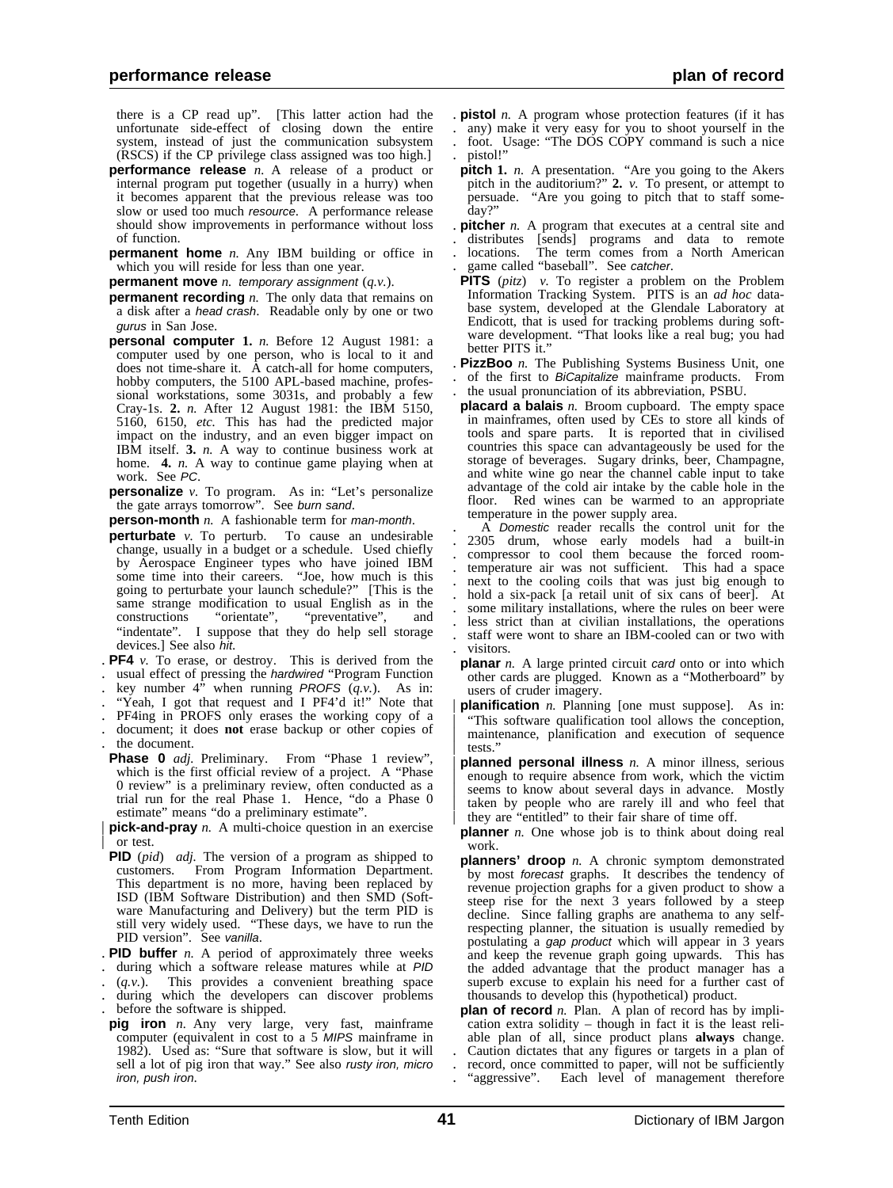there is a CP read up". [This latter action had the unfortunate side-effect of closing down the entire system, instead of just the communication subsystem (RSCS) if the CP privilege class assigned was too high.]

**performance release** *n.* A release of a product or internal program put together (usually in a hurry) when it becomes apparent that the previous release was too slow or used too much *resource*. A performance release should show improvements in performance without loss of function.

**permanent home** *n.* Any IBM building or office in which you will reside for less than one year.

**permanent move** *n.* *temporary assignment* (*q.v.*).

**permanent recording** *n.* The only data that remains on a disk after a *head crash*. Readable only by one or two *gurus* in San Jose.

**personal computer** **1.** *n.* Before 12 August 1981: a computer used by one person, who is local to it and does not time-share it. A catch-all for home computers, hobby computers, the 5100 APL-based machine, professional workstations, some 3031s, and probably a few Cray-1s. **2.** *n.* After 12 August 1981: the IBM 5150, 5160, 6150, *etc.* This has had the predicted major impact on the industry, and an even bigger impact on IBM itself. **3.** *n.* A way to continue business work at home. **4.** *n.* A way to continue game playing when at work. See *PC*.

**personalize** *v.* To program. As in: "Let's personalize the gate arrays tomorrow". See *burn sand*.

**person-month** *n.* A fashionable term for *man-month*.

**perturbate** *v.* To perturb. To cause an undesirable change, usually in a budget or a schedule. Used chiefly by Aerospace Engineer types who have joined IBM some time into their careers. "Joe, how much is this going to perturbate your launch schedule?" [This is the same strange modification to usual English as in the constructions "orientate", "preventative", and "indentate". I suppose that they do help sell storage devices.] See also *hit*.

**PF4** *v.* To erase, or destroy. This is derived from the usual effect of pressing the *hardwired* "Program Function key number 4" when running *PROFS* (*q.v.*). As in: "Yeah, I got that request and I PF4'd it!" Note that PF4ing in PROFS only erases the working copy of a document; it does **not** erase backup or other copies of the document.

**Phase 0** *adj.* Preliminary. From "Phase 1 review", which is the first official review of a project. A "Phase 0 review" is a preliminary review, often conducted as a trial run for the real Phase 1. Hence, "do a Phase 0 estimate" means "do a preliminary estimate".

**pick-and-pray** *n.* A multi-choice question in an exercise or test.

**PID** (*pid*) *adj.* The version of a program as shipped to customers. From Program Information Department. This department is no more, having been replaced by ISD (IBM Software Distribution) and then SMD (Software Manufacturing and Delivery) but the term PID is still very widely used. "These days, we have to run the PID version". See *vanilla*.

**PID buffer** *n.* A period of approximately three weeks during which a software release matures while at *PID* (*q.v.*). This provides a convenient breathing space during which the developers can discover problems before the software is shipped.

**pig iron** *n.* Any very large, very fast, mainframe computer (equivalent in cost to a 5 *MIPS* mainframe in 1982). Used as: "Sure that software is slow, but it will sell a lot of pig iron that way." See also *rusty iron, micro iron, push iron*.

**pistol** *n.* A program whose protection features (if it has any) make it very easy for you to shoot yourself in the foot. Usage: "The DOS COPY command is such a nice pistol!"

**pitch** **1.** *n.* A presentation. "Are you going to the Akers pitch in the auditorium?" **2.** *v.* To present, or attempt to persuade. "Are you going to pitch that to staff someday?"

**pitcher** *n.* A program that executes at a central site and distributes [sends] programs and data to remote locations. The term comes from a North American game called "baseball". See *catcher*.

**PITS** (*pitz*) *v.* To register a problem on the Problem Information Tracking System. PITS is an *ad hoc* database system, developed at the Glendale Laboratory at Endicott, that is used for tracking problems during software development. "That looks like a real bug; you had better PITS it."

**PizzBoo** *n.* The Publishing Systems Business Unit, one of the first to *BiCapitalize* mainframe products. From the usual pronunciation of its abbreviation, PSBU.

**placard a balais** *n.* Broom cupboard. The empty space in mainframes, often used by CEs to store all kinds of tools and spare parts. It is reported that in civilised countries this space can advantageously be used for the storage of beverages. Sugary drinks, beer, Champagne, and white wine go near the channel cable input to take advantage of the cold air intake by the cable hole in the floor. Red wines can be warmed to an appropriate temperature in the power supply area.

A *Domestic* reader recalls the control unit for the 2305 drum, whose early models had a built-in compressor to cool them because the forced room-temperature air was not sufficient. This had a space next to the cooling coils that was just big enough to hold a six-pack [a retail unit of six cans of beer]. At some military installations, where the rules on beer were less strict than at civilian installations, the operations staff were wont to share an IBM-cooled can or two with visitors.

**planar** *n.* A large printed circuit *card* onto or into which other cards are plugged. Known as a "Motherboard" by users of cruder imagery.

**planification** *n.* Planning [one must suppose]. As in: "This software qualification tool allows the conception, maintenance, planification and execution of sequence tests."

**planned personal illness** *n.* A minor illness, serious enough to require absence from work, which the victim seems to know about several days in advance. Mostly taken by people who are rarely ill and who feel that they are "entitled" to their fair share of time off.

**planner** *n.* One whose job is to think about doing real work.

**planners' droop** *n.* A chronic symptom demonstrated by most *forecast* graphs. It describes the tendency of revenue projection graphs for a given product to show a steep rise for the next 3 years followed by a steep decline. Since falling graphs are anathema to any self-respecting planner, the situation is usually remedied by postulating a *gap product* which will appear in 3 years and keep the revenue graph going upwards. This has the added advantage that the product manager has a superb excuse to explain his need for a further cast of thousands to develop this (hypothetical) product.

**plan of record** *n.* Plan. A plan of record has by implication extra solidity – though in fact it is the least reliable plan of all, since product plans **always** change. Caution dictates that any figures or targets in a plan of record, once committed to paper, will not be sufficiently "aggressive". Each level of management therefore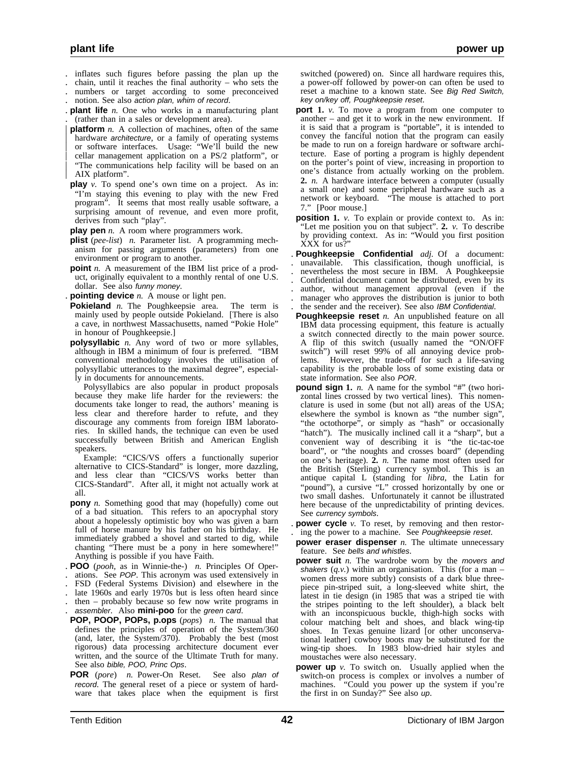inflates such figures before passing the plan up the chain, until it reaches the final authority – who sets the numbers or target according to some preconceived notion. See also *action plan, whim of record*.

**plant life** *n.* One who works in a manufacturing plant (rather than in a sales or development area).

**platform** *n.* A collection of machines, often of the same hardware *architecture*, or a family of operating systems or software interfaces. Usage: "We'll build the new cellar management application on a PS/2 platform", or "The communications help facility will be based on an AIX platform".

**play** *v.* To spend one's own time on a project. As in: "I'm staying this evening to play with the new Fred program". It seems that most really usable software, a surprising amount of revenue, and even more profit, derives from such "play".

**play pen** *n.* A room where programmers work.

**plist** (*pee-list*) *n.* Parameter list. A programming mechanism for passing arguments (parameters) from one environment or program to another.

**point** *n.* A measurement of the IBM list price of a product, originally equivalent to a monthly rental of one U.S. dollar. See also *funny money*.

**pointing device** *n.* A mouse or light pen.

**Pokieland** *n.* The Poughkeepsie area. The term is mainly used by people outside Pokieland. [There is also a cave, in northwest Massachusetts, named "Pokie Hole" in honour of Poughkeepsie.]

**polysyllabic** *n.* Any word of two or more syllables, although in IBM a minimum of four is preferred. "IBM conventional methodology involves the utilisation of polysyllabic utterances to the maximal degree", especially in documents for announcements.

Polysyllabics are also popular in product proposals because they make life harder for the reviewers: the documents take longer to read, the authors' meaning is less clear and therefore harder to refute, and they discourage any comments from foreign IBM laboratories. In skilled hands, the technique can even be used successfully between British and American English speakers.

Example: "CICS/VS offers a functionally superior alternative to CICS-Standard" is longer, more dazzling, and less clear than "CICS/VS works better than CICS-Standard". After all, it might not actually work at all.

**pony** *n.* Something good that may (hopefully) come out of a bad situation. This refers to an apocryphal story about a hopelessly optimistic boy who was given a barn full of horse manure by his father on his birthday. He immediately grabbed a shovel and started to dig, while chanting "There must be a pony in here somewhere!" Anything is possible if you have Faith.

**POO** (*pooh*, as in Winnie-the-) *n.* Principles Of Operations. See *POP*. This acronym was used extensively in FSD (Federal Systems Division) and elsewhere in the late 1960s and early 1970s but is less often heard since then – probably because so few now write programs in *assembler*. Also **mini-poo** for the *green card*.

**POP, POOP, POPs, p.ops** (*pops*) *n.* The manual that defines the principles of operation of the System/360 (and, later, the System/370). Probably the best (most rigorous) data processing architecture document ever written, and the source of the Ultimate Truth for many. See also *bible, POO, Princ Ops*.

**POR** (*pore*) *n.* Power-On Reset. See also *plan of record*. The general reset of a piece or system of hardware that takes place when the equipment is first switched (powered) on. Since all hardware requires this, a power-off followed by power-on can often be used to reset a machine to a known state. See *Big Red Switch, key on/key off, Poughkeepsie reset*.

**port** **1.** *v.* To move a program from one computer to another – and get it to work in the new environment. If it is said that a program is "portable", it is intended to convey the fanciful notion that the program can easily be made to run on a foreign hardware or software architecture. Ease of porting a program is highly dependent on the porter's point of view, increasing in proportion to one's distance from actually working on the problem. **2.** *n.* A hardware interface between a computer (usually a small one) and some peripheral hardware such as a network or keyboard. "The mouse is attached to port 7." [Poor mouse.]

**position** **1.** *v.* To explain or provide context to. As in: "Let me position you on that subject". **2.** *v.* To describe by providing context. As in: "Would you first position XXX for us?"

**Poughkeepsie Confidential** *adj.* Of a document: unavailable. This classification, though unofficial, is nevertheless the most secure in IBM. A Poughkeepsie Confidential document cannot be distributed, even by its author, without management approval (even if the manager who approves the distribution is junior to both the sender and the receiver). See also *IBM Confidential*.

**Poughkeepsie reset** *n.* An unpublished feature on all IBM data processing equipment, this feature is actually a switch connected directly to the main power source. A flip of this switch (usually named the "ON/OFF switch") will reset 99% of all annoying device problems. However, the trade-off for such a life-saving capability is the probable loss of some existing data or state information. See also *POR*.

**pound sign** **1.** *n.* A name for the symbol "#" (two horizontal lines crossed by two vertical lines). This nomenclature is used in some (but not all) areas of the USA; elsewhere the symbol is known as "the number sign", "the octothorpe", or simply as "hash" or occasionally "hatch"). The musically inclined call it a "sharp", but a convenient way of describing it is "the tic-tac-toe board", or "the noughts and crosses board" (depending on one's heritage). **2.** *n.* The name most often used for the British (Sterling) currency symbol. This is an antique capital L (standing for *libra*, the Latin for "pound"), a cursive "L" crossed horizontally by one or two small dashes. Unfortunately it cannot be illustrated here because of the unpredictability of printing devices. See *currency symbols*.

**power cycle** *v.* To reset, by removing and then restoring the power to a machine. See *Poughkeepsie reset*.

**power eraser dispenser** *n.* The ultimate unnecessary feature. See *bells and whistles*.

**power suit** *n.* The wardrobe worn by the *movers and shakers* (*q.v.*) within an organisation. This (for a man – women dress more subtly) consists of a dark blue three-piece pin-striped suit, a long-sleeved white shirt, the latest in tie design (in 1985 that was a striped tie with the stripes pointing to the left shoulder), a black belt with an inconspicuous buckle, thigh-high socks with colour matching belt and shoes, and black wing-tip shoes. In Texas genuine lizard [or other unconservational leather] cowboy boots may be substituted for the wing-tip shoes. In 1983 blow-dried hair styles and moustaches were also necessary.

**power up** *v.* To switch on. Usually applied when the switch-on process is complex or involves a number of machines. "Could you power up the system if you're the first in on Sunday?" See also *up*.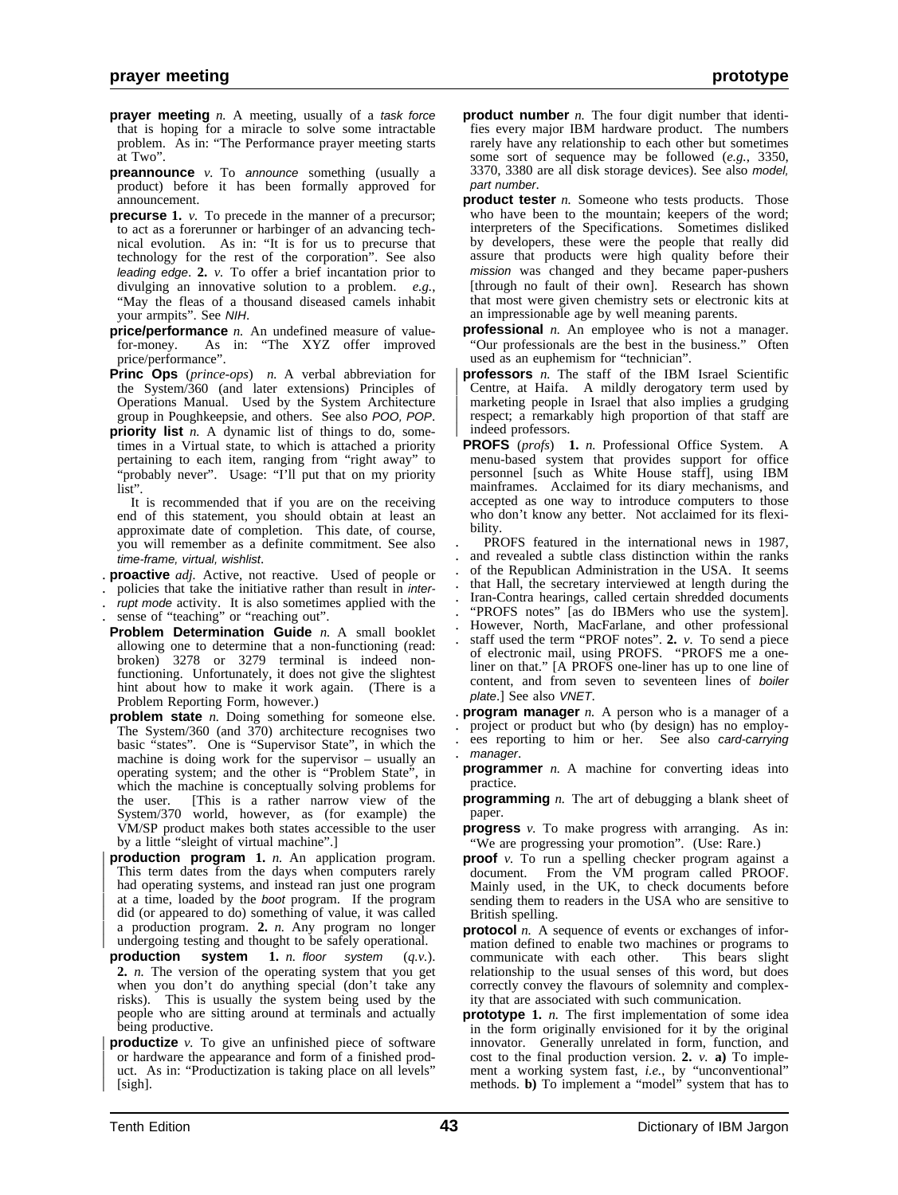**prayer meeting** *n.* A meeting, usually of a *task force* that is hoping for a miracle to solve some intractable problem. As in: "The Performance prayer meeting starts at Two".

**preannounce** *v.* To *announce* something (usually a product) before it has been formally approved for announcement.

**precurse** **1.** *v.* To precede in the manner of a precursor; to act as a forerunner or harbinger of an advancing technical evolution. As in: "It is for us to precurse that technology for the rest of the corporation". See also *leading edge*. **2.** *v.* To offer a brief incantation prior to divulging an innovative solution to a problem. *e.g.*, "May the fleas of a thousand diseased camels inhabit your armpits". See *NIH*.

**price/performance** *n.* An undefined measure of value-for-money. As in: "The XYZ offer improved price/performance".

**Princ Ops** (*prince-ops*) *n.* A verbal abbreviation for the System/360 (and later extensions) Principles of Operations Manual. Used by the System Architecture group in Poughkeepsie, and others. See also *POO, POP*.

**priority list** *n.* A dynamic list of things to do, sometimes in a Virtual state, to which is attached a priority pertaining to each item, ranging from "right away" to "probably never". Usage: "I'll put that on my priority list".

It is recommended that if you are on the receiving end of this statement, you should obtain at least an approximate date of completion. This date, of course, you will remember as a definite commitment. See also *time-frame, virtual, wishlist*.

**proactive** *adj.* Active, not reactive. Used of people or policies that take the initiative rather than result in *interrupt mode* activity. It is also sometimes applied with the sense of "teaching" or "reaching out".

**Problem Determination Guide** *n.* A small booklet allowing one to determine that a non-functioning (read: broken) 3278 or 3279 terminal is indeed non-functioning. Unfortunately, it does not give the slightest hint about how to make it work again. (There is a Problem Reporting Form, however.)

**problem state** *n.* Doing something for someone else. The System/360 (and 370) architecture recognises two basic "states". One is "Supervisor State", in which the machine is doing work for the supervisor – usually an operating system; and the other is "Problem State", in which the machine is conceptually solving problems for the user. [This is a rather narrow view of the System/370 world, however, as (for example) the VM/SP product makes both states accessible to the user by a little "sleight of virtual machine".]

**production program** **1.** *n.* An application program. This term dates from the days when computers rarely had operating systems, and instead ran just one program at a time, loaded by the *boot* program. If the program did (or appeared to do) something of value, it was called a production program. **2.** *n.* Any program no longer undergoing testing and thought to be safely operational.

**production system** **1.** *n. floor system* (*q.v.*). **2.** *n.* The version of the operating system that you get when you don't do anything special (don't take any risks). This is usually the system being used by the people who are sitting around at terminals and actually being productive.

**productize** *v.* To give an unfinished piece of software or hardware the appearance and form of a finished product. As in: "Productization is taking place on all levels" [sigh].

**product number** *n.* The four digit number that identifies every major IBM hardware product. The numbers rarely have any relationship to each other but sometimes some sort of sequence may be followed (*e.g.*, 3350, 3370, 3380 are all disk storage devices). See also *model, part number*.

**product tester** *n.* Someone who tests products. Those who have been to the mountain; keepers of the word; interpreters of the Specifications. Sometimes disliked by developers, these were the people that really did assure that products were high quality before their *mission* was changed and they became paper-pushers [through no fault of their own]. Research has shown that most were given chemistry sets or electronic kits at an impressionable age by well meaning parents.

**professional** *n.* An employee who is not a manager. "Our professionals are the best in the business." Often used as an euphemism for "technician".

**professors** *n.* The staff of the IBM Israel Scientific Centre, at Haifa. A mildly derogatory term used by marketing people in Israel that also implies a grudging respect; a remarkably high proportion of that staff are indeed professors.

**PROFS** (*profs*) **1.** *n.* Professional Office System. A menu-based system that provides support for office personnel [such as White House staff], using IBM mainframes. Acclaimed for its diary mechanisms, and accepted as one way to introduce computers to those who don't know any better. Not acclaimed for its flexibility.

PROFS featured in the international news in 1987, and revealed a subtle class distinction within the ranks of the Republican Administration in the USA. It seems that Hall, the secretary interviewed at length during the Iran-Contra hearings, called certain shredded documents "PROFS notes" [as do IBMers who use the system]. However, North, MacFarlane, and other professional staff used the term "PROF notes". **2.** *v.* To send a piece of electronic mail, using PROFS. "PROFS me a one-liner on that." [A PROFS one-liner has up to one line of content, and from seven to seventeen lines of *boiler plate*.] See also *VNET*.

**program manager** *n.* A person who is a manager of a project or product but who (by design) has no employees reporting to him or her. See also *card-carrying manager*.

**programmer** *n.* A machine for converting ideas into practice.

**programming** *n.* The art of debugging a blank sheet of paper.

**progress** *v.* To make progress with arranging. As in: "We are progressing your promotion". (Use: Rare.)

**proof** *v.* To run a spelling checker program against a document. From the VM program called PROOF. Mainly used, in the UK, to check documents before sending them to readers in the USA who are sensitive to British spelling.

**protocol** *n.* A sequence of events or exchanges of information defined to enable two machines or programs to communicate with each other. This bears slight relationship to the usual senses of this word, but does correctly convey the flavours of solemnity and complexity that are associated with such communication.

**prototype** **1.** *n.* The first implementation of some idea in the form originally envisioned for it by the original innovator. Generally unrelated in form, function, and cost to the final production version. **2.** *v.* **a)** To implement a working system fast, *i.e.*, by "unconventional" methods. **b)** To implement a "model" system that has to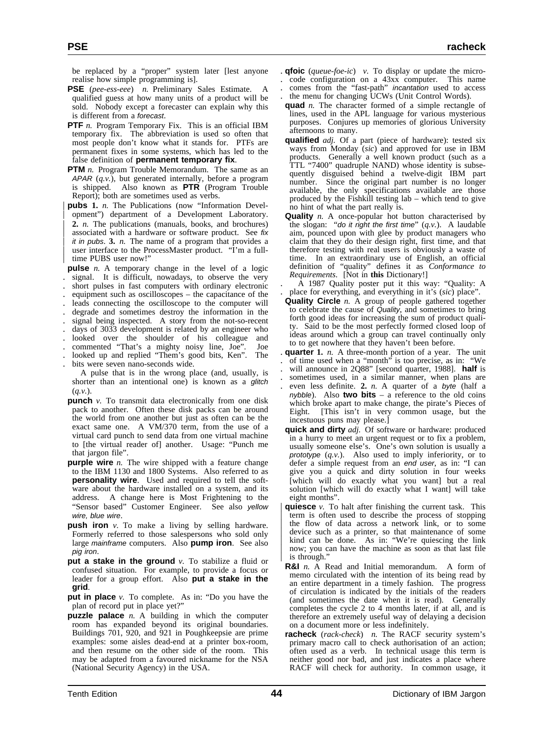be replaced by a "proper" system later [lest anyone realise how simple programming is].

**PSE** (*pee-ess-eee*) *n.* Preliminary Sales Estimate. A qualified guess at how many units of a product will be sold. Nobody except a forecaster can explain why this is different from a *forecast*.

**PTF** *n.* Program Temporary Fix. This is an official IBM temporary fix. The abbreviation is used so often that most people don't know what it stands for. PTFs are permanent fixes in some systems, which has led to the false definition of **permanent temporary fix**.

**PTM** *n.* Program Trouble Memorandum. The same as an *APAR* (*q.v.*), but generated internally, before a program is shipped. Also known as **PTR** (Program Trouble Report); both are sometimes used as verbs.

**pubs** **1.** *n.* The Publications (now "Information Development") department of a Development Laboratory. **2.** *n.* The publications (manuals, books, and brochures) associated with a hardware or software product. See *fix it in pubs*. **3.** *n.* The name of a program that provides a user interface to the ProcessMaster product. "I'm a full-time PUBS user now!"

**pulse** *n.* A temporary change in the level of a logic signal. It is difficult, nowadays, to observe the very short pulses in fast computers with ordinary electronic equipment such as oscilloscopes – the capacitance of the leads connecting the oscilloscope to the computer will degrade and sometimes destroy the information in the signal being inspected. A story from the not-so-recent days of 3033 development is related by an engineer who looked over the shoulder of his colleague and commented "That's a mighty noisy line, Joe". Joe looked up and replied "Them's good bits, Ken". The bits were seven nano-seconds wide.

A pulse that is in the wrong place (and, usually, is shorter than an intentional one) is known as a *glitch* (*q.v.*).

**punch** *v.* To transmit data electronically from one disk pack to another. Often these disk packs can be around the world from one another but just as often can be the exact same one. A VM/370 term, from the use of a virtual card punch to send data from one virtual machine to [the virtual reader of] another. Usage: "Punch me that jargon file".

**purple wire** *n.* The wire shipped with a feature change to the IBM 1130 and 1800 Systems. Also referred to as **personality wire**. Used and required to tell the software about the hardware installed on a system, and its address. A change here is Most Frightening to the "Sensor based" Customer Engineer. See also *yellow wire, blue wire*.

**push iron** *v.* To make a living by selling hardware. Formerly referred to those salespersons who sold only large *mainframe* computers. Also **pump iron**. See also *pig iron*.

**put a stake in the ground** *v.* To stabilize a fluid or confused situation. For example, to provide a focus or leader for a group effort. Also **put a stake in the grid**.

**put in place** *v.* To complete. As in: "Do you have the plan of record put in place yet?"

**puzzle palace** *n.* A building in which the computer room has expanded beyond its original boundaries. Buildings 701, 920, and 921 in Poughkeepsie are prime examples: some aisles dead-end at a printer box-room, and then resume on the other side of the room. This may be adapted from a favoured nickname for the NSA (National Security Agency) in the USA.

**qfoic** (*queue-foe-ic*) *v.* To display or update the micro-code configuration on a 43xx computer. This name comes from the "fast-path" *incantation* used to access the menu for changing UCWs (Unit Control Words).

**quad** *n.* The character formed of a simple rectangle of lines, used in the APL language for various mysterious purposes. Conjures up memories of glorious University afternoons to many.

**qualified** *adj.* Of a part (piece of hardware): tested six ways from Monday (*sic*) and approved for use in IBM products. Generally a well known product (such as a TTL "7400" quadruple NAND) whose identity is subsequently disguised behind a twelve-digit IBM part number. Since the original part number is no longer available, the only specifications available are those produced by the Fishkill testing lab – which tend to give no hint of what the part really is.

**Quality** *n.* A once-popular hot button characterised by the slogan: "*do it right the first time*" (*q.v.*). A laudable aim, pounced upon with glee by product managers who claim that they do their design right, first time, and that therefore testing with real users is obviously a waste of time. In an extraordinary use of English, an official definition of "quality" defines it as *Conformance to Requirements*. [Not in **this** Dictionary!]

A 1987 Quality poster put it this way: "Quality: A place for everything, and everything in it's (*sic*) place".

**Quality Circle** *n.* A group of people gathered together to celebrate the cause of *Quality*, and sometimes to bring forth good ideas for increasing the sum of product quality. Said to be the most perfectly formed closed loop of ideas around which a group can travel continually only to to get nowhere that they haven't been before.

**quarter** **1.** *n.* A three-month portion of a year. The unit of time used when a "month" is too precise, as in: "We will announce in 2Q88" [second quarter, 1988]. **half** is sometimes used, in a similar manner, when plans are even less definite. **2.** *n.* A quarter of a *byte* (half a *nybble*). Also **two bits** – a reference to the old coins which broke apart to make change, the pirate's Pieces of Eight. [This isn't in very common usage, but the incestuous puns may please.]

**quick and dirty** *adj.* Of software or hardware: produced in a hurry to meet an urgent request or to fix a problem, usually someone else's. One's own solution is usually a *prototype* (*q.v.*). Also used to imply inferiority, or to defer a simple request from an *end user*, as in: "I can give you a quick and dirty solution in four weeks [which will do exactly what you want] but a real solution [which will do exactly what I want] will take eight months".

**quiesce** *v.* To halt after finishing the current task. This term is often used to describe the process of stopping the flow of data across a network link, or to some device such as a printer, so that maintenance of some kind can be done. As in: "We're quiescing the link now; you can have the machine as soon as that last file is through."

**R&I** *n.* A Read and Initial memorandum. A form of memo circulated with the intention of its being read by an entire department in a timely fashion. The progress of circulation is indicated by the initials of the readers (and sometimes the date when it is read). Generally completes the cycle 2 to 4 months later, if at all, and is therefore an extremely useful way of delaying a decision on a document more or less indefinitely.

**racheck** (*rack-check*) *n.* The RACF security system's primary macro call to check authorisation of an action; often used as a verb. In technical usage this term is neither good nor bad, and just indicates a place where RACF will check for authority. In common usage, it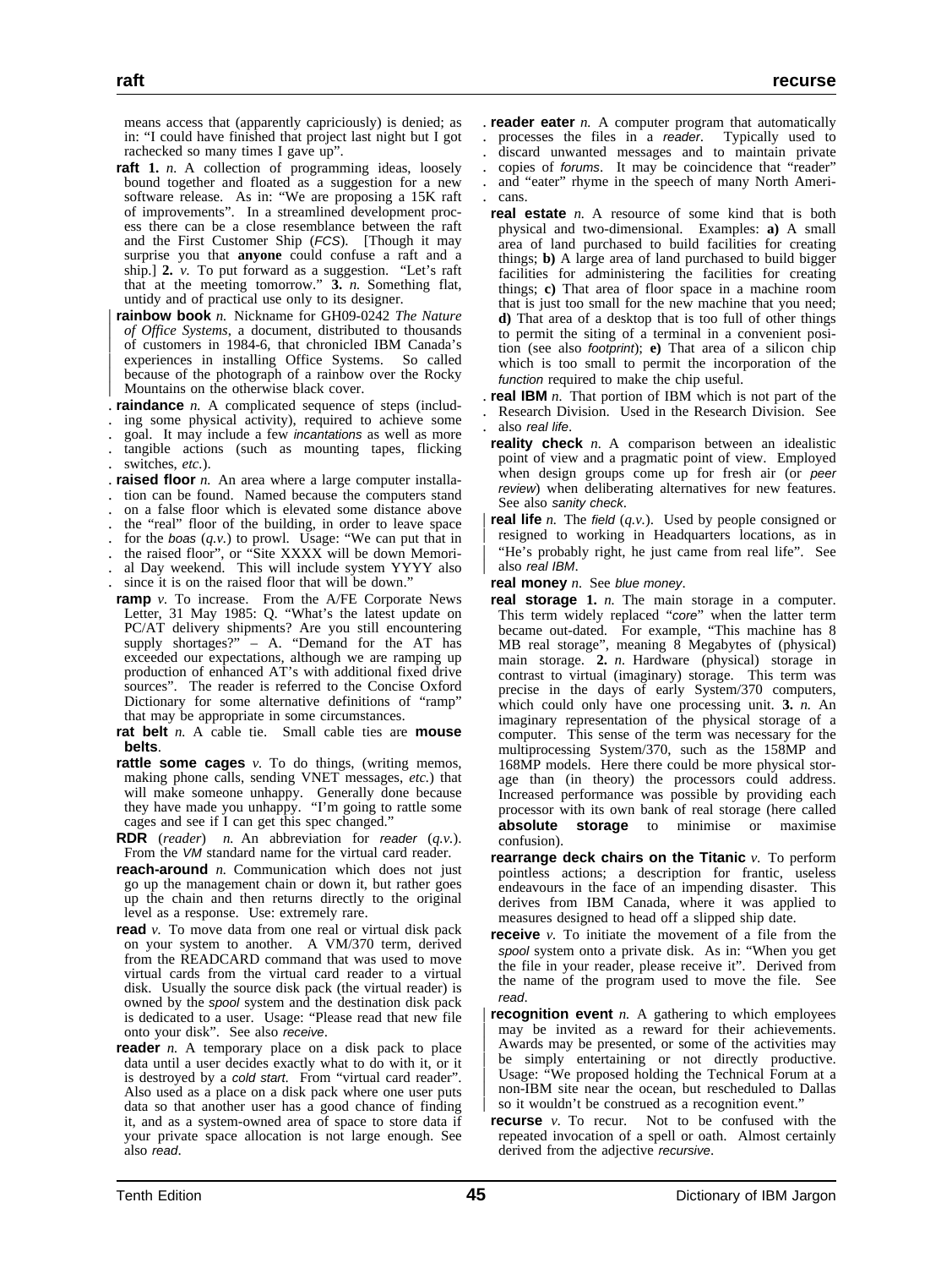means access that (apparently capriciously) is denied; as in: "I could have finished that project last night but I got rachecked so many times I gave up".

**raft** **1.** *n.* A collection of programming ideas, loosely bound together and floated as a suggestion for a new software release. As in: "We are proposing a 15K raft of improvements". In a streamlined development process there can be a close resemblance between the raft and the First Customer Ship (*FCS*). [Though it may surprise you that **anyone** could confuse a raft and a ship.] **2.** *v.* To put forward as a suggestion. "Let's raft that at the meeting tomorrow." **3.** *n.* Something flat, untidy and of practical use only to its designer.

**rainbow book** *n.* Nickname for GH09-0242 *The Nature of Office Systems*, a document, distributed to thousands of customers in 1984-6, that chronicled IBM Canada's experiences in installing Office Systems. So called because of the photograph of a rainbow over the Rocky Mountains on the otherwise black cover.

**raindance** *n.* A complicated sequence of steps (including some physical activity), required to achieve some goal. It may include a few *incantations* as well as more tangible actions (such as mounting tapes, flicking switches, *etc.*).

**raised floor** *n.* An area where a large computer installation can be found. Named because the computers stand on a false floor which is elevated some distance above the "real" floor of the building, in order to leave space for the *boas* (*q.v.*) to prowl. Usage: "We can put that in the raised floor", or "Site XXXX will be down Memorial Day weekend. This will include system YYYY also since it is on the raised floor that will be down."

**ramp** *v.* To increase. From the A/FE Corporate News Letter, 31 May 1985: Q. "What's the latest update on PC/AT delivery shipments? Are you still encountering supply shortages?" – A. "Demand for the AT has exceeded our expectations, although we are ramping up production of enhanced AT's with additional fixed drive sources". The reader is referred to the Concise Oxford Dictionary for some alternative definitions of "ramp" that may be appropriate in some circumstances.

**rat belt** *n.* A cable tie. Small cable ties are **mouse belts**.

**rattle some cages** *v.* To do things, (writing memos, making phone calls, sending VNET messages, *etc.*) that will make someone unhappy. Generally done because they have made you unhappy. "I'm going to rattle some cages and see if I can get this spec changed."

**RDR** (*reader*) *n.* An abbreviation for *reader* (*q.v.*). From the *VM* standard name for the virtual card reader.

**reach-around** *n.* Communication which does not just go up the management chain or down it, but rather goes up the chain and then returns directly to the original level as a response. Use: extremely rare.

**read** *v.* To move data from one real or virtual disk pack on your system to another. A VM/370 term, derived from the READCARD command that was used to move virtual cards from the virtual card reader to a virtual disk. Usually the source disk pack (the virtual reader) is owned by the *spool* system and the destination disk pack is dedicated to a user. Usage: "Please read that new file onto your disk". See also *receive*.

**reader** *n.* A temporary place on a disk pack to place data until a user decides exactly what to do with it, or it is destroyed by a *cold start*. From "virtual card reader". Also used as a place on a disk pack where one user puts data so that another user has a good chance of finding it, and as a system-owned area of space to store data if your private space allocation is not large enough. See also *read*.

**reader eater** *n.* A computer program that automatically processes the files in a *reader*. Typically used to discard unwanted messages and to maintain private copies of *forums*. It may be coincidence that "reader" and "eater" rhyme in the speech of many North Americans.

**real estate** *n.* A resource of some kind that is both physical and two-dimensional. Examples: **a)** A small area of land purchased to build facilities for creating things; **b)** A large area of land purchased to build bigger facilities for administering the facilities for creating things; **c)** That area of floor space in a machine room that is just too small for the new machine that you need; **d)** That area of a desktop that is too full of other things to permit the siting of a terminal in a convenient position (see also *footprint*); **e)** That area of a silicon chip which is too small to permit the incorporation of the *function* required to make the chip useful.

**real IBM** *n.* That portion of IBM which is not part of the Research Division. Used in the Research Division. See also *real life*.

**reality check** *n.* A comparison between an idealistic point of view and a pragmatic point of view. Employed when design groups come up for fresh air (or *peer review*) when deliberating alternatives for new features. See also *sanity check*.

**real life** *n.* The *field* (*q.v.*). Used by people consigned or resigned to working in Headquarters locations, as in "He's probably right, he just came from real life". See also *real IBM*.

**real money** *n.* See *blue money*.

**real storage** **1.** *n.* The main storage in a computer. This term widely replaced "*core*" when the latter term became out-dated. For example, "This machine has 8 MB real storage", meaning 8 Megabytes of (physical) main storage. **2.** *n.* Hardware (physical) storage in contrast to virtual (imaginary) storage. This term was precise in the days of early System/370 computers, which could only have one processing unit. **3.** *n.* An imaginary representation of the physical storage of a computer. This sense of the term was necessary for the multiprocessing System/370, such as the 158MP and 168MP models. Here there could be more physical storage than (in theory) the processors could address. Increased performance was possible by providing each processor with its own bank of real storage (here called **absolute storage** to minimise or maximise confusion).

**rearrange deck chairs on the Titanic** *v.* To perform pointless actions; a description for frantic, useless endeavours in the face of an impending disaster. This derives from IBM Canada, where it was applied to measures designed to head off a slipped ship date.

**receive** *v.* To initiate the movement of a file from the *spool* system onto a private disk. As in: "When you get the file in your reader, please receive it". Derived from the name of the program used to move the file. See *read*.

**recognition event** *n.* A gathering to which employees may be invited as a reward for their achievements. Awards may be presented, or some of the activities may be simply entertaining or not directly productive. Usage: "We proposed holding the Technical Forum at a non-IBM site near the ocean, but rescheduled to Dallas so it wouldn't be construed as a recognition event."

**recurse** *v.* To recur. Not to be confused with the repeated invocation of a spell or oath. Almost certainly derived from the adjective *recursive*.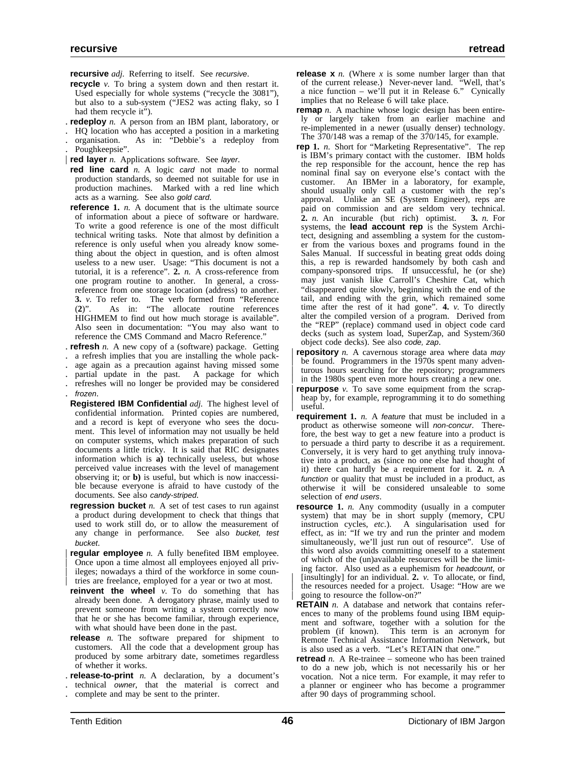**recursive** *adj.* Referring to itself. See *recursive*.

**recycle** *v.* To bring a system down and then restart it. Used especially for whole systems ("recycle the 3081"), but also to a sub-system ("JES2 was acting flaky, so I had them recycle it").

**redeploy** *n.* A person from an IBM plant, laboratory, or HQ location who has accepted a position in a marketing organisation. As in: "Debbie's a redeploy from Poughkeepsie".

**red layer** *n.* Applications software. See *layer*.

**red line card** *n.* A logic *card* not made to normal production standards, so deemed not suitable for use in production machines. Marked with a red line which acts as a warning. See also *gold card*.

**reference 1.** *n.* A document that is the ultimate source of information about a piece of software or hardware. To write a good reference is one of the most difficult technical writing tasks. Note that almost by definition a reference is only useful when you already know something about the object in question, and is often almost useless to a new user. Usage: "This document is not a tutorial, it is a reference". **2.** *n.* A cross-reference from one program routine to another. In general, a cross-reference from one storage location (address) to another. **3.** *v.* To refer to. The verb formed from "Reference (**2**)". As in: "The allocate routine references HIGHMEM to find out how much storage is available". Also seen in documentation: "You may also want to reference the CMS Command and Macro Reference."

**refresh** *n.* A new copy of a (software) package. Getting a refresh implies that you are installing the whole package again as a precaution against having missed some partial update in the past. A package for which refreshes will no longer be provided may be considered *frozen*.

**Registered IBM Confidential** *adj.* The highest level of confidential information. Printed copies are numbered, and a record is kept of everyone who sees the document. This level of information may not usually be held on computer systems, which makes preparation of such documents a little tricky. It is said that RIC designates information which is **a)** technically useless, but whose perceived value increases with the level of management observing it; or **b)** is useful, but which is now inaccessible because everyone is afraid to have custody of the documents. See also *candy-striped*.

**regression bucket** *n.* A set of test cases to run against a product during development to check that things that used to work still do, or to allow the measurement of any change in performance. See also *bucket, test bucket*.

**regular employee** *n.* A fully benefited IBM employee. Once upon a time almost all employees enjoyed all privileges; nowadays a third of the workforce in some countries are freelance, employed for a year or two at most.

**reinvent the wheel** *v.* To do something that has already been done. A derogatory phrase, mainly used to prevent someone from writing a system correctly now that he or she has become familiar, through experience, with what should have been done in the past.

**release** *n.* The software prepared for shipment to customers. All the code that a development group has produced by some arbitrary date, sometimes regardless of whether it works.

**release-to-print** *n.* A declaration, by a document's technical *owner*, that the material is correct and complete and may be sent to the printer.

**release x** *n.* (Where *x* is some number larger than that of the current release.) Never-never land. "Well, that's a nice function – we'll put it in Release 6." Cynically implies that no Release 6 will take place.

**remap** *n.* A machine whose logic design has been entirely or largely taken from an earlier machine and re-implemented in a newer (usually denser) technology. The 370/148 was a remap of the 370/145, for example.

**rep 1.** *n.* Short for "Marketing Representative". The rep is IBM's primary contact with the customer. IBM holds the rep responsible for the account, hence the rep has nominal final say on everyone else's contact with the customer. An IBMer in a laboratory, for example, should usually only call a customer with the rep's approval. Unlike an SE (System Engineer), reps are paid on commission and are seldom very technical. **2.** *n.* An incurable (but rich) optimist. **3.** *n.* For systems, the **lead account rep** is the System Architect, designing and assembling a system for the customer from the various boxes and programs found in the Sales Manual. If successful in beating great odds doing this, a rep is rewarded handsomely by both cash and company-sponsored trips. If unsuccessful, he (or she) may just vanish like Carroll's Cheshire Cat, which "disappeared quite slowly, beginning with the end of the tail, and ending with the grin, which remained some time after the rest of it had gone". **4.** *v.* To directly alter the compiled version of a program. Derived from the "REP" (replace) command used in object code card decks (such as system load, SuperZap, and System/360 object code decks). See also *code, zap*.

**repository** *n.* A cavernous storage area where data *may* be found. Programmers in the 1970s spent many adventurous hours searching for the repository; programmers in the 1980s spent even more hours creating a new one.

**repurpose** *v.* To save some equipment from the scrapheap by, for example, reprogramming it to do something useful.

**requirement 1.** *n.* A *feature* that must be included in a product as otherwise someone will *non-concur*. Therefore, the best way to get a new feature into a product is to persuade a third party to describe it as a requirement. Conversely, it is very hard to get anything truly innovative into a product, as (since no one else had thought of it) there can hardly be a requirement for it. **2.** *n.* A *function* or quality that must be included in a product, as otherwise it will be considered unsaleable to some selection of *end users*.

**resource 1.** *n.* Any commodity (usually in a computer system) that may be in short supply (memory, CPU instruction cycles, *etc.*). A singularisation used for effect, as in: "If we try and run the printer and modem simultaneously, we'll just run out of resource". Use of this word also avoids committing oneself to a statement of which of the (un)available resources will be the limiting factor. Also used as a euphemism for *headcount*, or [insultingly] for an individual. **2.** *v.* To allocate, or find, the resources needed for a project. Usage: "How are we going to resource the follow-on?"

**RETAIN** *n.* A database and network that contains references to many of the problems found using IBM equipment and software, together with a solution for the problem (if known). This term is an acronym for Remote Technical Assistance Information Network, but is also used as a verb. "Let's RETAIN that one."

**retread** *n.* A Re-trainee – someone who has been trained to do a new job, which is not necessarily his or her vocation. Not a nice term. For example, it may refer to a planner or engineer who has become a programmer after 90 days of programming school.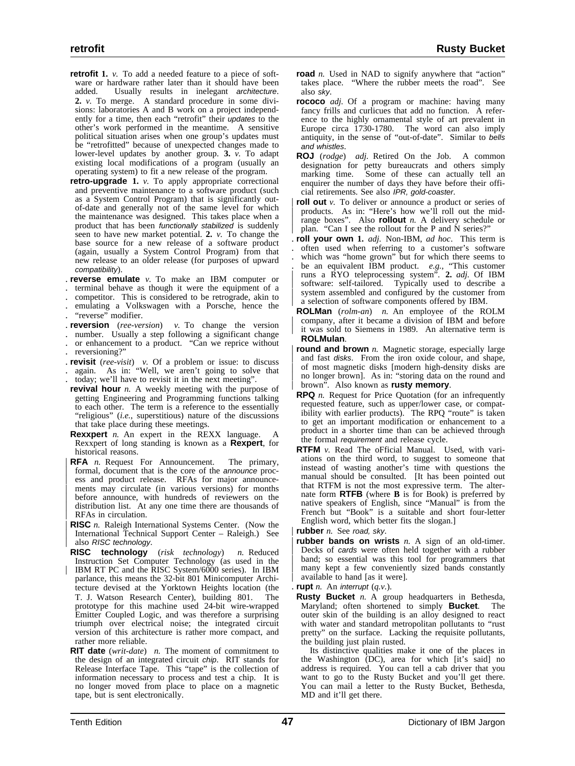**retrofit** **1.** *v.* To add a needed feature to a piece of software or hardware rather later than it should have been added. Usually results in inelegant *architecture*. **2.** *v.* To merge. A standard procedure in some divisions: laboratories A and B work on a project independently for a time, then each "retrofit" their *updates* to the other's work performed in the meantime. A sensitive political situation arises when one group's updates must be "retrofitted" because of unexpected changes made to lower-level updates by another group. **3.** *v.* To adapt existing local modifications of a program (usually an operating system) to fit a new release of the program.

**retro-upgrade** **1.** *v.* To apply appropriate correctional and preventive maintenance to a software product (such as a System Control Program) that is significantly out-of-date and generally not of the same level for which the maintenance was designed. This takes place when a product that has been *functionally stabilized* is suddenly seen to have new market potential. **2.** *v.* To change the base source for a new release of a software product (again, usually a System Control Program) from that new release to an older release (for purposes of upward *compatibility*).

**reverse emulate** *v.* To make an IBM computer or terminal behave as though it were the equipment of a competitor. This is considered to be retrograde, akin to emulating a Volkswagen with a Porsche, hence the "reverse" modifier.

**reversion** (*ree-version*) *v.* To change the version number. Usually a step following a significant change or enhancement to a product. "Can we reprice without reversioning?"

**revisit** (*ree-visit*) *v.* Of a problem or issue: to discuss again. As in: "Well, we aren't going to solve that today; we'll have to revisit it in the next meeting".

**revival hour** *n.* A weekly meeting with the purpose of getting Engineering and Programming functions talking to each other. The term is a reference to the essentially "religious" (*i.e.*, superstitious) nature of the discussions that take place during these meetings.

**Rexxpert** *n.* An expert in the REXX language. A Rexxpert of long standing is known as a **Rexpert**, for historical reasons.

**RFA** *n.* Request For Announcement. The primary, formal, document that is the core of the *announce* process and product release. RFAs for major announcements may circulate (in various versions) for months before announce, with hundreds of reviewers on the distribution list. At any one time there are thousands of RFAs in circulation.

**RISC** *n.* Raleigh International Systems Center. (Now the International Technical Support Center – Raleigh.) See also *RISC technology*.

**RISC technology** (*risk technology*) *n.* Reduced Instruction Set Computer Technology (as used in the IBM RT PC and the RISC System/6000 series). In IBM parlance, this means the 32-bit 801 Minicomputer Architecture devised at the Yorktown Heights location (the T. J. Watson Research Center), building 801. The prototype for this machine used 24-bit wire-wrapped Emitter Coupled Logic, and was therefore a surprising triumph over electrical noise; the integrated circuit version of this architecture is rather more compact, and rather more reliable.

**RIT date** (*writ-date*) *n.* The moment of commitment to the design of an integrated circuit *chip*. RIT stands for Release Interface Tape. This "tape" is the collection of information necessary to process and test a chip. It is no longer moved from place to place on a magnetic tape, but is sent electronically.

**road** *n.* Used in NAD to signify anywhere that "action" takes place. "Where the rubber meets the road". See also *sky*.

**rococo** *adj.* Of a program or machine: having many fancy frills and curlicues that add no function. A reference to the highly ornamental style of art prevalent in Europe circa 1730-1780. The word can also imply antiquity, in the sense of "out-of-date". Similar to *bells and whistles*.

**ROJ** (*rodge*) *adj.* Retired On the Job. A common designation for petty bureaucrats and others simply marking time. Some of these can actually tell an enquirer the number of days they have before their official retirements. See also *IPR, gold-coaster*.

**roll out** *v.* To deliver or announce a product or series of products. As in: "Here's how we'll roll out the mid-range boxes". Also **rollout** *n.* A delivery schedule or plan. "Can I see the rollout for the P and N series?"

**roll your own** **1.** *adj.* Non-IBM, *ad hoc*. This term is often used when referring to a customer's software which was "home grown" but for which there seems to be an equivalent IBM product. *e.g.*, "This customer runs a RYO teleprocessing system". **2.** *adj.* Of IBM software: self-tailored. Typically used to describe a system assembled and configured by the customer from a selection of software components offered by IBM.

**ROLMan** (*rolm-an*) *n.* An employee of the ROLM company, after it became a division of IBM and before it was sold to Siemens in 1989. An alternative term is **ROLMulan**.

**round and brown** *n.* Magnetic storage, especially large and fast *disks*. From the iron oxide colour, and shape, of most magnetic disks [modern high-density disks are no longer brown]. As in: "storing data on the round and brown". Also known as **rusty memory**.

**RPQ** *n.* Request for Price Quotation (for an infrequently requested feature, such as upper/lower case, or compatibility with earlier products). The RPQ "route" is taken to get an important modification or enhancement to a product in a shorter time than can be achieved through the formal *requirement* and release cycle.

**RTFM** *v.* Read The oFficial Manual. Used, with variations on the third word, to suggest to someone that instead of wasting another's time with questions the manual should be consulted. [It has been pointed out that RTFM is not the most expressive term. The alternate form **RTFB** (where **B** is for Book) is preferred by native speakers of English, since "Manual" is from the French but "Book" is a suitable and short four-letter English word, which better fits the slogan.]

**rubber** *n.* See *road, sky*.

**rubber bands on wrists** *n.* A sign of an old-timer. Decks of *cards* were often held together with a rubber band; so essential was this tool for programmers that many kept a few conveniently sized bands constantly available to hand [as it were].

**rupt** *n.* An *interrupt* (*q.v.*).

**Rusty Bucket** *n.* A group headquarters in Bethesda, Maryland; often shortened to simply **Bucket**. The outer skin of the building is an alloy designed to react with water and standard metropolitan pollutants to "rust pretty" on the surface. Lacking the requisite pollutants, the building just plain rusted.

Its distinctive qualities make it one of the places in the Washington (DC), area for which [it's said] no address is required. You can tell a cab driver that you want to go to the Rusty Bucket and you'll get there. You can mail a letter to the Rusty Bucket, Bethesda, MD and it'll get there.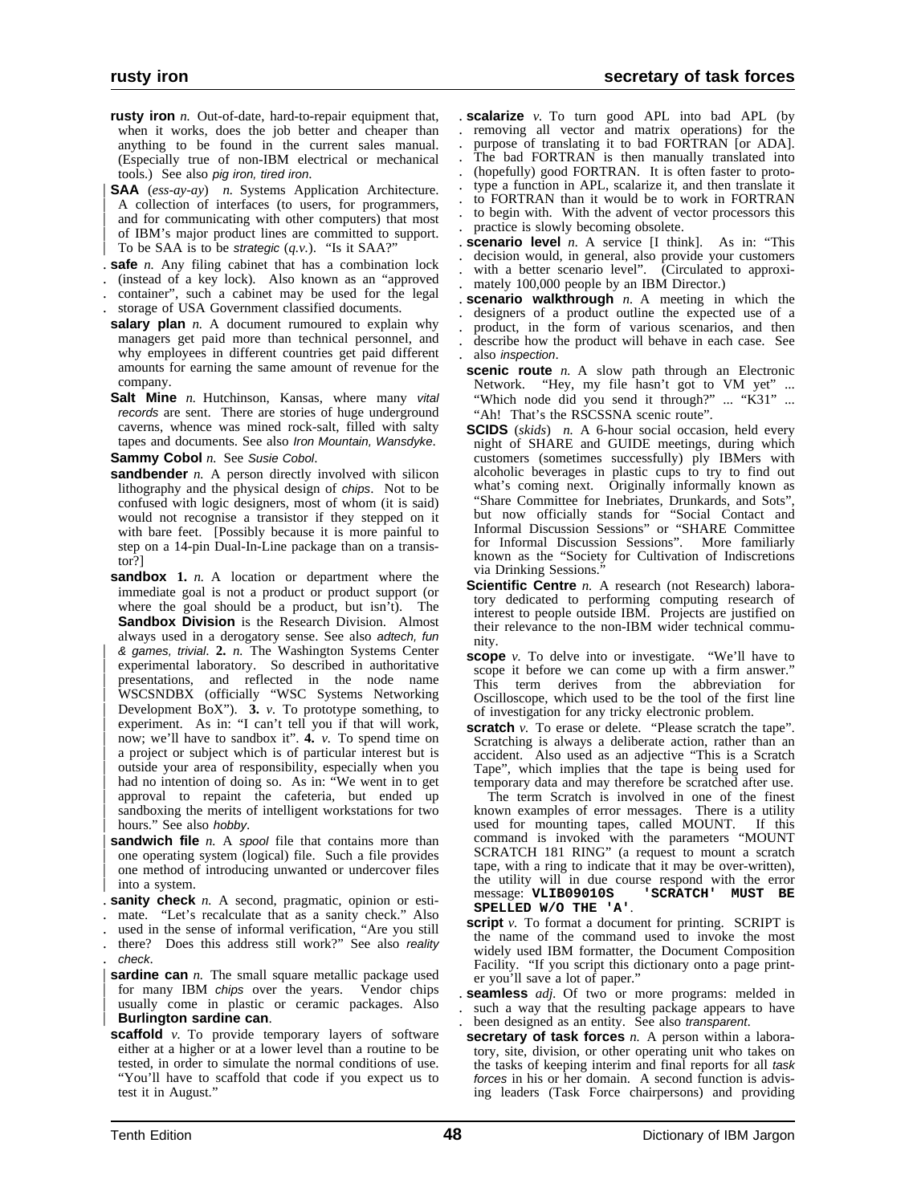**rusty iron** *n.* Out-of-date, hard-to-repair equipment that, when it works, does the job better and cheaper than anything to be found in the current sales manual. (Especially true of non-IBM electrical or mechanical tools.) See also *pig iron, tired iron*.

**SAA** (*ess-ay-ay*) *n.* Systems Application Architecture. A collection of interfaces (to users, for programmers, and for communicating with other computers) that most of IBM's major product lines are committed to support. To be SAA is to be *strategic* (*q.v.*). "Is it SAA?"

**safe** *n.* Any filing cabinet that has a combination lock (instead of a key lock). Also known as an "approved container", such a cabinet may be used for the legal storage of USA Government classified documents.

**salary plan** *n.* A document rumoured to explain why managers get paid more than technical personnel, and why employees in different countries get paid different amounts for earning the same amount of revenue for the company.

**Salt Mine** *n.* Hutchinson, Kansas, where many *vital records* are sent. There are stories of huge underground caverns, whence was mined rock-salt, filled with salty tapes and documents. See also *Iron Mountain, Wansdyke*.

**Sammy Cobol** *n.* See *Susie Cobol*.

**sandbender** *n.* A person directly involved with silicon lithography and the physical design of *chips*. Not to be confused with logic designers, most of whom (it is said) would not recognise a transistor if they stepped on it with bare feet. [Possibly because it is more painful to step on a 14-pin Dual-In-Line package than on a transistor?]

**sandbox** **1.** *n.* A location or department where the immediate goal is not a product or product support (or where the goal should be a product, but isn't). The **Sandbox Division** is the Research Division. Almost always used in a derogatory sense. See also *adtech, fun & games, trivial*. **2.** *n.* The Washington Systems Center experimental laboratory. So described in authoritative presentations, and reflected in the node name WSCSNDBX (officially "WSC Systems Networking Development BoX"). **3.** *v.* To prototype something, to experiment. As in: "I can't tell you if that will work, now; we'll have to sandbox it". **4.** *v.* To spend time on a project or subject which is of particular interest but is outside your area of responsibility, especially when you had no intention of doing so. As in: "We went in to get approval to repaint the cafeteria, but ended up sandboxing the merits of intelligent workstations for two hours." See also *hobby*.

**sandwich file** *n.* A *spool* file that contains more than one operating system (logical) file. Such a file provides one method of introducing unwanted or undercover files into a system.

**sanity check** *n.* A second, pragmatic, opinion or estimate. "Let's recalculate that as a sanity check." Also used in the sense of informal verification, "Are you still there? Does this address still work?" See also *reality check*.

**sardine can** *n.* The small square metallic package used for many IBM *chips* over the years. Vendor chips usually come in plastic or ceramic packages. Also **Burlington sardine can**.

**scaffold** *v.* To provide temporary layers of software either at a higher or at a lower level than a routine to be tested, in order to simulate the normal conditions of use. "You'll have to scaffold that code if you expect us to test it in August."

**scalarize** *v.* To turn good APL into bad APL (by removing all vector and matrix operations) for the purpose of translating it to bad FORTRAN [or ADA]. The bad FORTRAN is then manually translated into (hopefully) good FORTRAN. It is often faster to prototype a function in APL, scalarize it, and then translate it to FORTRAN than it would be to work in FORTRAN to begin with. With the advent of vector processors this practice is slowly becoming obsolete.

**scenario level** *n.* A service [I think]. As in: "This decision would, in general, also provide your customers with a better scenario level". (Circulated to approximately 100,000 people by an IBM Director.)

**scenario walkthrough** *n.* A meeting in which the designers of a product outline the expected use of a product, in the form of various scenarios, and then describe how the product will behave in each case. See also *inspection*.

**scenic route** *n.* A slow path through an Electronic Network. "Hey, my file hasn't got to VM yet" ... "Which node did you send it through?" ... "K31" ... "Ah! That's the RSCSSNA scenic route".

**SCIDS** (*skids*) *n.* A 6-hour social occasion, held every night of SHARE and GUIDE meetings, during which customers (sometimes successfully) ply IBMers with alcoholic beverages in plastic cups to try to find out what's coming next. Originally informally known as "Share Committee for Inebriates, Drunkards, and Sots", but now officially stands for "Social Contact and Informal Discussion Sessions" or "SHARE Committee for Informal Discussion Sessions". More familiarly known as the "Society for Cultivation of Indiscretions via Drinking Sessions."

**Scientific Centre** *n.* A research (not Research) laboratory dedicated to performing computing research of interest to people outside IBM. Projects are justified on their relevance to the non-IBM wider technical community.

**scope** *v.* To delve into or investigate. "We'll have to scope it before we can come up with a firm answer." This term derives from the abbreviation for Oscilloscope, which used to be the tool of the first line of investigation for any tricky electronic problem.

**scratch** *v.* To erase or delete. "Please scratch the tape". Scratching is always a deliberate action, rather than an accident. Also used as an adjective "This is a Scratch Tape", which implies that the tape is being used for temporary data and may therefore be scratched after use.

The term Scratch is involved in one of the finest known examples of error messages. There is a utility used for mounting tapes, called MOUNT. If this command is invoked with the parameters "MOUNT SCRATCH 181 RING" (a request to mount a scratch tape, with a ring to indicate that it may be over-written), the utility will in due course respond with the error message: **`VLIB09010S 'SCRATCH' MUST BE SPELLED W/O THE 'A'`**.

**script** *v.* To format a document for printing. SCRIPT is the name of the command used to invoke the most widely used IBM formatter, the Document Composition Facility. "If you script this dictionary onto a page printer you'll save a lot of paper."

**seamless** *adj.* Of two or more programs: melded in such a way that the resulting package appears to have been designed as an entity. See also *transparent*.

**secretary of task forces** *n.* A person within a laboratory, site, division, or other operating unit who takes on the tasks of keeping interim and final reports for all *task forces* in his or her domain. A second function is advising leaders (Task Force chairpersons) and providing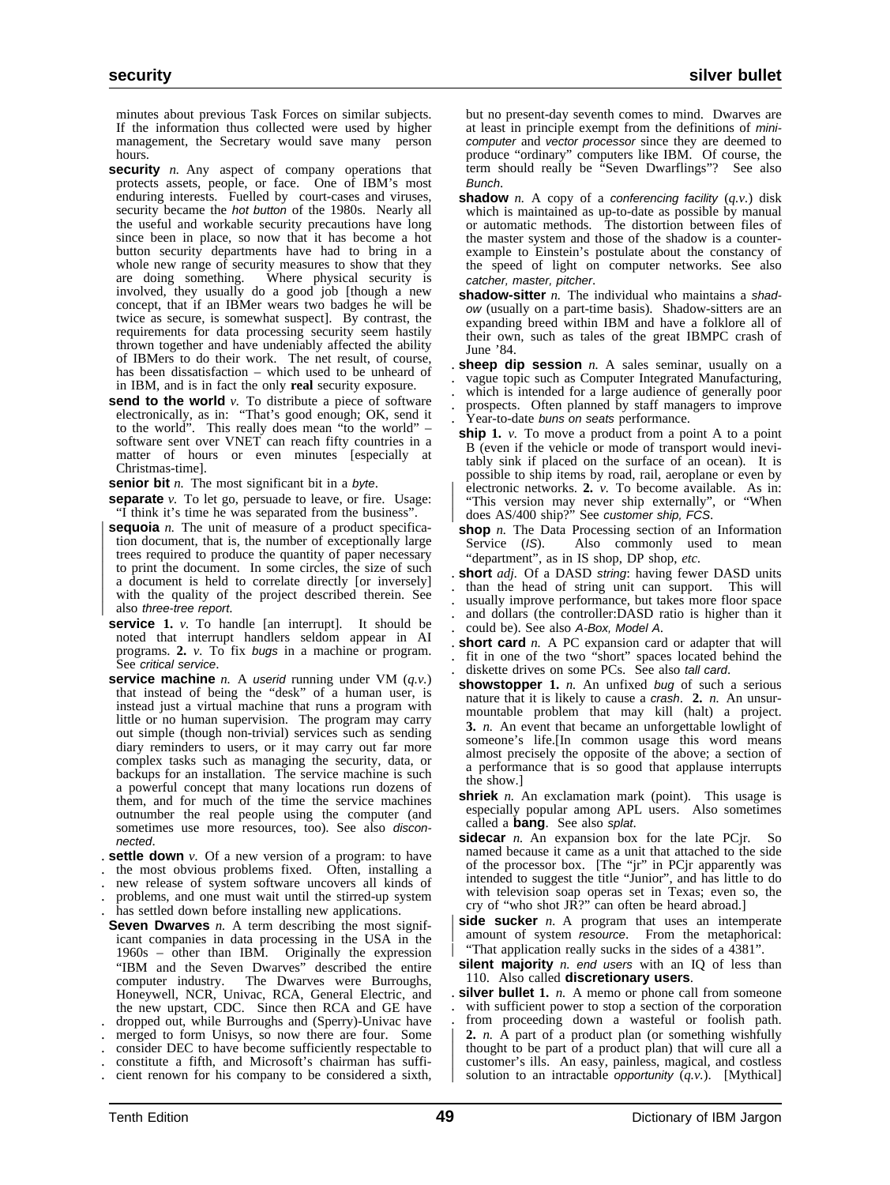minutes about previous Task Forces on similar subjects. If the information thus collected were used by higher management, the Secretary would save many person hours.

**security** *n.* Any aspect of company operations that protects assets, people, or face. One of IBM's most enduring interests. Fuelled by court-cases and viruses, security became the *hot button* of the 1980s. Nearly all the useful and workable security precautions have long since been in place, so now that it has become a hot button security departments have had to bring in a whole new range of security measures to show that they are doing something. Where physical security is involved, they usually do a good job [though a new concept, that if an IBMer wears two badges he will be twice as secure, is somewhat suspect]. By contrast, the requirements for data processing security seem hastily thrown together and have undeniably affected the ability of IBMers to do their work. The net result, of course, has been dissatisfaction – which used to be unheard of in IBM, and is in fact the only **real** security exposure.

**send to the world** *v.* To distribute a piece of software electronically, as in: "That's good enough; OK, send it to the world". This really does mean "to the world" – software sent over VNET can reach fifty countries in a matter of hours or even minutes [especially at Christmas-time].

**senior bit** *n.* The most significant bit in a *byte*.

**separate** *v.* To let go, persuade to leave, or fire. Usage: "I think it's time he was separated from the business".

**sequoia** *n.* The unit of measure of a product specification document, that is, the number of exceptionally large trees required to produce the quantity of paper necessary to print the document. In some circles, the size of such a document is held to correlate directly [or inversely] with the quality of the project described therein. See also *three-tree report*.

**service** **1.** *v.* To handle [an interrupt]. It should be noted that interrupt handlers seldom appear in AI programs. **2.** *v.* To fix *bugs* in a machine or program. See *critical service*.

**service machine** *n.* A *userid* running under VM (*q.v.*) that instead of being the "desk" of a human user, is instead just a virtual machine that runs a program with little or no human supervision. The program may carry out simple (though non-trivial) services such as sending diary reminders to users, or it may carry out far more complex tasks such as managing the security, data, or backups for an installation. The service machine is such a powerful concept that many locations run dozens of them, and for much of the time the service machines outnumber the real people using the computer (and sometimes use more resources, too). See also *disconnected*.

**settle down** *v.* Of a new version of a program: to have the most obvious problems fixed. Often, installing a new release of system software uncovers all kinds of problems, and one must wait until the stirred-up system has settled down before installing new applications.

**Seven Dwarves** *n.* A term describing the most significant companies in data processing in the USA in the 1960s – other than IBM. Originally the expression "IBM and the Seven Dwarves" described the entire computer industry. The Dwarves were Burroughs, Honeywell, NCR, Univac, RCA, General Electric, and the new upstart, CDC. Since then RCA and GE have dropped out, while Burroughs and (Sperry)-Univac have merged to form Unisys, so now there are four. Some consider DEC to have become sufficiently respectable to constitute a fifth, and Microsoft's chairman has sufficient renown for his company to be considered a sixth, but no present-day seventh comes to mind. Dwarves are at least in principle exempt from the definitions of *minicomputer* and *vector processor* since they are deemed to produce "ordinary" computers like IBM. Of course, the term should really be "Seven Dwarflings"? See also *Bunch*.

**shadow** *n.* A copy of a *conferencing facility* (*q.v.*) disk which is maintained as up-to-date as possible by manual or automatic methods. The distortion between files of the master system and those of the shadow is a counterexample to Einstein's postulate about the constancy of the speed of light on computer networks. See also *catcher, master, pitcher*.

**shadow-sitter** *n.* The individual who maintains a *shadow* (usually on a part-time basis). Shadow-sitters are an expanding breed within IBM and have a folklore all of their own, such as tales of the great IBMPC crash of June '84.

**sheep dip session** *n.* A sales seminar, usually on a vague topic such as Computer Integrated Manufacturing, which is intended for a large audience of generally poor prospects. Often planned by staff managers to improve Year-to-date *buns on seats* performance.

**ship** **1.** *v.* To move a product from a point A to a point B (even if the vehicle or mode of transport would inevitably sink if placed on the surface of an ocean). It is possible to ship items by road, rail, aeroplane or even by electronic networks. **2.** *v.* To become available. As in: "This version may never ship externally", or "When does AS/400 ship?" See *customer ship, FCS*.

**shop** *n.* The Data Processing section of an Information Service (*IS*). Also commonly used to mean "department", as in IS shop, DP shop, *etc.*

**short** *adj.* Of a DASD *string*: having fewer DASD units than the head of string unit can support. This will usually improve performance, but takes more floor space and dollars (the controller:DASD ratio is higher than it could be). See also *A-Box, Model A*.

**short card** *n.* A PC expansion card or adapter that will fit in one of the two "short" spaces located behind the diskette drives on some PCs. See also *tall card*.

**showstopper** **1.** *n.* An unfixed *bug* of such a serious nature that it is likely to cause a *crash*. **2.** *n.* An unsurmountable problem that may kill (halt) a project. **3.** *n.* An event that became an unforgettable lowlight of someone's life.[In common usage this word means almost precisely the opposite of the above; a section of a performance that is so good that applause interrupts the show.]

**shriek** *n.* An exclamation mark (point). This usage is especially popular among APL users. Also sometimes called a **bang**. See also *splat*.

**sidecar** *n.* An expansion box for the late PCjr. So named because it came as a unit that attached to the side of the processor box. [The "jr" in PCjr apparently was intended to suggest the title "Junior", and has little to do with television soap operas set in Texas; even so, the cry of "who shot JR?" can often be heard abroad.]

**side sucker** *n.* A program that uses an intemperate amount of system *resource*. From the metaphorical: "That application really sucks in the sides of a 4381".

**silent majority** *n. end users* with an IQ of less than 110. Also called **discretionary users**.

**silver bullet** **1.** *n.* A memo or phone call from someone with sufficient power to stop a section of the corporation from proceeding down a wasteful or foolish path. **2.** *n.* A part of a product plan (or something wishfully thought to be part of a product plan) that will cure all a customer's ills. An easy, painless, magical, and costless solution to an intractable *opportunity* (*q.v.*). [Mythical]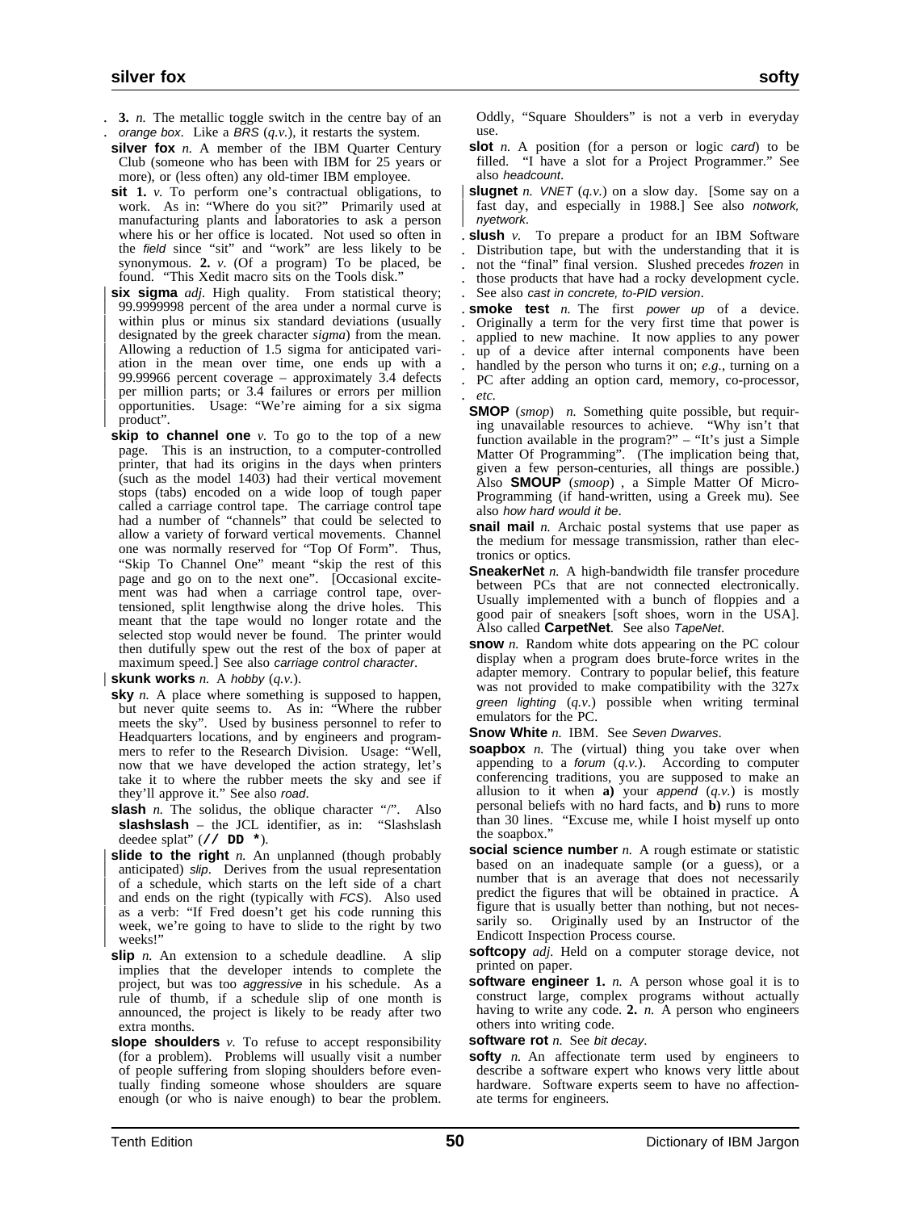**3.** *n.* The metallic toggle switch in the centre bay of an *orange box*. Like a *BRS* (*q.v.*), it restarts the system.

**silver fox** *n.* A member of the IBM Quarter Century Club (someone who has been with IBM for 25 years or more), or (less often) any old-timer IBM employee.

**sit** **1.** *v.* To perform one's contractual obligations, to work. As in: "Where do you sit?" Primarily used at manufacturing plants and laboratories to ask a person where his or her office is located. Not used so often in the *field* since "sit" and "work" are less likely to be synonymous. **2.** *v.* (Of a program) To be placed, be found. "This Xedit macro sits on the Tools disk."

**six sigma** *adj.* High quality. From statistical theory; 99.9999998 percent of the area under a normal curve is within plus or minus six standard deviations (usually designated by the greek character *sigma*) from the mean. Allowing a reduction of 1.5 sigma for anticipated variation in the mean over time, one ends up with a 99.99966 percent coverage – approximately 3.4 defects per million parts; or 3.4 failures or errors per million opportunities. Usage: "We're aiming for a six sigma product".

**skip to channel one** *v.* To go to the top of a new page. This is an instruction, to a computer-controlled printer, that had its origins in the days when printers (such as the model 1403) had their vertical movement stops (tabs) encoded on a wide loop of tough paper called a carriage control tape. The carriage control tape had a number of "channels" that could be selected to allow a variety of forward vertical movements. Channel one was normally reserved for "Top Of Form". Thus, "Skip To Channel One" meant "skip the rest of this page and go on to the next one". [Occasional excitement was had when a carriage control tape, overtensioned, split lengthwise along the drive holes. This meant that the tape would no longer rotate and the selected stop would never be found. The printer would then dutifully spew out the rest of the box of paper at maximum speed.] See also *carriage control character*.

**skunk works** *n.* A *hobby* (*q.v.*).

**sky** *n.* A place where something is supposed to happen, but never quite seems to. As in: "Where the rubber meets the sky". Used by business personnel to refer to Headquarters locations, and by engineers and programmers to refer to the Research Division. Usage: "Well, now that we have developed the action strategy, let's take it to where the rubber meets the sky and see if they'll approve it." See also *road*.

**slash** *n.* The solidus, the oblique character "/". Also **slashslash** – the JCL identifier, as in: "Slashslash deedee splat" (`// DD *`).

**slide to the right** *n.* An unplanned (though probably anticipated) *slip*. Derives from the usual representation of a schedule, which starts on the left side of a chart and ends on the right (typically with *FCS*). Also used as a verb: "If Fred doesn't get his code running this week, we're going to have to slide to the right by two weeks!"

**slip** *n.* An extension to a schedule deadline. A slip implies that the developer intends to complete the project, but was too *aggressive* in his schedule. As a rule of thumb, if a schedule slip of one month is announced, the project is likely to be ready after two extra months.

**slope shoulders** *v.* To refuse to accept responsibility (for a problem). Problems will usually visit a number of people suffering from sloping shoulders before eventually finding someone whose shoulders are square enough (or who is naive enough) to bear the problem. Oddly, "Square Shoulders" is not a verb in everyday use.

**slot** *n.* A position (for a person or logic *card*) to be filled. "I have a slot for a Project Programmer." See also *headcount*.

**slugnet** *n.* *VNET* (*q.v.*) on a slow day. [Some say on a fast day, and especially in 1988.] See also *notwork*, *nyetwork*.

**slush** *v.* To prepare a product for an IBM Software Distribution tape, but with the understanding that it is not the "final" final version. Slushed precedes *frozen* in those products that have had a rocky development cycle. See also *cast in concrete*, *to-PID version*.

**smoke test** *n.* The first *power up* of a device. Originally a term for the very first time that power is applied to new machine. It now applies to any power up of a device after internal components have been handled by the person who turns it on; *e.g.*, turning on a PC after adding an option card, memory, co-processor, *etc.*

**SMOP** (*smop*) *n.* Something quite possible, but requiring unavailable resources to achieve. "Why isn't that function available in the program?" – "It's just a Simple Matter Of Programming". (The implication being that, given a few person-centuries, all things are possible.) Also **SMOUP** (*smoop*) , a Simple Matter Of Micro-Programming (if hand-written, using a Greek mu). See also *how hard would it be*.

**snail mail** *n.* Archaic postal systems that use paper as the medium for message transmission, rather than electronics or optics.

**SneakerNet** *n.* A high-bandwidth file transfer procedure between PCs that are not connected electronically. Usually implemented with a bunch of floppies and a good pair of sneakers [soft shoes, worn in the USA]. Also called **CarpetNet**. See also *TapeNet*.

**snow** *n.* Random white dots appearing on the PC colour display when a program does brute-force writes in the adapter memory. Contrary to popular belief, this feature was not provided to make compatibility with the 327x *green lighting* (*q.v.*) possible when writing terminal emulators for the PC.

**Snow White** *n.* IBM. See *Seven Dwarves*.

**soapbox** *n.* The (virtual) thing you take over when appending to a *forum* (*q.v.*). According to computer conferencing traditions, you are supposed to make an allusion to it when **a)** your *append* (*q.v.*) is mostly personal beliefs with no hard facts, and **b)** runs to more than 30 lines. "Excuse me, while I hoist myself up onto the soapbox."

**social science number** *n.* A rough estimate or statistic based on an inadequate sample (or a guess), or a number that is an average that does not necessarily predict the figures that will be obtained in practice. A figure that is usually better than nothing, but not necessarily so. Originally used by an Instructor of the Endicott Inspection Process course.

**softcopy** *adj.* Held on a computer storage device, not printed on paper.

**software engineer** **1.** *n.* A person whose goal it is to construct large, complex programs without actually having to write any code. **2.** *n.* A person who engineers others into writing code.

**software rot** *n.* See *bit decay*.

**softy** *n.* An affectionate term used by engineers to describe a software expert who knows very little about hardware. Software experts seem to have no affectionate terms for engineers.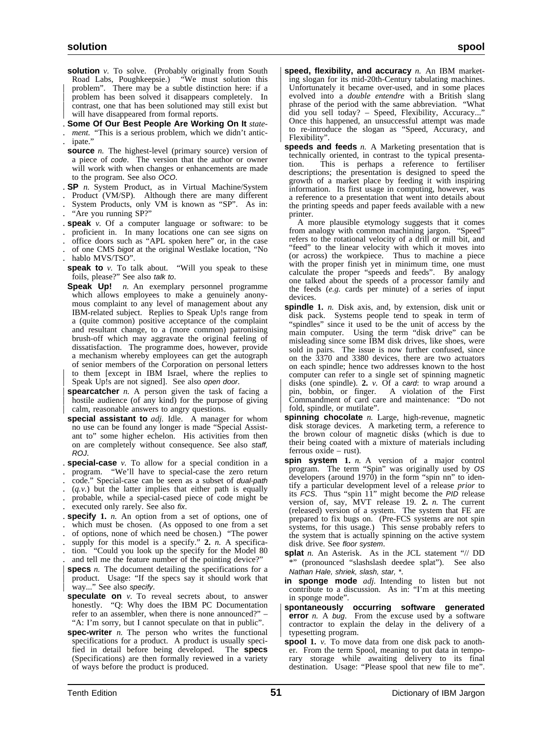**solution** *v.* To solve. (Probably originally from South Road Labs, Poughkeepsie.) "We must solution this problem". There may be a subtle distinction here: if a problem has been solved it disappears completely. In contrast, one that has been solutioned may still exist but will have disappeared from formal reports.

**Some Of Our Best People Are Working On It** *statement.* "This is a serious problem, which we didn't anticipate."

**source** *n.* The highest-level (primary source) version of a piece of *code*. The version that the author or owner will work with when changes or enhancements are made to the program. See also *OCO*.

**SP** *n.* System Product, as in Virtual Machine/System Product (VM/SP). Although there are many different System Products, only VM is known as "SP". As in: "Are you running SP?"

**speak** *v.* Of a computer language or software: to be proficient in. In many locations one can see signs on office doors such as "APL spoken here" or, in the case of one CMS *bigot* at the original Westlake location, "No hablo MVS/TSO".

**speak to** *v.* To talk about. "Will you speak to these foils, please?" See also *talk to*.

**Speak Up!** *n.* An exemplary personnel programme which allows employees to make a genuinely anonymous complaint to any level of management about any IBM-related subject. Replies to Speak Up!s range from a (quite common) positive acceptance of the complaint and resultant change, to a (more common) patronising brush-off which may aggravate the original feeling of dissatisfaction. The programme does, however, provide a mechanism whereby employees can get the autograph of senior members of the Corporation on personal letters to them [except in IBM Israel, where the replies to Speak Up!s are not signed]. See also *open door*.

**spearcatcher** *n.* A person given the task of facing a hostile audience (of any kind) for the purpose of giving calm, reasonable answers to angry questions.

**special assistant to** *adj.* Idle. A manager for whom no use can be found any longer is made "Special Assistant to" some higher echelon. His activities from then on are completely without consequence. See also *staff, ROJ*.

**special-case** *v.* To allow for a special condition in a program. "We'll have to special-case the zero return code." Special-case can be seen as a subset of *dual-path* (*q.v.*) but the latter implies that either path is equally probable, while a special-cased piece of code might be executed only rarely. See also *fix*.

**specify** **1.** *n.* An option from a set of options, one of which must be chosen. (As opposed to one from a set of options, none of which need be chosen.) "The power supply for this model is a specify." **2.** *n.* A specification. "Could you look up the specify for the Model 80 and tell me the feature number of the pointing device?"

**specs** *n.* The document detailing the specifications for a product. Usage: "If the specs say it should work that way..." See also *specify*.

**speculate on** *v.* To reveal secrets about, to answer honestly. "Q: Why does the IBM PC Documentation refer to an assembler, when there is none announced?" – "A: I'm sorry, but I cannot speculate on that in public".

**spec-writer** *n.* The person who writes the functional specifications for a product. A product is usually specified in detail before being developed. The **specs** (Specifications) are then formally reviewed in a variety of ways before the product is produced.

**speed, flexibility, and accuracy** *n.* An IBM marketing slogan for its mid-20th-Century tabulating machines. Unfortunately it became over-used, and in some places evolved into a *double entendre* with a British slang phrase of the period with the same abbreviation. "What did you sell today? – Speed, Flexibility, Accuracy..." Once this happened, an unsuccessful attempt was made to re-introduce the slogan as "Speed, Accuracy, and Flexibility".

**speeds and feeds** *n.* A Marketing presentation that is technically oriented, in contrast to the typical presentation. This is perhaps a reference to fertiliser descriptions; the presentation is designed to speed the growth of a market place by feeding it with inspiring information. Its first usage in computing, however, was a reference to a presentation that went into details about the printing speeds and paper feeds available with a new printer.

A more plausible etymology suggests that it comes from analogy with common machining jargon. "Speed" refers to the rotational velocity of a drill or mill bit, and "feed" to the linear velocity with which it moves into (or across) the workpiece. Thus to machine a piece with the proper finish yet in minimum time, one must calculate the proper "speeds and feeds". By analogy one talked about the speeds of a processor family and the feeds (*e.g.* cards per minute) of a series of input devices.

**spindle** **1.** *n.* Disk axis, and, by extension, disk unit or disk pack. Systems people tend to speak in term of "spindles" since it used to be the unit of access by the main computer. Using the term "disk drive" can be misleading since some IBM disk drives, like shoes, were sold in pairs. The issue is now further confused, since on the 3370 and 3380 devices, there are two actuators on each spindle; hence two addresses known to the host computer can refer to a single set of spinning magnetic disks (one spindle). **2.** *v.* Of a *card*: to wrap around a pin, bobbin, or finger. A violation of the First Commandment of card care and maintenance: "Do not fold, spindle, or mutilate".

**spinning chocolate** *n.* Large, high-revenue, magnetic disk storage devices. A marketing term, a reference to the brown colour of magnetic disks (which is due to their being coated with a mixture of materials including ferrous oxide – rust).

**spin system** **1.** *n.* A version of a major control program. The term "Spin" was originally used by *OS* developers (around 1970) in the form "spin nn" to identify a particular development level of a release *prior* to its *FCS*. Thus "spin 11" might become the *PID* release version of, say, MVT release 19. **2.** *n.* The current (released) version of a system. The system that FE are prepared to fix bugs on. (Pre-FCS systems are not spin systems, for this usage.) This sense probably refers to the system that is actually spinning on the active system disk drive. See *floor system*.

**splat** *n.* An Asterisk. As in the JCL statement "// DD *" (pronounced "slashslash deedee splat"). See also *Nathan Hale, shriek, slash, star, \**.

**in sponge mode** *adj.* Intending to listen but not contribute to a discussion. As in: "I'm at this meeting in sponge mode".

**spontaneously occurring software generated error** *n.* A *bug*. From the excuse used by a software contractor to explain the delay in the delivery of a typesetting program.

**spool** **1.** *v.* To move data from one disk pack to another. From the term Spool, meaning to put data in temporary storage while awaiting delivery to its final destination. Usage: "Please spool that new file to me".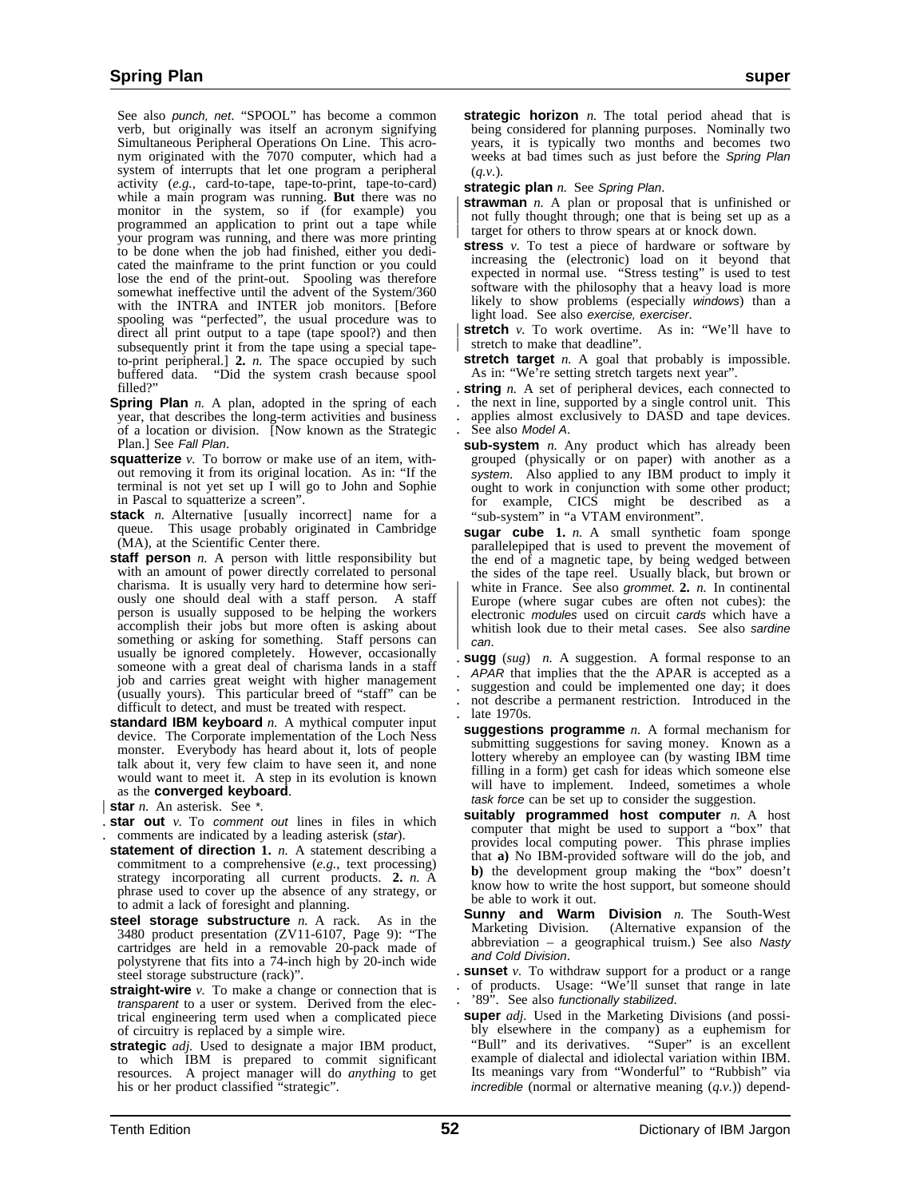See also *punch, net*. "SPOOL" has become a common verb, but originally was itself an acronym signifying Simultaneous Peripheral Operations On Line. This acronym originated with the 7070 computer, which had a system of interrupts that let one program a peripheral activity (*e.g.*, card-to-tape, tape-to-print, tape-to-card) while a main program was running. **But** there was no monitor in the system, so if (for example) you programmed an application to print out a tape while your program was running, and there was more printing to be done when the job had finished, either you dedicated the mainframe to the print function or you could lose the end of the print-out. Spooling was therefore somewhat ineffective until the advent of the System/360 with the INTRA and INTER job monitors. [Before spooling was "perfected", the usual procedure was to direct all print output to a tape (tape spool?) and then subsequently print it from the tape using a special tape-to-print peripheral.] **2.** *n.* The space occupied by such buffered data. "Did the system crash because spool filled?"

**Spring Plan** *n.* A plan, adopted in the spring of each year, that describes the long-term activities and business of a location or division. [Now known as the Strategic Plan.] See *Fall Plan*.

**squatterize** *v.* To borrow or make use of an item, without removing it from its original location. As in: "If the terminal is not yet set up I will go to John and Sophie in Pascal to squatterize a screen".

**stack** *n.* Alternative [usually incorrect] name for a queue. This usage probably originated in Cambridge (MA), at the Scientific Center there.

**staff person** *n.* A person with little responsibility but with an amount of power directly correlated to personal charisma. It is usually very hard to determine how seriously one should deal with a staff person. A staff person is usually supposed to be helping the workers accomplish their jobs but more often is asking about something or asking for something. Staff persons can usually be ignored completely. However, occasionally someone with a great deal of charisma lands in a staff job and carries great weight with higher management (usually yours). This particular breed of "staff" can be difficult to detect, and must be treated with respect.

**standard IBM keyboard** *n.* A mythical computer input device. The Corporate implementation of the Loch Ness monster. Everybody has heard about it, lots of people talk about it, very few claim to have seen it, and none would want to meet it. A step in its evolution is known as the **converged keyboard**.

**star** *n.* An asterisk. See *\**.

**star out** *v.* To *comment out* lines in files in which comments are indicated by a leading asterisk (*star*).

**statement of direction** **1.** *n.* A statement describing a commitment to a comprehensive (*e.g.*, text processing) strategy incorporating all current products. **2.** *n.* A phrase used to cover up the absence of any strategy, or to admit a lack of foresight and planning.

**steel storage substructure** *n.* A rack. As in the 3480 product presentation (ZV11-6107, Page 9): "The cartridges are held in a removable 20-pack made of polystyrene that fits into a 74-inch high by 20-inch wide steel storage substructure (rack)".

**straight-wire** *v.* To make a change or connection that is *transparent* to a user or system. Derived from the electrical engineering term used when a complicated piece of circuitry is replaced by a simple wire.

**strategic** *adj.* Used to designate a major IBM product, to which IBM is prepared to commit significant resources. A project manager will do *anything* to get his or her product classified "strategic".

**strategic horizon** *n.* The total period ahead that is being considered for planning purposes. Nominally two years, it is typically two months and becomes two weeks at bad times such as just before the *Spring Plan* (*q.v.*).

**strategic plan** *n.* See *Spring Plan*.

**strawman** *n.* A plan or proposal that is unfinished or not fully thought through; one that is being set up as a target for others to throw spears at or knock down.

**stress** *v.* To test a piece of hardware or software by increasing the (electronic) load on it beyond that expected in normal use. "Stress testing" is used to test software with the philosophy that a heavy load is more likely to show problems (especially *windows*) than a light load. See also *exercise, exerciser*.

**stretch** *v.* To work overtime. As in: "We'll have to stretch to make that deadline".

**stretch target** *n.* A goal that probably is impossible. As in: "We're setting stretch targets next year".

**string** *n.* A set of peripheral devices, each connected to the next in line, supported by a single control unit. This applies almost exclusively to DASD and tape devices. See also *Model A*.

**sub-system** *n.* Any product which has already been grouped (physically or on paper) with another as a *system*. Also applied to any IBM product to imply it ought to work in conjunction with some other product; for example, CICS might be described as a "sub-system" in "a VTAM environment".

**sugar cube** **1.** *n.* A small synthetic foam sponge parallelepiped that is used to prevent the movement of the end of a magnetic tape, by being wedged between the sides of the tape reel. Usually black, but brown or white in France. See also *grommet*. **2.** *n.* In continental Europe (where sugar cubes are often not cubes): the electronic *modules* used on circuit *cards* which have a whitish look due to their metal cases. See also *sardine can*.

**sugg** (*sug*) *n.* A suggestion. A formal response to an *APAR* that implies that the the APAR is accepted as a suggestion and could be implemented one day; it does not describe a permanent restriction. Introduced in the late 1970s.

**suggestions programme** *n.* A formal mechanism for submitting suggestions for saving money. Known as a lottery whereby an employee can (by wasting IBM time filling in a form) get cash for ideas which someone else will have to implement. Indeed, sometimes a whole *task force* can be set up to consider the suggestion.

**suitably programmed host computer** *n.* A host computer that might be used to support a "box" that provides local computing power. This phrase implies that **a)** No IBM-provided software will do the job, and **b)** the development group making the "box" doesn't know how to write the host support, but someone should be able to work it out.

**Sunny and Warm Division** *n.* The South-West Marketing Division. (Alternative expansion of the abbreviation – a geographical truism.) See also *Nasty and Cold Division*.

**sunset** *v.* To withdraw support for a product or a range of products. Usage: "We'll sunset that range in late '89". See also *functionally stabilized*.

**super** *adj.* Used in the Marketing Divisions (and possibly elsewhere in the company) as a euphemism for "Bull" and its derivatives. "Super" is an excellent example of dialectal and idiolectal variation within IBM. Its meanings vary from "Wonderful" to "Rubbish" via *incredible* (normal or alternative meaning (*q.v.*)) depend-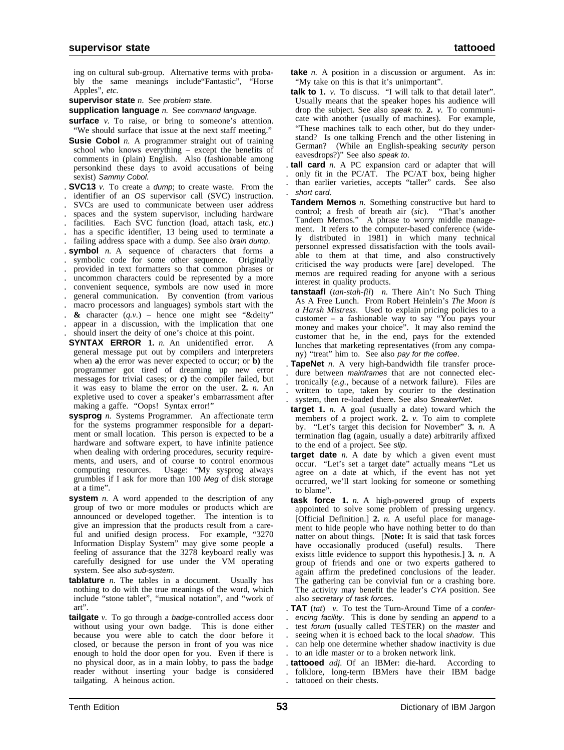ing on cultural sub-group. Alternative terms with probably the same meanings include"Fantastic", "Horse Apples", *etc.*

**supervisor state** *n.* See *problem state*.

**supplication language** *n.* See *command language*.

**surface** *v.* To raise, or bring to someone's attention. "We should surface that issue at the next staff meeting."

**Susie Cobol** *n.* A programmer straight out of training school who knows everything – except the benefits of comments in (plain) English. Also (fashionable among personkind these days to avoid accusations of being sexist) *Sammy Cobol*.

**SVC13** *v.* To create a *dump*; to create waste. From the identifier of an *OS* supervisor call (SVC) instruction. SVCs are used to communicate between user address spaces and the system supervisor, including hardware facilities. Each SVC function (load, attach task, *etc.*) has a specific identifier, 13 being used to terminate a failing address space with a dump. See also *brain dump*.

**symbol** *n.* A sequence of characters that forms a symbolic code for some other sequence. Originally provided in text formatters so that common phrases or uncommon characters could be represented by a more convenient sequence, symbols are now used in more general communication. By convention (from various macro processors and languages) symbols start with the **&** character (*q.v.*) – hence one might see "&deity" appear in a discussion, with the implication that one should insert the deity of one's choice at this point.

**SYNTAX ERROR** **1.** *n.* An unidentified error. A general message put out by compilers and interpreters when **a)** the error was never expected to occur; or **b)** the programmer got tired of dreaming up new error messages for trivial cases; or **c)** the compiler failed, but it was easy to blame the error on the user. **2.** *n.* An expletive used to cover a speaker's embarrassment after making a gaffe. "Oops! Syntax error!"

**sysprog** *n.* Systems Programmer. An affectionate term for the systems programmer responsible for a department or small location. This person is expected to be a hardware and software expert, to have infinite patience when dealing with ordering procedures, security requirements, and users, and of course to control enormous computing resources. Usage: "My sysprog always grumbles if I ask for more than 100 *Meg* of disk storage at a time".

**system** *n.* A word appended to the description of any group of two or more modules or products which are announced or developed together. The intention is to give an impression that the products result from a careful and unified design process. For example, "3270 Information Display System" may give some people a feeling of assurance that the 3278 keyboard really was carefully designed for use under the VM operating system. See also *sub-system*.

**tablature** *n.* The tables in a document. Usually has nothing to do with the true meanings of the word, which include "stone tablet", "musical notation", and "work of art".

**tailgate** *v.* To go through a *badge*-controlled access door without using your own badge. This is done either because you were able to catch the door before it closed, or because the person in front of you was nice enough to hold the door open for you. Even if there is no physical door, as in a main lobby, to pass the badge reader without inserting your badge is considered tailgating. A heinous action.

**take** *n.* A position in a discussion or argument. As in: "My take on this is that it's unimportant".

**talk to** **1.** *v.* To discuss. "I will talk to that detail later". Usually means that the speaker hopes his audience will drop the subject. See also *speak to*. **2.** *v.* To communicate with another (usually of machines). For example, "These machines talk to each other, but do they understand? Is one talking French and the other listening in German? (While an English-speaking *security* person eavesdrops?)" See also *speak to*.

**tall card** *n.* A PC expansion card or adapter that will only fit in the PC/AT. The PC/AT box, being higher than earlier varieties, accepts "taller" cards. See also *short card*.

**Tandem Memos** *n.* Something constructive but hard to control; a fresh of breath air (*sic*). "That's another Tandem Memos." A phrase to worry middle management. It refers to the computer-based conference (widely distributed in 1981) in which many technical personnel expressed dissatisfaction with the tools available to them at that time, and also constructively criticised the way products were [are] developed. The memos are required reading for anyone with a serious interest in quality products.

**tanstaafl** (*tan-stah-fil*) *n.* There Ain't No Such Thing As A Free Lunch. From Robert Heinlein's *The Moon is a Harsh Mistress*. Used to explain pricing policies to a customer – a fashionable way to say "You pays your money and makes your choice". It may also remind the customer that he, in the end, pays for the extended lunches that marketing representatives (from any company) "treat" him to. See also *pay for the coffee*.

**TapeNet** *n.* A very high-bandwidth file transfer procedure between *mainframes* that are not connected electronically (*e.g.*, because of a network failure). Files are written to tape, taken by courier to the destination system, then re-loaded there. See also *SneakerNet*.

**target** **1.** *n.* A goal (usually a date) toward which the members of a project work. **2.** *v.* To aim to complete by. "Let's target this decision for November" **3.** *n.* A termination flag (again, usually a date) arbitrarily affixed to the end of a project. See *slip*.

**target date** *n.* A date by which a given event must occur. "Let's set a target date" actually means "Let us agree on a date at which, if the event has not yet occurred, we'll start looking for someone or something to blame".

**task force** **1.** *n.* A high-powered group of experts appointed to solve some problem of pressing urgency. [Official Definition.] **2.** *n.* A useful place for management to hide people who have nothing better to do than natter on about things. [**Note:** It is said that task forces have occasionally produced (useful) results. There exists little evidence to support this hypothesis.] **3.** *n.* A group of friends and one or two experts gathered to again affirm the predefined conclusions of the leader. The gathering can be convivial fun or a crashing bore. The activity may benefit the leader's *CYA* position. See also *secretary of task forces*.

**TAT** (*tat*) *v.* To test the Turn-Around Time of a *conferencing facility*. This is done by sending an *append* to a test *forum* (usually called TESTER) on the *master* and seeing when it is echoed back to the local *shadow*. This can help one determine whether shadow inactivity is due to an idle master or to a broken network link.

**tattooed** *adj.* Of an IBMer: die-hard. According to folklore, long-term IBMers have their IBM badge tattooed on their chests.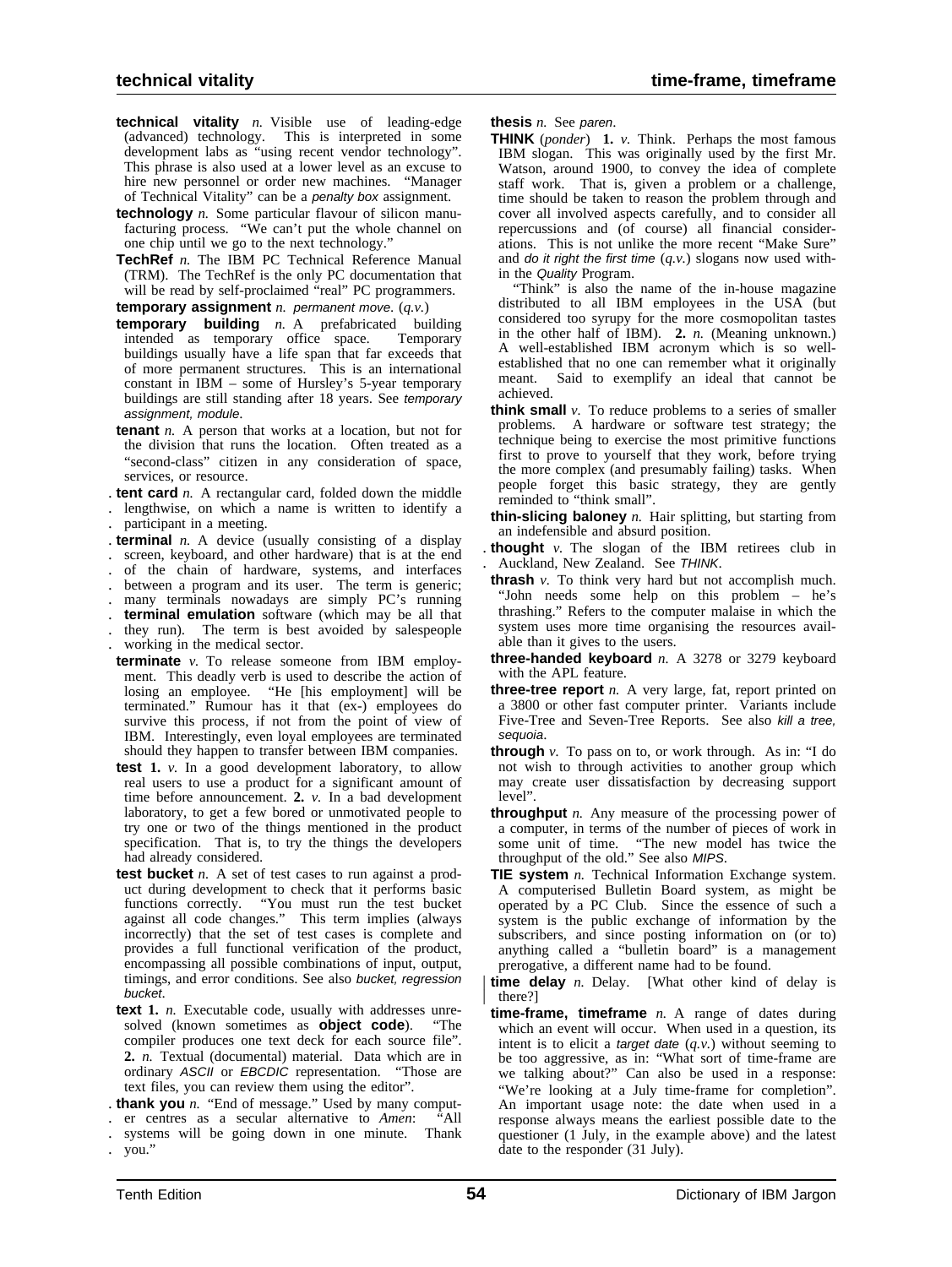**technical vitality** *n.* Visible use of leading-edge (advanced) technology. This is interpreted in some development labs as "using recent vendor technology". This phrase is also used at a lower level as an excuse to hire new personnel or order new machines. "Manager of Technical Vitality" can be a *penalty box* assignment.

**technology** *n.* Some particular flavour of silicon manufacturing process. "We can't put the whole channel on one chip until we go to the next technology."

**TechRef** *n.* The IBM PC Technical Reference Manual (TRM). The TechRef is the only PC documentation that will be read by self-proclaimed "real" PC programmers.

**temporary assignment** *n. permanent move.* (*q.v.*)

**temporary building** *n.* A prefabricated building intended as temporary office space. Temporary buildings usually have a life span that far exceeds that of more permanent structures. This is an international constant in IBM – some of Hursley's 5-year temporary buildings are still standing after 18 years. See *temporary assignment, module*.

**tenant** *n.* A person that works at a location, but not for the division that runs the location. Often treated as a "second-class" citizen in any consideration of space, services, or resource.

**tent card** *n.* A rectangular card, folded down the middle lengthwise, on which a name is written to identify a participant in a meeting.

**terminal** *n.* A device (usually consisting of a display screen, keyboard, and other hardware) that is at the end of the chain of hardware, systems, and interfaces between a program and its user. The term is generic; many terminals nowadays are simply PC's running **terminal emulation** software (which may be all that they run). The term is best avoided by salespeople working in the medical sector.

**terminate** *v.* To release someone from IBM employment. This deadly verb is used to describe the action of losing an employee. "He [his employment] will be terminated." Rumour has it that (ex-) employees do survive this process, if not from the point of view of IBM. Interestingly, even loyal employees are terminated should they happen to transfer between IBM companies.

**test 1.** *v.* In a good development laboratory, to allow real users to use a product for a significant amount of time before announcement. **2.** *v.* In a bad development laboratory, to get a few bored or unmotivated people to try one or two of the things mentioned in the product specification. That is, to try the things the developers had already considered.

**test bucket** *n.* A set of test cases to run against a product during development to check that it performs basic functions correctly. "You must run the test bucket against all code changes." This term implies (always incorrectly) that the set of test cases is complete and provides a full functional verification of the product, encompassing all possible combinations of input, output, timings, and error conditions. See also *bucket, regression bucket*.

**text 1.** *n.* Executable code, usually with addresses unresolved (known sometimes as **object code**). "The compiler produces one text deck for each source file". **2.** *n.* Textual (documental) material. Data which are in ordinary *ASCII* or *EBCDIC* representation. "Those are text files, you can review them using the editor".

**thank you** *n.* "End of message." Used by many computer centres as a secular alternative to *Amen*: "All systems will be going down in one minute. Thank you."

**thesis** *n.* See *paren*.

**THINK** (*ponder*) **1.** *v.* Think. Perhaps the most famous IBM slogan. This was originally used by the first Mr. Watson, around 1900, to convey the idea of complete staff work. That is, given a problem or a challenge, time should be taken to reason the problem through and cover all involved aspects carefully, and to consider all repercussions and (of course) all financial considerations. This is not unlike the more recent "Make Sure" and *do it right the first time* (*q.v.*) slogans now used within the *Quality* Program.

"Think" is also the name of the in-house magazine distributed to all IBM employees in the USA (but considered too syrupy for the more cosmopolitan tastes in the other half of IBM). **2.** *n.* (Meaning unknown.) A well-established IBM acronym which is so well-established that no one can remember what it originally meant. Said to exemplify an ideal that cannot be achieved.

**think small** *v.* To reduce problems to a series of smaller problems. A hardware or software test strategy; the technique being to exercise the most primitive functions first to prove to yourself that they work, before trying the more complex (and presumably failing) tasks. When people forget this basic strategy, they are gently reminded to "think small".

**thin-slicing baloney** *n.* Hair splitting, but starting from an indefensible and absurd position.

**thought** *v.* The slogan of the IBM retirees club in Auckland, New Zealand. See *THINK*.

**thrash** *v.* To think very hard but not accomplish much. "John needs some help on this problem – he's thrashing." Refers to the computer malaise in which the system uses more time organising the resources available than it gives to the users.

**three-handed keyboard** *n.* A 3278 or 3279 keyboard with the APL feature.

**three-tree report** *n.* A very large, fat, report printed on a 3800 or other fast computer printer. Variants include Five-Tree and Seven-Tree Reports. See also *kill a tree, sequoia*.

**through** *v.* To pass on to, or work through. As in: "I do not wish to through activities to another group which may create user dissatisfaction by decreasing support level".

**throughput** *n.* Any measure of the processing power of a computer, in terms of the number of pieces of work in some unit of time. "The new model has twice the throughput of the old." See also *MIPS*.

**TIE system** *n.* Technical Information Exchange system. A computerised Bulletin Board system, as might be operated by a PC Club. Since the essence of such a system is the public exchange of information by the subscribers, and since posting information on (or to) anything called a "bulletin board" is a management prerogative, a different name had to be found.

**time delay** *n.* Delay. [What other kind of delay is there?]

**time-frame, timeframe** *n.* A range of dates during which an event will occur. When used in a question, its intent is to elicit a *target date* (*q.v.*) without seeming to be too aggressive, as in: "What sort of time-frame are we talking about?" Can also be used in a response: "We're looking at a July time-frame for completion". An important usage note: the date when used in a response always means the earliest possible date to the questioner (1 July, in the example above) and the latest date to the responder (31 July).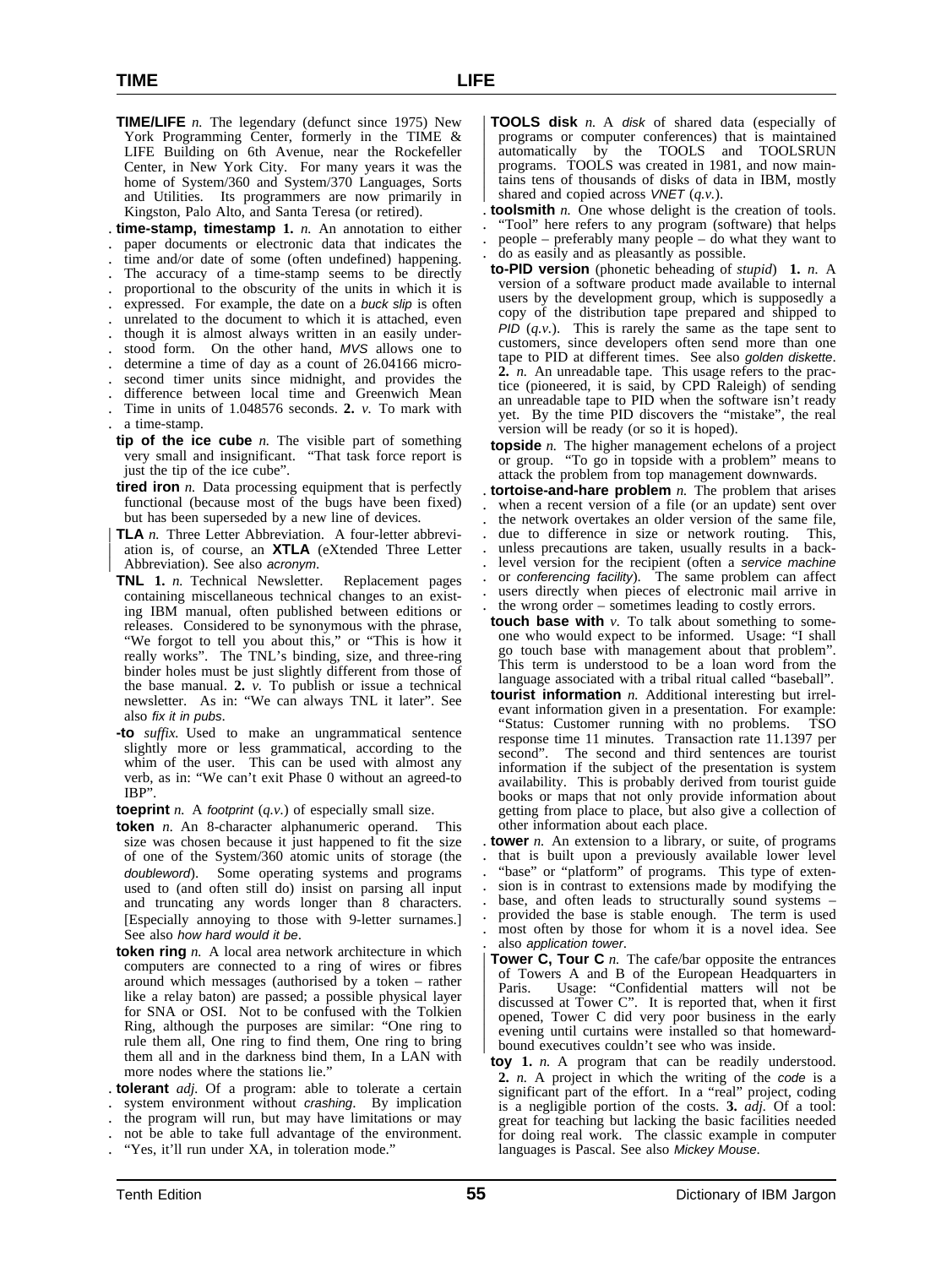**TIME/LIFE** *n.* The legendary (defunct since 1975) New York Programming Center, formerly in the TIME & LIFE Building on 6th Avenue, near the Rockefeller Center, in New York City. For many years it was the home of System/360 and System/370 Languages, Sorts and Utilities. Its programmers are now primarily in Kingston, Palo Alto, and Santa Teresa (or retired).

**time-stamp, timestamp** **1.** *n.* An annotation to either paper documents or electronic data that indicates the time and/or date of some (often undefined) happening. The accuracy of a time-stamp seems to be directly proportional to the obscurity of the units in which it is expressed. For example, the date on a *buck slip* is often unrelated to the document to which it is attached, even though it is almost always written in an easily understood form. On the other hand, *MVS* allows one to determine a time of day as a count of 26.04166 microsecond timer units since midnight, and provides the difference between local time and Greenwich Mean Time in units of 1.048576 seconds. **2.** *v.* To mark with a time-stamp.

**tip of the ice cube** *n.* The visible part of something very small and insignificant. "That task force report is just the tip of the ice cube".

**tired iron** *n.* Data processing equipment that is perfectly functional (because most of the bugs have been fixed) but has been superseded by a new line of devices.

**TLA** *n.* Three Letter Abbreviation. A four-letter abbreviation is, of course, an **XTLA** (eXtended Three Letter Abbreviation). See also *acronym*.

**TNL** **1.** *n.* Technical Newsletter. Replacement pages containing miscellaneous technical changes to an existing IBM manual, often published between editions or releases. Considered to be synonymous with the phrase, "We forgot to tell you about this," or "This is how it really works". The TNL's binding, size, and three-ring binder holes must be just slightly different from those of the base manual. **2.** *v.* To publish or issue a technical newsletter. As in: "We can always TNL it later". See also *fix it in pubs*.

**-to** *suffix.* Used to make an ungrammatical sentence slightly more or less grammatical, according to the whim of the user. This can be used with almost any verb, as in: "We can't exit Phase 0 without an agreed-to IBP".

**toeprint** *n.* A *footprint* (*q.v.*) of especially small size.

**token** *n.* An 8-character alphanumeric operand. This size was chosen because it just happened to fit the size of one of the System/360 atomic units of storage (the *doubleword*). Some operating systems and programs used to (and often still do) insist on parsing all input and truncating any words longer than 8 characters. [Especially annoying to those with 9-letter surnames.] See also *how hard would it be*.

**token ring** *n.* A local area network architecture in which computers are connected to a ring of wires or fibres around which messages (authorised by a token – rather like a relay baton) are passed; a possible physical layer for SNA or OSI. Not to be confused with the Tolkien Ring, although the purposes are similar: "One ring to rule them all, One ring to find them, One ring to bring them all and in the darkness bind them, In a LAN with more nodes where the stations lie."

**tolerant** *adj.* Of a program: able to tolerate a certain system environment without *crashing*. By implication the program will run, but may have limitations or may not be able to take full advantage of the environment. "Yes, it'll run under XA, in toleration mode."

**TOOLS disk** *n.* A *disk* of shared data (especially of programs or computer conferences) that is maintained automatically by the TOOLS and TOOLSRUN programs. TOOLS was created in 1981, and now maintains tens of thousands of disks of data in IBM, mostly shared and copied across *VNET* (*q.v.*).

**toolsmith** *n.* One whose delight is the creation of tools. "Tool" here refers to any program (software) that helps people – preferably many people – do what they want to do as easily and as pleasantly as possible.

**to-PID version** (phonetic beheading of *stupid*) **1.** *n.* A version of a software product made available to internal users by the development group, which is supposedly a copy of the distribution tape prepared and shipped to *PID* (*q.v.*). This is rarely the same as the tape sent to customers, since developers often send more than one tape to PID at different times. See also *golden diskette*. **2.** *n.* An unreadable tape. This usage refers to the practice (pioneered, it is said, by CPD Raleigh) of sending an unreadable tape to PID when the software isn't ready yet. By the time PID discovers the "mistake", the real version will be ready (or so it is hoped).

**topside** *n.* The higher management echelons of a project or group. "To go in topside with a problem" means to attack the problem from top management downwards.

**tortoise-and-hare problem** *n.* The problem that arises when a recent version of a file (or an update) sent over the network overtakes an older version of the same file, due to difference in size or network routing. This, unless precautions are taken, usually results in a back-level version for the recipient (often a *service machine* or *conferencing facility*). The same problem can affect users directly when pieces of electronic mail arrive in the wrong order – sometimes leading to costly errors.

**touch base with** *v.* To talk about something to someone who would expect to be informed. Usage: "I shall go touch base with management about that problem". This term is understood to be a loan word from the language associated with a tribal ritual called "baseball".

**tourist information** *n.* Additional interesting but irrelevant information given in a presentation. For example: "Status: Customer running with no problems. TSO response time 11 minutes. Transaction rate 11.1397 per second". The second and third sentences are tourist information if the subject of the presentation is system availability. This is probably derived from tourist guide books or maps that not only provide information about getting from place to place, but also give a collection of other information about each place.

**tower** *n.* An extension to a library, or suite, of programs that is built upon a previously available lower level "base" or "platform" of programs. This type of extension is in contrast to extensions made by modifying the base, and often leads to structurally sound systems – provided the base is stable enough. The term is used most often by those for whom it is a novel idea. See also *application tower*.

**Tower C, Tour C** *n.* The cafe/bar opposite the entrances of Towers A and B of the European Headquarters in Paris. Usage: "Confidential matters will not be discussed at Tower C". It is reported that, when it first opened, Tower C did very poor business in the early evening until curtains were installed so that homeward-bound executives couldn't see who was inside.

**toy** **1.** *n.* A program that can be readily understood. **2.** *n.* A project in which the writing of the *code* is a significant part of the effort. In a "real" project, coding is a negligible portion of the costs. **3.** *adj.* Of a tool: great for teaching but lacking the basic facilities needed for doing real work. The classic example in computer languages is Pascal. See also *Mickey Mouse*.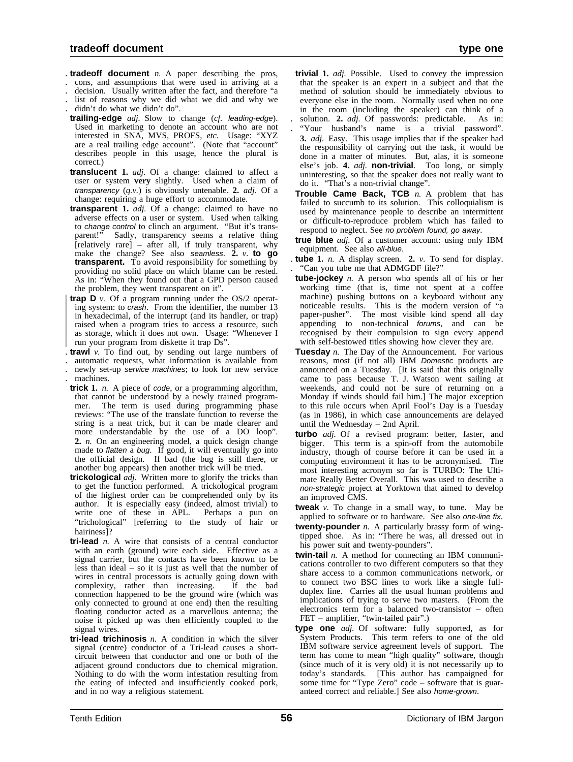**tradeoff document** *n.* A paper describing the pros, cons, and assumptions that were used in arriving at a decision. Usually written after the fact, and therefore "a list of reasons why we did what we did and why we didn't do what we didn't do".

**trailing-edge** *adj.* Slow to change (*cf. leading-edge*). Used in marketing to denote an account who are not interested in SNA, MVS, PROFS, *etc.* Usage: "XYZ are a real trailing edge account". (Note that "account" describes people in this usage, hence the plural is correct.)

**translucent** **1.** *adj.* Of a change: claimed to affect a user or system **very** slightly. Used when a claim of *transparency* (*q.v.*) is obviously untenable. **2.** *adj.* Of a change: requiring a huge effort to accommodate.

**transparent** **1.** *adj.* Of a change: claimed to have no adverse effects on a user or system. Used when talking to *change control* to clinch an argument. "But it's transparent!" Sadly, transparency seems a relative thing [relatively rare] – after all, if truly transparent, why make the change? See also *seamless*. **2.** *v.* **to go transparent.** To avoid responsibility for something by providing no solid place on which blame can be rested. As in: "When they found out that a GPD person caused the problem, they went transparent on it".

**trap D** *v.* Of a program running under the OS/2 operating system: to *crash*. From the identifier, the number 13 in hexadecimal, of the interrupt (and its handler, or trap) raised when a program tries to access a resource, such as storage, which it does not own. Usage: "Whenever I run your program from diskette it trap Ds".

**trawl** *v.* To find out, by sending out large numbers of automatic requests, what information is available from newly set-up *service machines*; to look for new service machines.

**trick** **1.** *n.* A piece of *code*, or a programming algorithm, that cannot be understood by a newly trained programmer. The term is used during programming phase reviews: "The use of the translate function to reverse the string is a neat trick, but it can be made clearer and more understandable by the use of a DO loop". **2.** *n.* On an engineering model, a quick design change made to *flatten* a *bug*. If good, it will eventually go into the official design. If bad (the bug is still there, or another bug appears) then another trick will be tried.

**trickological** *adj.* Written more to glorify the tricks than to get the function performed. A trickological program of the highest order can be comprehended only by its author. It is especially easy (indeed, almost trivial) to write one of these in APL. Perhaps a pun on "trichological" [referring to the study of hair or hairiness]?

**tri-lead** *n.* A wire that consists of a central conductor with an earth (ground) wire each side. Effective as a signal carrier, but the contacts have been known to be less than ideal – so it is just as well that the number of wires in central processors is actually going down with complexity, rather than increasing. If the bad connection happened to be the ground wire (which was only connected to ground at one end) then the resulting floating conductor acted as a marvellous antenna; the noise it picked up was then efficiently coupled to the signal wires.

**tri-lead trichinosis** *n.* A condition in which the silver signal (centre) conductor of a Tri-lead causes a short-circuit between that conductor and one or both of the adjacent ground conductors due to chemical migration. Nothing to do with the worm infestation resulting from the eating of infected and insufficiently cooked pork, and in no way a religious statement.

**trivial** **1.** *adj.* Possible. Used to convey the impression that the speaker is an expert in a subject and that the method of solution should be immediately obvious to everyone else in the room. Normally used when no one in the room (including the speaker) can think of a solution. **2.** *adj.* Of passwords: predictable. As in: "Your husband's name is a trivial password". **3.** *adj.* Easy. This usage implies that if the speaker had the responsibility of carrying out the task, it would be done in a matter of minutes. But, alas, it is someone else's job. **4.** *adj.* **non-trivial**. Too long, or simply uninteresting, so that the speaker does not really want to do it. "That's a non-trivial change".

**Trouble Came Back, TCB** *n.* A problem that has failed to succumb to its solution. This colloquialism is used by maintenance people to describe an intermittent or difficult-to-reproduce problem which has failed to respond to neglect. See *no problem found, go away*.

**true blue** *adj.* Of a customer account: using only IBM equipment. See also *all-blue*.

**tube** **1.** *n.* A display screen. **2.** *v.* To send for display. "Can you tube me that ADMGDF file?"

**tube-jockey** *n.* A person who spends all of his or her working time (that is, time not spent at a coffee machine) pushing buttons on a keyboard without any noticeable results. This is the modern version of "a paper-pusher". The most visible kind spend all day appending to non-technical *forums*, and can be recognised by their compulsion to sign every append with self-bestowed titles showing how clever they are.

**Tuesday** *n.* The Day of the Announcement. For various reasons, most (if not all) IBM *Domestic* products are announced on a Tuesday. [It is said that this originally came to pass because T. J. Watson went sailing at weekends, and could not be sure of returning on a Monday if winds should fail him.] The major exception to this rule occurs when April Fool's Day is a Tuesday (as in 1986), in which case announcements are delayed until the Wednesday – 2nd April.

**turbo** *adj.* Of a revised program: better, faster, and bigger. This term is a spin-off from the automobile industry, though of course before it can be used in a computing environment it has to be acronymised. The most interesting acronym so far is TURBO: The Ultimate Really Better Overall. This was used to describe a *non-strategic* project at Yorktown that aimed to develop an improved CMS.

**tweak** *v.* To change in a small way, to tune. May be applied to software or to hardware. See also *one-line fix*.

**twenty-pounder** *n.* A particularly brassy form of wing-tipped shoe. As in: "There he was, all dressed out in his power suit and twenty-pounders".

**twin-tail** *n.* A method for connecting an IBM communications controller to two different computers so that they share access to a common communications network, or to connect two BSC lines to work like a single full-duplex line. Carries all the usual human problems and implications of trying to serve two masters. (From the electronics term for a balanced two-transistor – often FET – amplifier, "twin-tailed pair".)

**type one** *adj.* Of software: fully supported, as for System Products. This term refers to one of the old IBM software service agreement levels of support. The term has come to mean "high quality" software, though (since much of it is very old) it is not necessarily up to today's standards. [This author has campaigned for some time for "Type Zero" code – software that is guaranteed correct and reliable.] See also *home-grown*.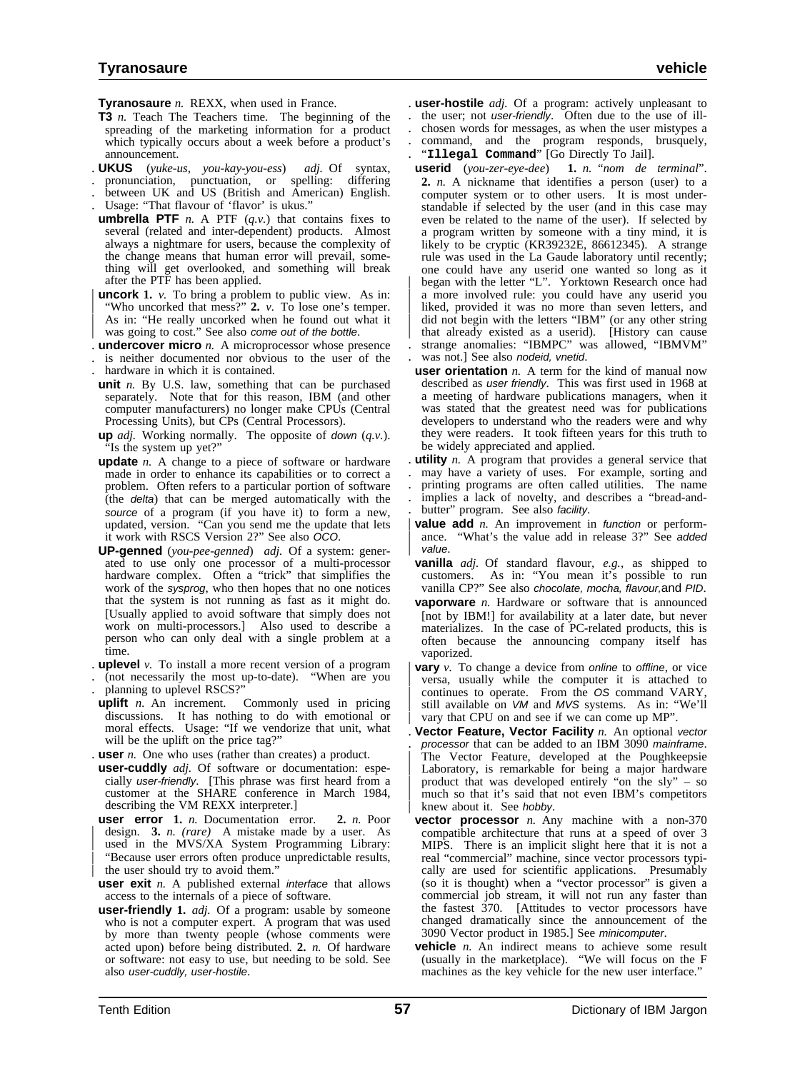**Tyranosaure** *n.* REXX, when used in France.

**T3** *n.* Teach The Teachers time. The beginning of the spreading of the marketing information for a product which typically occurs about a week before a product's announcement.

**UKUS** (*yuke-us, you-kay-you-ess*) *adj.* Of syntax, pronunciation, punctuation, or spelling: differing between UK and US (British and American) English. Usage: "That flavour of 'flavor' is ukus."

**umbrella PTF** *n.* A PTF (*q.v.*) that contains fixes to several (related and inter-dependent) products. Almost always a nightmare for users, because the complexity of the change means that human error will prevail, something will get overlooked, and something will break after the PTF has been applied.

**uncork** **1.** *v.* To bring a problem to public view. As in: "Who uncorked that mess?" **2.** *v.* To lose one's temper. As in: "He really uncorked when he found out what it was going to cost." See also *come out of the bottle*.

**undercover micro** *n.* A microprocessor whose presence is neither documented nor obvious to the user of the hardware in which it is contained.

**unit** *n.* By U.S. law, something that can be purchased separately. Note that for this reason, IBM (and other computer manufacturers) no longer make CPUs (Central Processing Units), but CPs (Central Processors).

**up** *adj.* Working normally. The opposite of *down* (*q.v.*). "Is the system up yet?"

**update** *n.* A change to a piece of software or hardware made in order to enhance its capabilities or to correct a problem. Often refers to a particular portion of software (the *delta*) that can be merged automatically with the *source* of a program (if you have it) to form a new, updated, version. "Can you send me the update that lets it work with RSCS Version 2?" See also *OCO*.

**UP-genned** (*you-pee-genned*) *adj.* Of a system: generated to use only one processor of a multi-processor hardware complex. Often a "trick" that simplifies the work of the *sysprog*, who then hopes that no one notices that the system is not running as fast as it might do. [Usually applied to avoid software that simply does not work on multi-processors.] Also used to describe a person who can only deal with a single problem at a time.

**uplevel** *v.* To install a more recent version of a program (not necessarily the most up-to-date). "When are you planning to uplevel RSCS?"

**uplift** *n.* An increment. Commonly used in pricing discussions. It has nothing to do with emotional or moral effects. Usage: "If we vendorize that unit, what will be the uplift on the price tag?"

**user** *n.* One who uses (rather than creates) a product.

**user-cuddly** *adj.* Of software or documentation: especially *user-friendly*. [This phrase was first heard from a customer at the SHARE conference in March 1984, describing the VM REXX interpreter.]

**user error** **1.** *n.* Documentation error. **2.** *n.* Poor design. **3.** *n. (rare)* A mistake made by a user. As used in the MVS/XA System Programming Library: "Because user errors often produce unpredictable results, the user should try to avoid them."

**user exit** *n.* A published external *interface* that allows access to the internals of a piece of software.

**user-friendly** **1.** *adj.* Of a program: usable by someone who is not a computer expert. A program that was used by more than twenty people (whose comments were acted upon) before being distributed. **2.** *n.* Of hardware or software: not easy to use, but needing to be sold. See also *user-cuddly, user-hostile*.

**user-hostile** *adj.* Of a program: actively unpleasant to the user; not *user-friendly*. Often due to the use of ill-chosen words for messages, as when the user mistypes a command, and the program responds, brusquely, "`Illegal Command`" [Go Directly To Jail].

**userid** (*you-zer-eye-dee*) **1.** *n.* "*nom de terminal*". **2.** *n.* A nickname that identifies a person (user) to a computer system or to other users. It is most understandable if selected by the user (and in this case may even be related to the name of the user). If selected by a program written by someone with a tiny mind, it is likely to be cryptic (KR39232E, 86612345). A strange rule was used in the La Gaude laboratory until recently; one could have any userid one wanted so long as it began with the letter "L". Yorktown Research once had a more involved rule: you could have any userid you liked, provided it was no more than seven letters, and did not begin with the letters "IBM" (or any other string that already existed as a userid). [History can cause strange anomalies: "IBMPC" was allowed, "IBMVM" was not.] See also *nodeid, vnetid*.

**user orientation** *n.* A term for the kind of manual now described as *user friendly*. This was first used in 1968 at a meeting of hardware publications managers, when it was stated that the greatest need was for publications developers to understand who the readers were and why they were readers. It took fifteen years for this truth to be widely appreciated and applied.

**utility** *n.* A program that provides a general service that may have a variety of uses. For example, sorting and printing programs are often called utilities. The name implies a lack of novelty, and describes a "bread-and-butter" program. See also *facility*.

**value add** *n.* An improvement in *function* or performance. "What's the value add in release 3?" See *added value*.

**vanilla** *adj.* Of standard flavour, *e.g.*, as shipped to customers. As in: "You mean it's possible to run vanilla CP?" See also *chocolate, mocha, flavour,* and *PID*.

**vaporware** *n.* Hardware or software that is announced [not by IBM!] for availability at a later date, but never materializes. In the case of PC-related products, this is often because the announcing company itself has vaporized.

**vary** *v.* To change a device from *online* to *offline*, or vice versa, usually while the computer it is attached to continues to operate. From the *OS* command VARY, still available on *VM* and *MVS* systems. As in: "We'll vary that CPU on and see if we can come up MP".

**Vector Feature, Vector Facility** *n.* An optional *vector processor* that can be added to an IBM 3090 *mainframe*. The Vector Feature, developed at the Poughkeepsie Laboratory, is remarkable for being a major hardware product that was developed entirely "on the sly" – so much so that it's said that not even IBM's competitors knew about it. See *hobby*.

**vector processor** *n.* Any machine with a non-370 compatible architecture that runs at a speed of over 3 MIPS. There is an implicit slight here that it is not a real "commercial" machine, since vector processors typically are used for scientific applications. Presumably (so it is thought) when a "vector processor" is given a commercial job stream, it will not run any faster than the fastest 370. [Attitudes to vector processors have changed dramatically since the announcement of the 3090 Vector product in 1985.] See *minicomputer*.

**vehicle** *n.* An indirect means to achieve some result (usually in the marketplace). "We will focus on the F machines as the key vehicle for the new user interface."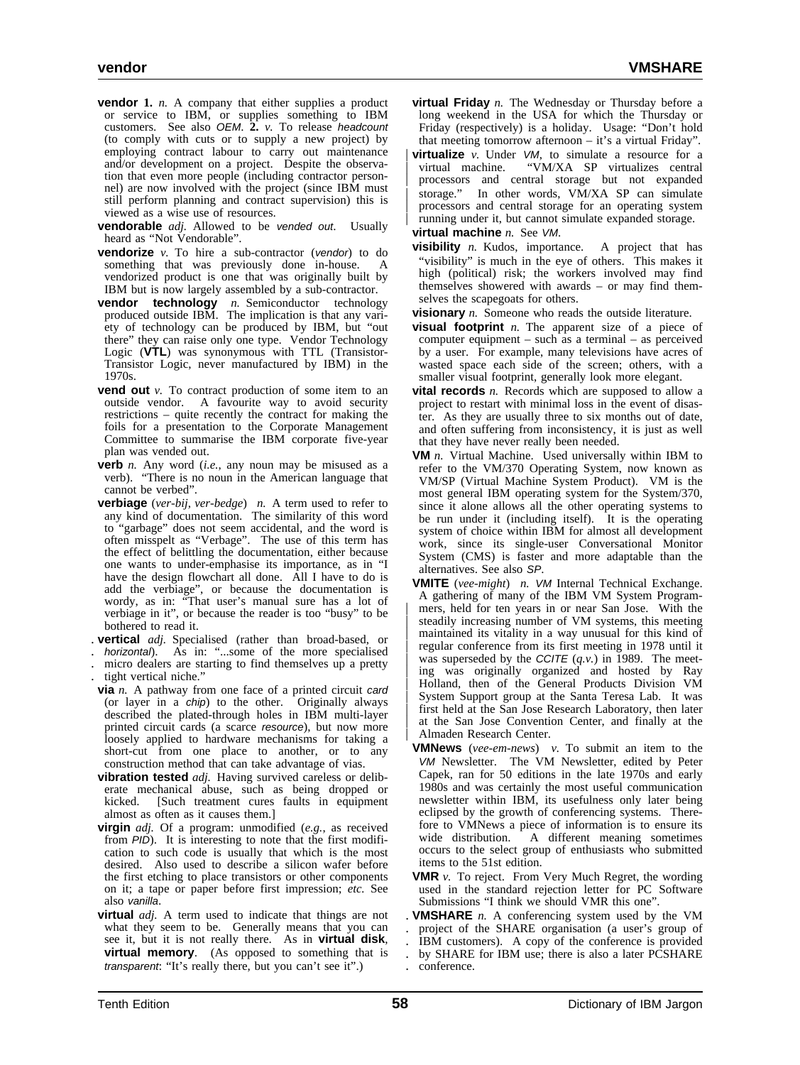**vendor** 1. *n.* A company that either supplies a product or service to IBM, or supplies something to IBM customers. See also *OEM*. **2.** *v.* To release *headcount* (to comply with cuts or to supply a new project) by employing contract labour to carry out maintenance and/or development on a project. Despite the observation that even more people (including contractor personnel) are now involved with the project (since IBM must still perform planning and contract supervision) this is viewed as a wise use of resources.

**vendorable** *adj.* Allowed to be *vended out*. Usually heard as "Not Vendorable".

**vendorize** *v.* To hire a sub-contractor (*vendor*) to do something that was previously done in-house. A vendorized product is one that was originally built by IBM but is now largely assembled by a sub-contractor.

**vendor technology** *n.* Semiconductor technology produced outside IBM. The implication is that any variety of technology can be produced by IBM, but "out there" they can raise only one type. Vendor Technology Logic (**VTL**) was synonymous with TTL (Transistor-Transistor Logic, never manufactured by IBM) in the 1970s.

**vend out** *v.* To contract production of some item to an outside vendor. A favourite way to avoid security restrictions – quite recently the contract for making the foils for a presentation to the Corporate Management Committee to summarise the IBM corporate five-year plan was vended out.

**verb** *n.* Any word (*i.e.*, any noun may be misused as a verb). "There is no noun in the American language that cannot be verbed".

**verbiage** (*ver-bij*, *ver-bedge*) *n.* A term used to refer to any kind of documentation. The similarity of this word to "garbage" does not seem accidental, and the word is often misspelt as "Verbage". The use of this term has the effect of belittling the documentation, either because one wants to under-emphasise its importance, as in "I have the design flowchart all done. All I have to do is add the verbiage", or because the documentation is wordy, as in: "That user's manual sure has a lot of verbiage in it", or because the reader is too "busy" to be bothered to read it.

**vertical** *adj.* Specialised (rather than broad-based, or *horizontal*). As in: "...some of the more specialised micro dealers are starting to find themselves up a pretty tight vertical niche."

**via** *n.* A pathway from one face of a printed circuit *card* (or layer in a *chip*) to the other. Originally always described the plated-through holes in IBM multi-layer printed circuit cards (a scarce *resource*), but now more loosely applied to hardware mechanisms for taking a short-cut from one place to another, or to any construction method that can take advantage of vias.

**vibration tested** *adj.* Having survived careless or deliberate mechanical abuse, such as being dropped or kicked. [Such treatment cures faults in equipment almost as often as it causes them.]

**virgin** *adj.* Of a program: unmodified (*e.g.*, as received from *PID*). It is interesting to note that the first modification to such code is usually that which is the most desired. Also used to describe a silicon wafer before the first etching to place transistors or other components on it; a tape or paper before first impression; *etc.* See also *vanilla*.

**virtual** *adj.* A term used to indicate that things are not what they seem to be. Generally means that you can see it, but it is not really there. As in **virtual disk**, **virtual memory**. (As opposed to something that is *transparent*: "It's really there, but you can't see it".)

**virtual Friday** *n.* The Wednesday or Thursday before a long weekend in the USA for which the Thursday or Friday (respectively) is a holiday. Usage: "Don't hold that meeting tomorrow afternoon – it's a virtual Friday".

**virtualize** *v.* Under *VM*, to simulate a resource for a virtual machine. "VM/XA SP virtualizes central processors and central storage but not expanded storage." In other words, VM/XA SP can simulate processors and central storage for an operating system running under it, but cannot simulate expanded storage.

**virtual machine** *n.* See *VM*.

**visibility** *n.* Kudos, importance. A project that has "visibility" is much in the eye of others. This makes it high (political) risk; the workers involved may find themselves showered with awards – or may find themselves the scapegoats for others.

**visionary** *n.* Someone who reads the outside literature.

**visual footprint** *n.* The apparent size of a piece of computer equipment – such as a terminal – as perceived by a user. For example, many televisions have acres of wasted space each side of the screen; others, with a smaller visual footprint, generally look more elegant.

**vital records** *n.* Records which are supposed to allow a project to restart with minimal loss in the event of disaster. As they are usually three to six months out of date, and often suffering from inconsistency, it is just as well that they have never really been needed.

**VM** *n.* Virtual Machine. Used universally within IBM to refer to the VM/370 Operating System, now known as VM/SP (Virtual Machine System Product). VM is the most general IBM operating system for the System/370, since it alone allows all the other operating systems to be run under it (including itself). It is the operating system of choice within IBM for almost all development work, since its single-user Conversational Monitor System (CMS) is faster and more adaptable than the alternatives. See also *SP*.

**VMITE** (*vee-might*) *n.* *VM* Internal Technical Exchange. A gathering of many of the IBM VM System Programmers, held for ten years in or near San Jose. With the steadily increasing number of VM systems, this meeting maintained its vitality in a way unusual for this kind of regular conference from its first meeting in 1978 until it was superseded by the *CCITE* (*q.v.*) in 1989. The meeting was originally organized and hosted by Ray Holland, then of the General Products Division VM System Support group at the Santa Teresa Lab. It was first held at the San Jose Research Laboratory, then later at the San Jose Convention Center, and finally at the Almaden Research Center.

**VMNews** (*vee-em-news*) *v.* To submit an item to the *VM* Newsletter. The VM Newsletter, edited by Peter Capek, ran for 50 editions in the late 1970s and early 1980s and was certainly the most useful communication newsletter within IBM, its usefulness only later being eclipsed by the growth of conferencing systems. Therefore to VMNews a piece of information is to ensure its wide distribution. A different meaning sometimes occurs to the select group of enthusiasts who submitted items to the 51st edition.

**VMR** *v.* To reject. From Very Much Regret, the wording used in the standard rejection letter for PC Software Submissions "I think we should VMR this one".

**VMSHARE** *n.* A conferencing system used by the VM project of the SHARE organisation (a user's group of IBM customers). A copy of the conference is provided by SHARE for IBM use; there is also a later PCSHARE conference.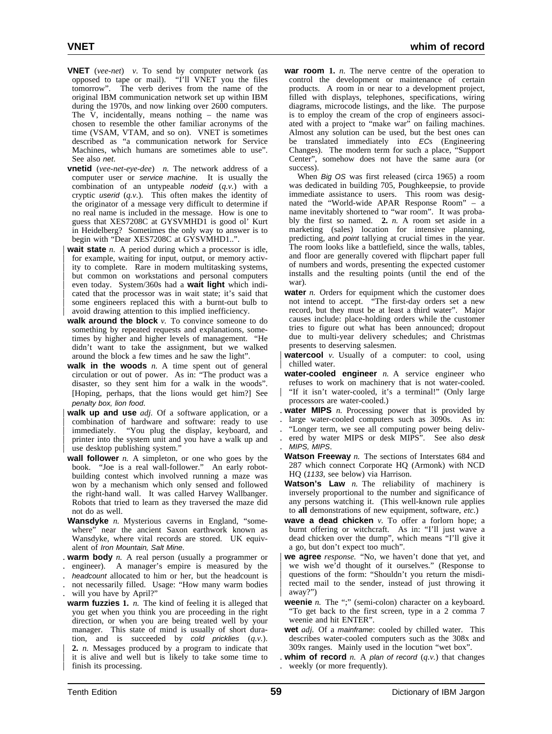**VNET** (*vee-net*) *v.* To send by computer network (as opposed to tape or mail). "I'll VNET you the files tomorrow". The verb derives from the name of the original IBM communication network set up within IBM during the 1970s, and now linking over 2600 computers. The V, incidentally, means nothing – the name was chosen to resemble the other familiar acronyms of the time (VSAM, VTAM, and so on). VNET is sometimes described as "a communication network for Service Machines, which humans are sometimes able to use". See also *net*.

**vnetid** (*vee-net-eye-dee*) *n.* The network address of a computer user or *service machine*. It is usually the combination of an untypeable *nodeid* (*q.v.*) with a cryptic *userid* (*q.v.*). This often makes the identity of the originator of a message very difficult to determine if no real name is included in the message. How is one to guess that XES7208C at GYSVMHD1 is good ol' Kurt in Heidelberg? Sometimes the only way to answer is to begin with "Dear XES7208C at GYSVMHD1..".

**wait state** *n.* A period during which a processor is idle, for example, waiting for input, output, or memory activity to complete. Rare in modern multitasking systems, but common on workstations and personal computers even today. System/360s had a **wait light** which indicated that the processor was in wait state; it's said that some engineers replaced this with a burnt-out bulb to avoid drawing attention to this implied inefficiency.

**walk around the block** *v.* To convince someone to do something by repeated requests and explanations, sometimes by higher and higher levels of management. "He didn't want to take the assignment, but we walked around the block a few times and he saw the light".

**walk in the woods** *n.* A time spent out of general circulation or out of power. As in: "The product was a disaster, so they sent him for a walk in the woods". [Hoping, perhaps, that the lions would get him?] See *penalty box, lion food*.

**walk up and use** *adj.* Of a software application, or a combination of hardware and software: ready to use immediately. "You plug the display, keyboard, and printer into the system unit and you have a walk up and use desktop publishing system."

**wall follower** *n.* A simpleton, or one who goes by the book. "Joe is a real wall-follower." An early robot-building contest which involved running a maze was won by a mechanism which only sensed and followed the right-hand wall. It was called Harvey Wallbanger. Robots that tried to learn as they traversed the maze did not do as well.

**Wansdyke** *n.* Mysterious caverns in England, "somewhere" near the ancient Saxon earthwork known as Wansdyke, where vital records are stored. UK equivalent of *Iron Mountain, Salt Mine*.

**warm body** *n.* A real person (usually a programmer or engineer). A manager's empire is measured by the *headcount* allocated to him or her, but the headcount is not necessarily filled. Usage: "How many warm bodies will you have by April?"

**warm fuzzies** **1.** *n.* The kind of feeling it is alleged that you get when you think you are proceeding in the right direction, or when you are being treated well by your manager. This state of mind is usually of short duration, and is succeeded by *cold pricklies* (*q.v.*). **2.** *n.* Messages produced by a program to indicate that it is alive and well but is likely to take some time to finish its processing.

**war room** **1.** *n.* The nerve centre of the operation to control the development or maintenance of certain products. A room in or near to a development project, filled with displays, telephones, specifications, wiring diagrams, microcode listings, and the like. The purpose is to employ the cream of the crop of engineers associated with a project to "make war" on failing machines. Almost any solution can be used, but the best ones can be translated immediately into *EC*s (Engineering Changes). The modern term for such a place, "Support Center", somehow does not have the same aura (or success).

When *Big OS* was first released (circa 1965) a room was dedicated in building 705, Poughkeepsie, to provide immediate assistance to users. This room was designated the "World-wide APAR Response Room" – a name inevitably shortened to "war room". It was probably the first so named. **2.** *n.* A room set aside in a marketing (sales) location for intensive planning, predicting, and *point* tallying at crucial times in the year. The room looks like a battlefield, since the walls, tables, and floor are generally covered with flipchart paper full of numbers and words, presenting the expected customer installs and the resulting points (until the end of the war).

**water** *n.* Orders for equipment which the customer does not intend to accept. "The first-day orders set a new record, but they must be at least a third water". Major causes include: place-holding orders while the customer tries to figure out what has been announced; dropout due to multi-year delivery schedules; and Christmas presents to deserving salesmen.

**watercool** *v.* Usually of a computer: to cool, using chilled water.

**water-cooled engineer** *n.* A service engineer who refuses to work on machinery that is not water-cooled. "If it isn't water-cooled, it's a terminal!" (Only large processors are water-cooled.)

**water MIPS** *n.* Processing power that is provided by large water-cooled computers such as 3090s. As in: "Longer term, we see all computing power being delivered by water MIPS or desk MIPS". See also *desk MIPS, MIPS*.

**Watson Freeway** *n.* The sections of Interstates 684 and 287 which connect Corporate HQ (Armonk) with NCD HQ (*1133*, see below) via Harrison.

**Watson's Law** *n.* The reliability of machinery is inversely proportional to the number and significance of any persons watching it. (This well-known rule applies to **all** demonstrations of new equipment, software, *etc.*)

**wave a dead chicken** *v.* To offer a forlorn hope; a burnt offering or witchcraft. As in: "I'll just wave a dead chicken over the dump", which means "I'll give it a go, but don't expect too much".

**we agree** *response.* "No, we haven't done that yet, and we wish we'd thought of it ourselves." (Response to questions of the form: "Shouldn't you return the misdirected mail to the sender, instead of just throwing it away?")

**weenie** *n.* The ";" (semi-colon) character on a keyboard. "To get back to the first screen, type in a 2 comma 7 weenie and hit ENTER".

**wet** *adj.* Of a *mainframe*: cooled by chilled water. This describes water-cooled computers such as the 308x and 309x ranges. Mainly used in the locution "wet box".

**whim of record** *n.* A *plan of record* (*q.v.*) that changes weekly (or more frequently).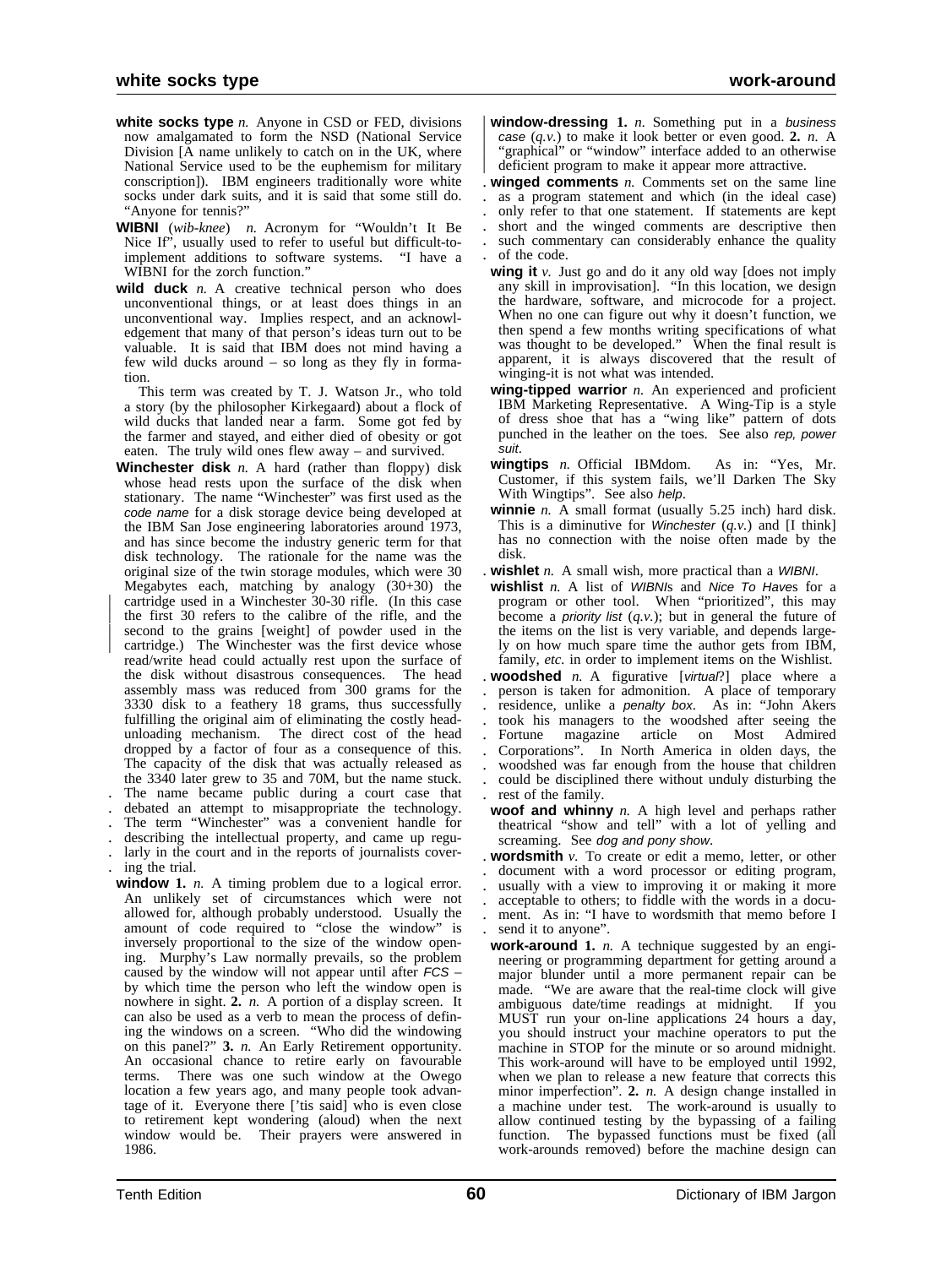**white socks type** *n.* Anyone in CSD or FED, divisions now amalgamated to form the NSD (National Service Division [A name unlikely to catch on in the UK, where National Service used to be the euphemism for military conscription]). IBM engineers traditionally wore white socks under dark suits, and it is said that some still do. "Anyone for tennis?"

**WIBNI** (*wib-knee*) *n.* Acronym for "Wouldn't It Be Nice If", usually used to refer to useful but difficult-to-implement additions to software systems. "I have a WIBNI for the zorch function."

**wild duck** *n.* A creative technical person who does unconventional things, or at least does things in an unconventional way. Implies respect, and an acknowledgement that many of that person's ideas turn out to be valuable. It is said that IBM does not mind having a few wild ducks around – so long as they fly in formation.

This term was created by T. J. Watson Jr., who told a story (by the philosopher Kirkegaard) about a flock of wild ducks that landed near a farm. Some got fed by the farmer and stayed, and either died of obesity or got eaten. The truly wild ones flew away – and survived.

**Winchester disk** *n.* A hard (rather than floppy) disk whose head rests upon the surface of the disk when stationary. The name "Winchester" was first used as the *code name* for a disk storage device being developed at the IBM San Jose engineering laboratories around 1973, and has since become the industry generic term for that disk technology. The rationale for the name was the original size of the twin storage modules, which were 30 Megabytes each, matching by analogy (30+30) the cartridge used in a Winchester 30-30 rifle. (In this case the first 30 refers to the calibre of the rifle, and the second to the grains [weight] of powder used in the cartridge.) The Winchester was the first device whose read/write head could actually rest upon the surface of the disk without disastrous consequences. The head assembly mass was reduced from 300 grams for the 3330 disk to a feathery 18 grams, thus successfully fulfilling the original aim of eliminating the costly head-unloading mechanism. The direct cost of the head dropped by a factor of four as a consequence of this. The capacity of the disk that was actually released as the 3340 later grew to 35 and 70M, but the name stuck. The name became public during a court case that debated an attempt to misappropriate the technology. The term "Winchester" was a convenient handle for describing the intellectual property, and came up regularly in the court and in the reports of journalists covering the trial.

**window** **1.** *n.* A timing problem due to a logical error. An unlikely set of circumstances which were not allowed for, although probably understood. Usually the amount of code required to "close the window" is inversely proportional to the size of the window opening. Murphy's Law normally prevails, so the problem caused by the window will not appear until after *FCS* – by which time the person who left the window open is nowhere in sight. **2.** *n.* A portion of a display screen. It can also be used as a verb to mean the process of defining the windows on a screen. "Who did the windowing on this panel?" **3.** *n.* An Early Retirement opportunity. An occasional chance to retire early on favourable terms. There was one such window at the Owego location a few years ago, and many people took advantage of it. Everyone there ['tis said] who is even close to retirement kept wondering (aloud) when the next window would be. Their prayers were answered in 1986.

**window-dressing** **1.** *n.* Something put in a *business case* (*q.v.*) to make it look better or even good. **2.** *n.* A "graphical" or "window" interface added to an otherwise deficient program to make it appear more attractive.

**winged comments** *n.* Comments set on the same line as a program statement and which (in the ideal case) only refer to that one statement. If statements are kept short and the winged comments are descriptive then such commentary can considerably enhance the quality of the code.

**wing it** *v.* Just go and do it any old way [does not imply any skill in improvisation]. "In this location, we design the hardware, software, and microcode for a project. When no one can figure out why it doesn't function, we then spend a few months writing specifications of what was thought to be developed." When the final result is apparent, it is always discovered that the result of winging-it is not what was intended.

**wing-tipped warrior** *n.* An experienced and proficient IBM Marketing Representative. A Wing-Tip is a style of dress shoe that has a "wing like" pattern of dots punched in the leather on the toes. See also *rep, power suit*.

**wingtips** *n.* Official IBMdom. As in: "Yes, Mr. Customer, if this system fails, we'll Darken The Sky With Wingtips". See also *help*.

**winnie** *n.* A small format (usually 5.25 inch) hard disk. This is a diminutive for *Winchester* (*q.v.*) and [I think] has no connection with the noise often made by the disk.

**wishlet** *n.* A small wish, more practical than a *WIBNI*.

**wishlist** *n.* A list of *WIBNIs* and *Nice To Haves* for a program or other tool. When "prioritized", this may become a *priority list* (*q.v.*); but in general the future of the items on the list is very variable, and depends largely on how much spare time the author gets from IBM, family, *etc*. in order to implement items on the Wishlist.

**woodshed** *n.* A figurative [*virtual*?] place where a person is taken for admonition. A place of temporary residence, unlike a *penalty box*. As in: "John Akers took his managers to the woodshed after seeing the Fortune magazine article on Most Admired Corporations". In North America in olden days, the woodshed was far enough from the house that children could be disciplined there without unduly disturbing the rest of the family.

**woof and whinny** *n.* A high level and perhaps rather theatrical "show and tell" with a lot of yelling and screaming. See *dog and pony show*.

**wordsmith** *v.* To create or edit a memo, letter, or other document with a word processor or editing program, usually with a view to improving it or making it more acceptable to others; to fiddle with the words in a document. As in: "I have to wordsmith that memo before I send it to anyone".

**work-around** **1.** *n.* A technique suggested by an engineering or programming department for getting around a major blunder until a more permanent repair can be made. "We are aware that the real-time clock will give ambiguous date/time readings at midnight. If you MUST run your on-line applications 24 hours a day, you should instruct your machine operators to put the machine in STOP for the minute or so around midnight. This work-around will have to be employed until 1992, when we plan to release a new feature that corrects this minor imperfection". **2.** *n.* A design change installed in a machine under test. The work-around is usually to allow continued testing by the bypassing of a failing function. The bypassed functions must be fixed (all work-arounds removed) before the machine design can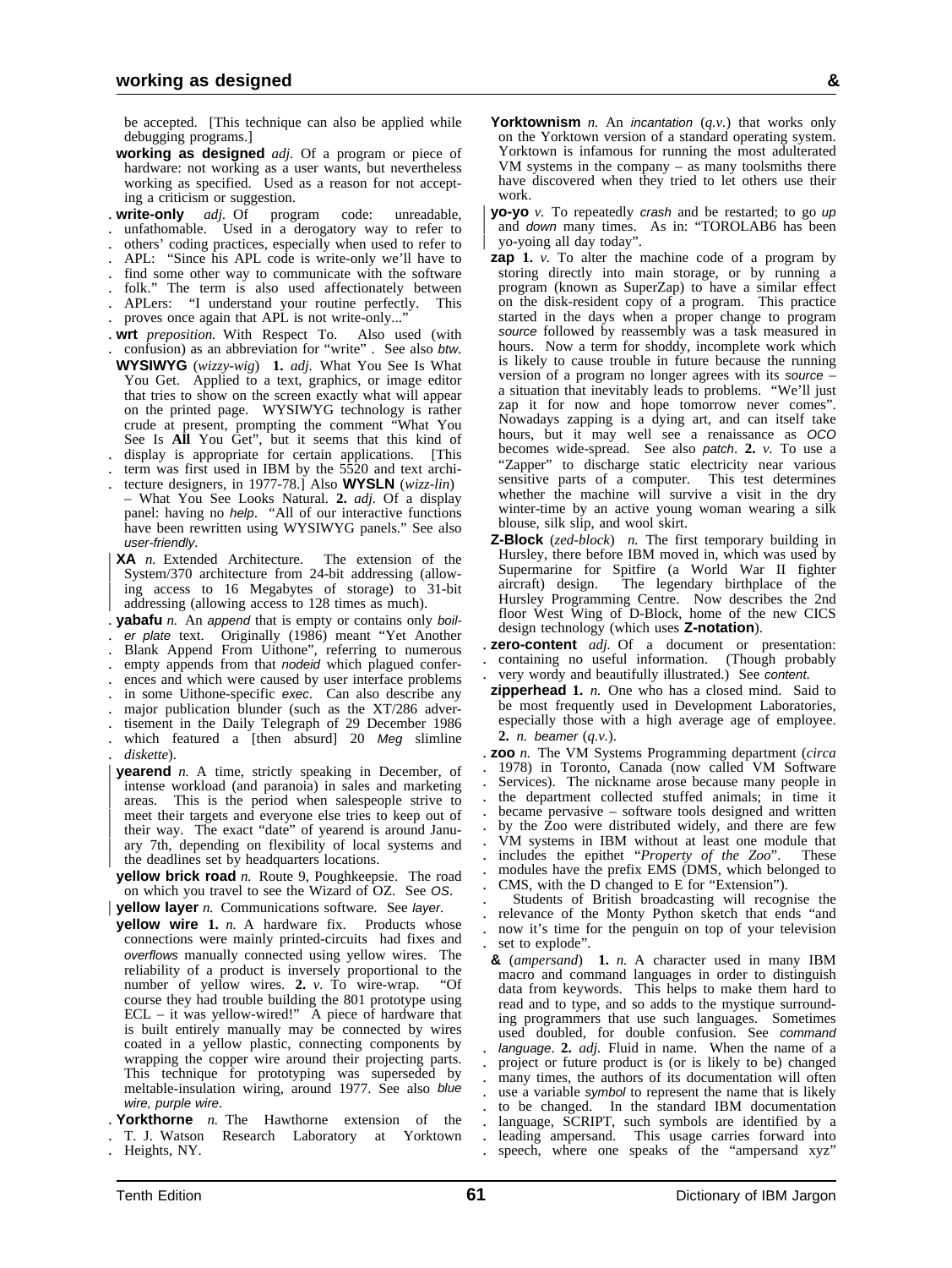be accepted. [This technique can also be applied while debugging programs.]

**working as designed** *adj.* Of a program or piece of hardware: not working as a user wants, but nevertheless working as specified. Used as a reason for not accepting a criticism or suggestion.

**write-only** *adj.* Of program code: unreadable, unfathomable. Used in a derogatory way to refer to others' coding practices, especially when used to refer to APL: "Since his APL code is write-only we'll have to find some other way to communicate with the software folk." The term is also used affectionately between APLers: "I understand your routine perfectly. This proves once again that APL is not write-only..."

**wrt** *preposition.* With Respect To. Also used (with confusion) as an abbreviation for "write" . See also *btw.*

**WYSIWYG** (*wizzy-wig*) **1.** *adj.* What You See Is What You Get. Applied to a text, graphics, or image editor that tries to show on the screen exactly what will appear on the printed page. WYSIWYG technology is rather crude at present, prompting the comment "What You See Is **All** You Get", but it seems that this kind of display is appropriate for certain applications. [This term was first used in IBM by the 5520 and text architecture designers, in 1977-78.] Also **WYSLN** (*wizz-lin*) – What You See Looks Natural. **2.** *adj.* Of a display panel: having no *help*. "All of our interactive functions have been rewritten using WYSIWYG panels." See also *user-friendly*.

**XA** *n.* Extended Architecture. The extension of the System/370 architecture from 24-bit addressing (allowing access to 16 Megabytes of storage) to 31-bit addressing (allowing access to 128 times as much).

**yabafu** *n.* An *append* that is empty or contains only *boiler plate* text. Originally (1986) meant "Yet Another Blank Append From Uithone", referring to numerous empty appends from that *nodeid* which plagued conferences and which were caused by user interface problems in some Uithone-specific *exec*. Can also describe any major publication blunder (such as the XT/286 advertisement in the Daily Telegraph of 29 December 1986 which featured a [then absurd] 20 *Meg* slimline *diskette*).

**yearend** *n.* A time, strictly speaking in December, of intense workload (and paranoia) in sales and marketing areas. This is the period when salespeople strive to meet their targets and everyone else tries to keep out of their way. The exact "date" of yearend is around January 7th, depending on flexibility of local systems and the deadlines set by headquarters locations.

**yellow brick road** *n.* Route 9, Poughkeepsie. The road on which you travel to see the Wizard of OZ. See *OS*.

**yellow layer** *n.* Communications software. See *layer*.

**yellow wire** **1.** *n.* A hardware fix. Products whose connections were mainly printed-circuits had fixes and *overflows* manually connected using yellow wires. The reliability of a product is inversely proportional to the number of yellow wires. **2.** *v.* To wire-wrap. "Of course they had trouble building the 801 prototype using ECL – it was yellow-wired!" A piece of hardware that is built entirely manually may be connected by wires coated in a yellow plastic, connecting components by wrapping the copper wire around their projecting parts. This technique for prototyping was superseded by meltable-insulation wiring, around 1977. See also *blue wire, purple wire*.

**Yorkthorne** *n.* The Hawthorne extension of the T. J. Watson Research Laboratory at Yorktown Heights, NY.

**Yorktownism** *n.* An *incantation* (*q.v.*) that works only on the Yorktown version of a standard operating system. Yorktown is infamous for running the most adulterated VM systems in the company – as many toolsmiths there have discovered when they tried to let others use their work.

**yo-yo** *v.* To repeatedly *crash* and be restarted; to go *up* and *down* many times. As in: "TOROLAB6 has been yo-yoing all day today".

**zap** **1.** *v.* To alter the machine code of a program by storing directly into main storage, or by running a program (known as SuperZap) to have a similar effect on the disk-resident copy of a program. This practice started in the days when a proper change to program *source* followed by reassembly was a task measured in hours. Now a term for shoddy, incomplete work which is likely to cause trouble in future because the running version of a program no longer agrees with its *source* – a situation that inevitably leads to problems. "We'll just zap it for now and hope tomorrow never comes". Nowadays zapping is a dying art, and can itself take hours, but it may well see a renaissance as *OCO* becomes wide-spread. See also *patch*. **2.** *v.* To use a "Zapper" to discharge static electricity near various sensitive parts of a computer. This test determines whether the machine will survive a visit in the dry winter-time by an active young woman wearing a silk blouse, silk slip, and wool skirt.

**Z-Block** (*zed-block*) *n.* The first temporary building in Hursley, there before IBM moved in, which was used by Supermarine for Spitfire (a World War II fighter aircraft) design. The legendary birthplace of the Hursley Programming Centre. Now describes the 2nd floor West Wing of D-Block, home of the new CICS design technology (which uses **Z-notation**).

**zero-content** *adj.* Of a document or presentation: containing no useful information. (Though probably very wordy and beautifully illustrated.) See *content.*

**zipperhead** **1.** *n.* One who has a closed mind. Said to be most frequently used in Development Laboratories, especially those with a high average age of employee. **2.** *n. beamer* (*q.v.*).

**zoo** *n.* The VM Systems Programming department (*circa* 1978) in Toronto, Canada (now called VM Software Services). The nickname arose because many people in the department collected stuffed animals; in time it became pervasive – software tools designed and written by the Zoo were distributed widely, and there are few VM systems in IBM without at least one module that includes the epithet "*Property of the Zoo*". These modules have the prefix EMS (DMS, which belonged to CMS, with the D changed to E for "Extension").

Students of British broadcasting will recognise the relevance of the Monty Python sketch that ends "and now it's time for the penguin on top of your television set to explode".

**&** (*ampersand*) **1.** *n.* A character used in many IBM macro and command languages in order to distinguish data from keywords. This helps to make them hard to read and to type, and so adds to the mystique surrounding programmers that use such languages. Sometimes used doubled, for double confusion. See *command language*. **2.** *adj.* Fluid in name. When the name of a project or future product is (or is likely to be) changed many times, the authors of its documentation will often use a variable *symbol* to represent the name that is likely to be changed. In the standard IBM documentation language, SCRIPT, such symbols are identified by a leading ampersand. This usage carries forward into speech, where one speaks of the "ampersand xyz"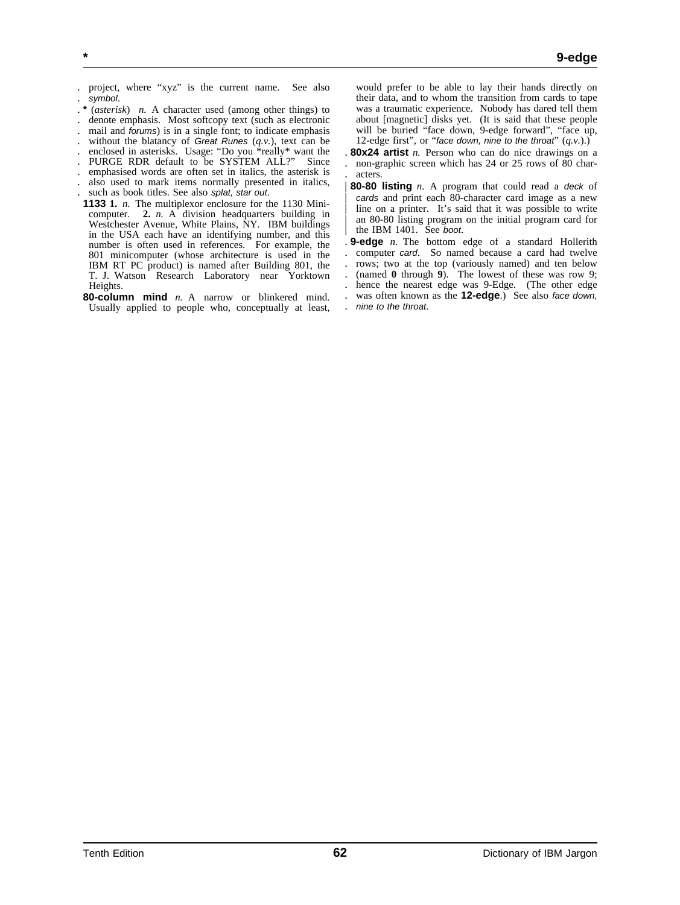project, where “xyz” is the current name. See also *symbol*.

**\*** (*asterisk*) *n.* A character used (among other things) to denote emphasis. Most softcopy text (such as electronic mail and *forums*) is in a single font; to indicate emphasis without the blatancy of *Great Runes* (*q.v.*), text can be enclosed in asterisks. Usage: “Do you *really* want the PURGE RDR default to be SYSTEM ALL?” Since emphasised words are often set in italics, the asterisk is also used to mark items normally presented in italics, such as book titles. See also *splat, star out*.

**1133 1.** *n.* The multiplexor enclosure for the 1130 Minicomputer. **2.** *n.* A division headquarters building in Westchester Avenue, White Plains, NY. IBM buildings in the USA each have an identifying number, and this number is often used in references. For example, the 801 minicomputer (whose architecture is used in the IBM RT PC product) is named after Building 801, the T. J. Watson Research Laboratory near Yorktown Heights.

**80-column mind** *n.* A narrow or blinkered mind. Usually applied to people who, conceptually at least, would prefer to be able to lay their hands directly on their data, and to whom the transition from cards to tape was a traumatic experience. Nobody has dared tell them about [magnetic] disks yet. (It is said that these people will be buried “face down, 9-edge forward”, “face up, 12-edge first”, or “*face down, nine to the throat*” (*q.v.*).)

**80x24 artist** *n.* Person who can do nice drawings on a non-graphic screen which has 24 or 25 rows of 80 characters.

**80-80 listing** *n.* A program that could read a *deck* of *cards* and print each 80-character card image as a new line on a printer. It’s said that it was possible to write an 80-80 listing program on the initial program card for the IBM 1401. See *boot*.

**9-edge** *n.* The bottom edge of a standard Hollerith computer *card*. So named because a card had twelve rows; two at the top (variously named) and ten below (named **0** through **9**). The lowest of these was row 9; hence the nearest edge was 9-Edge. (The other edge was often known as the **12-edge**.) See also *face down, nine to the throat*.